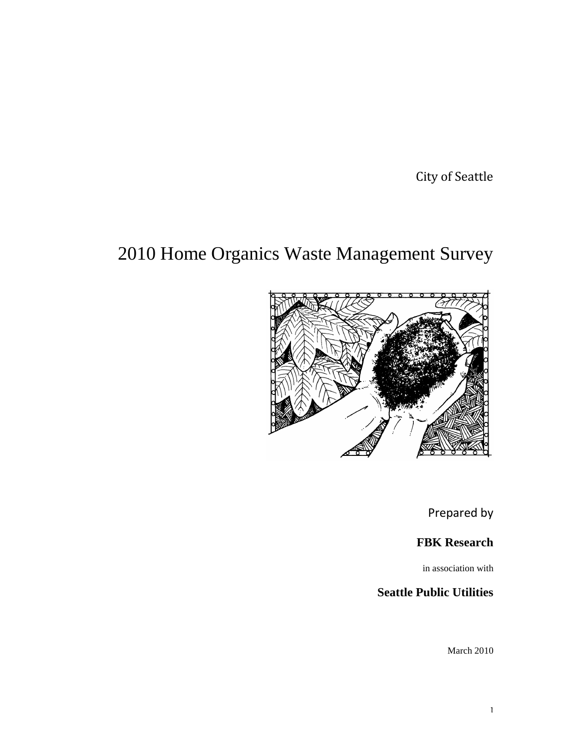City of Seattle

# 2010 Home Organics Waste Management Survey

Prepared by

**FBK Research**

in association with

**Seattle Public Utilities**

March 2010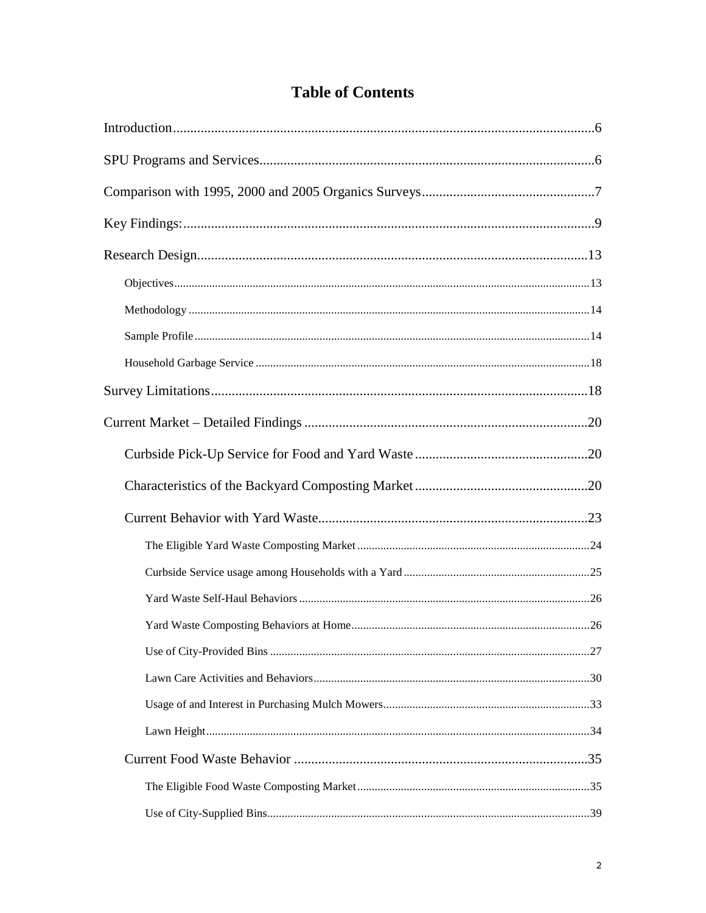# Table of Contents

Introduction....6

SPU Programs and Services....6

Comparison with 1995, 2000 and 2005 Organics Surveys....7

Key Findings:....9

Research Design....13

- Objectives....13
- Methodology....14
- Sample Profile....14
- Household Garbage Service....18

Survey Limitations....18

Current Market – Detailed Findings....20

- Curbside Pick-Up Service for Food and Yard Waste....20
- Characteristics of the Backyard Composting Market....20
- Current Behavior with Yard Waste....23
  - The Eligible Yard Waste Composting Market....24
  - Curbside Service usage among Households with a Yard....25
  - Yard Waste Self-Haul Behaviors....26
  - Yard Waste Composting Behaviors at Home....26
  - Use of City-Provided Bins....27
  - Lawn Care Activities and Behaviors....30
  - Usage of and Interest in Purchasing Mulch Mowers....33
  - Lawn Height....34
- Current Food Waste Behavior....35
  - The Eligible Food Waste Composting Market....35
  - Use of City-Supplied Bins....39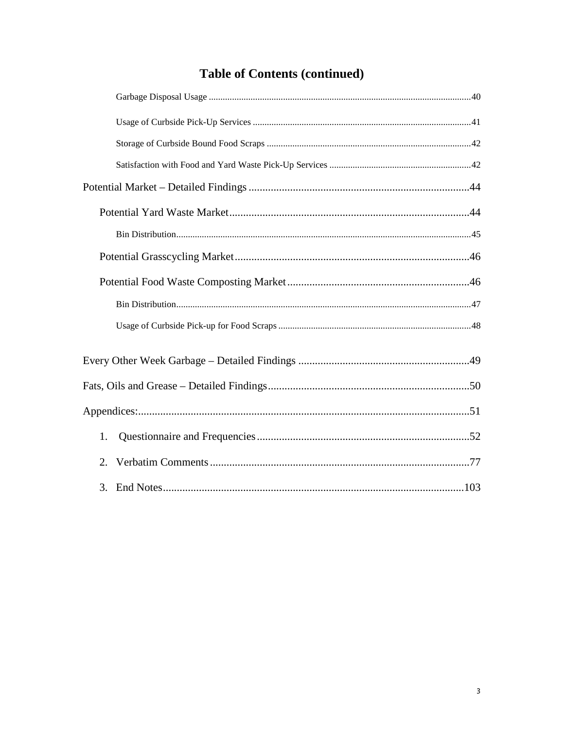# Table of Contents (continued)

- Garbage Disposal Usage ........................................................ 40
- Usage of Curbside Pick-Up Services ........................................................ 41
- Storage of Curbside Bound Food Scraps ........................................................ 42
- Satisfaction with Food and Yard Waste Pick-Up Services ........................................................ 42

Potential Market – Detailed Findings ........................................................ 44

- Potential Yard Waste Market ........................................................ 44
  - Bin Distribution ........................................................ 45
- Potential Grasscycling Market ........................................................ 46
- Potential Food Waste Composting Market ........................................................ 46
  - Bin Distribution ........................................................ 47
  - Usage of Curbside Pick-up for Food Scraps ........................................................ 48

Every Other Week Garbage – Detailed Findings ........................................................ 49

Fats, Oils and Grease – Detailed Findings ........................................................ 50

Appendices: ........................................................ 51

1. Questionnaire and Frequencies ........................................................ 52
2. Verbatim Comments ........................................................ 77
3. End Notes ........................................................ 103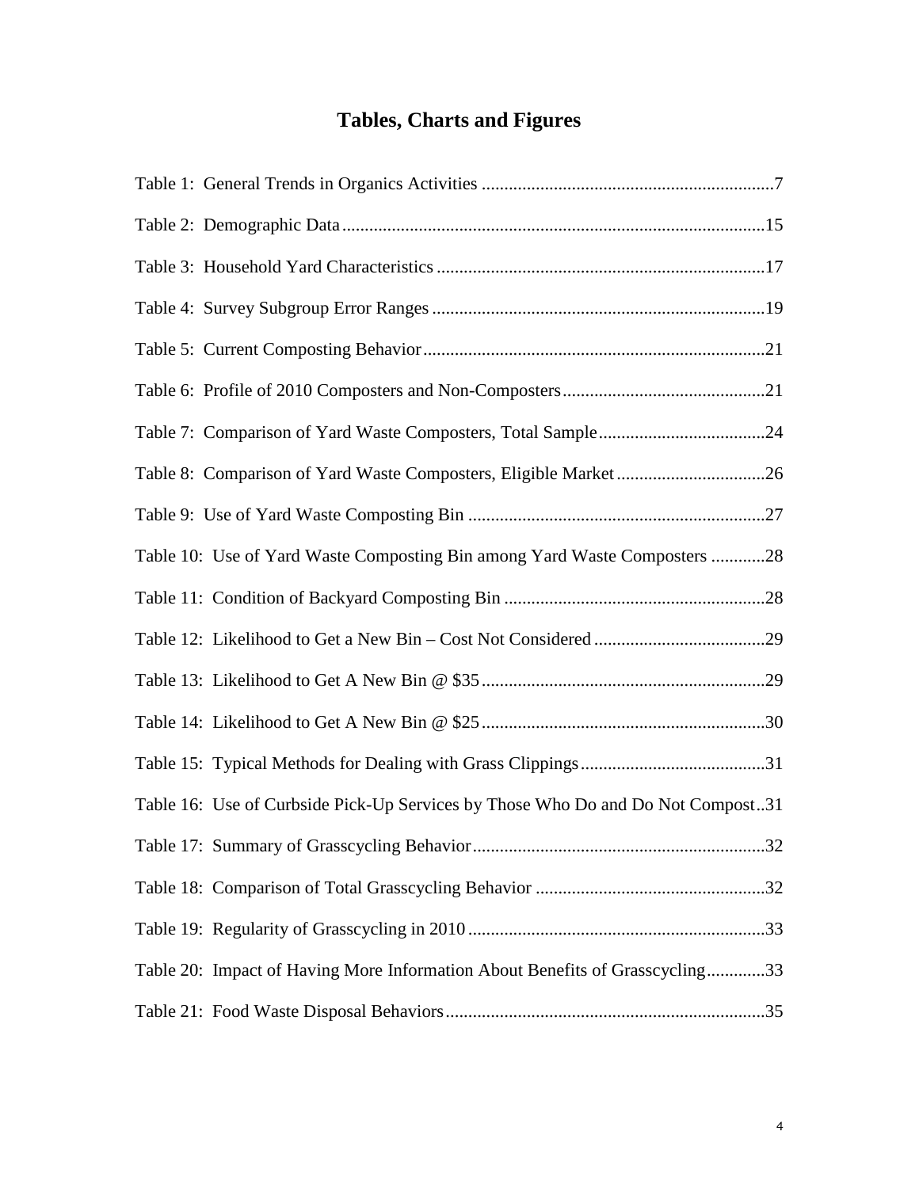# Tables, Charts and Figures

Table 1: General Trends in Organics Activities .................................................................7

Table 2: Demographic Data.............................................................................................15

Table 3: Household Yard Characteristics........................................................................17

Table 4: Survey Subgroup Error Ranges.........................................................................19

Table 5: Current Composting Behavior...........................................................................21

Table 6: Profile of 2010 Composters and Non-Composters.............................................21

Table 7: Comparison of Yard Waste Composters, Total Sample.....................................24

Table 8: Comparison of Yard Waste Composters, Eligible Market.................................26

Table 9: Use of Yard Waste Composting Bin .................................................................27

Table 10: Use of Yard Waste Composting Bin among Yard Waste Composters ............28

Table 11: Condition of Backyard Composting Bin ..........................................................28

Table 12: Likelihood to Get a New Bin – Cost Not Considered......................................29

Table 13: Likelihood to Get A New Bin @ $35..............................................................29

Table 14: Likelihood to Get A New Bin @ $25..............................................................30

Table 15: Typical Methods for Dealing with Grass Clippings.........................................31

Table 16: Use of Curbside Pick-Up Services by Those Who Do and Do Not Compost..31

Table 17: Summary of Grasscycling Behavior................................................................32

Table 18: Comparison of Total Grasscycling Behavior ..................................................32

Table 19: Regularity of Grasscycling in 2010.................................................................33

Table 20: Impact of Having More Information About Benefits of Grasscycling.............33

Table 21: Food Waste Disposal Behaviors......................................................................35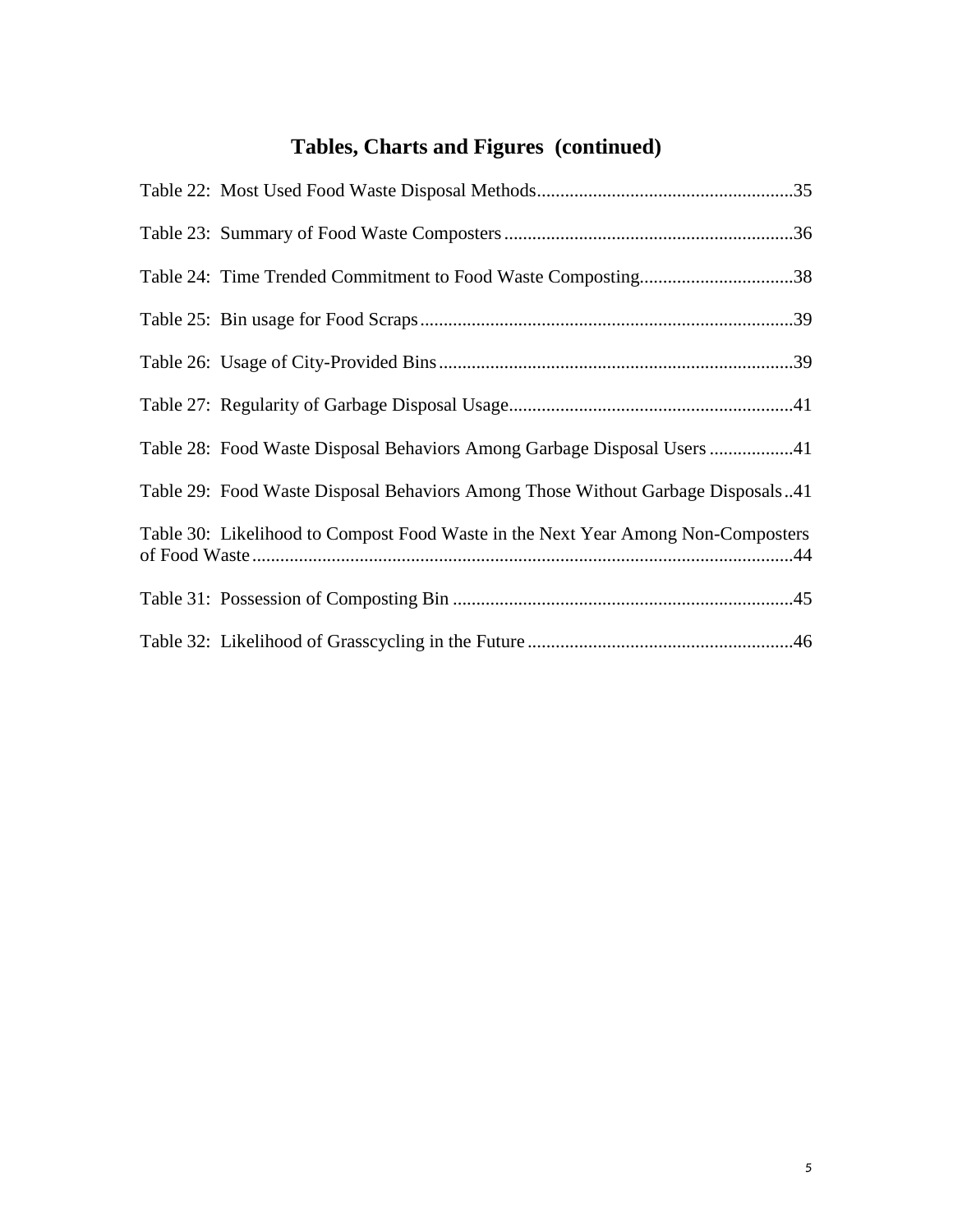# Tables, Charts and Figures (continued)

Table 22: Most Used Food Waste Disposal Methods.......................................................35

Table 23: Summary of Food Waste Composters .............................................................36

Table 24: Time Trended Commitment to Food Waste Composting.................................38

Table 25: Bin usage for Food Scraps ...............................................................................39

Table 26: Usage of City-Provided Bins ...........................................................................39

Table 27: Regularity of Garbage Disposal Usage............................................................41

Table 28: Food Waste Disposal Behaviors Among Garbage Disposal Users ..................41

Table 29: Food Waste Disposal Behaviors Among Those Without Garbage Disposals ..41

Table 30: Likelihood to Compost Food Waste in the Next Year Among Non-Composters of Food Waste ...................................................................................................................44

Table 31: Possession of Composting Bin ........................................................................45

Table 32: Likelihood of Grasscycling in the Future ........................................................46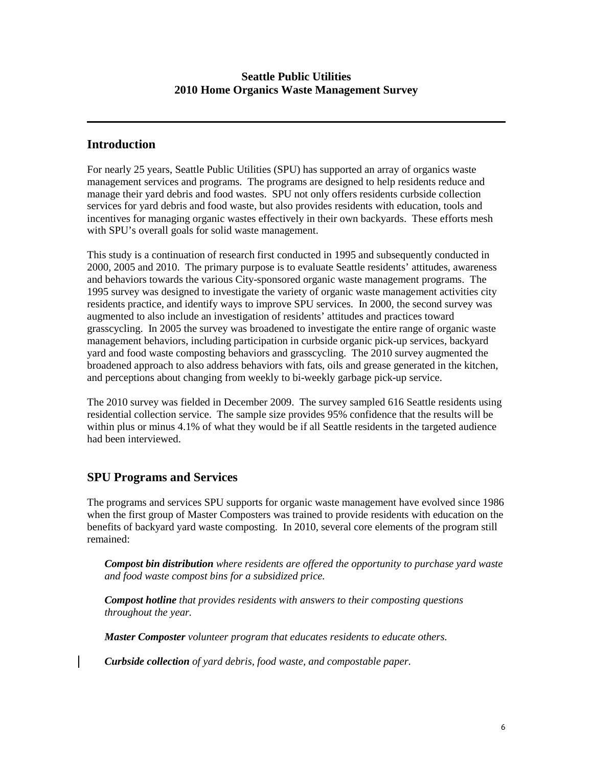**Seattle Public Utilities**
**2010 Home Organics Waste Management Survey**

## Introduction

For nearly 25 years, Seattle Public Utilities (SPU) has supported an array of organics waste management services and programs. The programs are designed to help residents reduce and manage their yard debris and food wastes. SPU not only offers residents curbside collection services for yard debris and food waste, but also provides residents with education, tools and incentives for managing organic wastes effectively in their own backyards. These efforts mesh with SPU's overall goals for solid waste management.

This study is a continuation of research first conducted in 1995 and subsequently conducted in 2000, 2005 and 2010. The primary purpose is to evaluate Seattle residents' attitudes, awareness and behaviors towards the various City-sponsored organic waste management programs. The 1995 survey was designed to investigate the variety of organic waste management activities city residents practice, and identify ways to improve SPU services. In 2000, the second survey was augmented to also include an investigation of residents' attitudes and practices toward grasscycling. In 2005 the survey was broadened to investigate the entire range of organic waste management behaviors, including participation in curbside organic pick-up services, backyard yard and food waste composting behaviors and grasscycling. The 2010 survey augmented the broadened approach to also address behaviors with fats, oils and grease generated in the kitchen, and perceptions about changing from weekly to bi-weekly garbage pick-up service.

The 2010 survey was fielded in December 2009. The survey sampled 616 Seattle residents using residential collection service. The sample size provides 95% confidence that the results will be within plus or minus 4.1% of what they would be if all Seattle residents in the targeted audience had been interviewed.

## SPU Programs and Services

The programs and services SPU supports for organic waste management have evolved since 1986 when the first group of Master Composters was trained to provide residents with education on the benefits of backyard yard waste composting. In 2010, several core elements of the program still remained:

***Compost bin distribution*** *where residents are offered the opportunity to purchase yard waste and food waste compost bins for a subsidized price.*

***Compost hotline*** *that provides residents with answers to their composting questions throughout the year.*

***Master Composter*** *volunteer program that educates residents to educate others.*

***Curbside collection*** *of yard debris, food waste, and compostable paper.*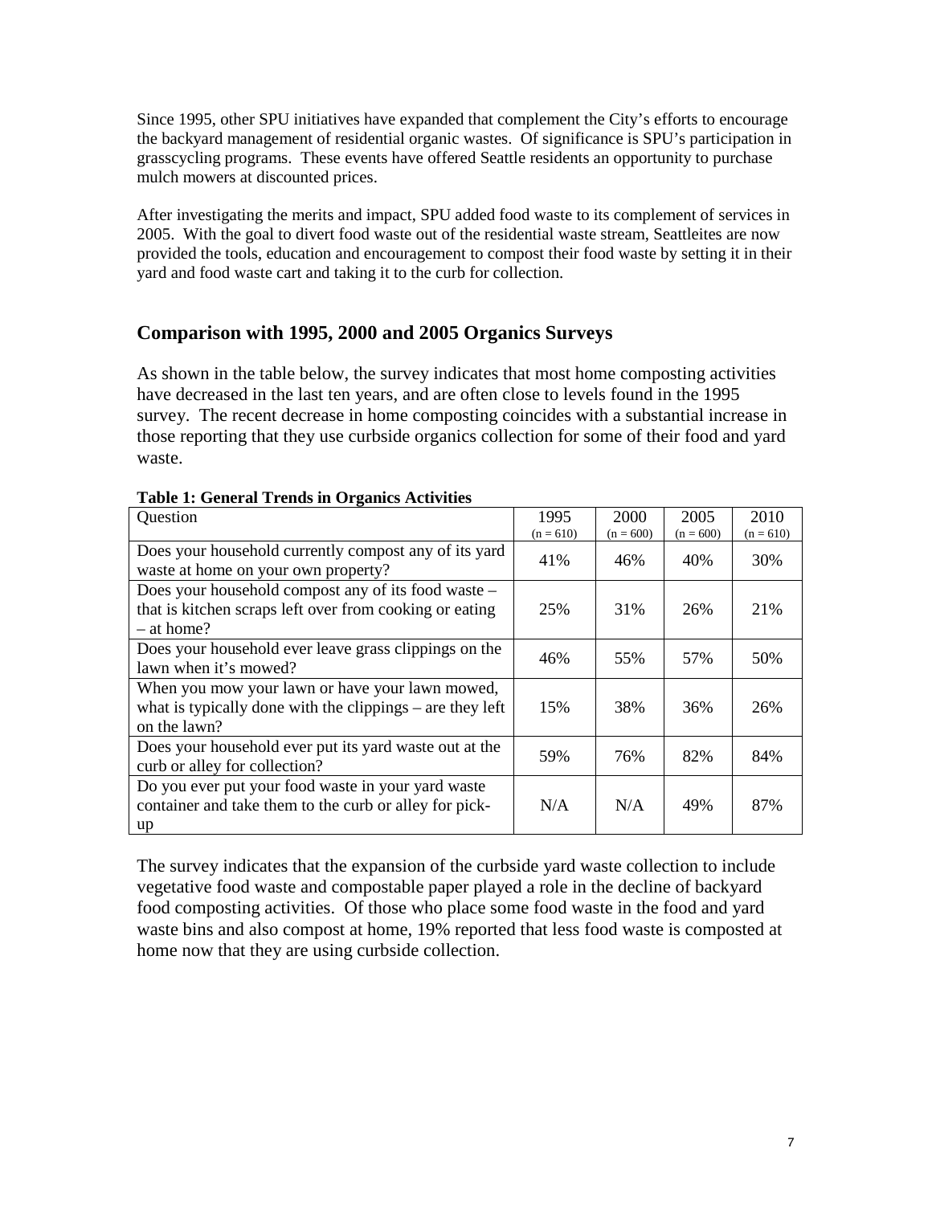Since 1995, other SPU initiatives have expanded that complement the City's efforts to encourage the backyard management of residential organic wastes. Of significance is SPU's participation in grasscycling programs. These events have offered Seattle residents an opportunity to purchase mulch mowers at discounted prices.

After investigating the merits and impact, SPU added food waste to its complement of services in 2005. With the goal to divert food waste out of the residential waste stream, Seattleites are now provided the tools, education and encouragement to compost their food waste by setting it in their yard and food waste cart and taking it to the curb for collection.

## Comparison with 1995, 2000 and 2005 Organics Surveys

As shown in the table below, the survey indicates that most home composting activities have decreased in the last ten years, and are often close to levels found in the 1995 survey. The recent decrease in home composting coincides with a substantial increase in those reporting that they use curbside organics collection for some of their food and yard waste.

**Table 1: General Trends in Organics Activities**

| Question | 1995 (n = 610) | 2000 (n = 600) | 2005 (n = 600) | 2010 (n = 610) |
|---|---|---|---|---|
| Does your household currently compost any of its yard waste at home on your own property? | 41% | 46% | 40% | 30% |
| Does your household compost any of its food waste – that is kitchen scraps left over from cooking or eating – at home? | 25% | 31% | 26% | 21% |
| Does your household ever leave grass clippings on the lawn when it's mowed? | 46% | 55% | 57% | 50% |
| When you mow your lawn or have your lawn mowed, what is typically done with the clippings – are they left on the lawn? | 15% | 38% | 36% | 26% |
| Does your household ever put its yard waste out at the curb or alley for collection? | 59% | 76% | 82% | 84% |
| Do you ever put your food waste in your yard waste container and take them to the curb or alley for pick-up | N/A | N/A | 49% | 87% |

The survey indicates that the expansion of the curbside yard waste collection to include vegetative food waste and compostable paper played a role in the decline of backyard food composting activities. Of those who place some food waste in the food and yard waste bins and also compost at home, 19% reported that less food waste is composted at home now that they are using curbside collection.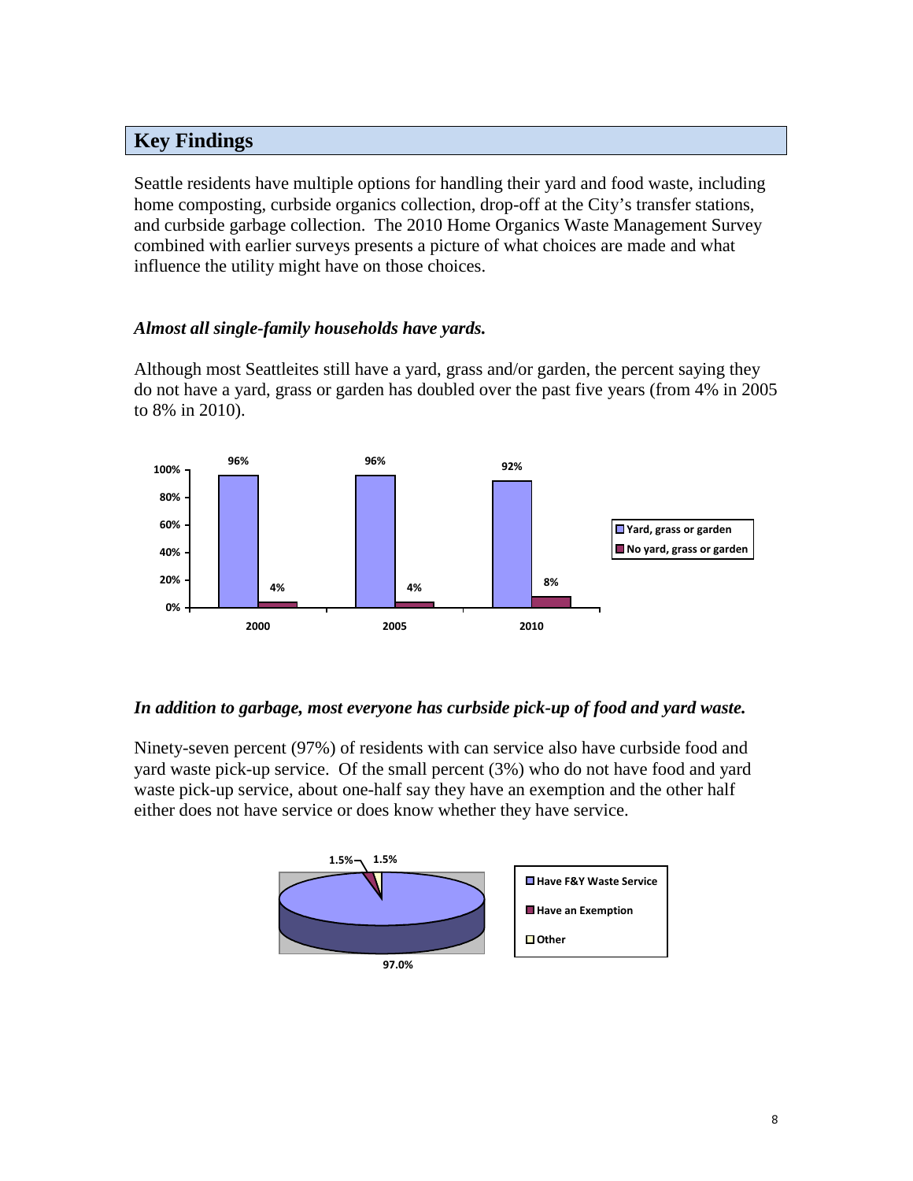## Key Findings

Seattle residents have multiple options for handling their yard and food waste, including home composting, curbside organics collection, drop-off at the City's transfer stations, and curbside garbage collection. The 2010 Home Organics Waste Management Survey combined with earlier surveys presents a picture of what choices are made and what influence the utility might have on those choices.

***Almost all single-family households have yards.***

Although most Seattleites still have a yard, grass and/or garden, the percent saying they do not have a yard, grass or garden has doubled over the past five years (from 4% in 2005 to 8% in 2010).

| | 2000 | 2005 | 2010 |
|---|---|---|---|
| Yard, grass or garden | 96% | 96% | 92% |
| No yard, grass or garden | 4% | 4% | 8% |

***In addition to garbage, most everyone has curbside pick-up of food and yard waste.***

Ninety-seven percent (97%) of residents with can service also have curbside food and yard waste pick-up service. Of the small percent (3%) who do not have food and yard waste pick-up service, about one-half say they have an exemption and the other half either does not have service or does know whether they have service.

| Category | Percent |
|---|---|
| Have F&Y Waste Service | 97.0% |
| Have an Exemption | 1.5% |
| Other | 1.5% |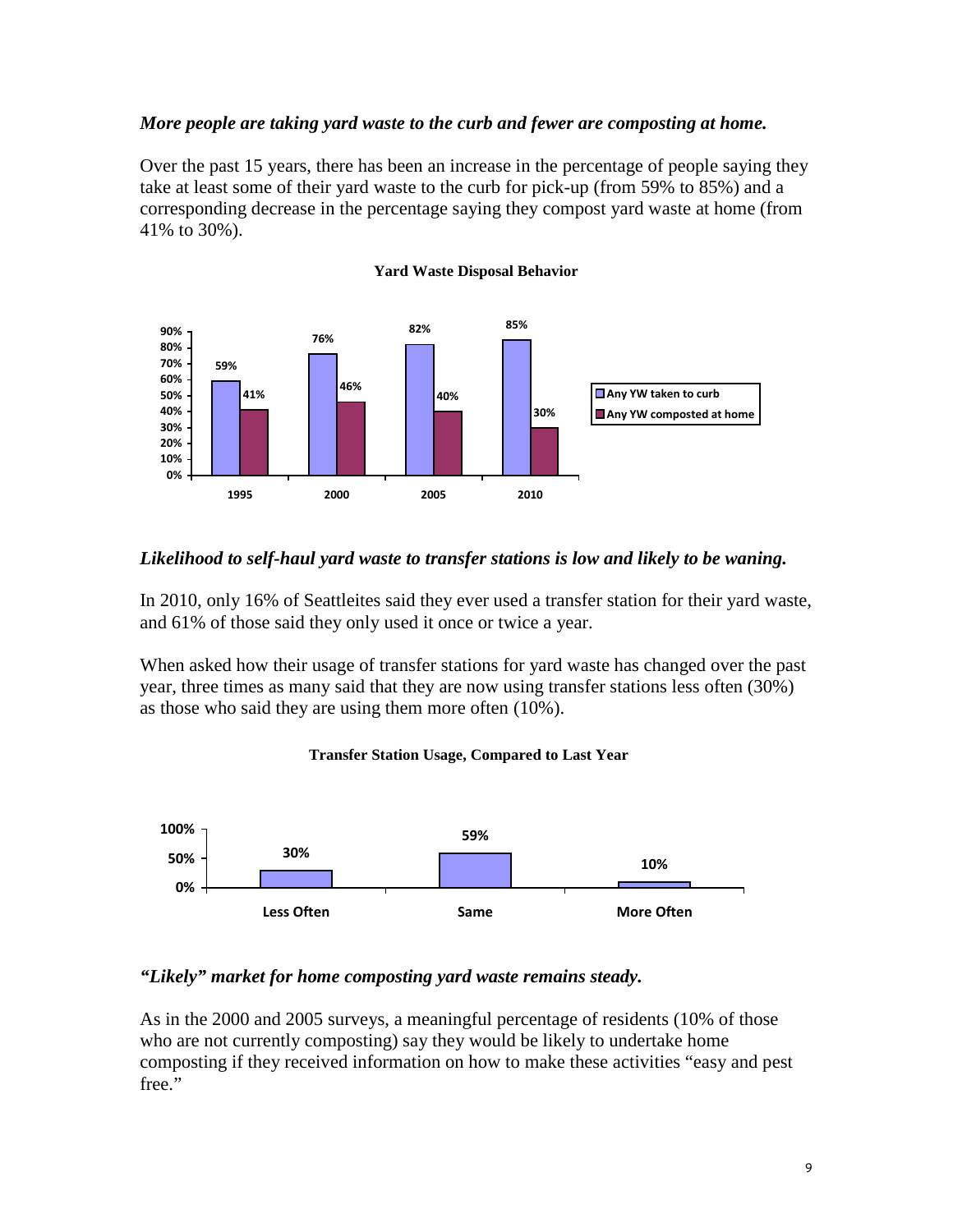***More people are taking yard waste to the curb and fewer are composting at home.***

Over the past 15 years, there has been an increase in the percentage of people saying they take at least some of their yard waste to the curb for pick-up (from 59% to 85%) and a corresponding decrease in the percentage saying they compost yard waste at home (from 41% to 30%).

**Yard Waste Disposal Behavior**

| | 1995 | 2000 | 2005 | 2010 |
|---|---|---|---|---|
| Any YW taken to curb | 59% | 76% | 82% | 85% |
| Any YW composted at home | 41% | 46% | 40% | 30% |

***Likelihood to self-haul yard waste to transfer stations is low and likely to be waning.***

In 2010, only 16% of Seattleites said they ever used a transfer station for their yard waste, and 61% of those said they only used it once or twice a year.

When asked how their usage of transfer stations for yard waste has changed over the past year, three times as many said that they are now using transfer stations less often (30%) as those who said they are using them more often (10%).

**Transfer Station Usage, Compared to Last Year**

| Less Often | Same | More Often |
|---|---|---|
| 30% | 59% | 10% |

***"Likely" market for home composting yard waste remains steady.***

As in the 2000 and 2005 surveys, a meaningful percentage of residents (10% of those who are not currently composting) say they would be likely to undertake home composting if they received information on how to make these activities "easy and pest free."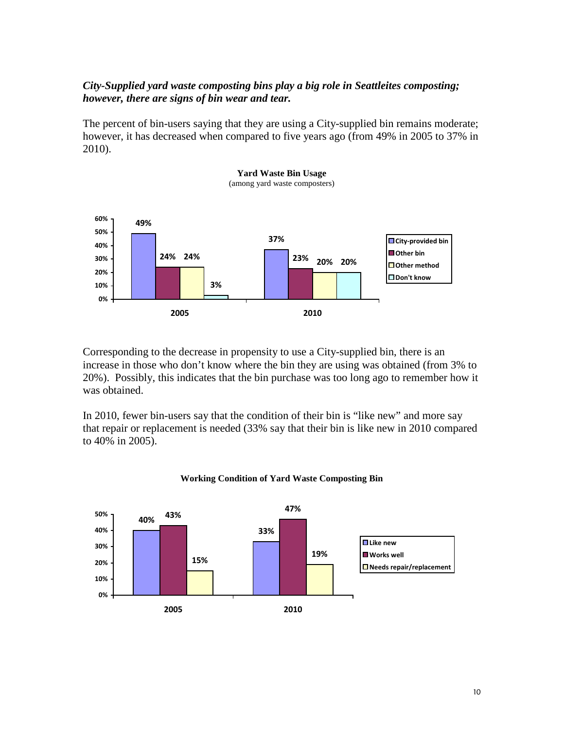***City-Supplied yard waste composting bins play a big role in Seattleites composting; however, there are signs of bin wear and tear.***

The percent of bin-users saying that they are using a City-supplied bin remains moderate; however, it has decreased when compared to five years ago (from 49% in 2005 to 37% in 2010).

**Yard Waste Bin Usage**
(among yard waste composters)

| | City-provided bin | Other bin | Other method | Don't know |
|---|---|---|---|---|
| 2005 | 49% | 24% | 24% | 3% |
| 2010 | 37% | 23% | 20% | 20% |

Corresponding to the decrease in propensity to use a City-supplied bin, there is an increase in those who don't know where the bin they are using was obtained (from 3% to 20%). Possibly, this indicates that the bin purchase was too long ago to remember how it was obtained.

In 2010, fewer bin-users say that the condition of their bin is "like new" and more say that repair or replacement is needed (33% say that their bin is like new in 2010 compared to 40% in 2005).

**Working Condition of Yard Waste Composting Bin**

| | Like new | Works well | Needs repair/replacement |
|---|---|---|---|
| 2005 | 40% | 43% | 15% |
| 2010 | 33% | 47% | 19% |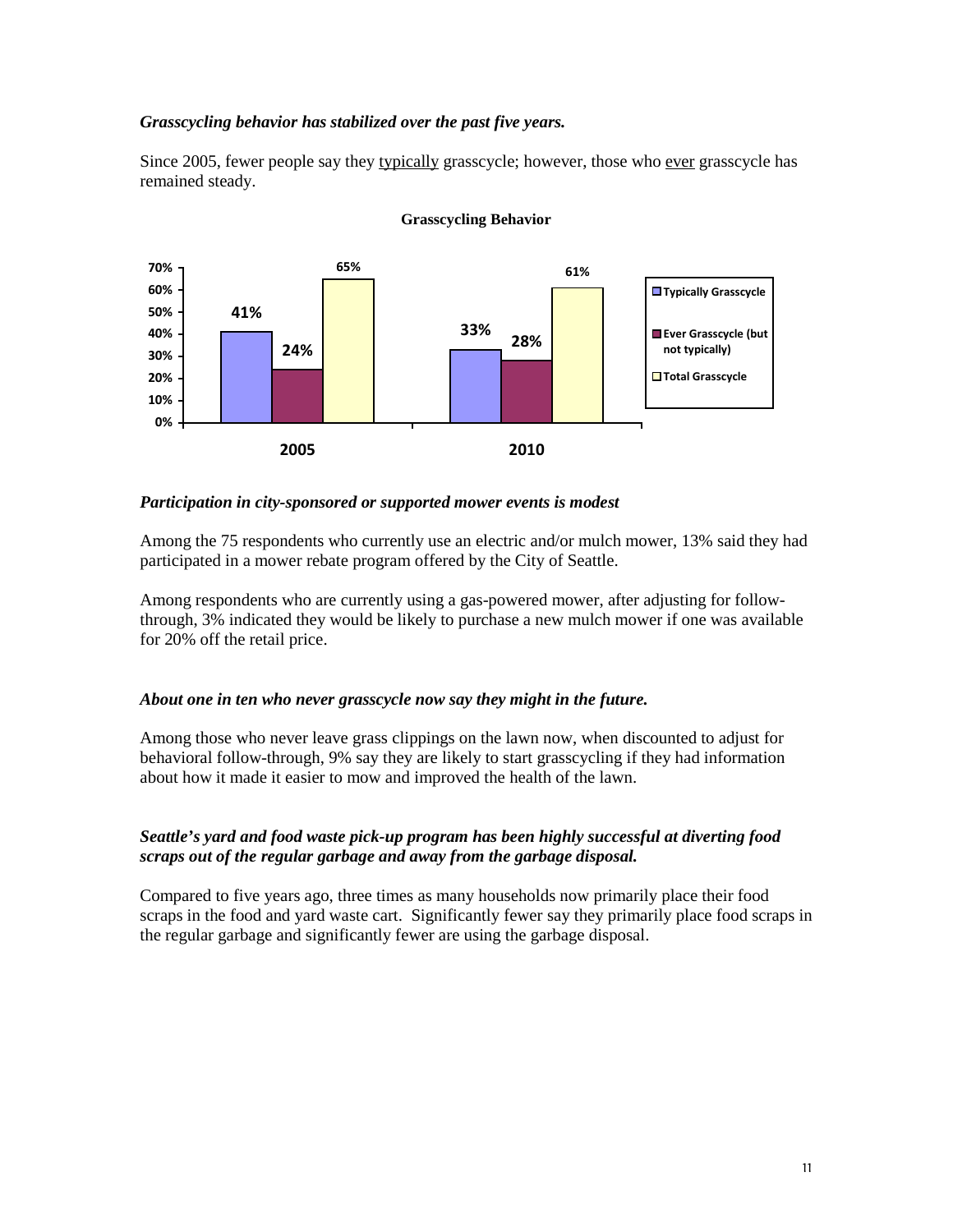### *Grasscycling behavior has stabilized over the past five years.*

Since 2005, fewer people say they typically grasscycle; however, those who ever grasscycle has remained steady.

**Grasscycling Behavior**

| | 2005 | 2010 |
|---|---|---|
| Typically Grasscycle | 41% | 33% |
| Ever Grasscycle (but not typically) | 24% | 28% |
| Total Grasscycle | 65% | 61% |

### *Participation in city-sponsored or supported mower events is modest*

Among the 75 respondents who currently use an electric and/or mulch mower, 13% said they had participated in a mower rebate program offered by the City of Seattle.

Among respondents who are currently using a gas-powered mower, after adjusting for follow-through, 3% indicated they would be likely to purchase a new mulch mower if one was available for 20% off the retail price.

### *About one in ten who never grasscycle now say they might in the future.*

Among those who never leave grass clippings on the lawn now, when discounted to adjust for behavioral follow-through, 9% say they are likely to start grasscycling if they had information about how it made it easier to mow and improved the health of the lawn.

### *Seattle's yard and food waste pick-up program has been highly successful at diverting food scraps out of the regular garbage and away from the garbage disposal.*

Compared to five years ago, three times as many households now primarily place their food scraps in the food and yard waste cart. Significantly fewer say they primarily place food scraps in the regular garbage and significantly fewer are using the garbage disposal.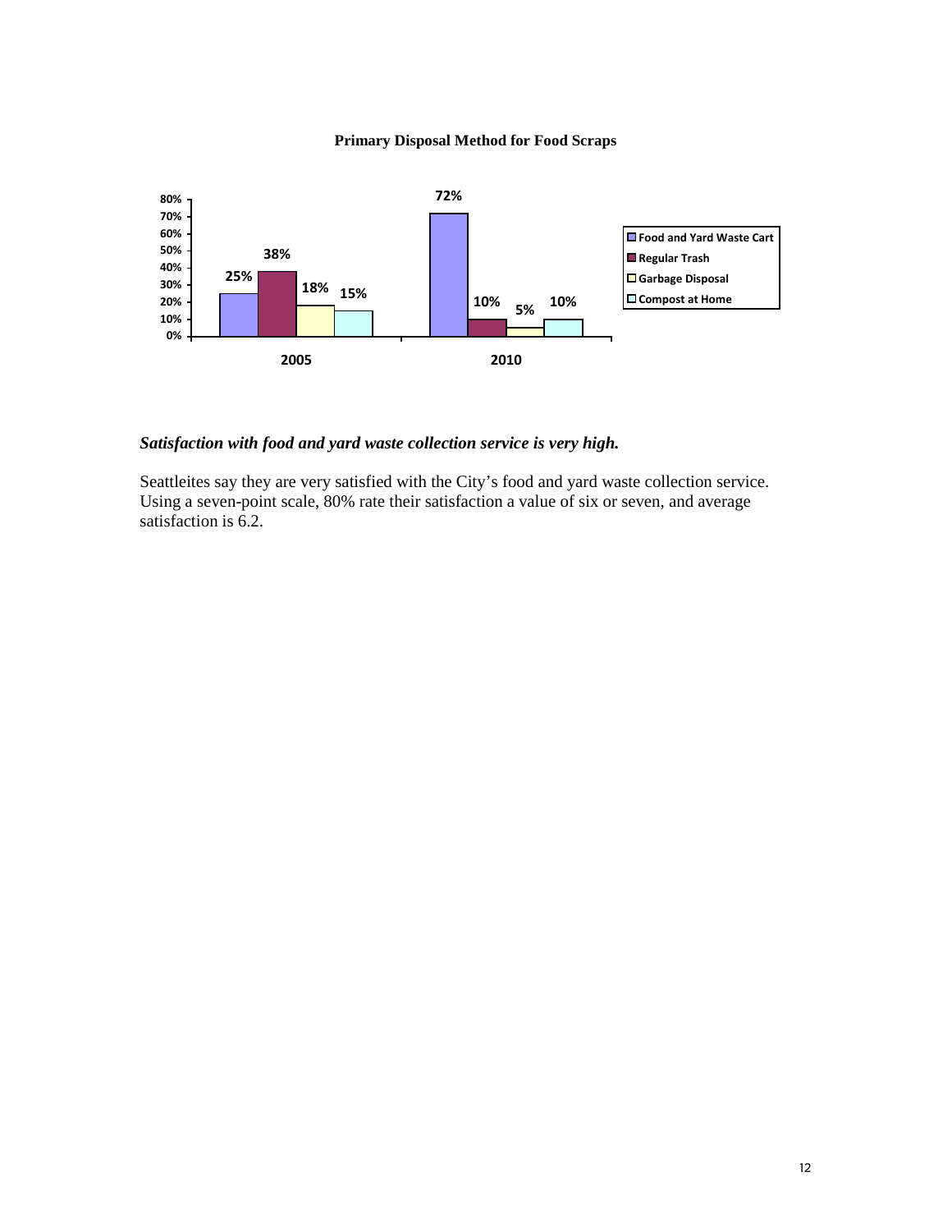**Primary Disposal Method for Food Scraps**

| | 2005 | 2010 |
|---|---|---|
| Food and Yard Waste Cart | 25% | 72% |
| Regular Trash | 38% | 10% |
| Garbage Disposal | 18% | 5% |
| Compost at Home | 15% | 10% |

### *Satisfaction with food and yard waste collection service is very high.*

Seattleites say they are very satisfied with the City's food and yard waste collection service. Using a seven-point scale, 80% rate their satisfaction a value of six or seven, and average satisfaction is 6.2.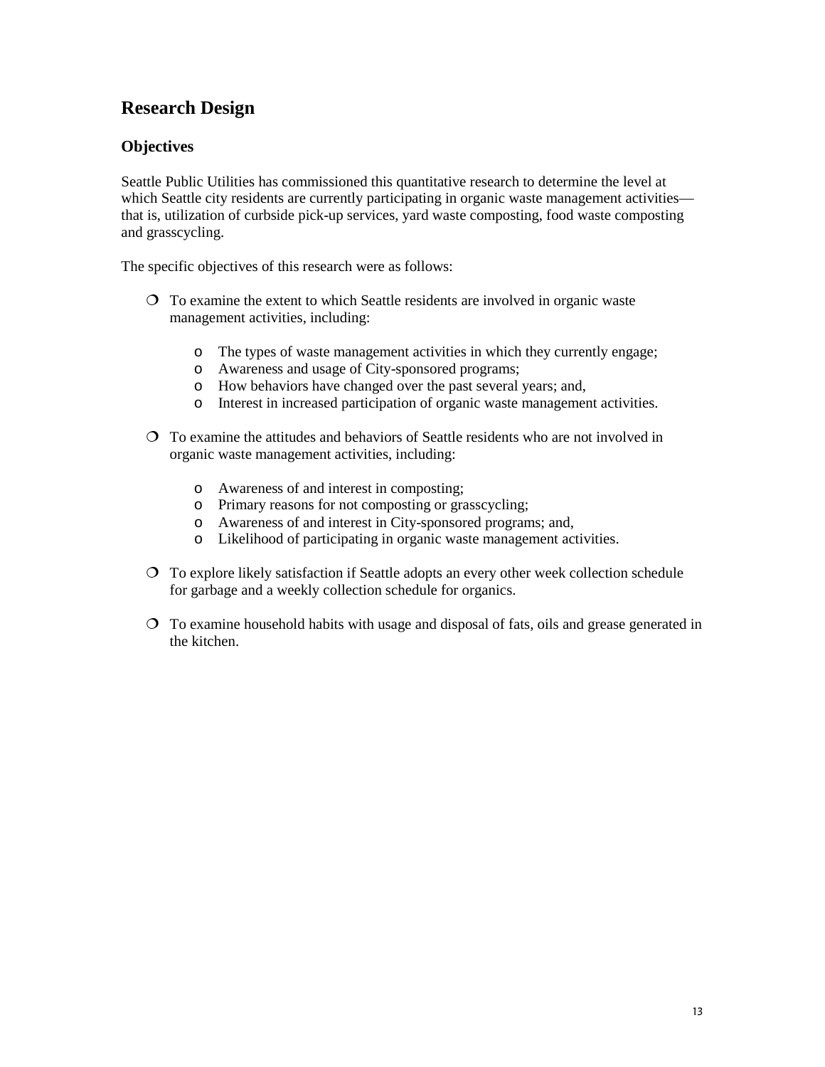## Research Design

### Objectives

Seattle Public Utilities has commissioned this quantitative research to determine the level at which Seattle city residents are currently participating in organic waste management activities—that is, utilization of curbside pick-up services, yard waste composting, food waste composting and grasscycling.

The specific objectives of this research were as follows:

- To examine the extent to which Seattle residents are involved in organic waste management activities, including:
  - The types of waste management activities in which they currently engage;
  - Awareness and usage of City-sponsored programs;
  - How behaviors have changed over the past several years; and,
  - Interest in increased participation of organic waste management activities.
- To examine the attitudes and behaviors of Seattle residents who are not involved in organic waste management activities, including:
  - Awareness of and interest in composting;
  - Primary reasons for not composting or grasscycling;
  - Awareness of and interest in City-sponsored programs; and,
  - Likelihood of participating in organic waste management activities.
- To explore likely satisfaction if Seattle adopts an every other week collection schedule for garbage and a weekly collection schedule for organics.
- To examine household habits with usage and disposal of fats, oils and grease generated in the kitchen.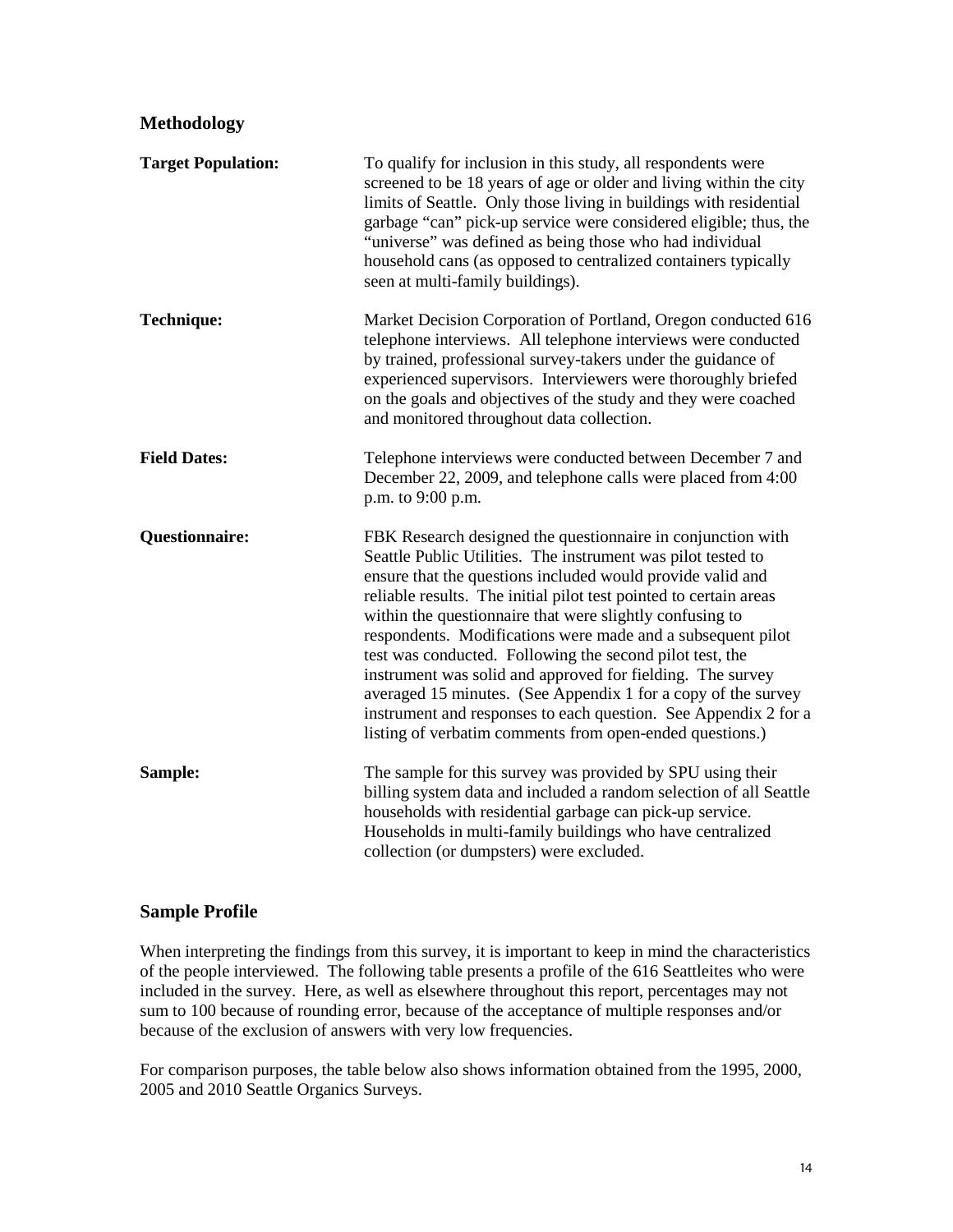## Methodology

**Target Population:** To qualify for inclusion in this study, all respondents were screened to be 18 years of age or older and living within the city limits of Seattle. Only those living in buildings with residential garbage "can" pick-up service were considered eligible; thus, the "universe" was defined as being those who had individual household cans (as opposed to centralized containers typically seen at multi-family buildings).

**Technique:** Market Decision Corporation of Portland, Oregon conducted 616 telephone interviews. All telephone interviews were conducted by trained, professional survey-takers under the guidance of experienced supervisors. Interviewers were thoroughly briefed on the goals and objectives of the study and they were coached and monitored throughout data collection.

**Field Dates:** Telephone interviews were conducted between December 7 and December 22, 2009, and telephone calls were placed from 4:00 p.m. to 9:00 p.m.

**Questionnaire:** FBK Research designed the questionnaire in conjunction with Seattle Public Utilities. The instrument was pilot tested to ensure that the questions included would provide valid and reliable results. The initial pilot test pointed to certain areas within the questionnaire that were slightly confusing to respondents. Modifications were made and a subsequent pilot test was conducted. Following the second pilot test, the instrument was solid and approved for fielding. The survey averaged 15 minutes. (See Appendix 1 for a copy of the survey instrument and responses to each question. See Appendix 2 for a listing of verbatim comments from open-ended questions.)

**Sample:** The sample for this survey was provided by SPU using their billing system data and included a random selection of all Seattle households with residential garbage can pick-up service. Households in multi-family buildings who have centralized collection (or dumpsters) were excluded.

## Sample Profile

When interpreting the findings from this survey, it is important to keep in mind the characteristics of the people interviewed. The following table presents a profile of the 616 Seattleites who were included in the survey. Here, as well as elsewhere throughout this report, percentages may not sum to 100 because of rounding error, because of the acceptance of multiple responses and/or because of the exclusion of answers with very low frequencies.

For comparison purposes, the table below also shows information obtained from the 1995, 2000, 2005 and 2010 Seattle Organics Surveys.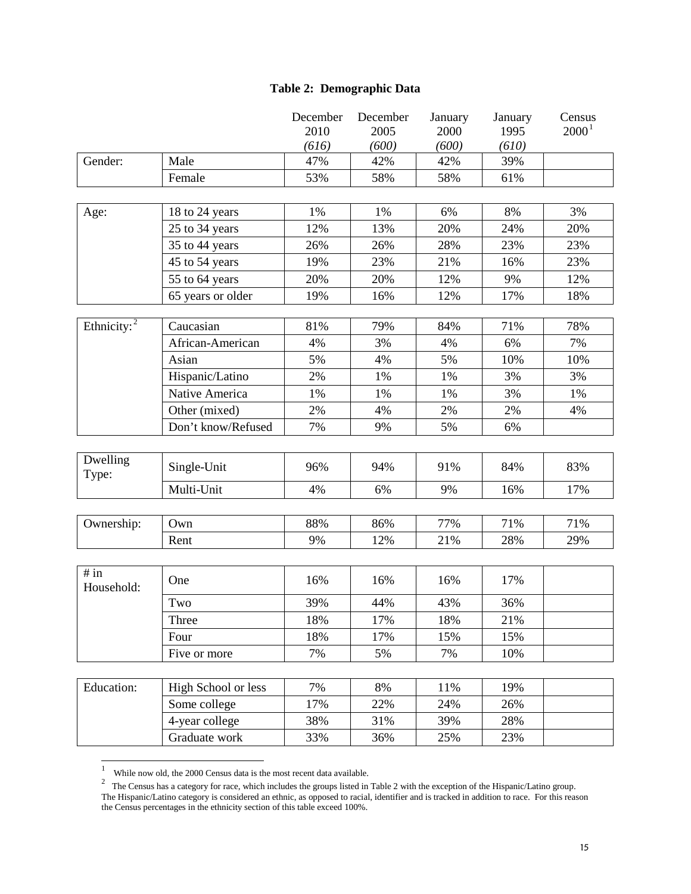**Table 2: Demographic Data**

| | | December 2010 *(616)* | December 2005 *(600)* | January 2000 *(600)* | January 1995 *(610)* | Census 2000[1] |
|---|---|---|---|---|---|---|
| Gender: | Male | 47% | 42% | 42% | 39% | |
| | Female | 53% | 58% | 58% | 61% | |
| Age: | 18 to 24 years | 1% | 1% | 6% | 8% | 3% |
| | 25 to 34 years | 12% | 13% | 20% | 24% | 20% |
| | 35 to 44 years | 26% | 26% | 28% | 23% | 23% |
| | 45 to 54 years | 19% | 23% | 21% | 16% | 23% |
| | 55 to 64 years | 20% | 20% | 12% | 9% | 12% |
| | 65 years or older | 19% | 16% | 12% | 17% | 18% |
| Ethnicity:[2] | Caucasian | 81% | 79% | 84% | 71% | 78% |
| | African-American | 4% | 3% | 4% | 6% | 7% |
| | Asian | 5% | 4% | 5% | 10% | 10% |
| | Hispanic/Latino | 2% | 1% | 1% | 3% | 3% |
| | Native America | 1% | 1% | 1% | 3% | 1% |
| | Other (mixed) | 2% | 4% | 2% | 2% | 4% |
| | Don't know/Refused | 7% | 9% | 5% | 6% | |
| Dwelling Type: | Single-Unit | 96% | 94% | 91% | 84% | 83% |
| | Multi-Unit | 4% | 6% | 9% | 16% | 17% |
| Ownership: | Own | 88% | 86% | 77% | 71% | 71% |
| | Rent | 9% | 12% | 21% | 28% | 29% |
| # in Household: | One | 16% | 16% | 16% | 17% | |
| | Two | 39% | 44% | 43% | 36% | |
| | Three | 18% | 17% | 18% | 21% | |
| | Four | 18% | 17% | 15% | 15% | |
| | Five or more | 7% | 5% | 7% | 10% | |
| Education: | High School or less | 7% | 8% | 11% | 19% | |
| | Some college | 17% | 22% | 24% | 26% | |
| | 4-year college | 38% | 31% | 39% | 28% | |
| | Graduate work | 33% | 36% | 25% | 23% | |

[1] While now old, the 2000 Census data is the most recent data available.

[2] The Census has a category for race, which includes the groups listed in Table 2 with the exception of the Hispanic/Latino group. The Hispanic/Latino category is considered an ethnic, as opposed to racial, identifier and is tracked in addition to race. For this reason the Census percentages in the ethnicity section of this table exceed 100%.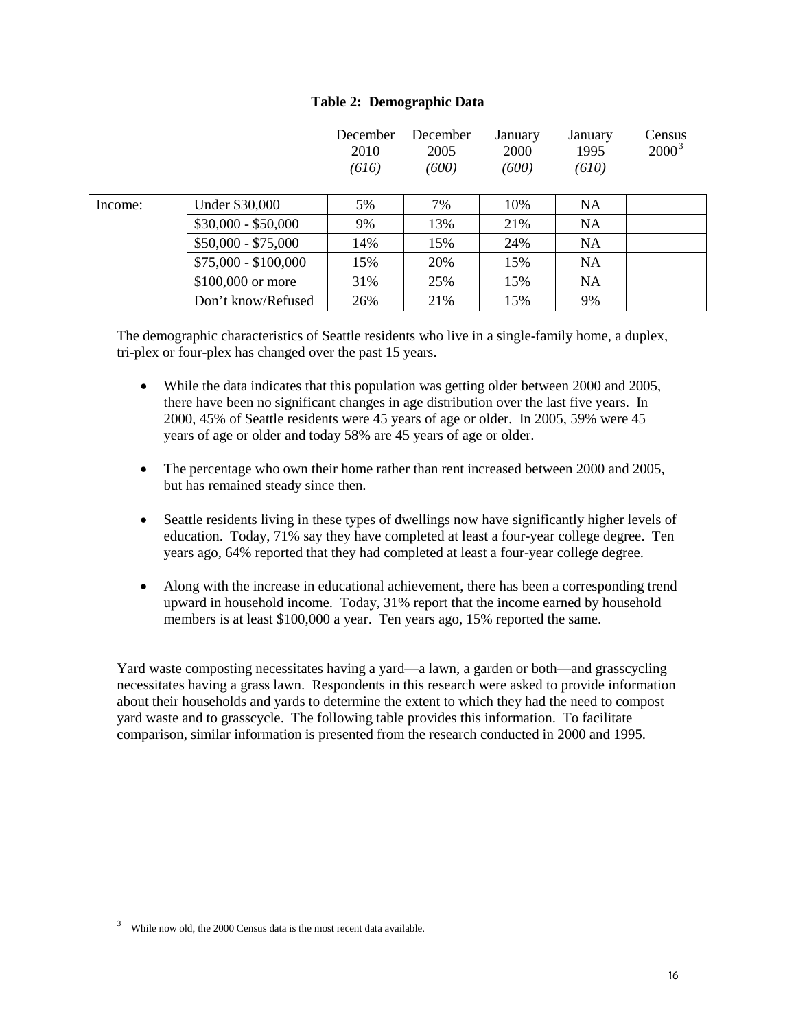**Table 2: Demographic Data**

| | | December 2010 *(616)* | December 2005 *(600)* | January 2000 *(600)* | January 1995 *(610)* | Census 2000[3] |
|---|---|---|---|---|---|---|
| Income: | Under $30,000 | 5% | 7% | 10% | NA | |
| | $30,000 - $50,000 | 9% | 13% | 21% | NA | |
| | $50,000 - $75,000 | 14% | 15% | 24% | NA | |
| | $75,000 - $100,000 | 15% | 20% | 15% | NA | |
| | $100,000 or more | 31% | 25% | 15% | NA | |
| | Don't know/Refused | 26% | 21% | 15% | 9% | |

The demographic characteristics of Seattle residents who live in a single-family home, a duplex, tri-plex or four-plex has changed over the past 15 years.

- While the data indicates that this population was getting older between 2000 and 2005, there have been no significant changes in age distribution over the last five years. In 2000, 45% of Seattle residents were 45 years of age or older. In 2005, 59% were 45 years of age or older and today 58% are 45 years of age or older.
- The percentage who own their home rather than rent increased between 2000 and 2005, but has remained steady since then.
- Seattle residents living in these types of dwellings now have significantly higher levels of education. Today, 71% say they have completed at least a four-year college degree. Ten years ago, 64% reported that they had completed at least a four-year college degree.
- Along with the increase in educational achievement, there has been a corresponding trend upward in household income. Today, 31% report that the income earned by household members is at least $100,000 a year. Ten years ago, 15% reported the same.

Yard waste composting necessitates having a yard—a lawn, a garden or both—and grasscycling necessitates having a grass lawn. Respondents in this research were asked to provide information about their households and yards to determine the extent to which they had the need to compost yard waste and to grasscycle. The following table provides this information. To facilitate comparison, similar information is presented from the research conducted in 2000 and 1995.

[3] While now old, the 2000 Census data is the most recent data available.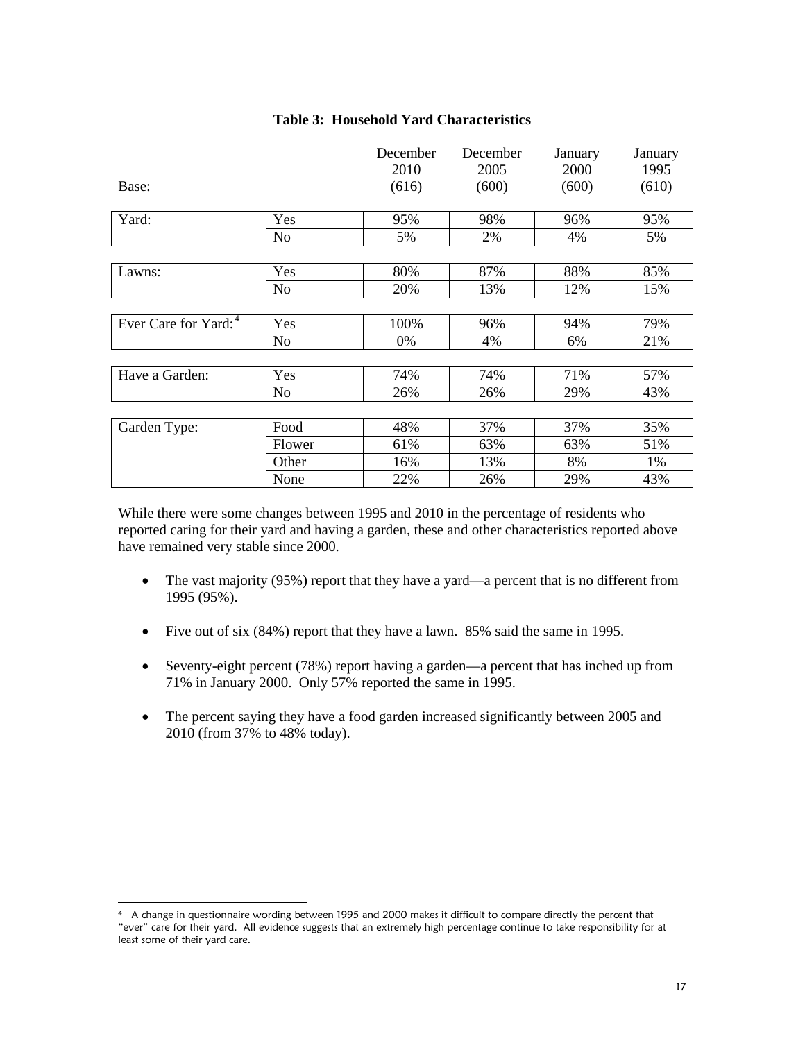**Table 3: Household Yard Characteristics**

| Base: | | December 2010 (616) | December 2005 (600) | January 2000 (600) | January 1995 (610) |
|---|---|---|---|---|---|
| Yard: | Yes | 95% | 98% | 96% | 95% |
| | No | 5% | 2% | 4% | 5% |
| Lawns: | Yes | 80% | 87% | 88% | 85% |
| | No | 20% | 13% | 12% | 15% |
| Ever Care for Yard:[4] | Yes | 100% | 96% | 94% | 79% |
| | No | 0% | 4% | 6% | 21% |
| Have a Garden: | Yes | 74% | 74% | 71% | 57% |
| | No | 26% | 26% | 29% | 43% |
| Garden Type: | Food | 48% | 37% | 37% | 35% |
| | Flower | 61% | 63% | 63% | 51% |
| | Other | 16% | 13% | 8% | 1% |
| | None | 22% | 26% | 29% | 43% |

While there were some changes between 1995 and 2010 in the percentage of residents who reported caring for their yard and having a garden, these and other characteristics reported above have remained very stable since 2000.

- The vast majority (95%) report that they have a yard—a percent that is no different from 1995 (95%).
- Five out of six (84%) report that they have a lawn. 85% said the same in 1995.
- Seventy-eight percent (78%) report having a garden—a percent that has inched up from 71% in January 2000. Only 57% reported the same in 1995.
- The percent saying they have a food garden increased significantly between 2005 and 2010 (from 37% to 48% today).

[4] A change in questionnaire wording between 1995 and 2000 makes it difficult to compare directly the percent that "ever" care for their yard. All evidence suggests that an extremely high percentage continue to take responsibility for at least some of their yard care.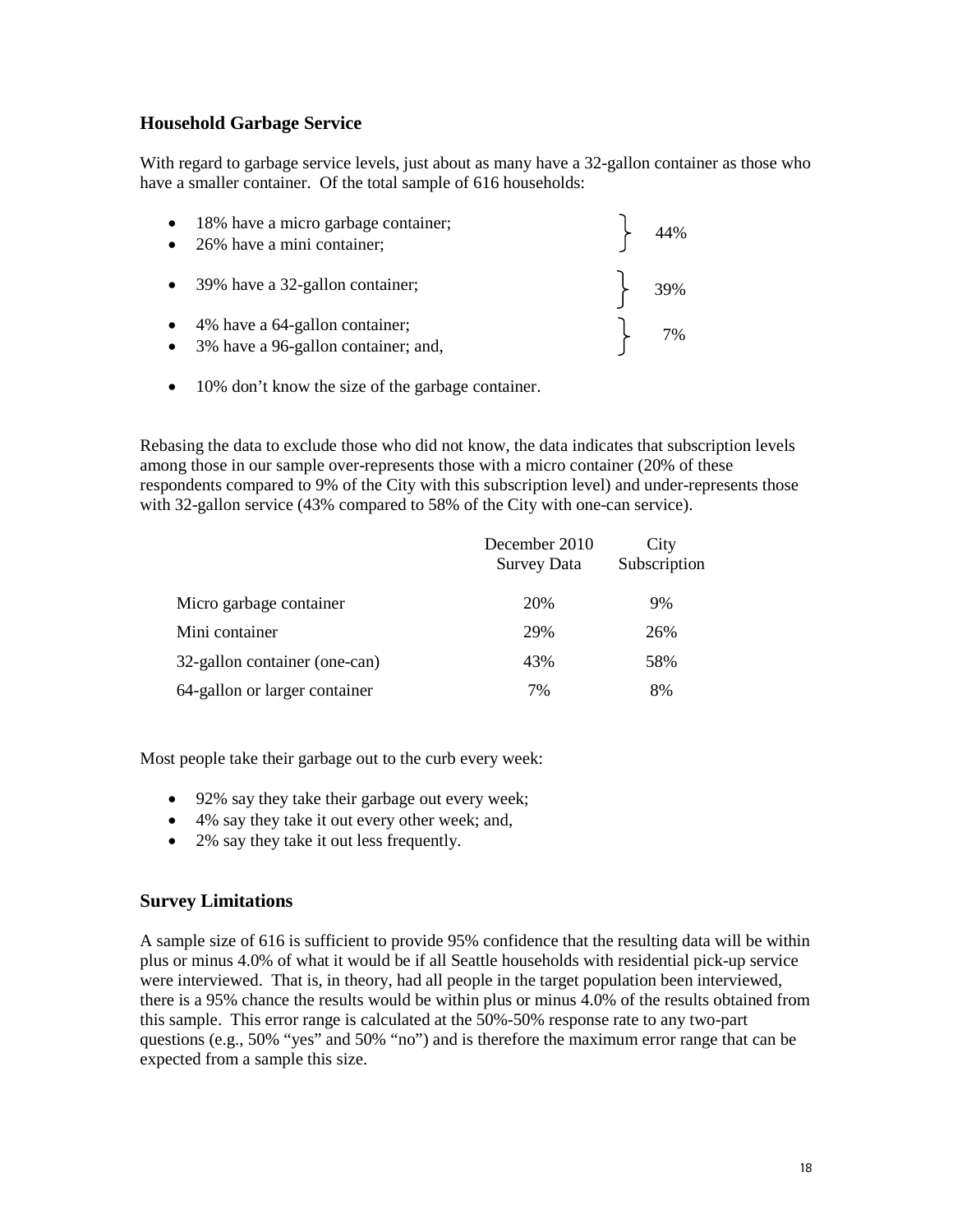## Household Garbage Service

With regard to garbage service levels, just about as many have a 32-gallon container as those who have a smaller container. Of the total sample of 616 households:

- 18% have a micro garbage container;
- 26% have a mini container;

} 44%

- 39% have a 32-gallon container;

} 39%

- 4% have a 64-gallon container;
- 3% have a 96-gallon container; and,

} 7%

- 10% don't know the size of the garbage container.

Rebasing the data to exclude those who did not know, the data indicates that subscription levels among those in our sample over-represents those with a micro container (20% of these respondents compared to 9% of the City with this subscription level) and under-represents those with 32-gallon service (43% compared to 58% of the City with one-can service).

| | December 2010 Survey Data | City Subscription |
|---|---|---|
| Micro garbage container | 20% | 9% |
| Mini container | 29% | 26% |
| 32-gallon container (one-can) | 43% | 58% |
| 64-gallon or larger container | 7% | 8% |

Most people take their garbage out to the curb every week:

- 92% say they take their garbage out every week;
- 4% say they take it out every other week; and,
- 2% say they take it out less frequently.

## Survey Limitations

A sample size of 616 is sufficient to provide 95% confidence that the resulting data will be within plus or minus 4.0% of what it would be if all Seattle households with residential pick-up service were interviewed. That is, in theory, had all people in the target population been interviewed, there is a 95% chance the results would be within plus or minus 4.0% of the results obtained from this sample. This error range is calculated at the 50%-50% response rate to any two-part questions (e.g., 50% "yes" and 50% "no") and is therefore the maximum error range that can be expected from a sample this size.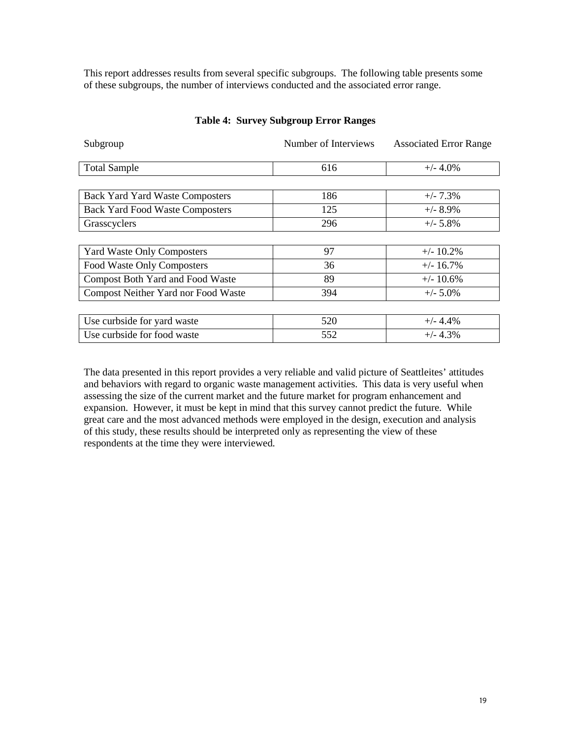This report addresses results from several specific subgroups. The following table presents some of these subgroups, the number of interviews conducted and the associated error range.

**Table 4: Survey Subgroup Error Ranges**

| Subgroup | Number of Interviews | Associated Error Range |
| --- | --- | --- |
| Total Sample | 616 | +/- 4.0% |
| Back Yard Yard Waste Composters | 186 | +/- 7.3% |
| Back Yard Food Waste Composters | 125 | +/- 8.9% |
| Grasscyclers | 296 | +/- 5.8% |
| Yard Waste Only Composters | 97 | +/- 10.2% |
| Food Waste Only Composters | 36 | +/- 16.7% |
| Compost Both Yard and Food Waste | 89 | +/- 10.6% |
| Compost Neither Yard nor Food Waste | 394 | +/- 5.0% |
| Use curbside for yard waste | 520 | +/- 4.4% |
| Use curbside for food waste | 552 | +/- 4.3% |

The data presented in this report provides a very reliable and valid picture of Seattleites' attitudes and behaviors with regard to organic waste management activities. This data is very useful when assessing the size of the current market and the future market for program enhancement and expansion. However, it must be kept in mind that this survey cannot predict the future. While great care and the most advanced methods were employed in the design, execution and analysis of this study, these results should be interpreted only as representing the view of these respondents at the time they were interviewed.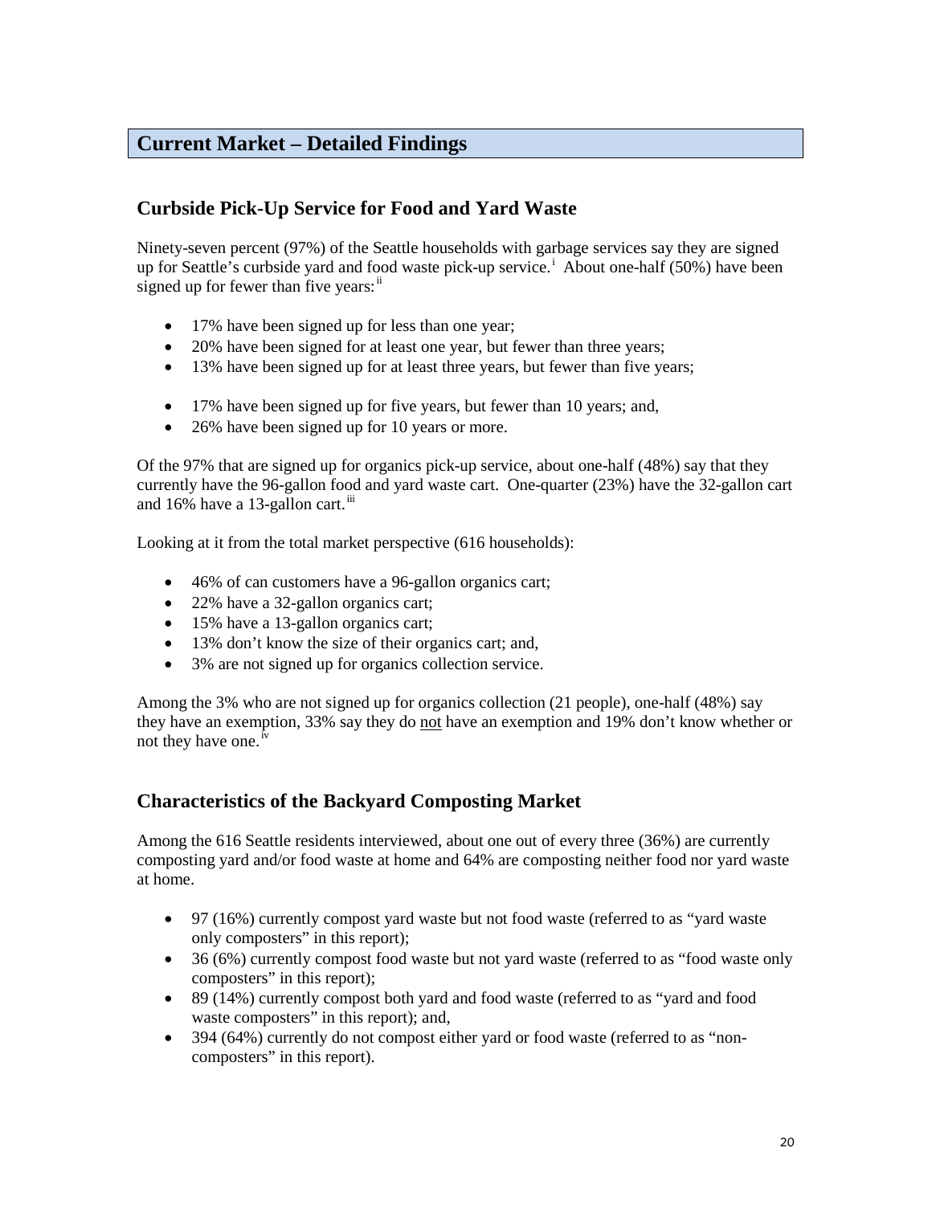## Current Market – Detailed Findings

### Curbside Pick-Up Service for Food and Yard Waste

Ninety-seven percent (97%) of the Seattle households with garbage services say they are signed up for Seattle's curbside yard and food waste pick-up service.[i] About one-half (50%) have been signed up for fewer than five years:[ii]

- 17% have been signed up for less than one year;
- 20% have been signed for at least one year, but fewer than three years;
- 13% have been signed up for at least three years, but fewer than five years;

- 17% have been signed up for five years, but fewer than 10 years; and,
- 26% have been signed up for 10 years or more.

Of the 97% that are signed up for organics pick-up service, about one-half (48%) say that they currently have the 96-gallon food and yard waste cart. One-quarter (23%) have the 32-gallon cart and 16% have a 13-gallon cart.[iii]

Looking at it from the total market perspective (616 households):

- 46% of can customers have a 96-gallon organics cart;
- 22% have a 32-gallon organics cart;
- 15% have a 13-gallon organics cart;
- 13% don't know the size of their organics cart; and,
- 3% are not signed up for organics collection service.

Among the 3% who are not signed up for organics collection (21 people), one-half (48%) say they have an exemption, 33% say they do not have an exemption and 19% don't know whether or not they have one.[iv]

### Characteristics of the Backyard Composting Market

Among the 616 Seattle residents interviewed, about one out of every three (36%) are currently composting yard and/or food waste at home and 64% are composting neither food nor yard waste at home.

- 97 (16%) currently compost yard waste but not food waste (referred to as "yard waste only composters" in this report);
- 36 (6%) currently compost food waste but not yard waste (referred to as "food waste only composters" in this report);
- 89 (14%) currently compost both yard and food waste (referred to as "yard and food waste composters" in this report); and,
- 394 (64%) currently do not compost either yard or food waste (referred to as "non-composters" in this report).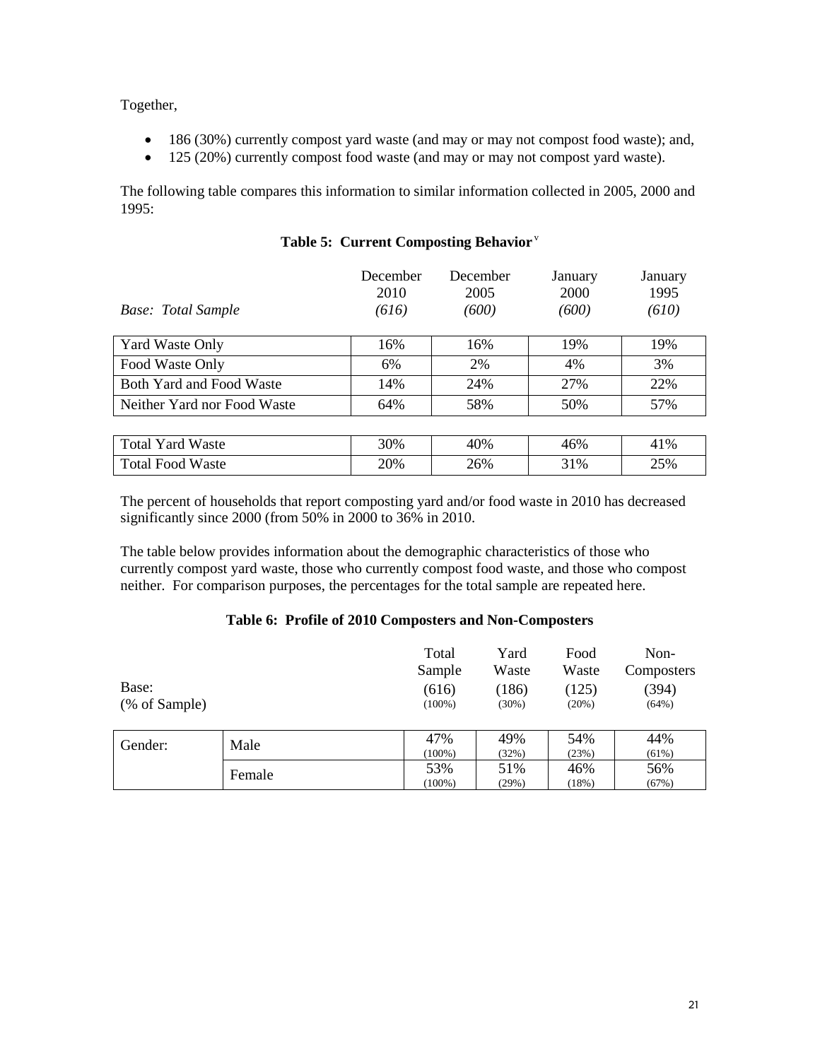Together,

- 186 (30%) currently compost yard waste (and may or may not compost food waste); and,
- 125 (20%) currently compost food waste (and may or may not compost yard waste).

The following table compares this information to similar information collected in 2005, 2000 and 1995:

**Table 5: Current Composting Behavior** [v]

| *Base: Total Sample* | December 2010 *(616)* | December 2005 *(600)* | January 2000 *(600)* | January 1995 *(610)* |
|---|---|---|---|---|
| Yard Waste Only | 16% | 16% | 19% | 19% |
| Food Waste Only | 6% | 2% | 4% | 3% |
| Both Yard and Food Waste | 14% | 24% | 27% | 22% |
| Neither Yard nor Food Waste | 64% | 58% | 50% | 57% |
| Total Yard Waste | 30% | 40% | 46% | 41% |
| Total Food Waste | 20% | 26% | 31% | 25% |

The percent of households that report composting yard and/or food waste in 2010 has decreased significantly since 2000 (from 50% in 2000 to 36% in 2010.

The table below provides information about the demographic characteristics of those who currently compost yard waste, those who currently compost food waste, and those who compost neither. For comparison purposes, the percentages for the total sample are repeated here.

**Table 6: Profile of 2010 Composters and Non-Composters**

| Base: (% of Sample) | | Total Sample (616) (100%) | Yard Waste (186) (30%) | Food Waste (125) (20%) | Non-Composters (394) (64%) |
|---|---|---|---|---|---|
| Gender: | Male | 47% (100%) | 49% (32%) | 54% (23%) | 44% (61%) |
| | Female | 53% (100%) | 51% (29%) | 46% (18%) | 56% (67%) |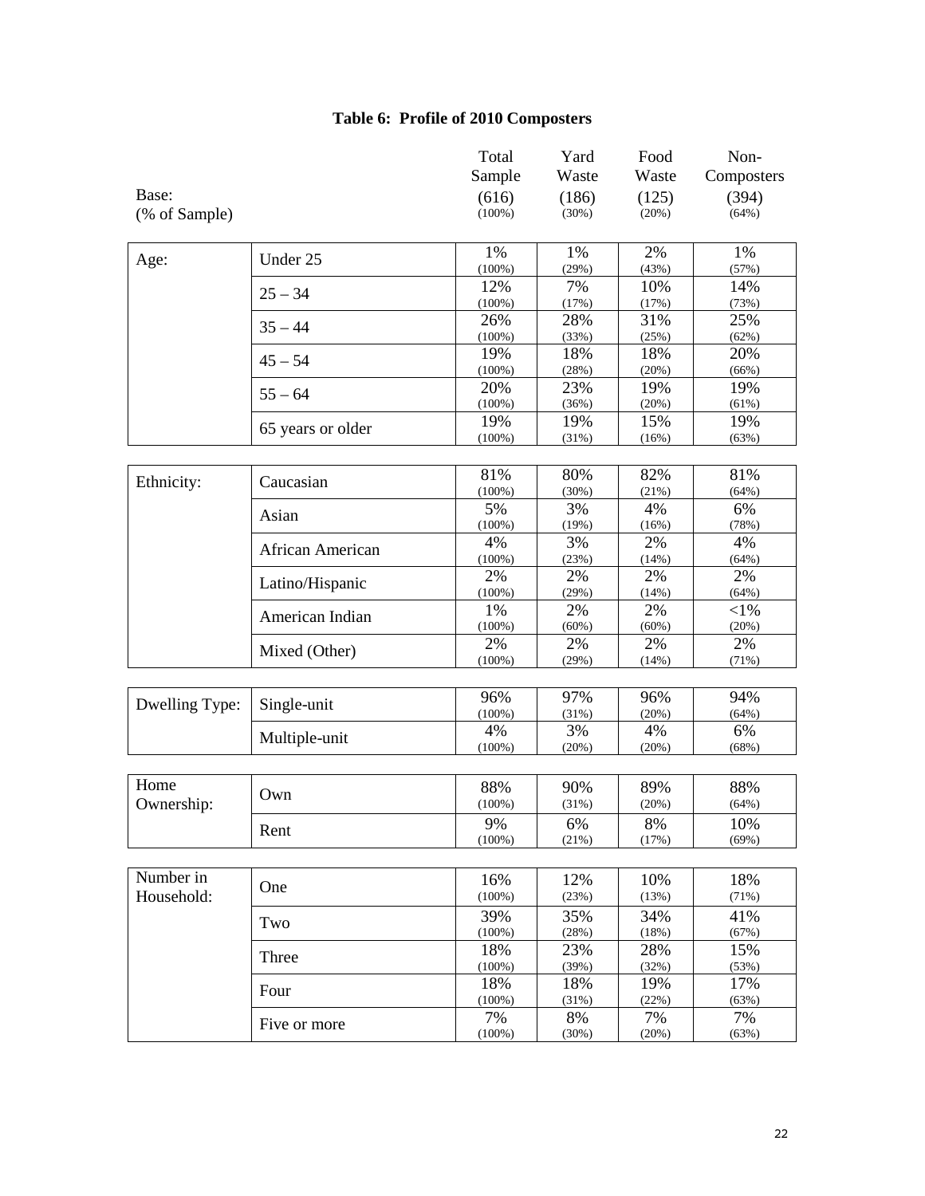**Table 6: Profile of 2010 Composters**

| | | Total Sample | Yard Waste | Food Waste | Non-Composters |
|---|---|---|---|---|---|
| Base: | | (616) | (186) | (125) | (394) |
| (% of Sample) | | (100%) | (30%) | (20%) | (64%) |
| Age: | Under 25 | 1% (100%) | 1% (29%) | 2% (43%) | 1% (57%) |
| | 25 – 34 | 12% (100%) | 7% (17%) | 10% (17%) | 14% (73%) |
| | 35 – 44 | 26% (100%) | 28% (33%) | 31% (25%) | 25% (62%) |
| | 45 – 54 | 19% (100%) | 18% (28%) | 18% (20%) | 20% (66%) |
| | 55 – 64 | 20% (100%) | 23% (36%) | 19% (20%) | 19% (61%) |
| | 65 years or older | 19% (100%) | 19% (31%) | 15% (16%) | 19% (63%) |
| Ethnicity: | Caucasian | 81% (100%) | 80% (30%) | 82% (21%) | 81% (64%) |
| | Asian | 5% (100%) | 3% (19%) | 4% (16%) | 6% (78%) |
| | African American | 4% (100%) | 3% (23%) | 2% (14%) | 4% (64%) |
| | Latino/Hispanic | 2% (100%) | 2% (29%) | 2% (14%) | 2% (64%) |
| | American Indian | 1% (100%) | 2% (60%) | 2% (60%) | <1% (20%) |
| | Mixed (Other) | 2% (100%) | 2% (29%) | 2% (14%) | 2% (71%) |
| Dwelling Type: | Single-unit | 96% (100%) | 97% (31%) | 96% (20%) | 94% (64%) |
| | Multiple-unit | 4% (100%) | 3% (20%) | 4% (20%) | 6% (68%) |
| Home Ownership: | Own | 88% (100%) | 90% (31%) | 89% (20%) | 88% (64%) |
| | Rent | 9% (100%) | 6% (21%) | 8% (17%) | 10% (69%) |
| Number in Household: | One | 16% (100%) | 12% (23%) | 10% (13%) | 18% (71%) |
| | Two | 39% (100%) | 35% (28%) | 34% (18%) | 41% (67%) |
| | Three | 18% (100%) | 23% (39%) | 28% (32%) | 15% (53%) |
| | Four | 18% (100%) | 18% (31%) | 19% (22%) | 17% (63%) |
| | Five or more | 7% (100%) | 8% (30%) | 7% (20%) | 7% (63%) |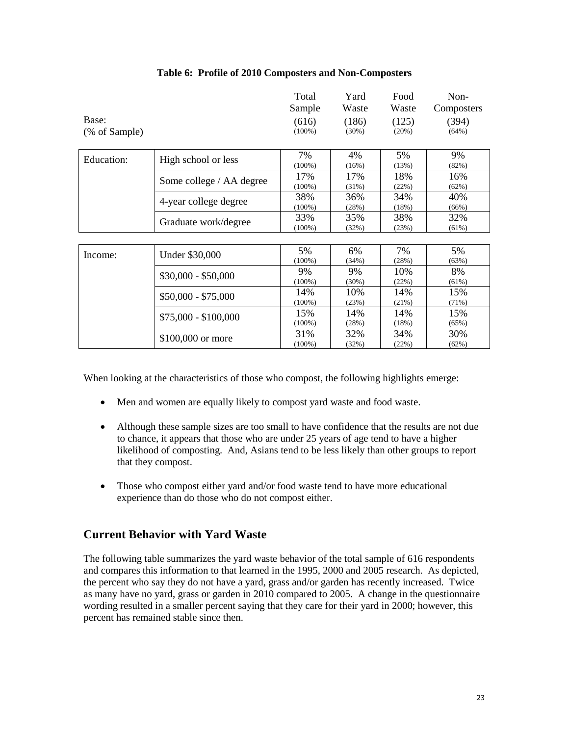**Table 6: Profile of 2010 Composters and Non-Composters**

| Base: (% of Sample) | | Total Sample (616) (100%) | Yard Waste (186) (30%) | Food Waste (125) (20%) | Non-Composters (394) (64%) |
|---|---|---|---|---|---|
| Education: | High school or less | 7% (100%) | 4% (16%) | 5% (13%) | 9% (82%) |
| | Some college / AA degree | 17% (100%) | 17% (31%) | 18% (22%) | 16% (62%) |
| | 4-year college degree | 38% (100%) | 36% (28%) | 34% (18%) | 40% (66%) |
| | Graduate work/degree | 33% (100%) | 35% (32%) | 38% (23%) | 32% (61%) |
| Income: | Under $30,000 | 5% (100%) | 6% (34%) | 7% (28%) | 5% (63%) |
| | $30,000 - $50,000 | 9% (100%) | 9% (30%) | 10% (22%) | 8% (61%) |
| | $50,000 - $75,000 | 14% (100%) | 10% (23%) | 14% (21%) | 15% (71%) |
| | $75,000 - $100,000 | 15% (100%) | 14% (28%) | 14% (18%) | 15% (65%) |
| | $100,000 or more | 31% (100%) | 32% (32%) | 34% (22%) | 30% (62%) |

When looking at the characteristics of those who compost, the following highlights emerge:

- Men and women are equally likely to compost yard waste and food waste.
- Although these sample sizes are too small to have confidence that the results are not due to chance, it appears that those who are under 25 years of age tend to have a higher likelihood of composting. And, Asians tend to be less likely than other groups to report that they compost.
- Those who compost either yard and/or food waste tend to have more educational experience than do those who do not compost either.

## Current Behavior with Yard Waste

The following table summarizes the yard waste behavior of the total sample of 616 respondents and compares this information to that learned in the 1995, 2000 and 2005 research. As depicted, the percent who say they do not have a yard, grass and/or garden has recently increased. Twice as many have no yard, grass or garden in 2010 compared to 2005. A change in the questionnaire wording resulted in a smaller percent saying that they care for their yard in 2000; however, this percent has remained stable since then.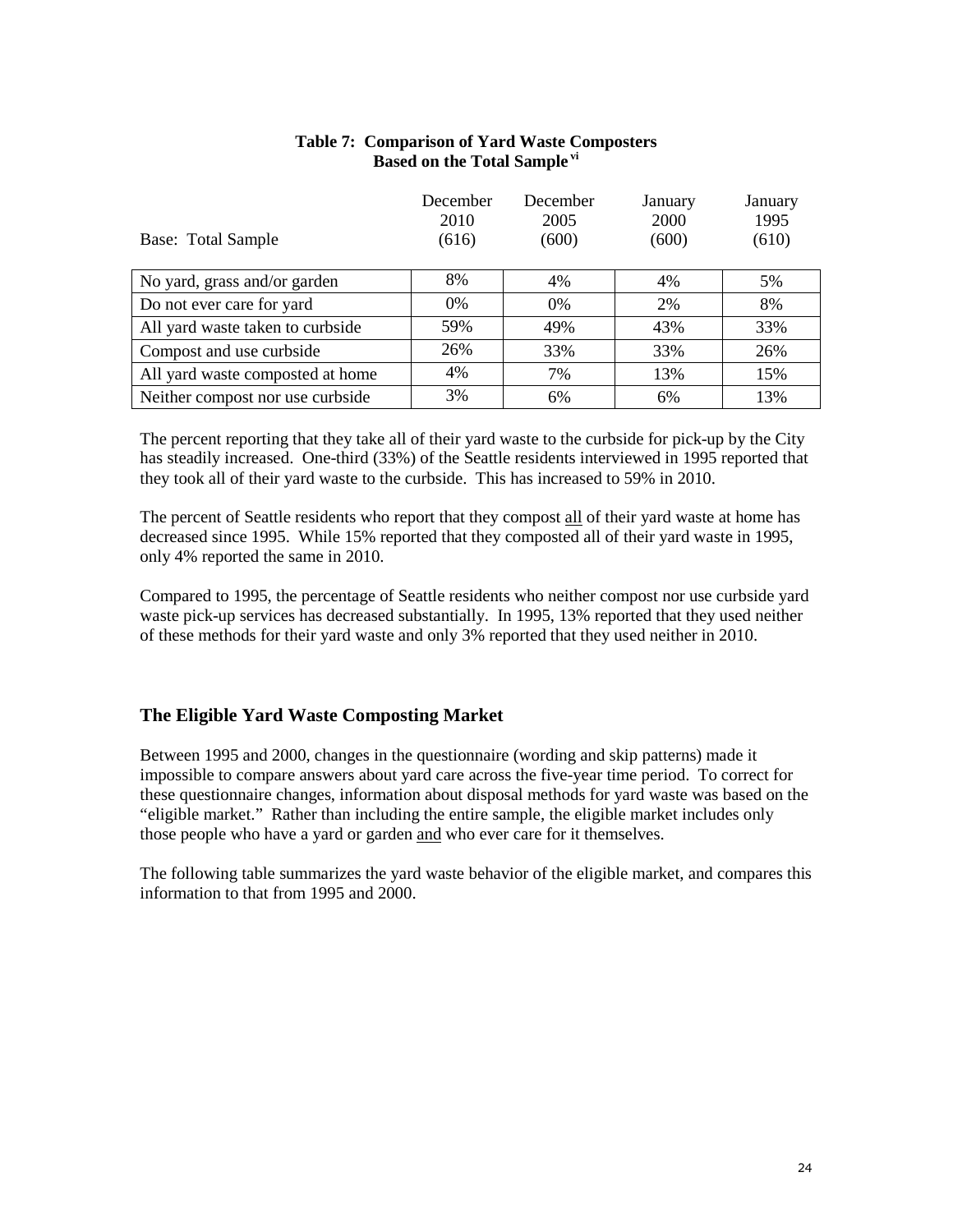**Table 7: Comparison of Yard Waste Composters Based on the Total Sample**[vi]

| Base: Total Sample | December 2010 (616) | December 2005 (600) | January 2000 (600) | January 1995 (610) |
|---|---|---|---|---|
| No yard, grass and/or garden | 8% | 4% | 4% | 5% |
| Do not ever care for yard | 0% | 0% | 2% | 8% |
| All yard waste taken to curbside | 59% | 49% | 43% | 33% |
| Compost and use curbside | 26% | 33% | 33% | 26% |
| All yard waste composted at home | 4% | 7% | 13% | 15% |
| Neither compost nor use curbside | 3% | 6% | 6% | 13% |

The percent reporting that they take all of their yard waste to the curbside for pick-up by the City has steadily increased. One-third (33%) of the Seattle residents interviewed in 1995 reported that they took all of their yard waste to the curbside. This has increased to 59% in 2010.

The percent of Seattle residents who report that they compost all of their yard waste at home has decreased since 1995. While 15% reported that they composted all of their yard waste in 1995, only 4% reported the same in 2010.

Compared to 1995, the percentage of Seattle residents who neither compost nor use curbside yard waste pick-up services has decreased substantially. In 1995, 13% reported that they used neither of these methods for their yard waste and only 3% reported that they used neither in 2010.

## The Eligible Yard Waste Composting Market

Between 1995 and 2000, changes in the questionnaire (wording and skip patterns) made it impossible to compare answers about yard care across the five-year time period. To correct for these questionnaire changes, information about disposal methods for yard waste was based on the "eligible market." Rather than including the entire sample, the eligible market includes only those people who have a yard or garden and who ever care for it themselves.

The following table summarizes the yard waste behavior of the eligible market, and compares this information to that from 1995 and 2000.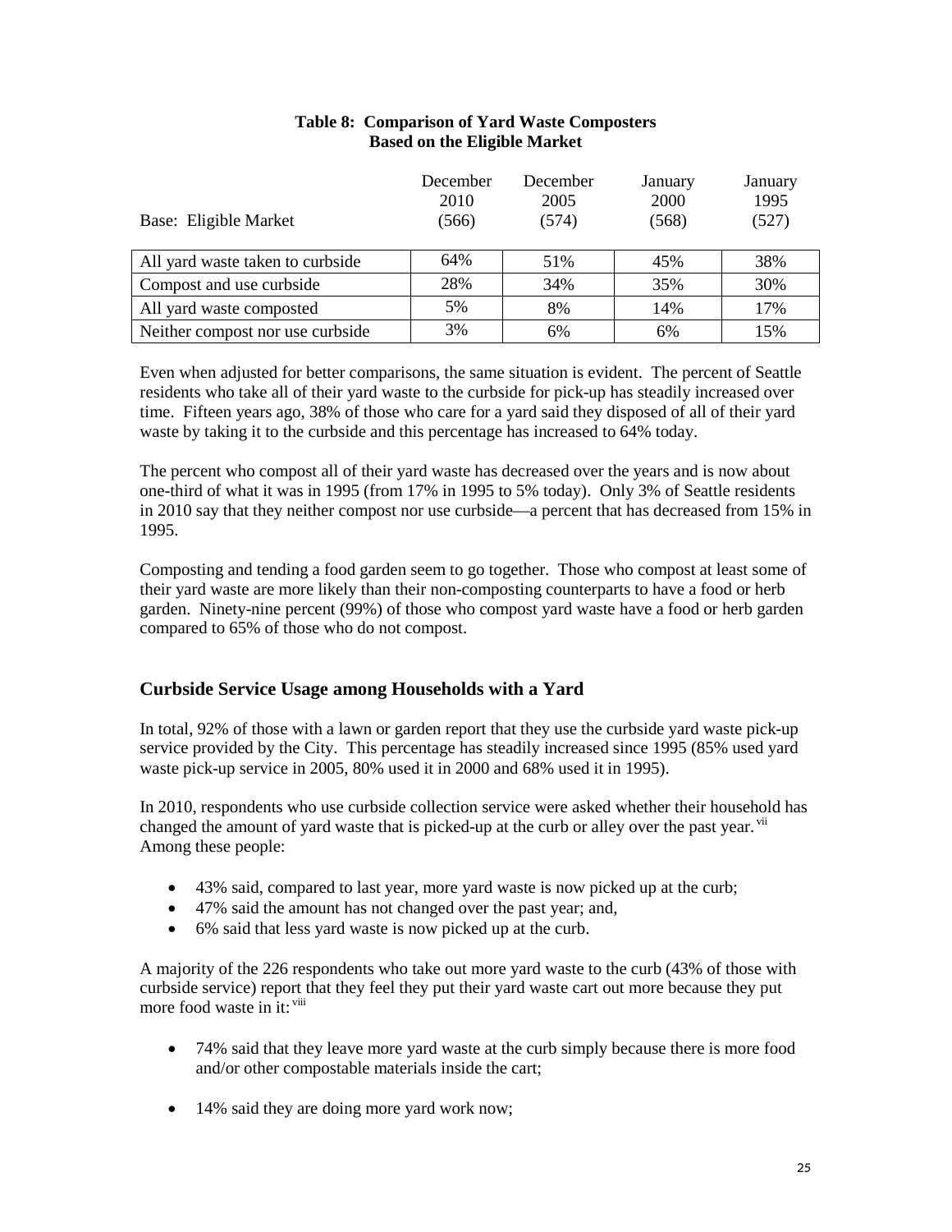**Table 8: Comparison of Yard Waste Composters Based on the Eligible Market**

| Base: Eligible Market | December 2010 (566) | December 2005 (574) | January 2000 (568) | January 1995 (527) |
|---|---|---|---|---|
| All yard waste taken to curbside | 64% | 51% | 45% | 38% |
| Compost and use curbside | 28% | 34% | 35% | 30% |
| All yard waste composted | 5% | 8% | 14% | 17% |
| Neither compost nor use curbside | 3% | 6% | 6% | 15% |

Even when adjusted for better comparisons, the same situation is evident. The percent of Seattle residents who take all of their yard waste to the curbside for pick-up has steadily increased over time. Fifteen years ago, 38% of those who care for a yard said they disposed of all of their yard waste by taking it to the curbside and this percentage has increased to 64% today.

The percent who compost all of their yard waste has decreased over the years and is now about one-third of what it was in 1995 (from 17% in 1995 to 5% today). Only 3% of Seattle residents in 2010 say that they neither compost nor use curbside—a percent that has decreased from 15% in 1995.

Composting and tending a food garden seem to go together. Those who compost at least some of their yard waste are more likely than their non-composting counterparts to have a food or herb garden. Ninety-nine percent (99%) of those who compost yard waste have a food or herb garden compared to 65% of those who do not compost.

## Curbside Service Usage among Households with a Yard

In total, 92% of those with a lawn or garden report that they use the curbside yard waste pick-up service provided by the City. This percentage has steadily increased since 1995 (85% used yard waste pick-up service in 2005, 80% used it in 2000 and 68% used it in 1995).

In 2010, respondents who use curbside collection service were asked whether their household has changed the amount of yard waste that is picked-up at the curb or alley over the past year.[vii] Among these people:

- 43% said, compared to last year, more yard waste is now picked up at the curb;
- 47% said the amount has not changed over the past year; and,
- 6% said that less yard waste is now picked up at the curb.

A majority of the 226 respondents who take out more yard waste to the curb (43% of those with curbside service) report that they feel they put their yard waste cart out more because they put more food waste in it:[viii]

- 74% said that they leave more yard waste at the curb simply because there is more food and/or other compostable materials inside the cart;
- 14% said they are doing more yard work now;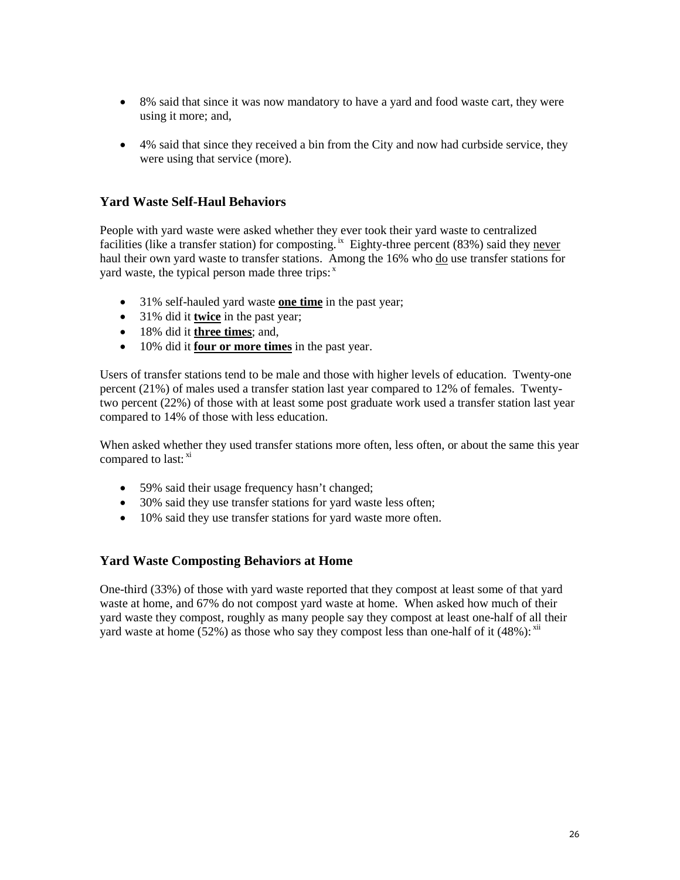- 8% said that since it was now mandatory to have a yard and food waste cart, they were using it more; and,

- 4% said that since they received a bin from the City and now had curbside service, they were using that service (more).

## Yard Waste Self-Haul Behaviors

People with yard waste were asked whether they ever took their yard waste to centralized facilities (like a transfer station) for composting.[ix] Eighty-three percent (83%) said they never haul their own yard waste to transfer stations. Among the 16% who do use transfer stations for yard waste, the typical person made three trips:[x]

- 31% self-hauled yard waste **one time** in the past year;
- 31% did it **twice** in the past year;
- 18% did it **three times**; and,
- 10% did it **four or more times** in the past year.

Users of transfer stations tend to be male and those with higher levels of education. Twenty-one percent (21%) of males used a transfer station last year compared to 12% of females. Twenty-two percent (22%) of those with at least some post graduate work used a transfer station last year compared to 14% of those with less education.

When asked whether they used transfer stations more often, less often, or about the same this year compared to last:[xi]

- 59% said their usage frequency hasn't changed;
- 30% said they use transfer stations for yard waste less often;
- 10% said they use transfer stations for yard waste more often.

## Yard Waste Composting Behaviors at Home

One-third (33%) of those with yard waste reported that they compost at least some of that yard waste at home, and 67% do not compost yard waste at home. When asked how much of their yard waste they compost, roughly as many people say they compost at least one-half of all their yard waste at home (52%) as those who say they compost less than one-half of it (48%):[xii]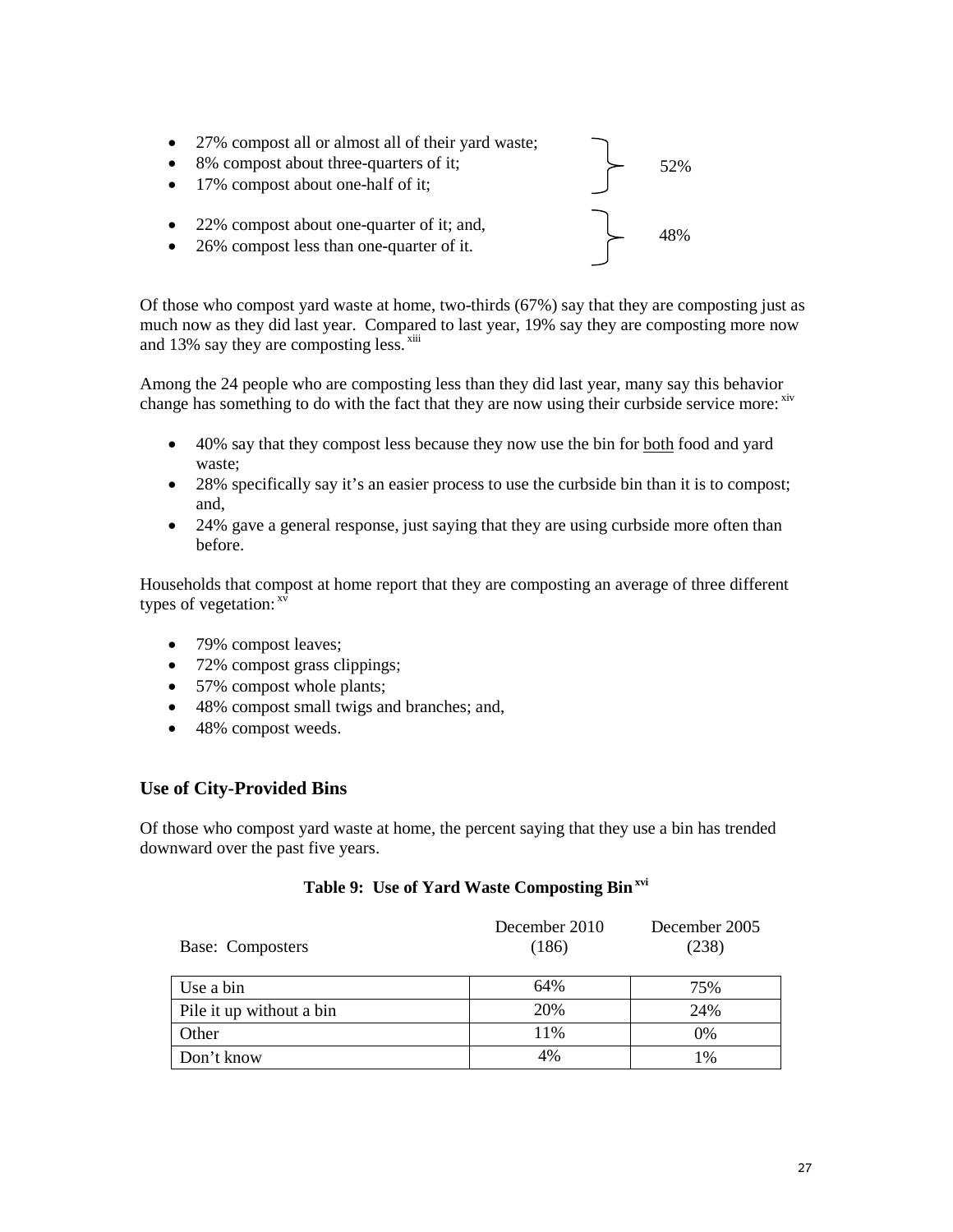- 27% compost all or almost all of their yard waste;
- 8% compost about three-quarters of it;
- 17% compost about one-half of it;

} 52%

- 22% compost about one-quarter of it; and,
- 26% compost less than one-quarter of it.

} 48%

Of those who compost yard waste at home, two-thirds (67%) say that they are composting just as much now as they did last year. Compared to last year, 19% say they are composting more now and 13% say they are composting less. [xiii]

Among the 24 people who are composting less than they did last year, many say this behavior change has something to do with the fact that they are now using their curbside service more: [xiv]

- 40% say that they compost less because they now use the bin for <u>both</u> food and yard waste;
- 28% specifically say it's an easier process to use the curbside bin than it is to compost; and,
- 24% gave a general response, just saying that they are using curbside more often than before.

Households that compost at home report that they are composting an average of three different types of vegetation: [xv]

- 79% compost leaves;
- 72% compost grass clippings;
- 57% compost whole plants;
- 48% compost small twigs and branches; and,
- 48% compost weeds.

### Use of City-Provided Bins

Of those who compost yard waste at home, the percent saying that they use a bin has trended downward over the past five years.

**Table 9: Use of Yard Waste Composting Bin [xvi]**

| Base: Composters | December 2010 (186) | December 2005 (238) |
|---|---|---|
| Use a bin | 64% | 75% |
| Pile it up without a bin | 20% | 24% |
| Other | 11% | 0% |
| Don't know | 4% | 1% |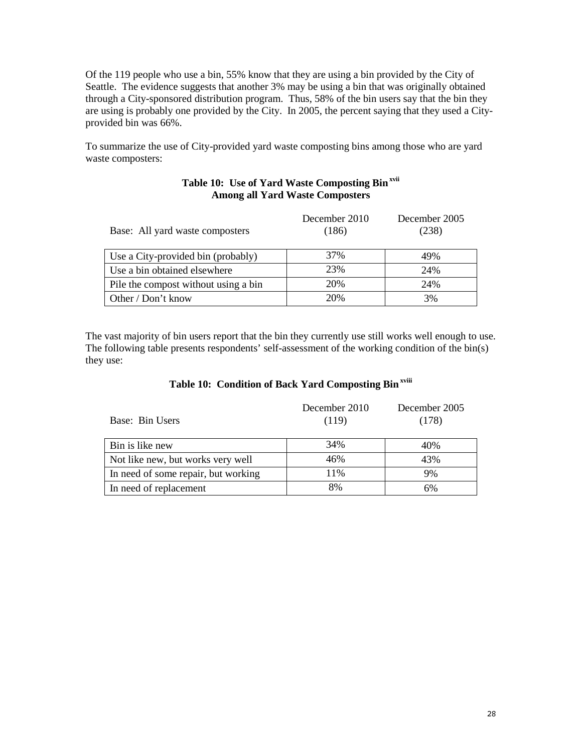Of the 119 people who use a bin, 55% know that they are using a bin provided by the City of Seattle. The evidence suggests that another 3% may be using a bin that was originally obtained through a City-sponsored distribution program. Thus, 58% of the bin users say that the bin they are using is probably one provided by the City. In 2005, the percent saying that they used a City-provided bin was 66%.

To summarize the use of City-provided yard waste composting bins among those who are yard waste composters:

**Table 10: Use of Yard Waste Composting Bin [xvii]**
**Among all Yard Waste Composters**

| Base: All yard waste composters | December 2010 (186) | December 2005 (238) |
|---|---|---|
| Use a City-provided bin (probably) | 37% | 49% |
| Use a bin obtained elsewhere | 23% | 24% |
| Pile the compost without using a bin | 20% | 24% |
| Other / Don't know | 20% | 3% |

The vast majority of bin users report that the bin they currently use still works well enough to use. The following table presents respondents' self-assessment of the working condition of the bin(s) they use:

**Table 10: Condition of Back Yard Composting Bin [xviii]**

| Base: Bin Users | December 2010 (119) | December 2005 (178) |
|---|---|---|
| Bin is like new | 34% | 40% |
| Not like new, but works very well | 46% | 43% |
| In need of some repair, but working | 11% | 9% |
| In need of replacement | 8% | 6% |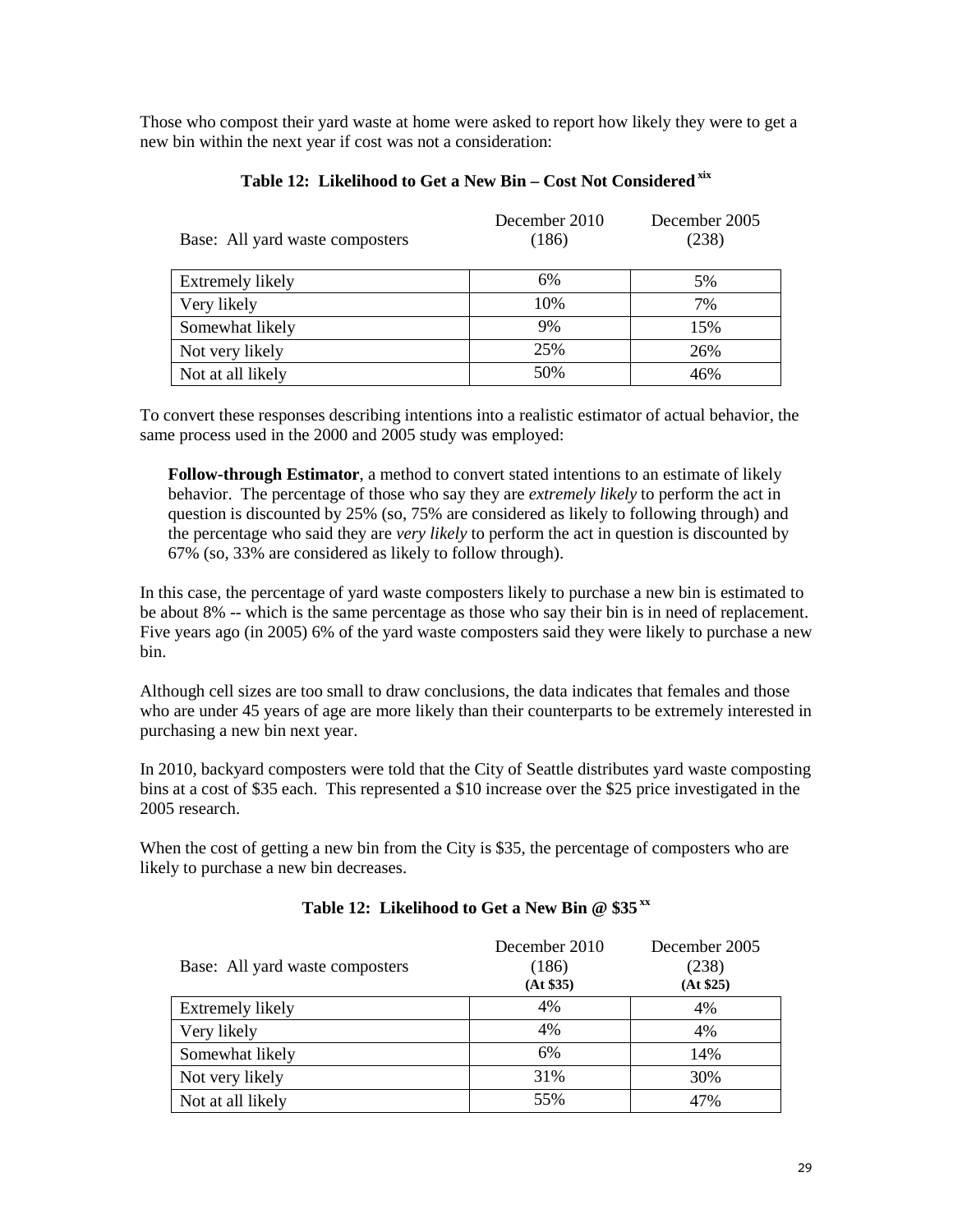Those who compost their yard waste at home were asked to report how likely they were to get a new bin within the next year if cost was not a consideration:

**Table 12: Likelihood to Get a New Bin – Cost Not Considered** [xix]

| Base: All yard waste composters | December 2010 (186) | December 2005 (238) |
|---|---|---|
| Extremely likely | 6% | 5% |
| Very likely | 10% | 7% |
| Somewhat likely | 9% | 15% |
| Not very likely | 25% | 26% |
| Not at all likely | 50% | 46% |

To convert these responses describing intentions into a realistic estimator of actual behavior, the same process used in the 2000 and 2005 study was employed:

> **Follow-through Estimator**, a method to convert stated intentions to an estimate of likely behavior. The percentage of those who say they are *extremely likely* to perform the act in question is discounted by 25% (so, 75% are considered as likely to following through) and the percentage who said they are *very likely* to perform the act in question is discounted by 67% (so, 33% are considered as likely to follow through).

In this case, the percentage of yard waste composters likely to purchase a new bin is estimated to be about 8% -- which is the same percentage as those who say their bin is in need of replacement. Five years ago (in 2005) 6% of the yard waste composters said they were likely to purchase a new bin.

Although cell sizes are too small to draw conclusions, the data indicates that females and those who are under 45 years of age are more likely than their counterparts to be extremely interested in purchasing a new bin next year.

In 2010, backyard composters were told that the City of Seattle distributes yard waste composting bins at a cost of $35 each. This represented a $10 increase over the $25 price investigated in the 2005 research.

When the cost of getting a new bin from the City is $35, the percentage of composters who are likely to purchase a new bin decreases.

**Table 12: Likelihood to Get a New Bin @ $35** [xx]

| Base: All yard waste composters | December 2010 (186) **(At $35)** | December 2005 (238) **(At $25)** |
|---|---|---|
| Extremely likely | 4% | 4% |
| Very likely | 4% | 4% |
| Somewhat likely | 6% | 14% |
| Not very likely | 31% | 30% |
| Not at all likely | 55% | 47% |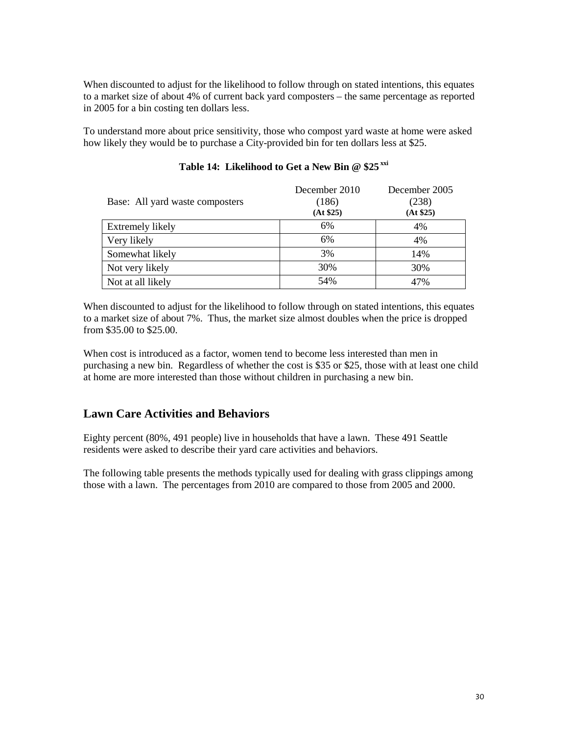When discounted to adjust for the likelihood to follow through on stated intentions, this equates to a market size of about 4% of current back yard composters – the same percentage as reported in 2005 for a bin costing ten dollars less.

To understand more about price sensitivity, those who compost yard waste at home were asked how likely they would be to purchase a City-provided bin for ten dollars less at $25.

**Table 14: Likelihood to Get a New Bin @ $25** [xxi]

| Base: All yard waste composters | December 2010 (186) **(At $25)** | December 2005 (238) **(At $25)** |
|---|---|---|
| Extremely likely | 6% | 4% |
| Very likely | 6% | 4% |
| Somewhat likely | 3% | 14% |
| Not very likely | 30% | 30% |
| Not at all likely | 54% | 47% |

When discounted to adjust for the likelihood to follow through on stated intentions, this equates to a market size of about 7%. Thus, the market size almost doubles when the price is dropped from $35.00 to $25.00.

When cost is introduced as a factor, women tend to become less interested than men in purchasing a new bin. Regardless of whether the cost is $35 or $25, those with at least one child at home are more interested than those without children in purchasing a new bin.

## Lawn Care Activities and Behaviors

Eighty percent (80%, 491 people) live in households that have a lawn. These 491 Seattle residents were asked to describe their yard care activities and behaviors.

The following table presents the methods typically used for dealing with grass clippings among those with a lawn. The percentages from 2010 are compared to those from 2005 and 2000.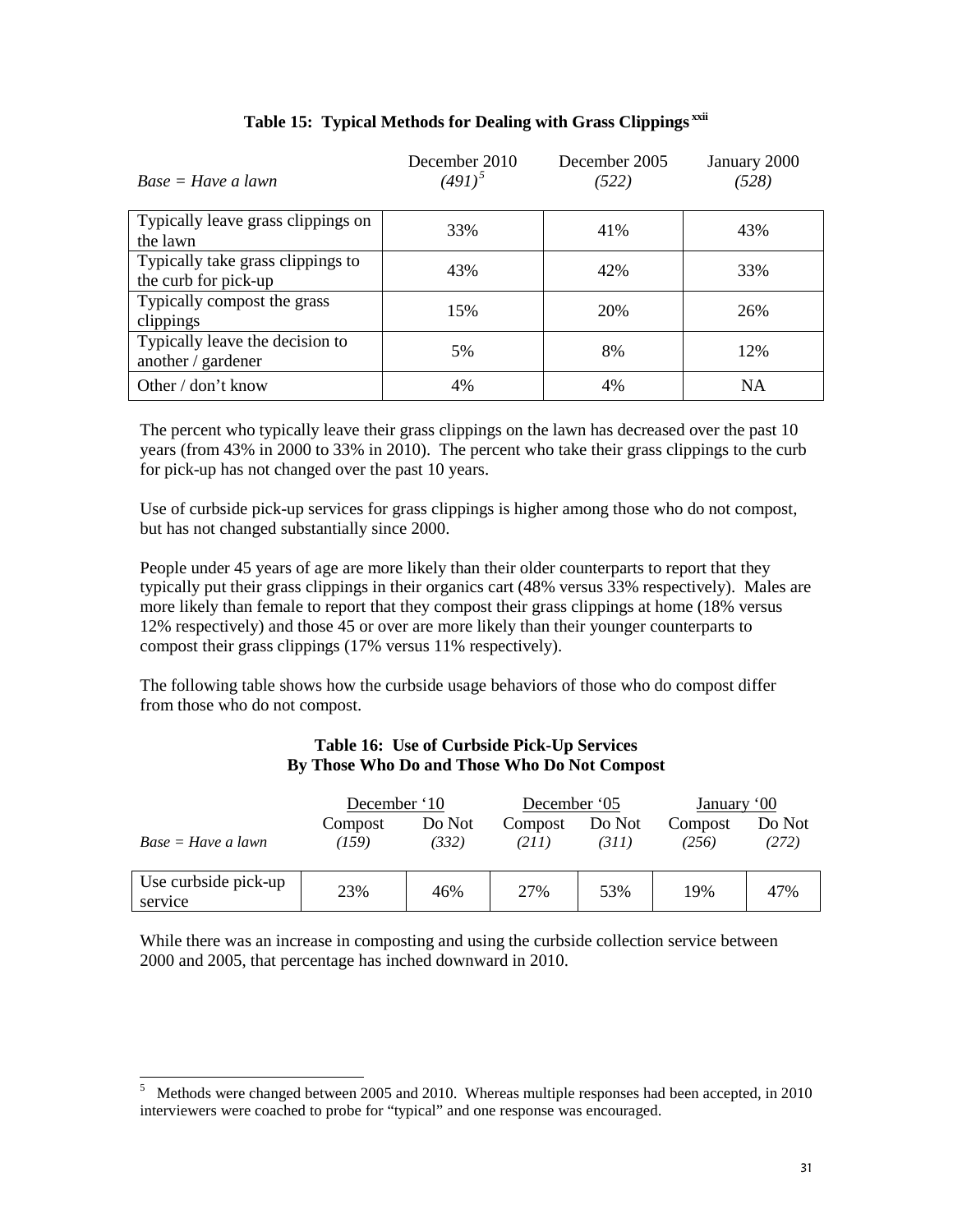**Table 15: Typical Methods for Dealing with Grass Clippings [xxii]**

| *Base = Have a lawn* | December 2010 *(491)*[5] | December 2005 *(522)* | January 2000 *(528)* |
|---|---|---|---|
| Typically leave grass clippings on the lawn | 33% | 41% | 43% |
| Typically take grass clippings to the curb for pick-up | 43% | 42% | 33% |
| Typically compost the grass clippings | 15% | 20% | 26% |
| Typically leave the decision to another / gardener | 5% | 8% | 12% |
| Other / don't know | 4% | 4% | NA |

The percent who typically leave their grass clippings on the lawn has decreased over the past 10 years (from 43% in 2000 to 33% in 2010). The percent who take their grass clippings to the curb for pick-up has not changed over the past 10 years.

Use of curbside pick-up services for grass clippings is higher among those who do not compost, but has not changed substantially since 2000.

People under 45 years of age are more likely than their older counterparts to report that they typically put their grass clippings in their organics cart (48% versus 33% respectively). Males are more likely than female to report that they compost their grass clippings at home (18% versus 12% respectively) and those 45 or over are more likely than their younger counterparts to compost their grass clippings (17% versus 11% respectively).

The following table shows how the curbside usage behaviors of those who do compost differ from those who do not compost.

**Table 16: Use of Curbside Pick-Up Services By Those Who Do and Those Who Do Not Compost**

| | December '10 | | December '05 | | January '00 | |
|---|---|---|---|---|---|---|
| *Base = Have a lawn* | Compost *(159)* | Do Not *(332)* | Compost *(211)* | Do Not *(311)* | Compost *(256)* | Do Not *(272)* |
| Use curbside pick-up service | 23% | 46% | 27% | 53% | 19% | 47% |

While there was an increase in composting and using the curbside collection service between 2000 and 2005, that percentage has inched downward in 2010.

---

[5] Methods were changed between 2005 and 2010. Whereas multiple responses had been accepted, in 2010 interviewers were coached to probe for "typical" and one response was encouraged.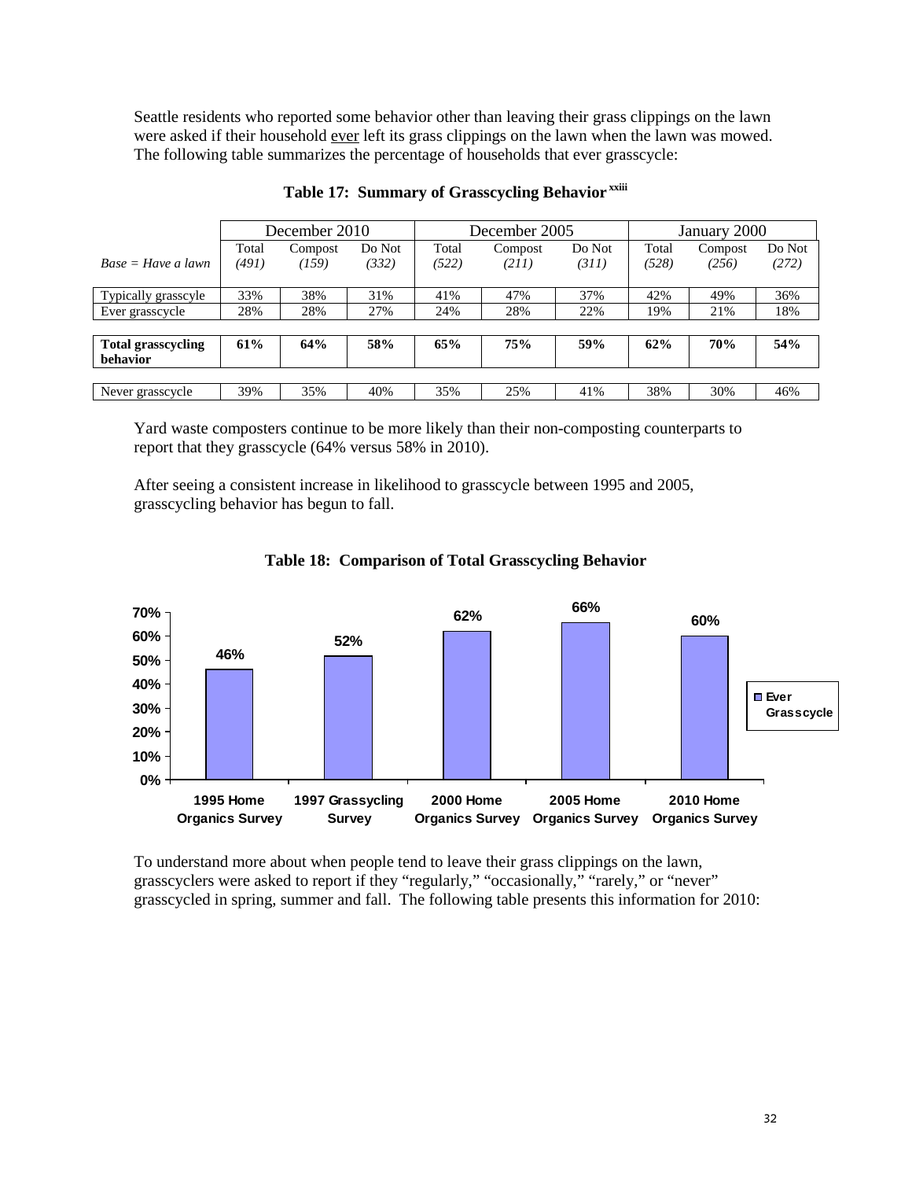Seattle residents who reported some behavior other than leaving their grass clippings on the lawn were asked if their household ever left its grass clippings on the lawn when the lawn was mowed. The following table summarizes the percentage of households that ever grasscycle:

**Table 17: Summary of Grasscycling Behavior [xxiii]**

| | December 2010 | | | December 2005 | | | January 2000 | | |
|---|---|---|---|---|---|---|---|---|---|
| *Base = Have a lawn* | Total *(491)* | Compost *(159)* | Do Not *(332)* | Total *(522)* | Compost *(211)* | Do Not *(311)* | Total *(528)* | Compost *(256)* | Do Not *(272)* |
| Typically grasscyle | 33% | 38% | 31% | 41% | 47% | 37% | 42% | 49% | 36% |
| Ever grasscycle | 28% | 28% | 27% | 24% | 28% | 22% | 19% | 21% | 18% |
| **Total grasscycling behavior** | **61%** | **64%** | **58%** | **65%** | **75%** | **59%** | **62%** | **70%** | **54%** |
| Never grasscycle | 39% | 35% | 40% | 35% | 25% | 41% | 38% | 30% | 46% |

Yard waste composters continue to be more likely than their non-composting counterparts to report that they grasscycle (64% versus 58% in 2010).

After seeing a consistent increase in likelihood to grasscycle between 1995 and 2005, grasscycling behavior has begun to fall.

**Table 18: Comparison of Total Grasscycling Behavior**

| Survey | Ever Grasscycle |
|---|---|
| 1995 Home Organics Survey | 46% |
| 1997 Grassycling Survey | 52% |
| 2000 Home Organics Survey | 62% |
| 2005 Home Organics Survey | 66% |
| 2010 Home Organics Survey | 60% |

To understand more about when people tend to leave their grass clippings on the lawn, grasscyclers were asked to report if they "regularly," "occasionally," "rarely," or "never" grasscycled in spring, summer and fall. The following table presents this information for 2010: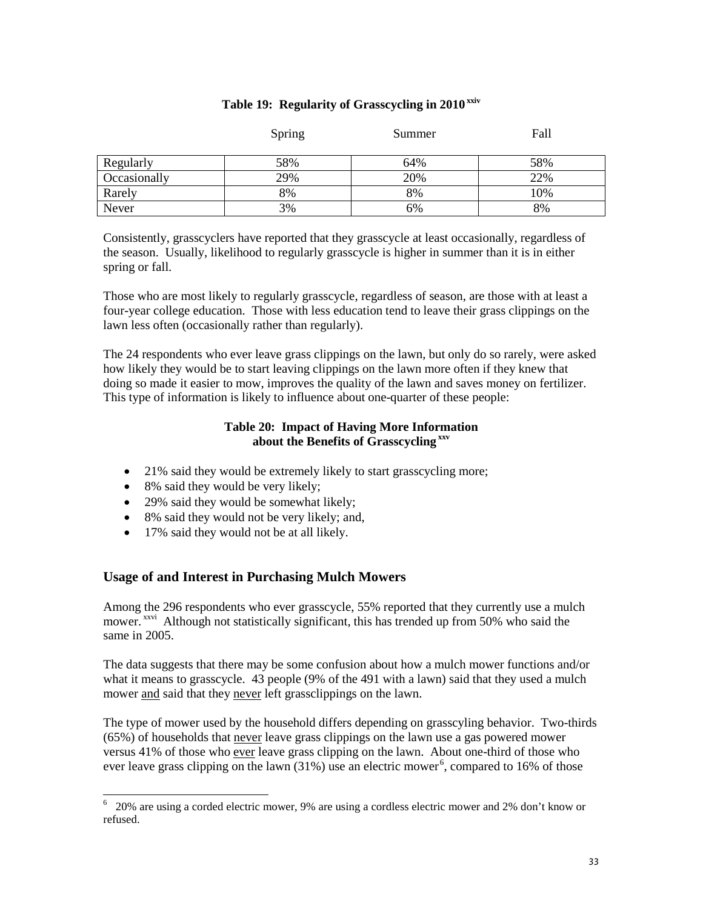**Table 19: Regularity of Grasscycling in 2010** [xxiv]

| | Spring | Summer | Fall |
|---|---|---|---|
| Regularly | 58% | 64% | 58% |
| Occasionally | 29% | 20% | 22% |
| Rarely | 8% | 8% | 10% |
| Never | 3% | 6% | 8% |

Consistently, grasscyclers have reported that they grasscycle at least occasionally, regardless of the season. Usually, likelihood to regularly grasscycle is higher in summer than it is in either spring or fall.

Those who are most likely to regularly grasscycle, regardless of season, are those with at least a four-year college education. Those with less education tend to leave their grass clippings on the lawn less often (occasionally rather than regularly).

The 24 respondents who ever leave grass clippings on the lawn, but only do so rarely, were asked how likely they would be to start leaving clippings on the lawn more often if they knew that doing so made it easier to mow, improves the quality of the lawn and saves money on fertilizer. This type of information is likely to influence about one-quarter of these people:

**Table 20: Impact of Having More Information about the Benefits of Grasscycling** [xxv]

- 21% said they would be extremely likely to start grasscycling more;
- 8% said they would be very likely;
- 29% said they would be somewhat likely;
- 8% said they would not be very likely; and,
- 17% said they would not be at all likely.

## Usage of and Interest in Purchasing Mulch Mowers

Among the 296 respondents who ever grasscycle, 55% reported that they currently use a mulch mower. [xxvi] Although not statistically significant, this has trended up from 50% who said the same in 2005.

The data suggests that there may be some confusion about how a mulch mower functions and/or what it means to grasscycle. 43 people (9% of the 491 with a lawn) said that they used a mulch mower <u>and</u> said that they <u>never</u> left grassclippings on the lawn.

The type of mower used by the household differs depending on grasscyling behavior. Two-thirds (65%) of households that <u>never</u> leave grass clippings on the lawn use a gas powered mower versus 41% of those who <u>ever</u> leave grass clipping on the lawn. About one-third of those who ever leave grass clipping on the lawn (31%) use an electric mower[6], compared to 16% of those

[6] 20% are using a corded electric mower, 9% are using a cordless electric mower and 2% don't know or refused.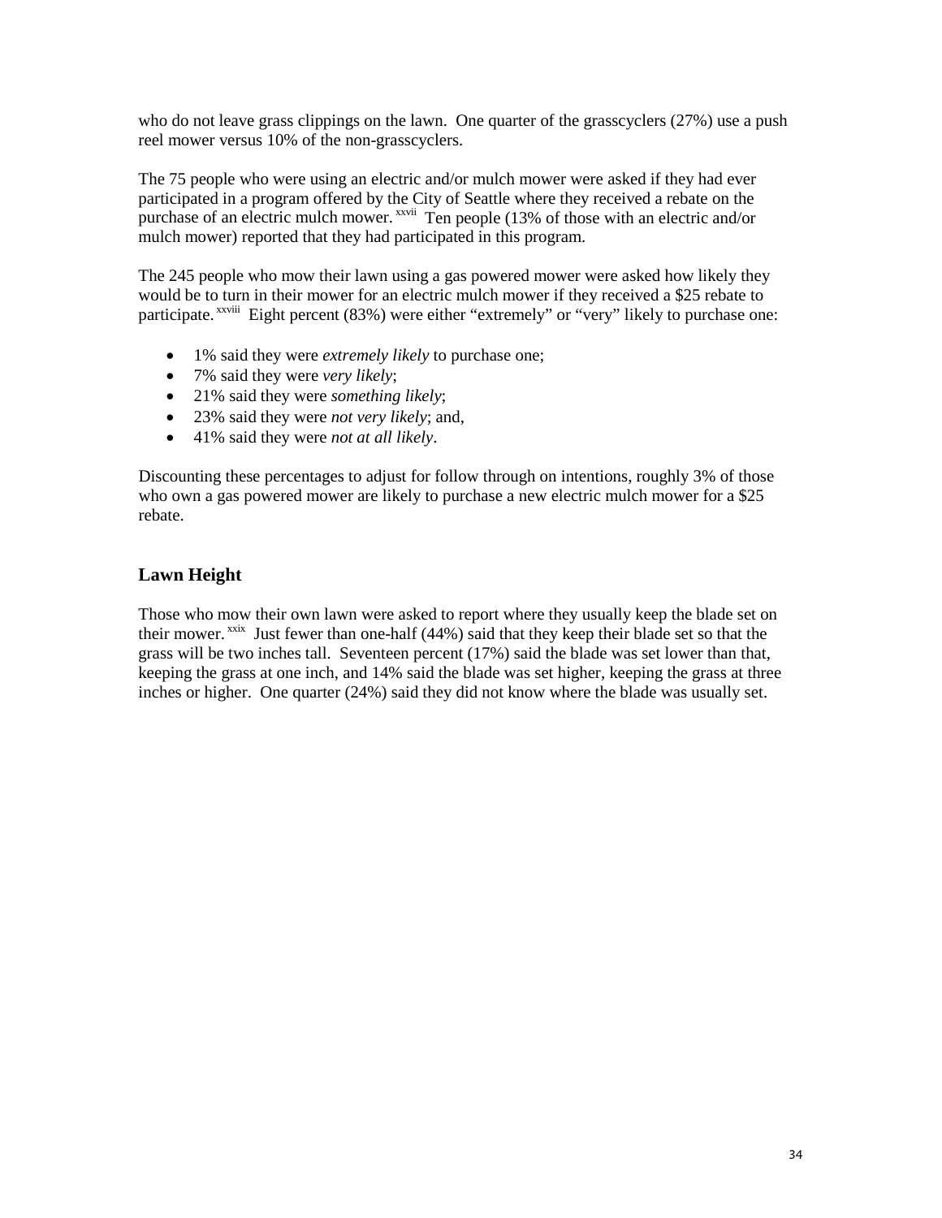who do not leave grass clippings on the lawn. One quarter of the grasscyclers (27%) use a push reel mower versus 10% of the non-grasscyclers.

The 75 people who were using an electric and/or mulch mower were asked if they had ever participated in a program offered by the City of Seattle where they received a rebate on the purchase of an electric mulch mower.[xxvii] Ten people (13% of those with an electric and/or mulch mower) reported that they had participated in this program.

The 245 people who mow their lawn using a gas powered mower were asked how likely they would be to turn in their mower for an electric mulch mower if they received a $25 rebate to participate.[xxviii] Eight percent (83%) were either "extremely" or "very" likely to purchase one:

- 1% said they were *extremely likely* to purchase one;
- 7% said they were *very likely*;
- 21% said they were *something likely*;
- 23% said they were *not very likely*; and,
- 41% said they were *not at all likely*.

Discounting these percentages to adjust for follow through on intentions, roughly 3% of those who own a gas powered mower are likely to purchase a new electric mulch mower for a $25 rebate.

## Lawn Height

Those who mow their own lawn were asked to report where they usually keep the blade set on their mower.[xxix] Just fewer than one-half (44%) said that they keep their blade set so that the grass will be two inches tall. Seventeen percent (17%) said the blade was set lower than that, keeping the grass at one inch, and 14% said the blade was set higher, keeping the grass at three inches or higher. One quarter (24%) said they did not know where the blade was usually set.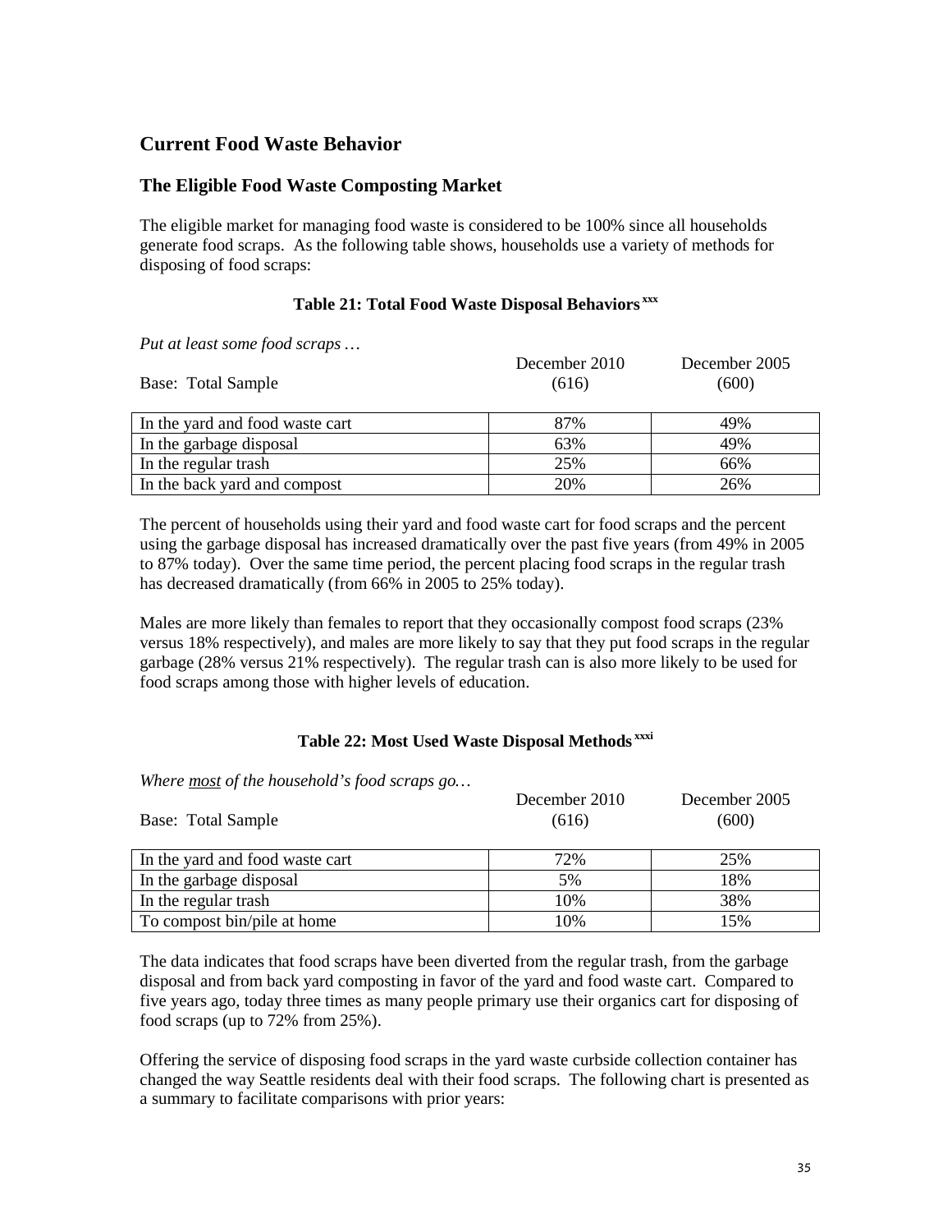## Current Food Waste Behavior

### The Eligible Food Waste Composting Market

The eligible market for managing food waste is considered to be 100% since all households generate food scraps. As the following table shows, households use a variety of methods for disposing of food scraps:

**Table 21: Total Food Waste Disposal Behaviors [xxx]**

*Put at least some food scraps …*

| Base: Total Sample | December 2010 (616) | December 2005 (600) |
|---|---|---|
| In the yard and food waste cart | 87% | 49% |
| In the garbage disposal | 63% | 49% |
| In the regular trash | 25% | 66% |
| In the back yard and compost | 20% | 26% |

The percent of households using their yard and food waste cart for food scraps and the percent using the garbage disposal has increased dramatically over the past five years (from 49% in 2005 to 87% today). Over the same time period, the percent placing food scraps in the regular trash has decreased dramatically (from 66% in 2005 to 25% today).

Males are more likely than females to report that they occasionally compost food scraps (23% versus 18% respectively), and males are more likely to say that they put food scraps in the regular garbage (28% versus 21% respectively). The regular trash can is also more likely to be used for food scraps among those with higher levels of education.

**Table 22: Most Used Waste Disposal Methods [xxxi]**

*Where most of the household's food scraps go…*

| Base: Total Sample | December 2010 (616) | December 2005 (600) |
|---|---|---|
| In the yard and food waste cart | 72% | 25% |
| In the garbage disposal | 5% | 18% |
| In the regular trash | 10% | 38% |
| To compost bin/pile at home | 10% | 15% |

The data indicates that food scraps have been diverted from the regular trash, from the garbage disposal and from back yard composting in favor of the yard and food waste cart. Compared to five years ago, today three times as many people primary use their organics cart for disposing of food scraps (up to 72% from 25%).

Offering the service of disposing food scraps in the yard waste curbside collection container has changed the way Seattle residents deal with their food scraps. The following chart is presented as a summary to facilitate comparisons with prior years: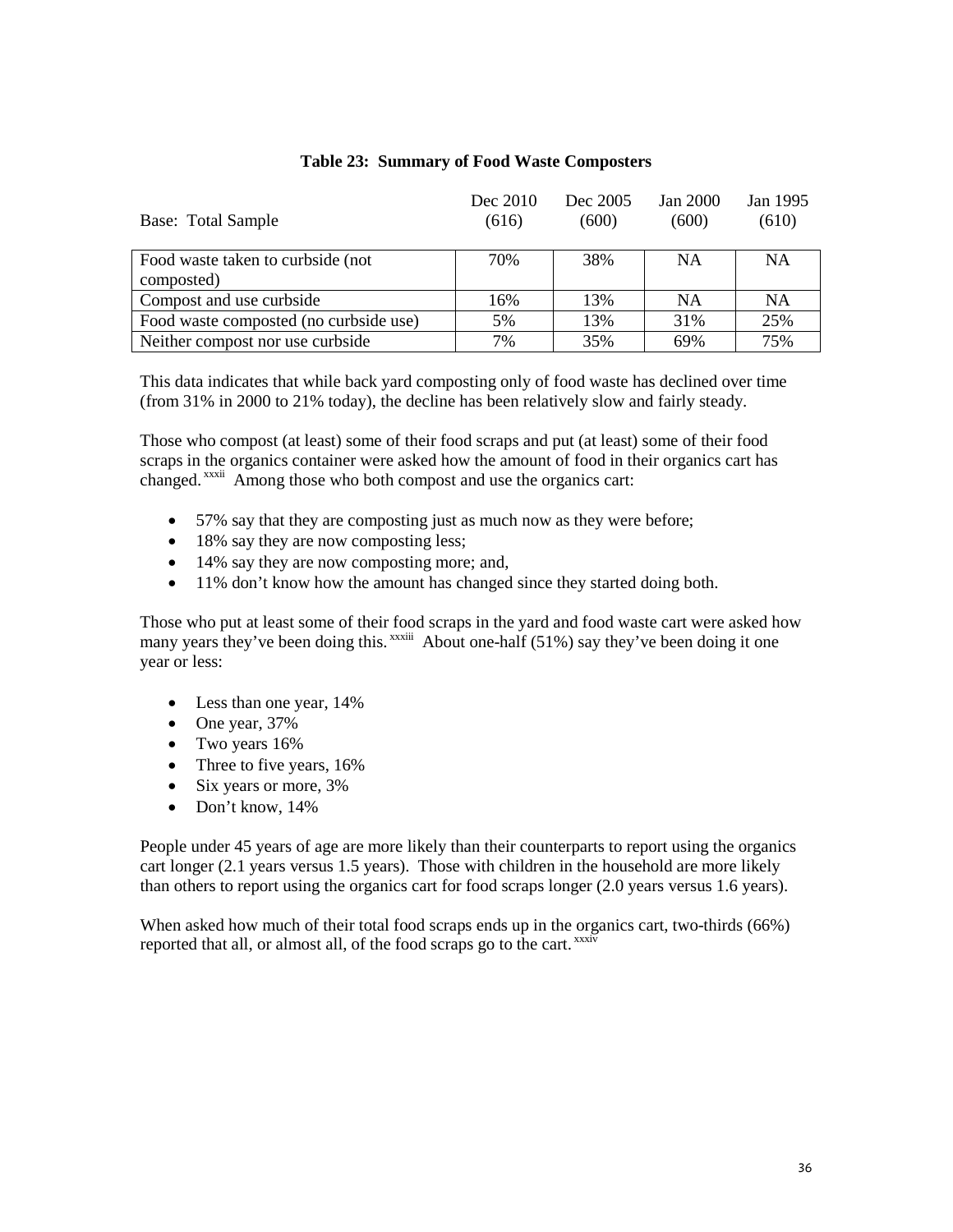**Table 23: Summary of Food Waste Composters**

| Base: Total Sample | Dec 2010 (616) | Dec 2005 (600) | Jan 2000 (600) | Jan 1995 (610) |
|---|---|---|---|---|
| Food waste taken to curbside (not composted) | 70% | 38% | NA | NA |
| Compost and use curbside | 16% | 13% | NA | NA |
| Food waste composted (no curbside use) | 5% | 13% | 31% | 25% |
| Neither compost nor use curbside | 7% | 35% | 69% | 75% |

This data indicates that while back yard composting only of food waste has declined over time (from 31% in 2000 to 21% today), the decline has been relatively slow and fairly steady.

Those who compost (at least) some of their food scraps and put (at least) some of their food scraps in the organics container were asked how the amount of food in their organics cart has changed.[xxxii] Among those who both compost and use the organics cart:

- 57% say that they are composting just as much now as they were before;
- 18% say they are now composting less;
- 14% say they are now composting more; and,
- 11% don't know how the amount has changed since they started doing both.

Those who put at least some of their food scraps in the yard and food waste cart were asked how many years they've been doing this.[xxxiii] About one-half (51%) say they've been doing it one year or less:

- Less than one year, 14%
- One year, 37%
- Two years 16%
- Three to five years, 16%
- Six years or more, 3%
- Don't know, 14%

People under 45 years of age are more likely than their counterparts to report using the organics cart longer (2.1 years versus 1.5 years). Those with children in the household are more likely than others to report using the organics cart for food scraps longer (2.0 years versus 1.6 years).

When asked how much of their total food scraps ends up in the organics cart, two-thirds (66%) reported that all, or almost all, of the food scraps go to the cart.[xxxiv]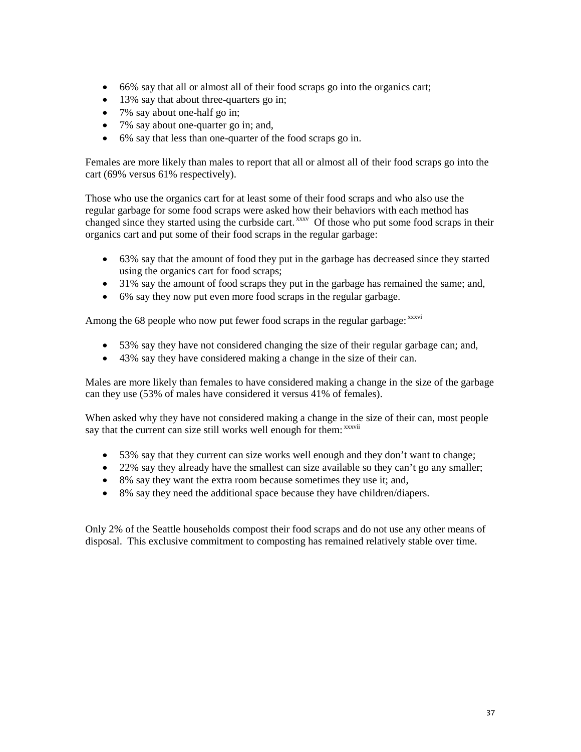- 66% say that all or almost all of their food scraps go into the organics cart;
- 13% say that about three-quarters go in;
- 7% say about one-half go in;
- 7% say about one-quarter go in; and,
- 6% say that less than one-quarter of the food scraps go in.

Females are more likely than males to report that all or almost all of their food scraps go into the cart (69% versus 61% respectively).

Those who use the organics cart for at least some of their food scraps and who also use the regular garbage for some food scraps were asked how their behaviors with each method has changed since they started using the curbside cart.[xxxv] Of those who put some food scraps in their organics cart and put some of their food scraps in the regular garbage:

- 63% say that the amount of food they put in the garbage has decreased since they started using the organics cart for food scraps;
- 31% say the amount of food scraps they put in the garbage has remained the same; and,
- 6% say they now put even more food scraps in the regular garbage.

Among the 68 people who now put fewer food scraps in the regular garbage:[xxxvi]

- 53% say they have not considered changing the size of their regular garbage can; and,
- 43% say they have considered making a change in the size of their can.

Males are more likely than females to have considered making a change in the size of the garbage can they use (53% of males have considered it versus 41% of females).

When asked why they have not considered making a change in the size of their can, most people say that the current can size still works well enough for them:[xxxvii]

- 53% say that they current can size works well enough and they don't want to change;
- 22% say they already have the smallest can size available so they can't go any smaller;
- 8% say they want the extra room because sometimes they use it; and,
- 8% say they need the additional space because they have children/diapers.

Only 2% of the Seattle households compost their food scraps and do not use any other means of disposal. This exclusive commitment to composting has remained relatively stable over time.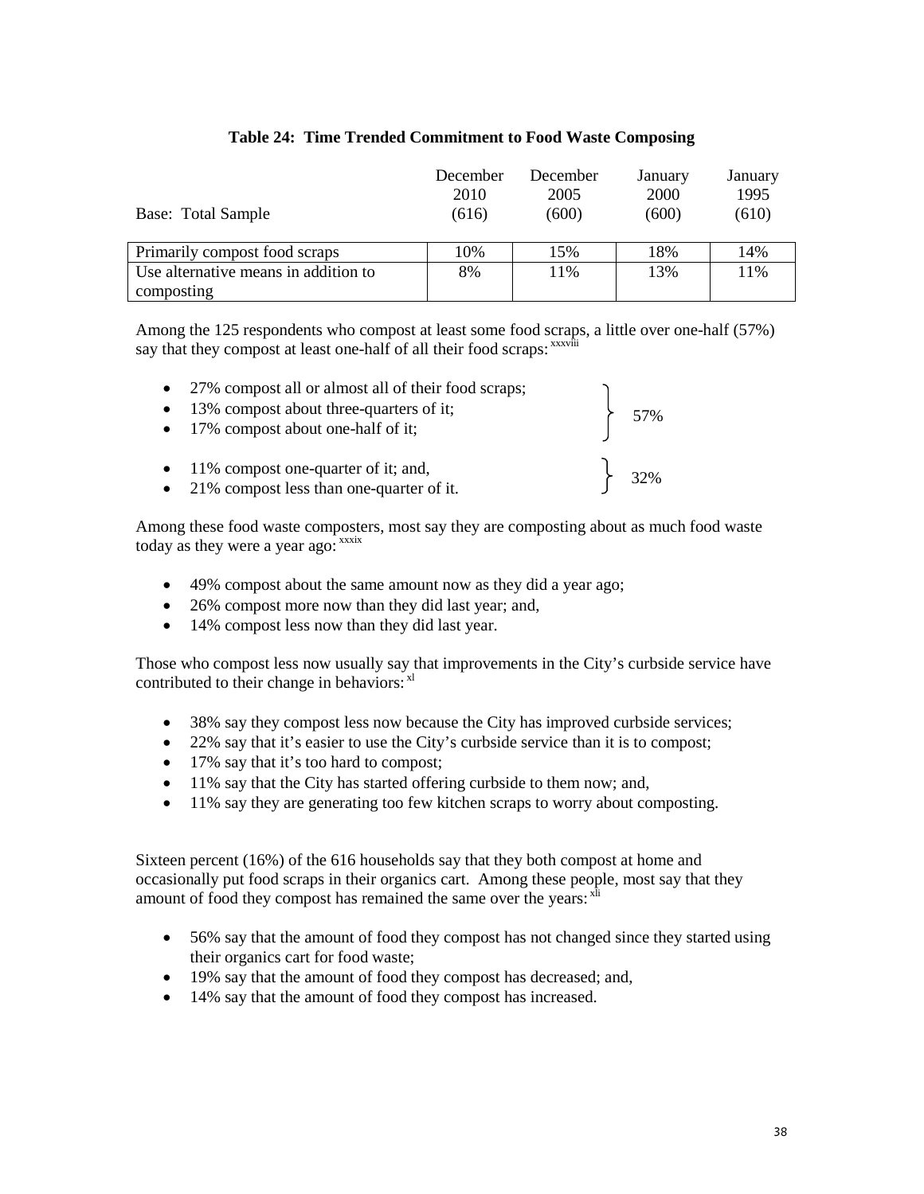**Table 24: Time Trended Commitment to Food Waste Composing**

| Base: Total Sample | December 2010 (616) | December 2005 (600) | January 2000 (600) | January 1995 (610) |
|---|---|---|---|---|
| Primarily compost food scraps | 10% | 15% | 18% | 14% |
| Use alternative means in addition to composting | 8% | 11% | 13% | 11% |

Among the 125 respondents who compost at least some food scraps, a little over one-half (57%) say that they compost at least one-half of all their food scraps:[xxxviii]

- 27% compost all or almost all of their food scraps;
- 13% compost about three-quarters of it;
- 17% compost about one-half of it;

} 57%

- 11% compost one-quarter of it; and,
- 21% compost less than one-quarter of it.

} 32%

Among these food waste composters, most say they are composting about as much food waste today as they were a year ago:[xxxix]

- 49% compost about the same amount now as they did a year ago;
- 26% compost more now than they did last year; and,
- 14% compost less now than they did last year.

Those who compost less now usually say that improvements in the City's curbside service have contributed to their change in behaviors:[xl]

- 38% say they compost less now because the City has improved curbside services;
- 22% say that it's easier to use the City's curbside service than it is to compost;
- 17% say that it's too hard to compost;
- 11% say that the City has started offering curbside to them now; and,
- 11% say they are generating too few kitchen scraps to worry about composting.

Sixteen percent (16%) of the 616 households say that they both compost at home and occasionally put food scraps in their organics cart. Among these people, most say that they amount of food they compost has remained the same over the years:[xli]

- 56% say that the amount of food they compost has not changed since they started using their organics cart for food waste;
- 19% say that the amount of food they compost has decreased; and,
- 14% say that the amount of food they compost has increased.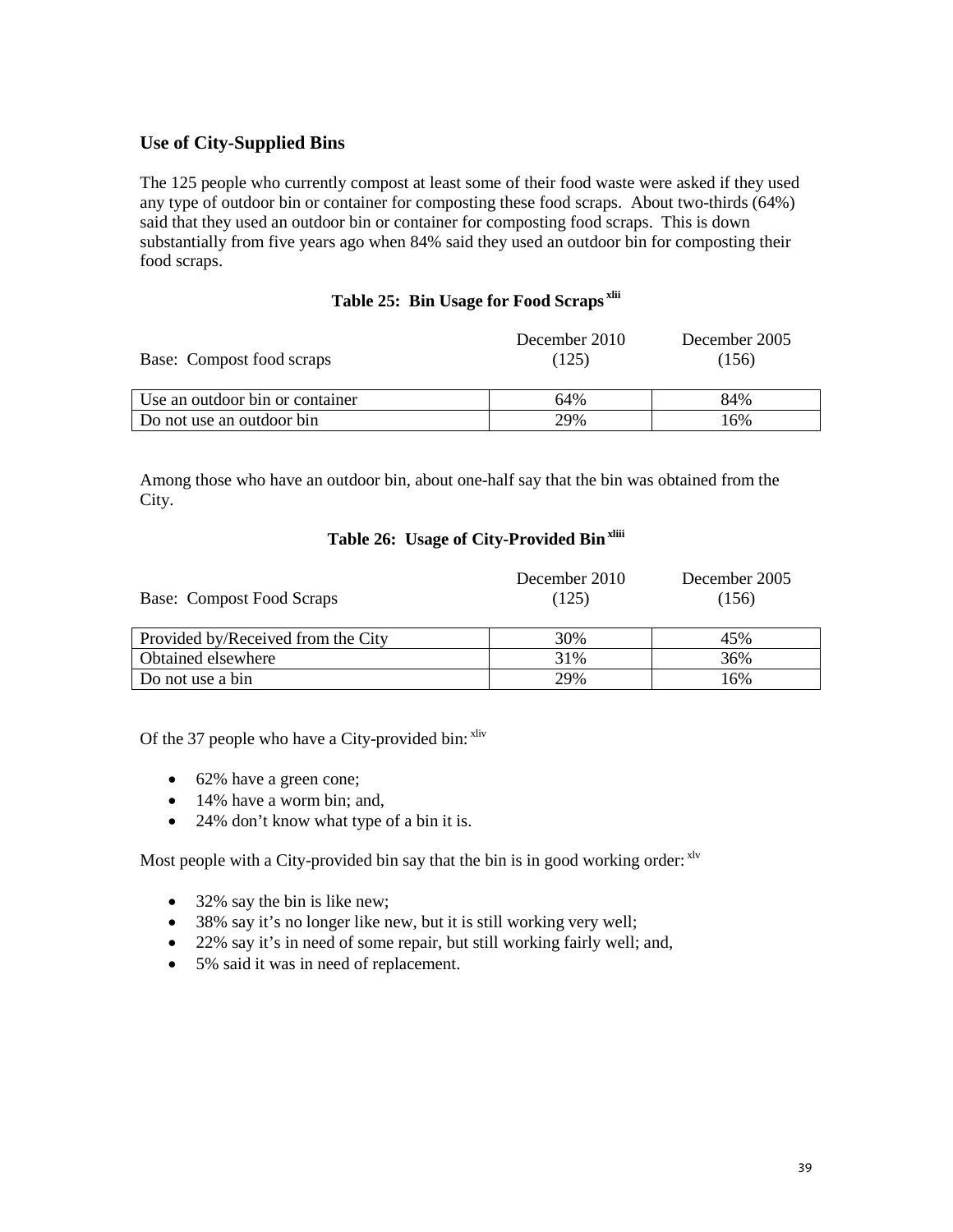### Use of City-Supplied Bins

The 125 people who currently compost at least some of their food waste were asked if they used any type of outdoor bin or container for composting these food scraps. About two-thirds (64%) said that they used an outdoor bin or container for composting food scraps. This is down substantially from five years ago when 84% said they used an outdoor bin for composting their food scraps.

**Table 25: Bin Usage for Food Scraps [xlii]**

| Base: Compost food scraps | December 2010 (125) | December 2005 (156) |
|---|---|---|
| Use an outdoor bin or container | 64% | 84% |
| Do not use an outdoor bin | 29% | 16% |

Among those who have an outdoor bin, about one-half say that the bin was obtained from the City.

**Table 26: Usage of City-Provided Bin [xliii]**

| Base: Compost Food Scraps | December 2010 (125) | December 2005 (156) |
|---|---|---|
| Provided by/Received from the City | 30% | 45% |
| Obtained elsewhere | 31% | 36% |
| Do not use a bin | 29% | 16% |

Of the 37 people who have a City-provided bin: [xliv]

- 62% have a green cone;
- 14% have a worm bin; and,
- 24% don't know what type of a bin it is.

Most people with a City-provided bin say that the bin is in good working order: [xlv]

- 32% say the bin is like new;
- 38% say it's no longer like new, but it is still working very well;
- 22% say it's in need of some repair, but still working fairly well; and,
- 5% said it was in need of replacement.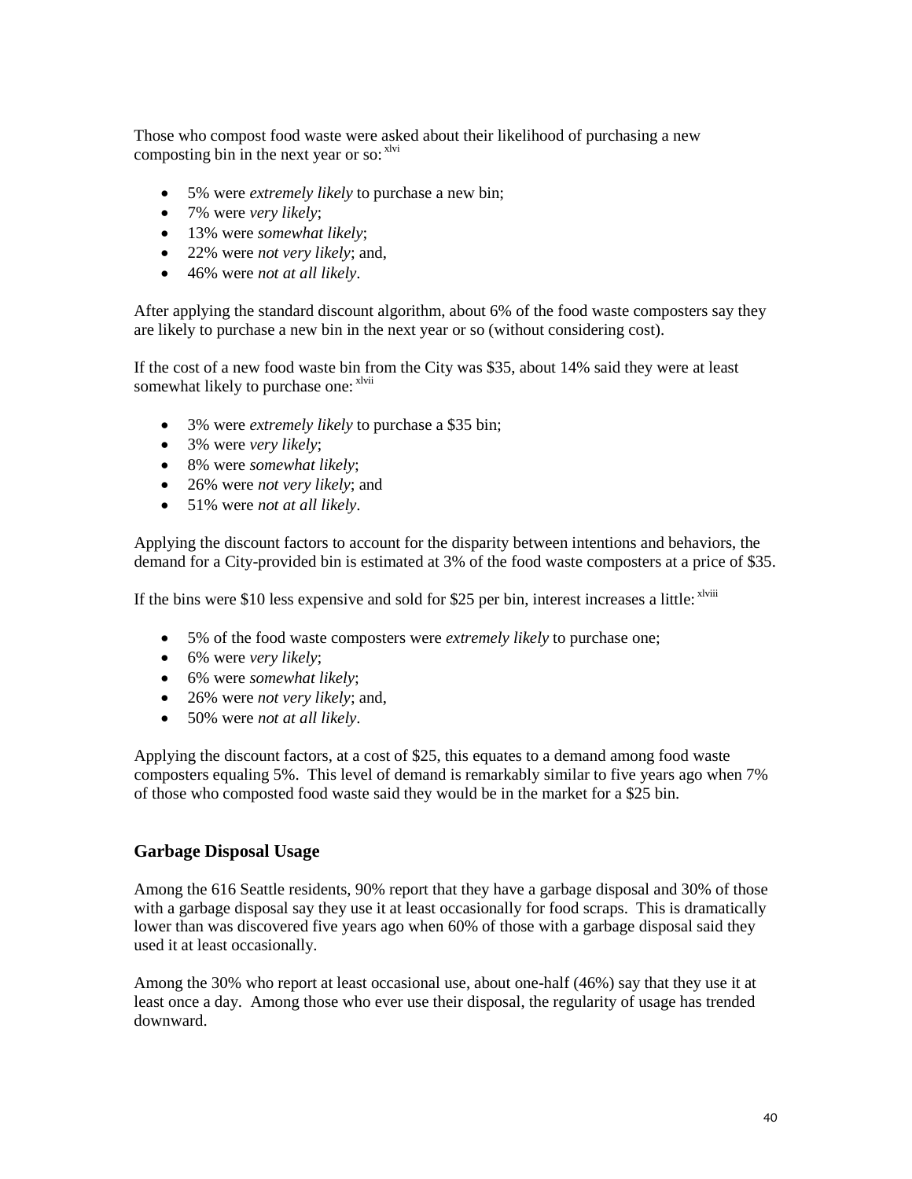Those who compost food waste were asked about their likelihood of purchasing a new composting bin in the next year or so:[xlvi]

- 5% were *extremely likely* to purchase a new bin;
- 7% were *very likely*;
- 13% were *somewhat likely*;
- 22% were *not very likely*; and,
- 46% were *not at all likely*.

After applying the standard discount algorithm, about 6% of the food waste composters say they are likely to purchase a new bin in the next year or so (without considering cost).

If the cost of a new food waste bin from the City was $35, about 14% said they were at least somewhat likely to purchase one:[xlvii]

- 3% were *extremely likely* to purchase a $35 bin;
- 3% were *very likely*;
- 8% were *somewhat likely*;
- 26% were *not very likely*; and
- 51% were *not at all likely*.

Applying the discount factors to account for the disparity between intentions and behaviors, the demand for a City-provided bin is estimated at 3% of the food waste composters at a price of $35.

If the bins were $10 less expensive and sold for $25 per bin, interest increases a little:[xlviii]

- 5% of the food waste composters were *extremely likely* to purchase one;
- 6% were *very likely*;
- 6% were *somewhat likely*;
- 26% were *not very likely*; and,
- 50% were *not at all likely*.

Applying the discount factors, at a cost of $25, this equates to a demand among food waste composters equaling 5%. This level of demand is remarkably similar to five years ago when 7% of those who composted food waste said they would be in the market for a $25 bin.

### Garbage Disposal Usage

Among the 616 Seattle residents, 90% report that they have a garbage disposal and 30% of those with a garbage disposal say they use it at least occasionally for food scraps. This is dramatically lower than was discovered five years ago when 60% of those with a garbage disposal said they used it at least occasionally.

Among the 30% who report at least occasional use, about one-half (46%) say that they use it at least once a day. Among those who ever use their disposal, the regularity of usage has trended downward.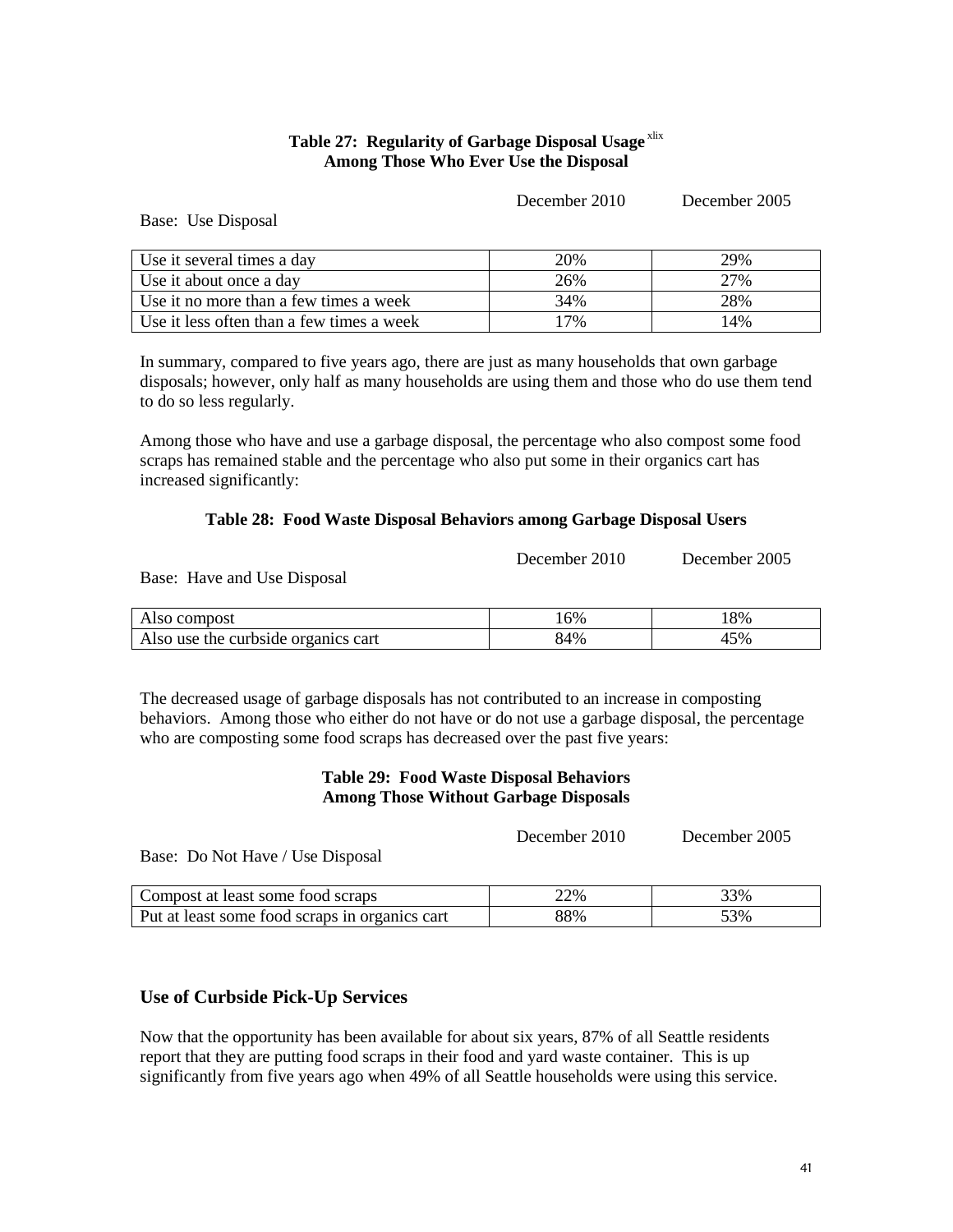**Table 27: Regularity of Garbage Disposal Usage** [xlix]
**Among Those Who Ever Use the Disposal**

| Base: Use Disposal | December 2010 | December 2005 |
|---|---|---|
| Use it several times a day | 20% | 29% |
| Use it about once a day | 26% | 27% |
| Use it no more than a few times a week | 34% | 28% |
| Use it less often than a few times a week | 17% | 14% |

In summary, compared to five years ago, there are just as many households that own garbage disposals; however, only half as many households are using them and those who do use them tend to do so less regularly.

Among those who have and use a garbage disposal, the percentage who also compost some food scraps has remained stable and the percentage who also put some in their organics cart has increased significantly:

**Table 28: Food Waste Disposal Behaviors among Garbage Disposal Users**

| Base: Have and Use Disposal | December 2010 | December 2005 |
|---|---|---|
| Also compost | 16% | 18% |
| Also use the curbside organics cart | 84% | 45% |

The decreased usage of garbage disposals has not contributed to an increase in composting behaviors. Among those who either do not have or do not use a garbage disposal, the percentage who are composting some food scraps has decreased over the past five years:

**Table 29: Food Waste Disposal Behaviors**
**Among Those Without Garbage Disposals**

| Base: Do Not Have / Use Disposal | December 2010 | December 2005 |
|---|---|---|
| Compost at least some food scraps | 22% | 33% |
| Put at least some food scraps in organics cart | 88% | 53% |

## Use of Curbside Pick-Up Services

Now that the opportunity has been available for about six years, 87% of all Seattle residents report that they are putting food scraps in their food and yard waste container. This is up significantly from five years ago when 49% of all Seattle households were using this service.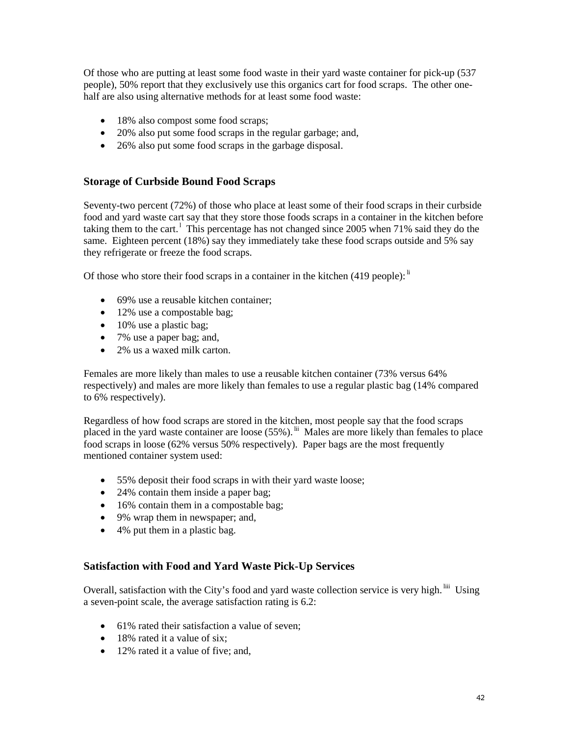Of those who are putting at least some food waste in their yard waste container for pick-up (537 people), 50% report that they exclusively use this organics cart for food scraps. The other one-half are also using alternative methods for at least some food waste:

- 18% also compost some food scraps;
- 20% also put some food scraps in the regular garbage; and,
- 26% also put some food scraps in the garbage disposal.

## Storage of Curbside Bound Food Scraps

Seventy-two percent (72%) of those who place at least some of their food scraps in their curbside food and yard waste cart say that they store those foods scraps in a container in the kitchen before taking them to the cart.[l] This percentage has not changed since 2005 when 71% said they do the same. Eighteen percent (18%) say they immediately take these food scraps outside and 5% say they refrigerate or freeze the food scraps.

Of those who store their food scraps in a container in the kitchen (419 people):[li]

- 69% use a reusable kitchen container;
- 12% use a compostable bag;
- 10% use a plastic bag;
- 7% use a paper bag; and,
- 2% us a waxed milk carton.

Females are more likely than males to use a reusable kitchen container (73% versus 64% respectively) and males are more likely than females to use a regular plastic bag (14% compared to 6% respectively).

Regardless of how food scraps are stored in the kitchen, most people say that the food scraps placed in the yard waste container are loose (55%).[lii] Males are more likely than females to place food scraps in loose (62% versus 50% respectively). Paper bags are the most frequently mentioned container system used:

- 55% deposit their food scraps in with their yard waste loose;
- 24% contain them inside a paper bag;
- 16% contain them in a compostable bag;
- 9% wrap them in newspaper; and,
- 4% put them in a plastic bag.

## Satisfaction with Food and Yard Waste Pick-Up Services

Overall, satisfaction with the City's food and yard waste collection service is very high.[liii] Using a seven-point scale, the average satisfaction rating is 6.2:

- 61% rated their satisfaction a value of seven;
- 18% rated it a value of six;
- 12% rated it a value of five; and,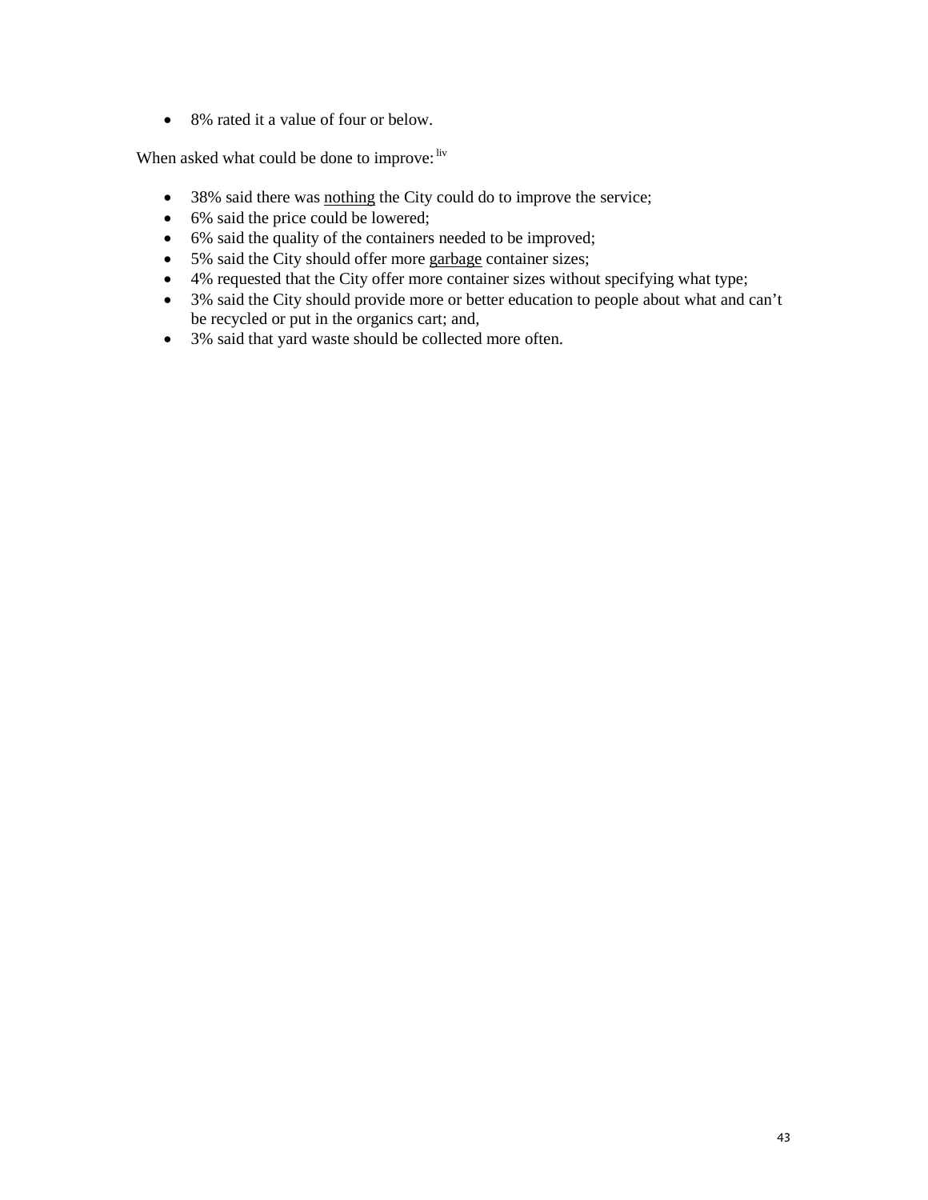- 8% rated it a value of four or below.

When asked what could be done to improve:[liv]

- 38% said there was <u>nothing</u> the City could do to improve the service;
- 6% said the price could be lowered;
- 6% said the quality of the containers needed to be improved;
- 5% said the City should offer more <u>garbage</u> container sizes;
- 4% requested that the City offer more container sizes without specifying what type;
- 3% said the City should provide more or better education to people about what and can't be recycled or put in the organics cart; and,
- 3% said that yard waste should be collected more often.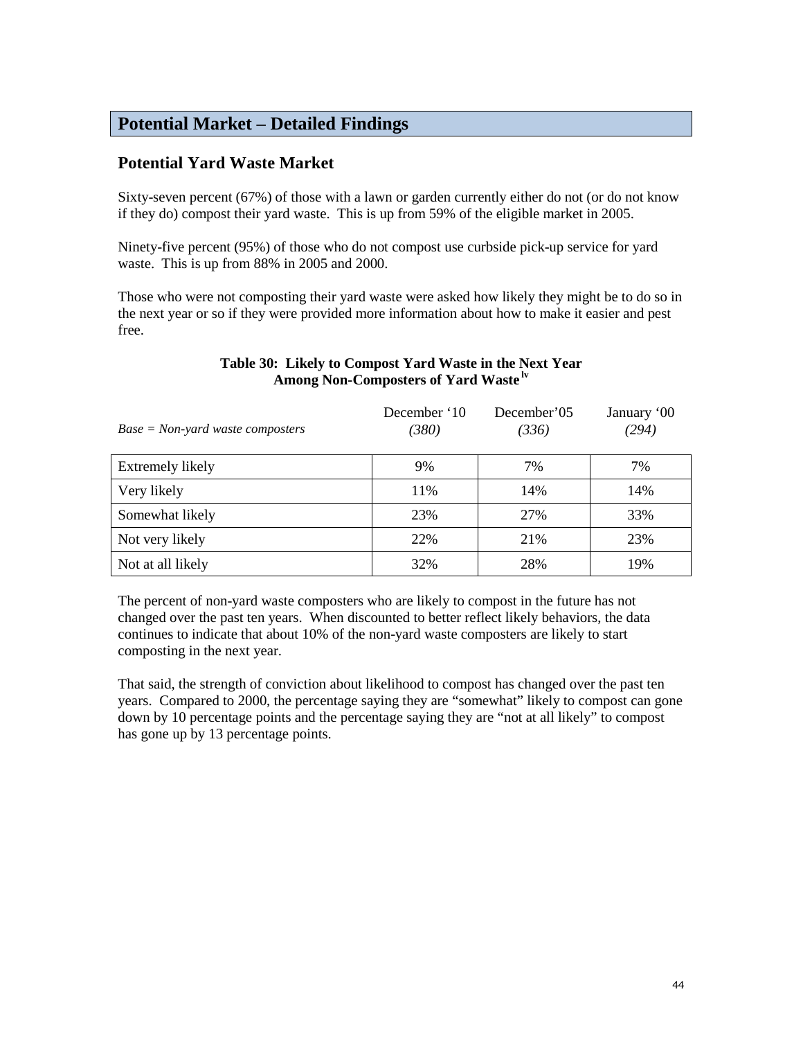## Potential Market – Detailed Findings

### Potential Yard Waste Market

Sixty-seven percent (67%) of those with a lawn or garden currently either do not (or do not know if they do) compost their yard waste. This is up from 59% of the eligible market in 2005.

Ninety-five percent (95%) of those who do not compost use curbside pick-up service for yard waste. This is up from 88% in 2005 and 2000.

Those who were not composting their yard waste were asked how likely they might be to do so in the next year or so if they were provided more information about how to make it easier and pest free.

**Table 30: Likely to Compost Yard Waste in the Next Year Among Non-Composters of Yard Waste** [lv]

| *Base = Non-yard waste composters* | December '10 *(380)* | December'05 *(336)* | January '00 *(294)* |
|---|---|---|---|
| Extremely likely | 9% | 7% | 7% |
| Very likely | 11% | 14% | 14% |
| Somewhat likely | 23% | 27% | 33% |
| Not very likely | 22% | 21% | 23% |
| Not at all likely | 32% | 28% | 19% |

The percent of non-yard waste composters who are likely to compost in the future has not changed over the past ten years. When discounted to better reflect likely behaviors, the data continues to indicate that about 10% of the non-yard waste composters are likely to start composting in the next year.

That said, the strength of conviction about likelihood to compost has changed over the past ten years. Compared to 2000, the percentage saying they are "somewhat" likely to compost can gone down by 10 percentage points and the percentage saying they are "not at all likely" to compost has gone up by 13 percentage points.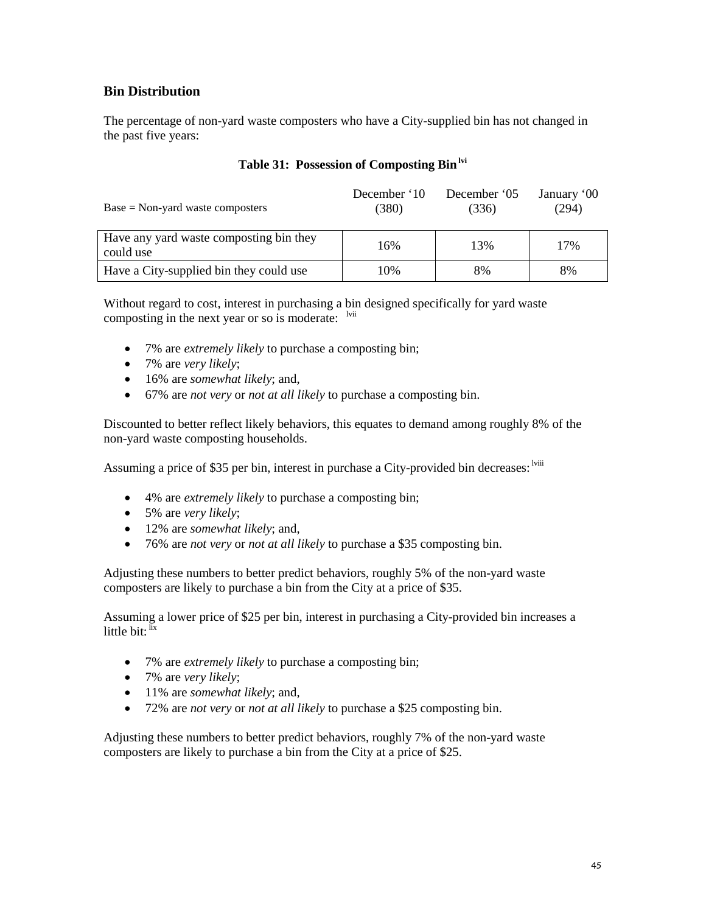## Bin Distribution

The percentage of non-yard waste composters who have a City-supplied bin has not changed in the past five years:

### Table 31: Possession of Composting Bin [lvi]

| Base = Non-yard waste composters | December '10 (380) | December '05 (336) | January '00 (294) |
|---|---|---|---|
| Have any yard waste composting bin they could use | 16% | 13% | 17% |
| Have a City-supplied bin they could use | 10% | 8% | 8% |

Without regard to cost, interest in purchasing a bin designed specifically for yard waste composting in the next year or so is moderate: [lvii]

- 7% are *extremely likely* to purchase a composting bin;
- 7% are *very likely*;
- 16% are *somewhat likely*; and,
- 67% are *not very* or *not at all likely* to purchase a composting bin.

Discounted to better reflect likely behaviors, this equates to demand among roughly 8% of the non-yard waste composting households.

Assuming a price of $35 per bin, interest in purchase a City-provided bin decreases: [lviii]

- 4% are *extremely likely* to purchase a composting bin;
- 5% are *very likely*;
- 12% are *somewhat likely*; and,
- 76% are *not very* or *not at all likely* to purchase a $35 composting bin.

Adjusting these numbers to better predict behaviors, roughly 5% of the non-yard waste composters are likely to purchase a bin from the City at a price of $35.

Assuming a lower price of $25 per bin, interest in purchasing a City-provided bin increases a little bit: [lix]

- 7% are *extremely likely* to purchase a composting bin;
- 7% are *very likely*;
- 11% are *somewhat likely*; and,
- 72% are *not very* or *not at all likely* to purchase a $25 composting bin.

Adjusting these numbers to better predict behaviors, roughly 7% of the non-yard waste composters are likely to purchase a bin from the City at a price of $25.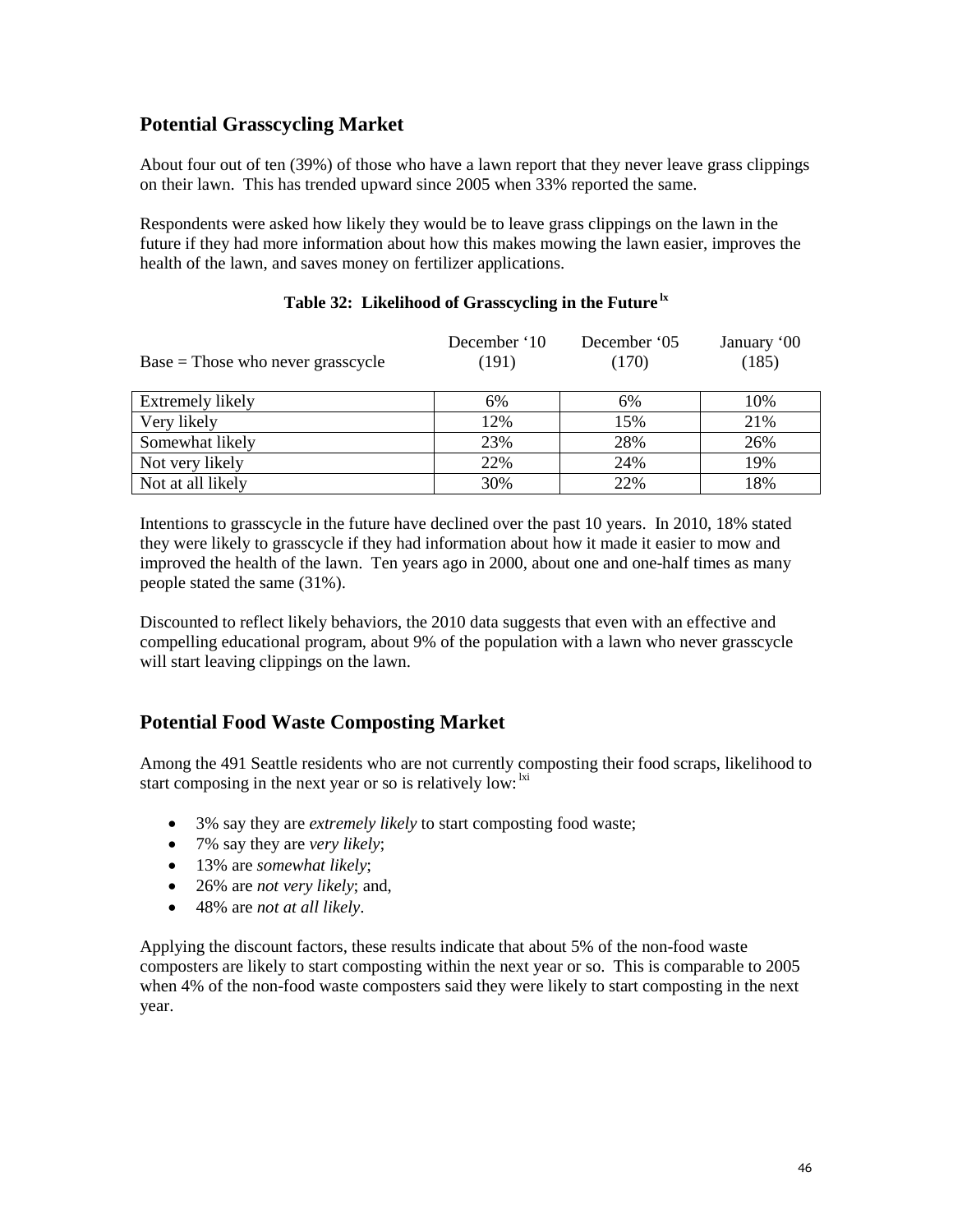## Potential Grasscycling Market

About four out of ten (39%) of those who have a lawn report that they never leave grass clippings on their lawn. This has trended upward since 2005 when 33% reported the same.

Respondents were asked how likely they would be to leave grass clippings on the lawn in the future if they had more information about how this makes mowing the lawn easier, improves the health of the lawn, and saves money on fertilizer applications.

**Table 32: Likelihood of Grasscycling in the Future [lx]**

| Base = Those who never grasscycle | December '10 (191) | December '05 (170) | January '00 (185) |
| --- | --- | --- | --- |
| Extremely likely | 6% | 6% | 10% |
| Very likely | 12% | 15% | 21% |
| Somewhat likely | 23% | 28% | 26% |
| Not very likely | 22% | 24% | 19% |
| Not at all likely | 30% | 22% | 18% |

Intentions to grasscycle in the future have declined over the past 10 years. In 2010, 18% stated they were likely to grasscycle if they had information about how it made it easier to mow and improved the health of the lawn. Ten years ago in 2000, about one and one-half times as many people stated the same (31%).

Discounted to reflect likely behaviors, the 2010 data suggests that even with an effective and compelling educational program, about 9% of the population with a lawn who never grasscycle will start leaving clippings on the lawn.

## Potential Food Waste Composting Market

Among the 491 Seattle residents who are not currently composting their food scraps, likelihood to start composing in the next year or so is relatively low: [lxi]

- 3% say they are *extremely likely* to start composting food waste;
- 7% say they are *very likely*;
- 13% are *somewhat likely*;
- 26% are *not very likely*; and,
- 48% are *not at all likely*.

Applying the discount factors, these results indicate that about 5% of the non-food waste composters are likely to start composting within the next year or so. This is comparable to 2005 when 4% of the non-food waste composters said they were likely to start composting in the next year.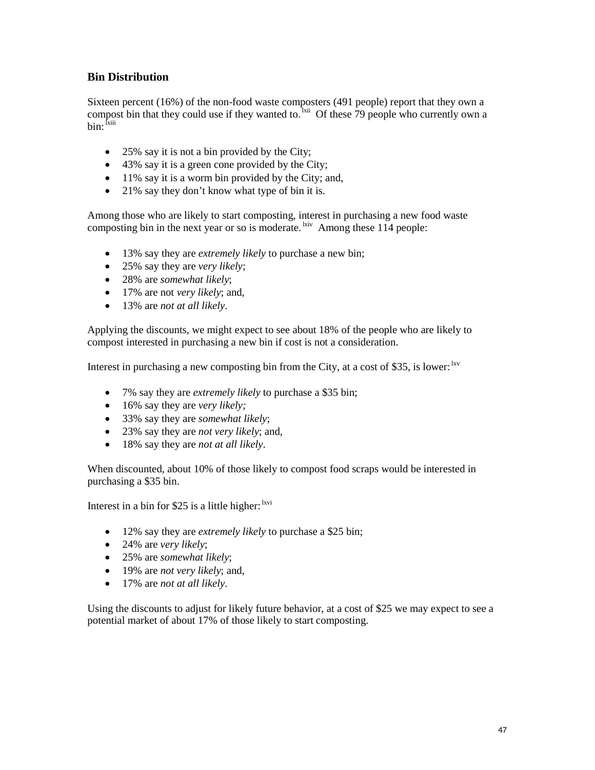### Bin Distribution

Sixteen percent (16%) of the non-food waste composters (491 people) report that they own a compost bin that they could use if they wanted to.[lxii] Of these 79 people who currently own a bin:[lxiii]

- 25% say it is not a bin provided by the City;
- 43% say it is a green cone provided by the City;
- 11% say it is a worm bin provided by the City; and,
- 21% say they don't know what type of bin it is.

Among those who are likely to start composting, interest in purchasing a new food waste composting bin in the next year or so is moderate.[lxiv] Among these 114 people:

- 13% say they are *extremely likely* to purchase a new bin;
- 25% say they are *very likely*;
- 28% are *somewhat likely*;
- 17% are not *very likely*; and,
- 13% are *not at all likely*.

Applying the discounts, we might expect to see about 18% of the people who are likely to compost interested in purchasing a new bin if cost is not a consideration.

Interest in purchasing a new composting bin from the City, at a cost of $35, is lower:[lxv]

- 7% say they are *extremely likely* to purchase a $35 bin;
- 16% say they are *very likely;*
- 33% say they are *somewhat likely*;
- 23% say they are *not very likely*; and,
- 18% say they are *not at all likely*.

When discounted, about 10% of those likely to compost food scraps would be interested in purchasing a $35 bin.

Interest in a bin for $25 is a little higher:[lxvi]

- 12% say they are *extremely likely* to purchase a $25 bin;
- 24% are *very likely*;
- 25% are *somewhat likely*;
- 19% are *not very likely*; and,
- 17% are *not at all likely*.

Using the discounts to adjust for likely future behavior, at a cost of $25 we may expect to see a potential market of about 17% of those likely to start composting.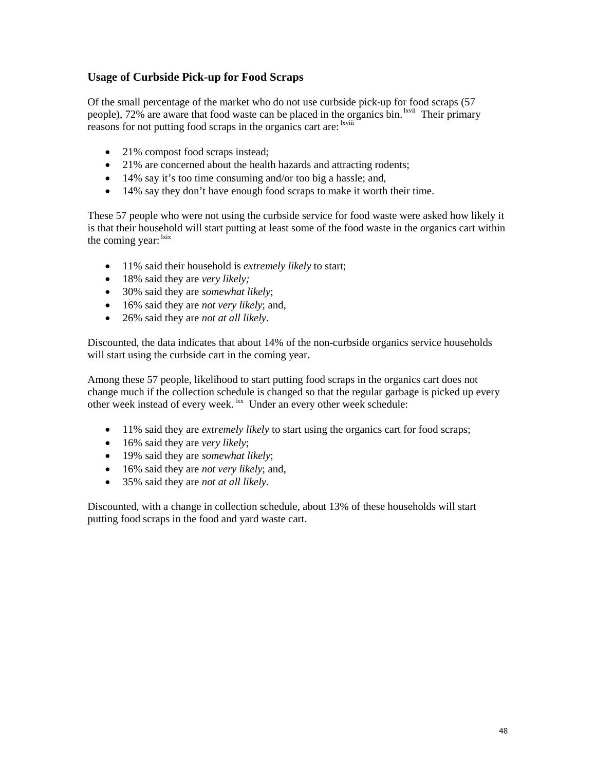### Usage of Curbside Pick-up for Food Scraps

Of the small percentage of the market who do not use curbside pick-up for food scraps (57 people), 72% are aware that food waste can be placed in the organics bin.[lxvii] Their primary reasons for not putting food scraps in the organics cart are:[lxviii]

- 21% compost food scraps instead;
- 21% are concerned about the health hazards and attracting rodents;
- 14% say it's too time consuming and/or too big a hassle; and,
- 14% say they don't have enough food scraps to make it worth their time.

These 57 people who were not using the curbside service for food waste were asked how likely it is that their household will start putting at least some of the food waste in the organics cart within the coming year:[lxix]

- 11% said their household is *extremely likely* to start;
- 18% said they are *very likely;*
- 30% said they are *somewhat likely*;
- 16% said they are *not very likely*; and,
- 26% said they are *not at all likely*.

Discounted, the data indicates that about 14% of the non-curbside organics service households will start using the curbside cart in the coming year.

Among these 57 people, likelihood to start putting food scraps in the organics cart does not change much if the collection schedule is changed so that the regular garbage is picked up every other week instead of every week.[lxx] Under an every other week schedule:

- 11% said they are *extremely likely* to start using the organics cart for food scraps;
- 16% said they are *very likely*;
- 19% said they are *somewhat likely*;
- 16% said they are *not very likely*; and,
- 35% said they are *not at all likely*.

Discounted, with a change in collection schedule, about 13% of these households will start putting food scraps in the food and yard waste cart.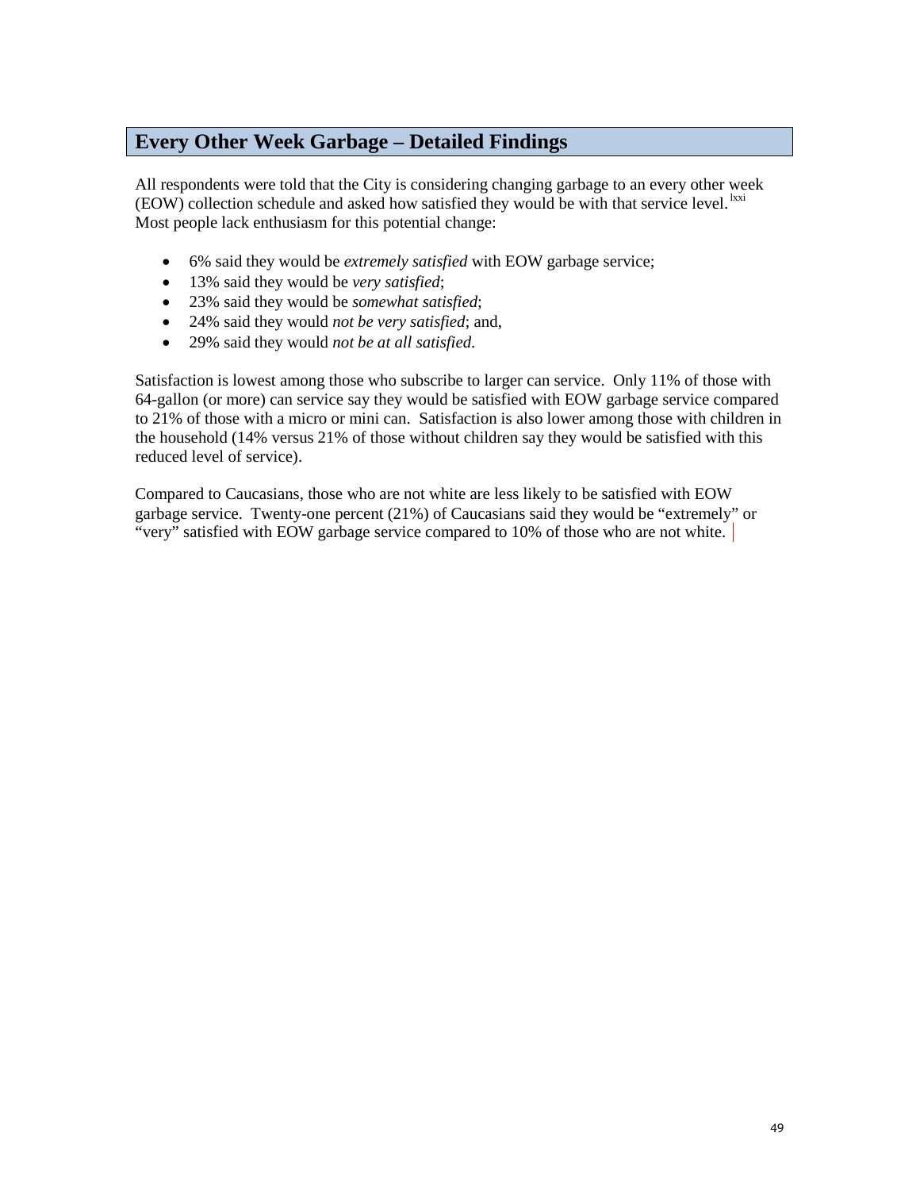## Every Other Week Garbage – Detailed Findings

All respondents were told that the City is considering changing garbage to an every other week (EOW) collection schedule and asked how satisfied they would be with that service level.[lxxi] Most people lack enthusiasm for this potential change:

- 6% said they would be *extremely satisfied* with EOW garbage service;
- 13% said they would be *very satisfied*;
- 23% said they would be *somewhat satisfied*;
- 24% said they would *not be very satisfied*; and,
- 29% said they would *not be at all satisfied*.

Satisfaction is lowest among those who subscribe to larger can service. Only 11% of those with 64-gallon (or more) can service say they would be satisfied with EOW garbage service compared to 21% of those with a micro or mini can. Satisfaction is also lower among those with children in the household (14% versus 21% of those without children say they would be satisfied with this reduced level of service).

Compared to Caucasians, those who are not white are less likely to be satisfied with EOW garbage service. Twenty-one percent (21%) of Caucasians said they would be "extremely" or "very" satisfied with EOW garbage service compared to 10% of those who are not white.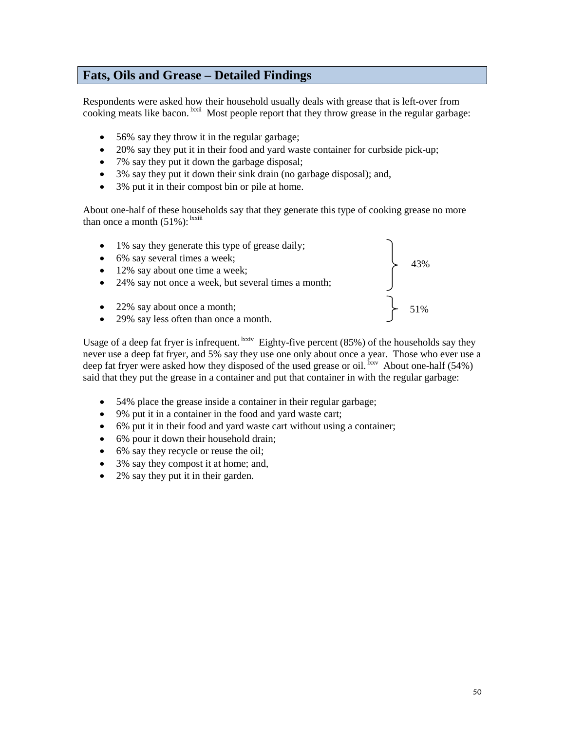## Fats, Oils and Grease – Detailed Findings

Respondents were asked how their household usually deals with grease that is left-over from cooking meats like bacon.[lxxii] Most people report that they throw grease in the regular garbage:

- 56% say they throw it in the regular garbage;
- 20% say they put it in their food and yard waste container for curbside pick-up;
- 7% say they put it down the garbage disposal;
- 3% say they put it down their sink drain (no garbage disposal); and,
- 3% put it in their compost bin or pile at home.

About one-half of these households say that they generate this type of cooking grease no more than once a month (51%):[lxxiii]

- 1% say they generate this type of grease daily;
- 6% say several times a week;
- 12% say about one time a week;
- 24% say not once a week, but several times a month;

} 43%

- 22% say about once a month;
- 29% say less often than once a month.

} 51%

Usage of a deep fat fryer is infrequent.[lxxiv] Eighty-five percent (85%) of the households say they never use a deep fat fryer, and 5% say they use one only about once a year. Those who ever use a deep fat fryer were asked how they disposed of the used grease or oil.[lxxv] About one-half (54%) said that they put the grease in a container and put that container in with the regular garbage:

- 54% place the grease inside a container in their regular garbage;
- 9% put it in a container in the food and yard waste cart;
- 6% put it in their food and yard waste cart without using a container;
- 6% pour it down their household drain;
- 6% say they recycle or reuse the oil;
- 3% say they compost it at home; and,
- 2% say they put it in their garden.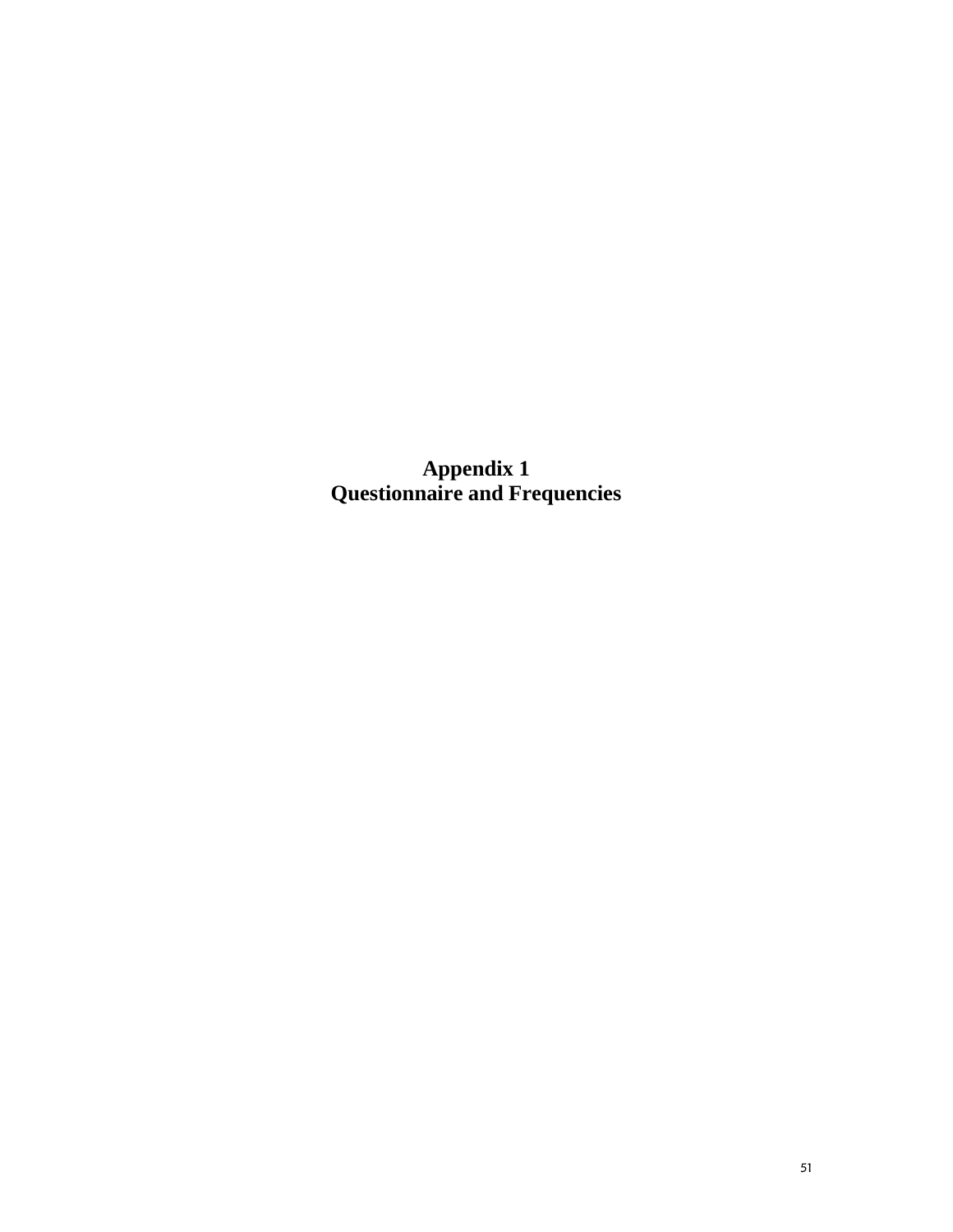# Appendix 1
# Questionnaire and Frequencies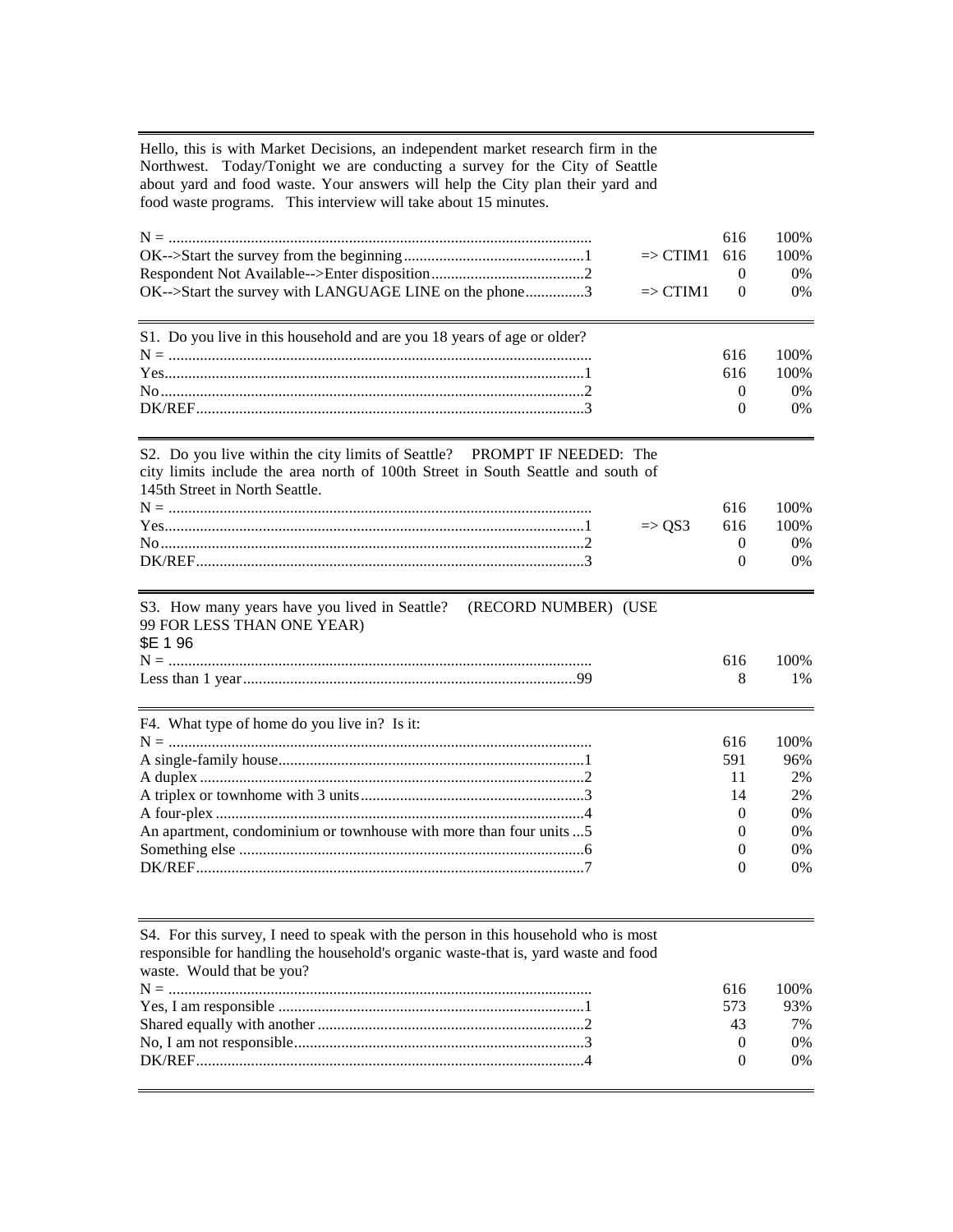Hello, this is with Market Decisions, an independent market research firm in the Northwest. Today/Tonight we are conducting a survey for the City of Seattle about yard and food waste. Your answers will help the City plan their yard and food waste programs. This interview will take about 15 minutes.

| | | | |
|---|---|---|---|
| N = | | 616 | 100% |
| OK-->Start the survey from the beginning....1 | => CTIM1 | 616 | 100% |
| Respondent Not Available-->Enter disposition....2 | | 0 | 0% |
| OK-->Start the survey with LANGUAGE LINE on the phone....3 | => CTIM1 | 0 | 0% |

S1. Do you live in this household and are you 18 years of age or older?

| | | | |
|---|---|---|---|
| N = | | 616 | 100% |
| Yes....1 | | 616 | 100% |
| No....2 | | 0 | 0% |
| DK/REF....3 | | 0 | 0% |

S2. Do you live within the city limits of Seattle? PROMPT IF NEEDED: The city limits include the area north of 100th Street in South Seattle and south of 145th Street in North Seattle.

| | | | |
|---|---|---|---|
| N = | | 616 | 100% |
| Yes....1 | => QS3 | 616 | 100% |
| No....2 | | 0 | 0% |
| DK/REF....3 | | 0 | 0% |

S3. How many years have you lived in Seattle? (RECORD NUMBER) (USE 99 FOR LESS THAN ONE YEAR)
$E 1 96

| | | | |
|---|---|---|---|
| N = | | 616 | 100% |
| Less than 1 year....99 | | 8 | 1% |

F4. What type of home do you live in? Is it:

| | | | |
|---|---|---|---|
| N = | | 616 | 100% |
| A single-family house....1 | | 591 | 96% |
| A duplex....2 | | 11 | 2% |
| A triplex or townhome with 3 units....3 | | 14 | 2% |
| A four-plex....4 | | 0 | 0% |
| An apartment, condominium or townhouse with more than four units....5 | | 0 | 0% |
| Something else....6 | | 0 | 0% |
| DK/REF....7 | | 0 | 0% |

S4. For this survey, I need to speak with the person in this household who is most responsible for handling the household's organic waste-that is, yard waste and food waste. Would that be you?

| | | | |
|---|---|---|---|
| N = | | 616 | 100% |
| Yes, I am responsible....1 | | 573 | 93% |
| Shared equally with another....2 | | 43 | 7% |
| No, I am not responsible....3 | | 0 | 0% |
| DK/REF....4 | | 0 | 0% |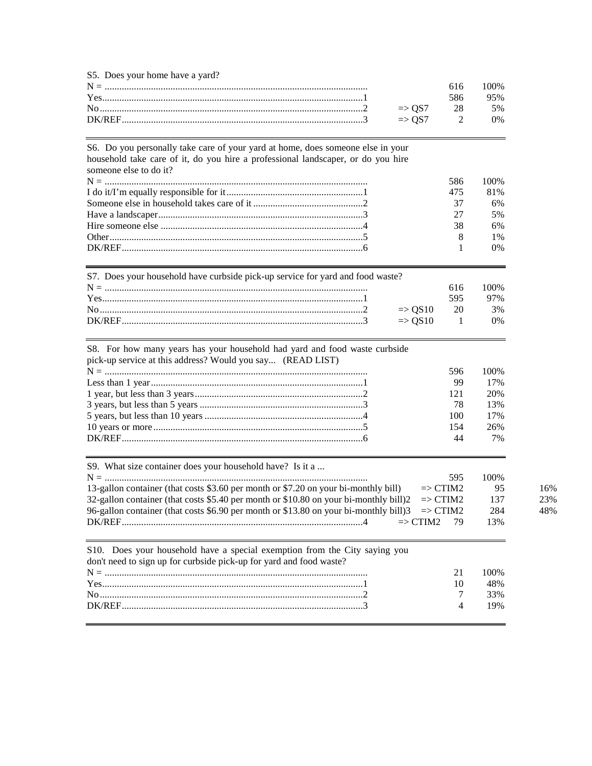S5. Does your home have a yard?

| | | | |
|---|---|---|---|
| N = | | 616 | 100% |
| Yes.....1 | | 586 | 95% |
| No.....2 | => QS7 | 28 | 5% |
| DK/REF.....3 | => QS7 | 2 | 0% |

S6. Do you personally take care of your yard at home, does someone else in your household take care of it, do you hire a professional landscaper, or do you hire someone else to do it?

| | | |
|---|---|---|
| N = | 586 | 100% |
| I do it/I'm equally responsible for it.....1 | 475 | 81% |
| Someone else in household takes care of it.....2 | 37 | 6% |
| Have a landscaper.....3 | 27 | 5% |
| Hire someone else.....4 | 38 | 6% |
| Other.....5 | 8 | 1% |
| DK/REF.....6 | 1 | 0% |

S7. Does your household have curbside pick-up service for yard and food waste?

| | | | |
|---|---|---|---|
| N = | | 616 | 100% |
| Yes.....1 | | 595 | 97% |
| No.....2 | => QS10 | 20 | 3% |
| DK/REF.....3 | => QS10 | 1 | 0% |

S8. For how many years has your household had yard and food waste curbside pick-up service at this address? Would you say... (READ LIST)

| | | |
|---|---|---|
| N = | 596 | 100% |
| Less than 1 year.....1 | 99 | 17% |
| 1 year, but less than 3 years.....2 | 121 | 20% |
| 3 years, but less than 5 years.....3 | 78 | 13% |
| 5 years, but less than 10 years.....4 | 100 | 17% |
| 10 years or more.....5 | 154 | 26% |
| DK/REF.....6 | 44 | 7% |

S9. What size container does your household have? Is it a ...

| | | | | |
|---|---|---|---|---|
| N = | | 595 | 100% | |
| 13-gallon container (that costs $3.60 per month or $7.20 on your bi-monthly bill) | => CTIM2 | | 95 | 16% |
| 32-gallon container (that costs $5.40 per month or $10.80 on your bi-monthly bill)2 | => CTIM2 | | 137 | 23% |
| 96-gallon container (that costs $6.90 per month or $13.80 on your bi-monthly bill)3 | => CTIM2 | | 284 | 48% |
| DK/REF.....4 | => CTIM2 | 79 | 13% | |

S10. Does your household have a special exemption from the City saying you don't need to sign up for curbside pick-up for yard and food waste?

| | | |
|---|---|---|
| N = | 21 | 100% |
| Yes.....1 | 10 | 48% |
| No.....2 | 7 | 33% |
| DK/REF.....3 | 4 | 19% |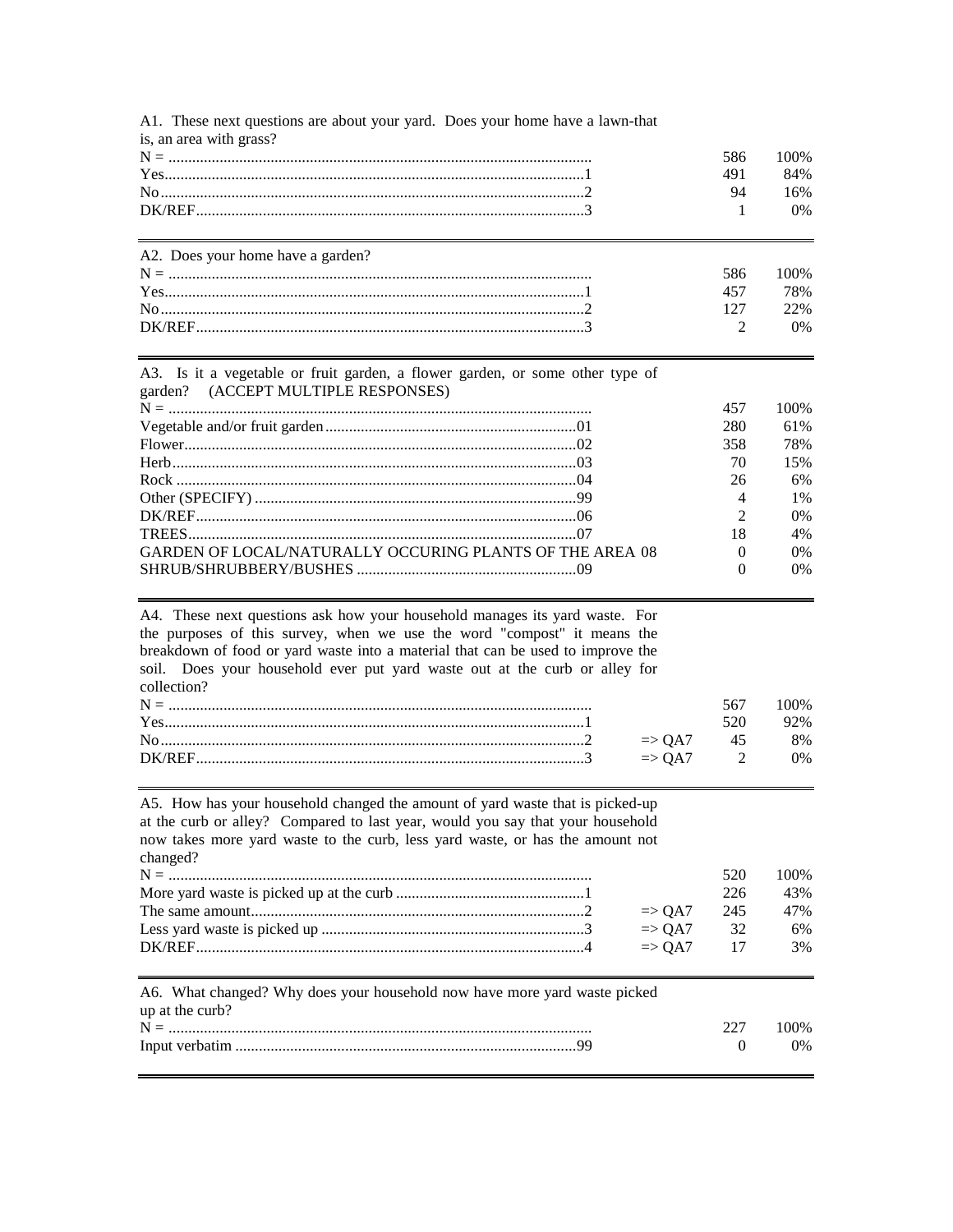A1. These next questions are about your yard. Does your home have a lawn-that is, an area with grass?

| Response | Code | Skip | N | % |
|---|---|---|---|---|
| N = | | | 586 | 100% |
| Yes | 1 | | 491 | 84% |
| No | 2 | | 94 | 16% |
| DK/REF | 3 | | 1 | 0% |

A2. Does your home have a garden?

| Response | Code | Skip | N | % |
|---|---|---|---|---|
| N = | | | 586 | 100% |
| Yes | 1 | | 457 | 78% |
| No | 2 | | 127 | 22% |
| DK/REF | 3 | | 2 | 0% |

A3. Is it a vegetable or fruit garden, a flower garden, or some other type of garden? (ACCEPT MULTIPLE RESPONSES)

| Response | Code | Skip | N | % |
|---|---|---|---|---|
| N = | | | 457 | 100% |
| Vegetable and/or fruit garden | 01 | | 280 | 61% |
| Flower | 02 | | 358 | 78% |
| Herb | 03 | | 70 | 15% |
| Rock | 04 | | 26 | 6% |
| Other (SPECIFY) | 99 | | 4 | 1% |
| DK/REF | 06 | | 2 | 0% |
| TREES | 07 | | 18 | 4% |
| GARDEN OF LOCAL/NATURALLY OCCURING PLANTS OF THE AREA | 08 | | 0 | 0% |
| SHRUB/SHRUBBERY/BUSHES | 09 | | 0 | 0% |

A4. These next questions ask how your household manages its yard waste. For the purposes of this survey, when we use the word "compost" it means the breakdown of food or yard waste into a material that can be used to improve the soil. Does your household ever put yard waste out at the curb or alley for collection?

| Response | Code | Skip | N | % |
|---|---|---|---|---|
| N = | | | 567 | 100% |
| Yes | 1 | | 520 | 92% |
| No | 2 | => QA7 | 45 | 8% |
| DK/REF | 3 | => QA7 | 2 | 0% |

A5. How has your household changed the amount of yard waste that is picked-up at the curb or alley? Compared to last year, would you say that your household now takes more yard waste to the curb, less yard waste, or has the amount not changed?

| Response | Code | Skip | N | % |
|---|---|---|---|---|
| N = | | | 520 | 100% |
| More yard waste is picked up at the curb | 1 | | 226 | 43% |
| The same amount | 2 | => QA7 | 245 | 47% |
| Less yard waste is picked up | 3 | => QA7 | 32 | 6% |
| DK/REF | 4 | => QA7 | 17 | 3% |

A6. What changed? Why does your household now have more yard waste picked up at the curb?

| Response | Code | Skip | N | % |
|---|---|---|---|---|
| N = | | | 227 | 100% |
| Input verbatim | 99 | | 0 | 0% |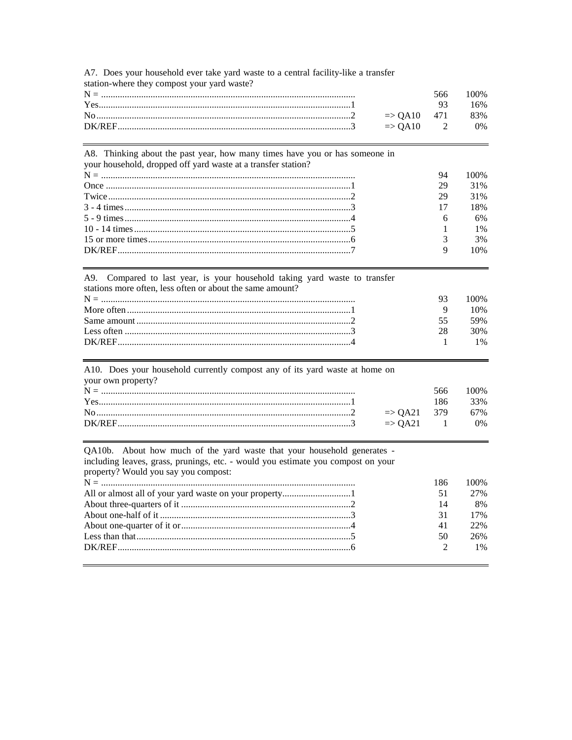A7. Does your household ever take yard waste to a central facility-like a transfer station-where they compost your yard waste?

| Response | Code | Skip | N | % |
|---|---|---|---|---|
| N = | | | 566 | 100% |
| Yes | 1 | | 93 | 16% |
| No | 2 | => QA10 | 471 | 83% |
| DK/REF | 3 | => QA10 | 2 | 0% |

A8. Thinking about the past year, how many times have you or has someone in your household, dropped off yard waste at a transfer station?

| Response | Code | N | % |
|---|---|---|---|
| N = | | 94 | 100% |
| Once | 1 | 29 | 31% |
| Twice | 2 | 29 | 31% |
| 3 - 4 times | 3 | 17 | 18% |
| 5 - 9 times | 4 | 6 | 6% |
| 10 - 14 times | 5 | 1 | 1% |
| 15 or more times | 6 | 3 | 3% |
| DK/REF | 7 | 9 | 10% |

A9. Compared to last year, is your household taking yard waste to transfer stations more often, less often or about the same amount?

| Response | Code | N | % |
|---|---|---|---|
| N = | | 93 | 100% |
| More often | 1 | 9 | 10% |
| Same amount | 2 | 55 | 59% |
| Less often | 3 | 28 | 30% |
| DK/REF | 4 | 1 | 1% |

A10. Does your household currently compost any of its yard waste at home on your own property?

| Response | Code | Skip | N | % |
|---|---|---|---|---|
| N = | | | 566 | 100% |
| Yes | 1 | | 186 | 33% |
| No | 2 | => QA21 | 379 | 67% |
| DK/REF | 3 | => QA21 | 1 | 0% |

QA10b. About how much of the yard waste that your household generates - including leaves, grass, prunings, etc. - would you estimate you compost on your property? Would you say you compost:

| Response | Code | N | % |
|---|---|---|---|
| N = | | 186 | 100% |
| All or almost all of your yard waste on your property | 1 | 51 | 27% |
| About three-quarters of it | 2 | 14 | 8% |
| About one-half of it | 3 | 31 | 17% |
| About one-quarter of it or | 4 | 41 | 22% |
| Less than that | 5 | 50 | 26% |
| DK/REF | 6 | 2 | 1% |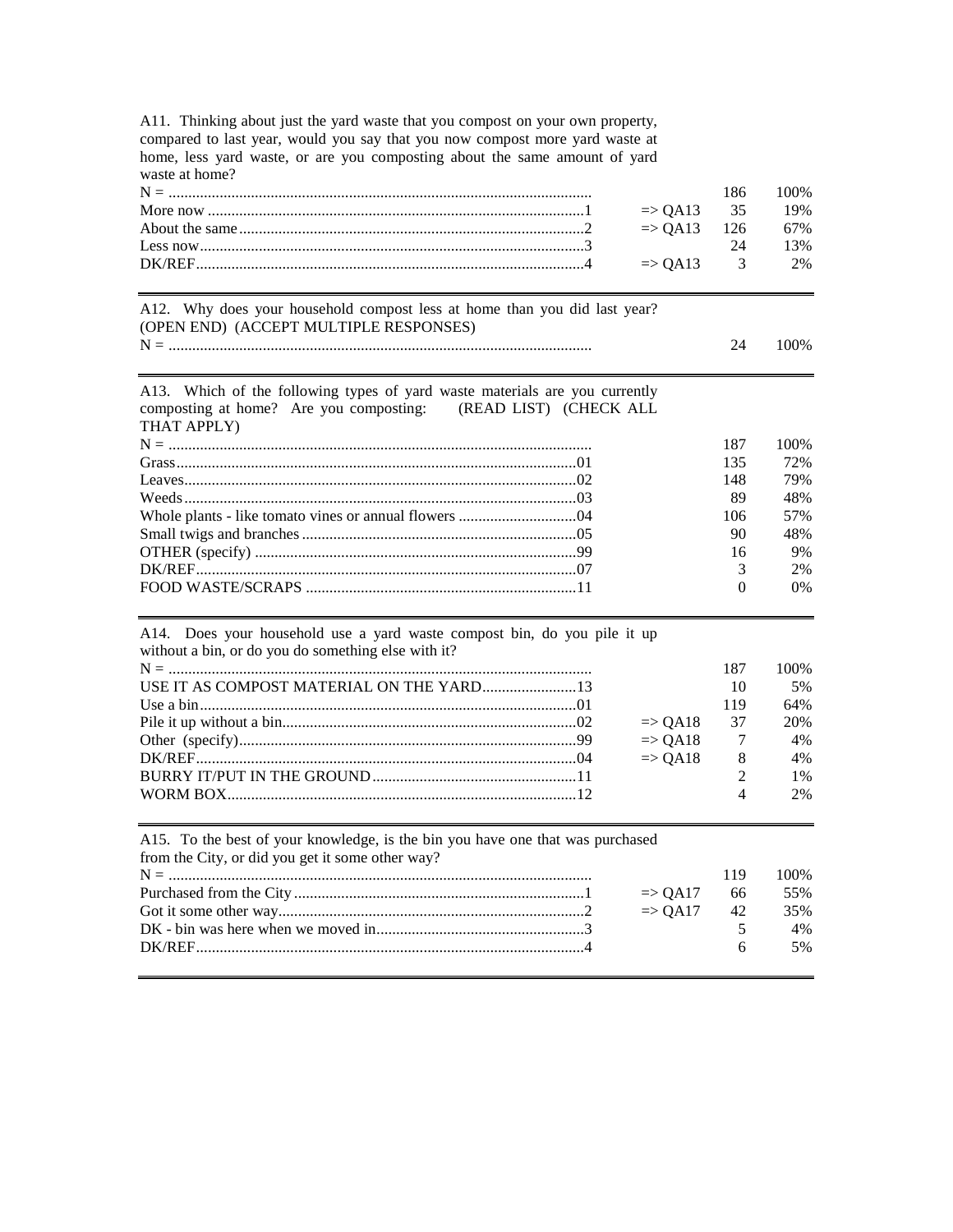A11. Thinking about just the yard waste that you compost on your own property, compared to last year, would you say that you now compost more yard waste at home, less yard waste, or are you composting about the same amount of yard waste at home?

| | | | |
|---|---|---|---|
| N = | | 186 | 100% |
| More now ...1 | => QA13 | 35 | 19% |
| About the same ...2 | => QA13 | 126 | 67% |
| Less now ...3 | | 24 | 13% |
| DK/REF ...4 | => QA13 | 3 | 2% |

A12. Why does your household compost less at home than you did last year? (OPEN END) (ACCEPT MULTIPLE RESPONSES)

| | | | |
|---|---|---|---|
| N = | | 24 | 100% |

A13. Which of the following types of yard waste materials are you currently composting at home? Are you composting: (READ LIST) (CHECK ALL THAT APPLY)

| | | | |
|---|---|---|---|
| N = | | 187 | 100% |
| Grass ...01 | | 135 | 72% |
| Leaves ...02 | | 148 | 79% |
| Weeds ...03 | | 89 | 48% |
| Whole plants - like tomato vines or annual flowers ...04 | | 106 | 57% |
| Small twigs and branches ...05 | | 90 | 48% |
| OTHER (specify) ...99 | | 16 | 9% |
| DK/REF ...07 | | 3 | 2% |
| FOOD WASTE/SCRAPS ...11 | | 0 | 0% |

A14. Does your household use a yard waste compost bin, do you pile it up without a bin, or do you do something else with it?

| | | | |
|---|---|---|---|
| N = | | 187 | 100% |
| USE IT AS COMPOST MATERIAL ON THE YARD ...13 | | 10 | 5% |
| Use a bin ...01 | | 119 | 64% |
| Pile it up without a bin ...02 | => QA18 | 37 | 20% |
| Other (specify) ...99 | => QA18 | 7 | 4% |
| DK/REF ...04 | => QA18 | 8 | 4% |
| BURRY IT/PUT IN THE GROUND ...11 | | 2 | 1% |
| WORM BOX ...12 | | 4 | 2% |

A15. To the best of your knowledge, is the bin you have one that was purchased from the City, or did you get it some other way?

| | | | |
|---|---|---|---|
| N = | | 119 | 100% |
| Purchased from the City ...1 | => QA17 | 66 | 55% |
| Got it some other way ...2 | => QA17 | 42 | 35% |
| DK - bin was here when we moved in ...3 | | 5 | 4% |
| DK/REF ...4 | | 6 | 5% |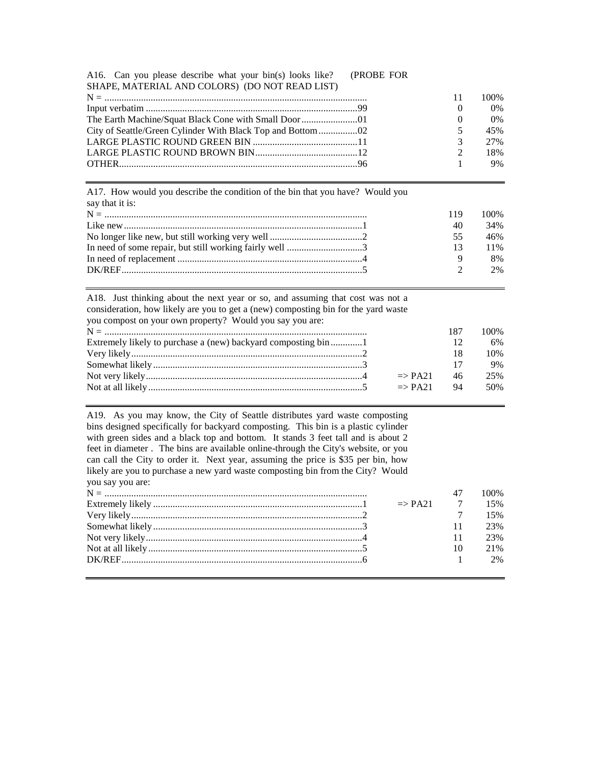A16. Can you please describe what your bin(s) looks like? (PROBE FOR SHAPE, MATERIAL AND COLORS) (DO NOT READ LIST)

| | | | |
|---|---|---|---|
| N = | | 11 | 100% |
| Input verbatim ....99 | | 0 | 0% |
| The Earth Machine/Squat Black Cone with Small Door ....01 | | 0 | 0% |
| City of Seattle/Green Cylinder With Black Top and Bottom ....02 | | 5 | 45% |
| LARGE PLASTIC ROUND GREEN BIN ....11 | | 3 | 27% |
| LARGE PLASTIC ROUND BROWN BIN ....12 | | 2 | 18% |
| OTHER ....96 | | 1 | 9% |

A17. How would you describe the condition of the bin that you have? Would you say that it is:

| | | | |
|---|---|---|---|
| N = | | 119 | 100% |
| Like new ....1 | | 40 | 34% |
| No longer like new, but still working very well ....2 | | 55 | 46% |
| In need of some repair, but still working fairly well ....3 | | 13 | 11% |
| In need of replacement ....4 | | 9 | 8% |
| DK/REF ....5 | | 2 | 2% |

A18. Just thinking about the next year or so, and assuming that cost was not a consideration, how likely are you to get a (new) composting bin for the yard waste you compost on your own property? Would you say you are:

| | | | |
|---|---|---|---|
| N = | | 187 | 100% |
| Extremely likely to purchase a (new) backyard composting bin ....1 | | 12 | 6% |
| Very likely ....2 | | 18 | 10% |
| Somewhat likely ....3 | | 17 | 9% |
| Not very likely ....4 | => PA21 | 46 | 25% |
| Not at all likely ....5 | => PA21 | 94 | 50% |

A19. As you may know, the City of Seattle distributes yard waste composting bins designed specifically for backyard composting. This bin is a plastic cylinder with green sides and a black top and bottom. It stands 3 feet tall and is about 2 feet in diameter . The bins are available online-through the City's website, or you can call the City to order it. Next year, assuming the price is $35 per bin, how likely are you to purchase a new yard waste composting bin from the City? Would you say you are:

| | | | |
|---|---|---|---|
| N = | | 47 | 100% |
| Extremely likely ....1 | => PA21 | 7 | 15% |
| Very likely ....2 | | 7 | 15% |
| Somewhat likely ....3 | | 11 | 23% |
| Not very likely ....4 | | 11 | 23% |
| Not at all likely ....5 | | 10 | 21% |
| DK/REF ....6 | | 1 | 2% |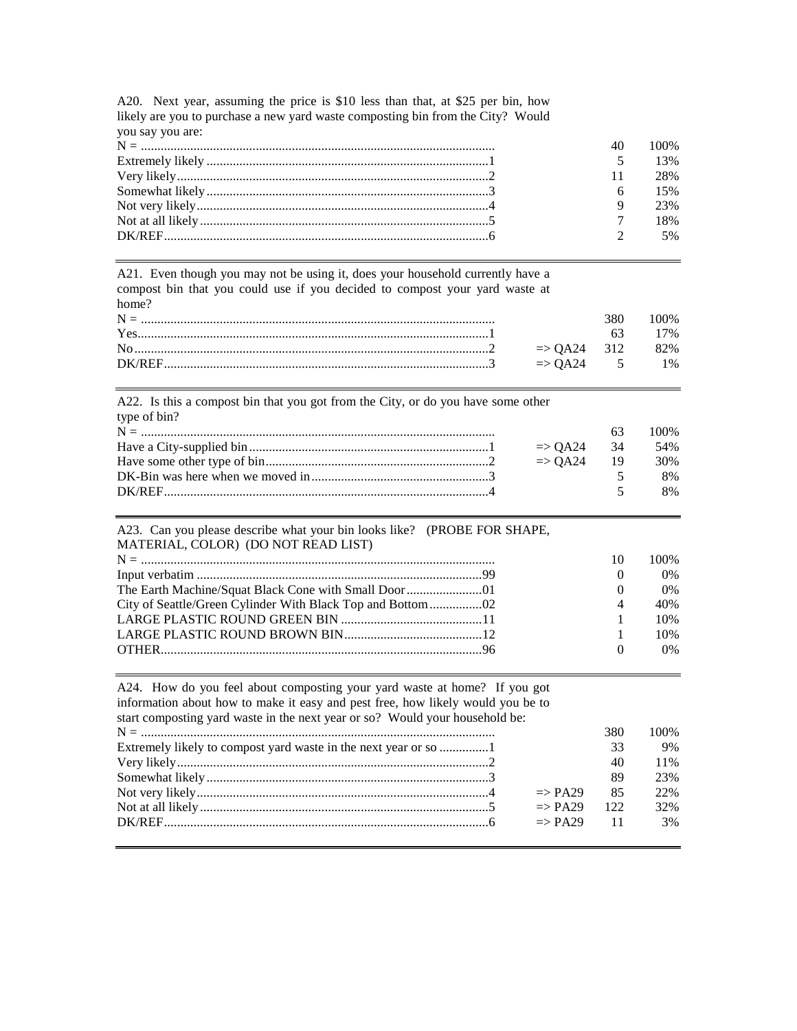A20. Next year, assuming the price is $10 less than that, at $25 per bin, how likely are you to purchase a new yard waste composting bin from the City? Would you say you are:

| | | | |
|---|---|---|---|
| N = | | 40 | 100% |
| Extremely likely ....1 | | 5 | 13% |
| Very likely....2 | | 11 | 28% |
| Somewhat likely....3 | | 6 | 15% |
| Not very likely....4 | | 9 | 23% |
| Not at all likely....5 | | 7 | 18% |
| DK/REF....6 | | 2 | 5% |

A21. Even though you may not be using it, does your household currently have a compost bin that you could use if you decided to compost your yard waste at home?

| | | | |
|---|---|---|---|
| N = | | 380 | 100% |
| Yes....1 | | 63 | 17% |
| No....2 | => QA24 | 312 | 82% |
| DK/REF....3 | => QA24 | 5 | 1% |

A22. Is this a compost bin that you got from the City, or do you have some other type of bin?

| | | | |
|---|---|---|---|
| N = | | 63 | 100% |
| Have a City-supplied bin....1 | => QA24 | 34 | 54% |
| Have some other type of bin....2 | => QA24 | 19 | 30% |
| DK-Bin was here when we moved in....3 | | 5 | 8% |
| DK/REF....4 | | 5 | 8% |

A23. Can you please describe what your bin looks like? (PROBE FOR SHAPE, MATERIAL, COLOR) (DO NOT READ LIST)

| | | |
|---|---|---|
| N = | 10 | 100% |
| Input verbatim ....99 | 0 | 0% |
| The Earth Machine/Squat Black Cone with Small Door....01 | 0 | 0% |
| City of Seattle/Green Cylinder With Black Top and Bottom....02 | 4 | 40% |
| LARGE PLASTIC ROUND GREEN BIN ....11 | 1 | 10% |
| LARGE PLASTIC ROUND BROWN BIN....12 | 1 | 10% |
| OTHER....96 | 0 | 0% |

A24. How do you feel about composting your yard waste at home? If you got information about how to make it easy and pest free, how likely would you be to start composting yard waste in the next year or so? Would your household be:

| | | | |
|---|---|---|---|
| N = | | 380 | 100% |
| Extremely likely to compost yard waste in the next year or so ....1 | | 33 | 9% |
| Very likely....2 | | 40 | 11% |
| Somewhat likely....3 | | 89 | 23% |
| Not very likely....4 | => PA29 | 85 | 22% |
| Not at all likely....5 | => PA29 | 122 | 32% |
| DK/REF....6 | => PA29 | 11 | 3% |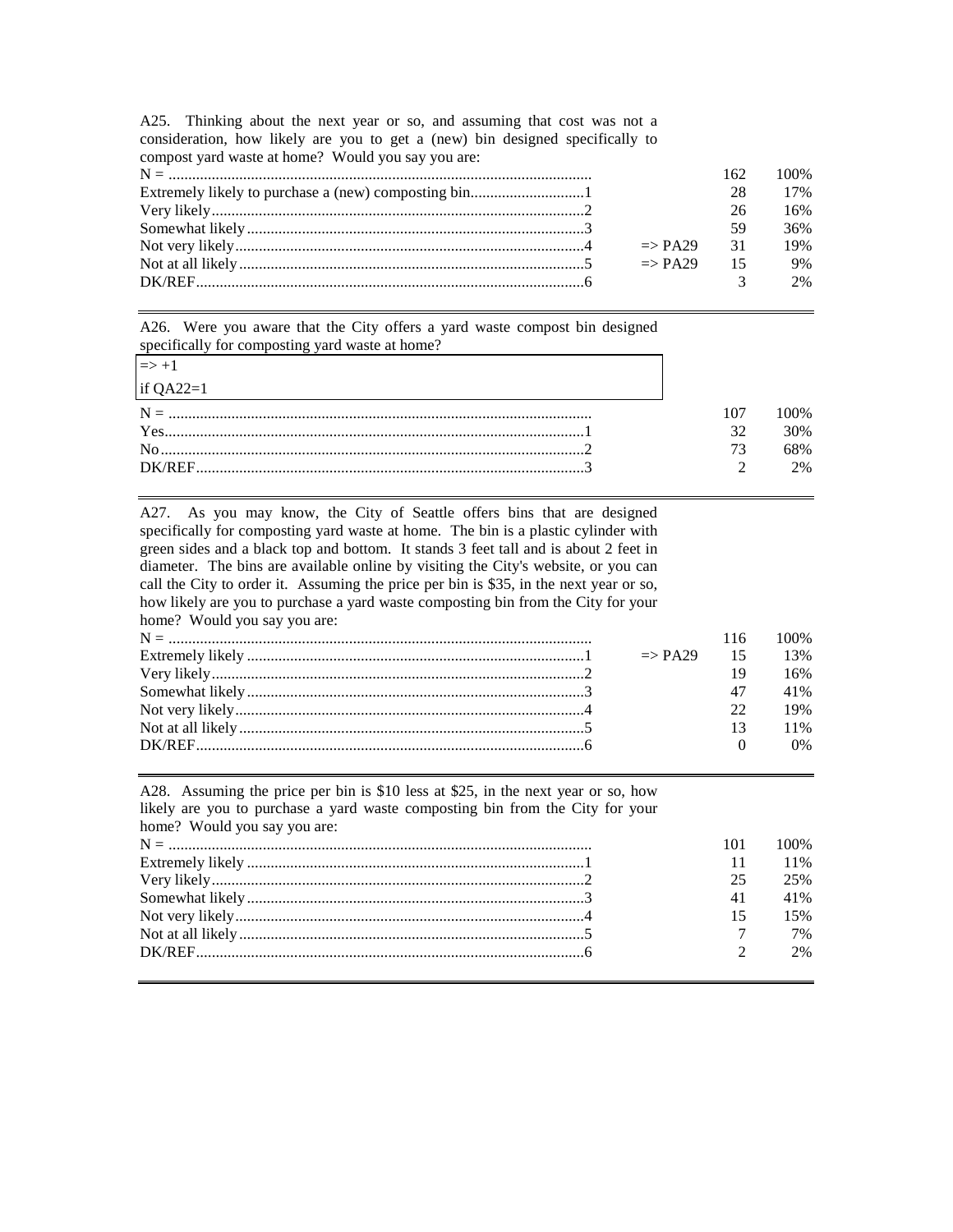A25. Thinking about the next year or so, and assuming that cost was not a consideration, how likely are you to get a (new) bin designed specifically to compost yard waste at home? Would you say you are:

| | | | |
|---|---|---|---|
| N = | | 162 | 100% |
| Extremely likely to purchase a (new) composting bin.....1 | | 28 | 17% |
| Very likely.....2 | | 26 | 16% |
| Somewhat likely.....3 | | 59 | 36% |
| Not very likely.....4 | => PA29 | 31 | 19% |
| Not at all likely.....5 | => PA29 | 15 | 9% |
| DK/REF.....6 | | 3 | 2% |

---

A26. Were you aware that the City offers a yard waste compost bin designed specifically for composting yard waste at home?

=> +1
if QA22=1

| | | |
|---|---|---|
| N = | 107 | 100% |
| Yes.....1 | 32 | 30% |
| No.....2 | 73 | 68% |
| DK/REF.....3 | 2 | 2% |

---

A27. As you may know, the City of Seattle offers bins that are designed specifically for composting yard waste at home. The bin is a plastic cylinder with green sides and a black top and bottom. It stands 3 feet tall and is about 2 feet in diameter. The bins are available online by visiting the City's website, or you can call the City to order it. Assuming the price per bin is $35, in the next year or so, how likely are you to purchase a yard waste composting bin from the City for your home? Would you say you are:

| | | | |
|---|---|---|---|
| N = | | 116 | 100% |
| Extremely likely.....1 | => PA29 | 15 | 13% |
| Very likely.....2 | | 19 | 16% |
| Somewhat likely.....3 | | 47 | 41% |
| Not very likely.....4 | | 22 | 19% |
| Not at all likely.....5 | | 13 | 11% |
| DK/REF.....6 | | 0 | 0% |

---

A28. Assuming the price per bin is $10 less at $25, in the next year or so, how likely are you to purchase a yard waste composting bin from the City for your home? Would you say you are:

| | | |
|---|---|---|
| N = | 101 | 100% |
| Extremely likely.....1 | 11 | 11% |
| Very likely.....2 | 25 | 25% |
| Somewhat likely.....3 | 41 | 41% |
| Not very likely.....4 | 15 | 15% |
| Not at all likely.....5 | 7 | 7% |
| DK/REF.....6 | 2 | 2% |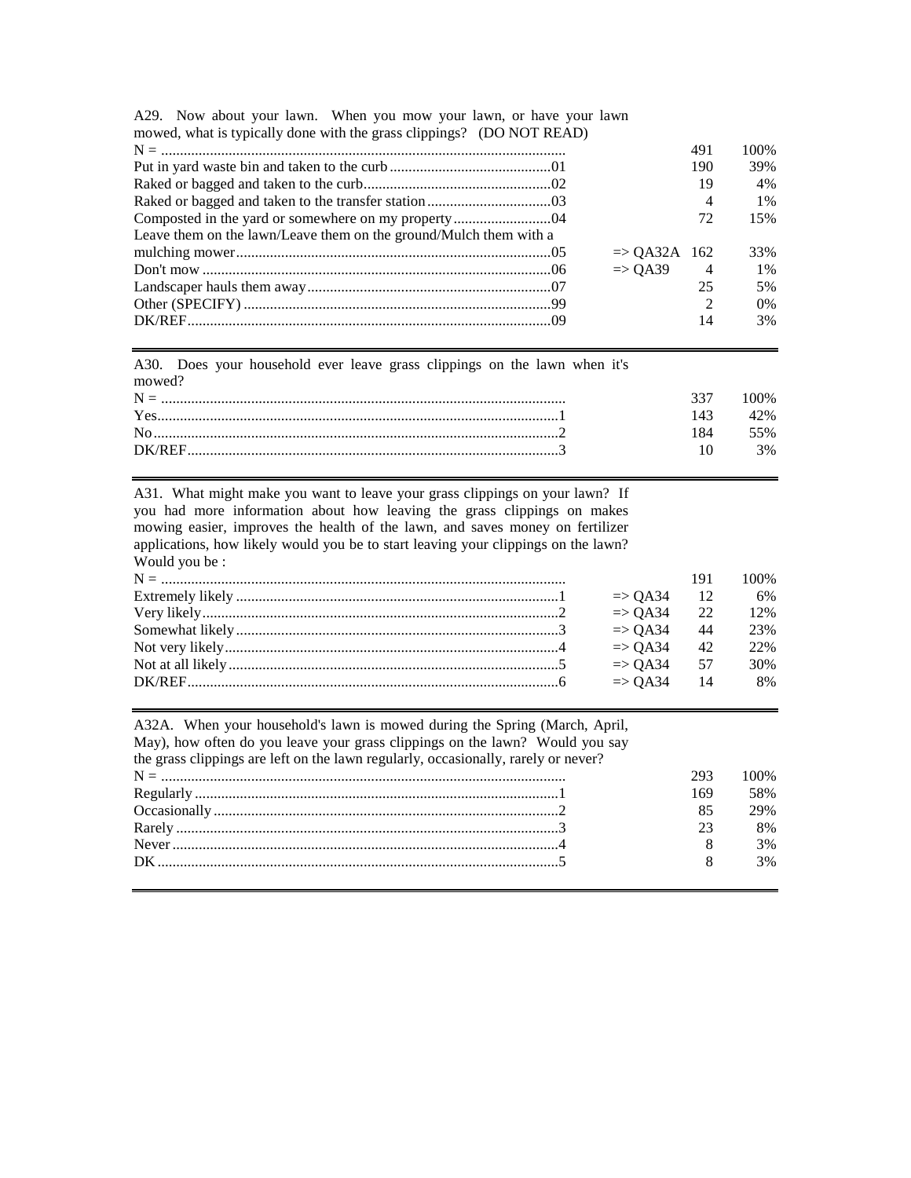A29. Now about your lawn. When you mow your lawn, or have your lawn mowed, what is typically done with the grass clippings? (DO NOT READ)

| | | | |
|---|---|---|---|
| N = | | 491 | 100% |
| Put in yard waste bin and taken to the curb ....01 | | 190 | 39% |
| Raked or bagged and taken to the curb ....02 | | 19 | 4% |
| Raked or bagged and taken to the transfer station ....03 | | 4 | 1% |
| Composted in the yard or somewhere on my property ....04 | | 72 | 15% |
| Leave them on the lawn/Leave them on the ground/Mulch them with a mulching mower ....05 | => QA32A | 162 | 33% |
| Don't mow ....06 | => QA39 | 4 | 1% |
| Landscaper hauls them away ....07 | | 25 | 5% |
| Other (SPECIFY) ....99 | | 2 | 0% |
| DK/REF ....09 | | 14 | 3% |

A30. Does your household ever leave grass clippings on the lawn when it's mowed?

| | | |
|---|---|---|
| N = | 337 | 100% |
| Yes ....1 | 143 | 42% |
| No ....2 | 184 | 55% |
| DK/REF ....3 | 10 | 3% |

A31. What might make you want to leave your grass clippings on your lawn? If you had more information about how leaving the grass clippings on makes mowing easier, improves the health of the lawn, and saves money on fertilizer applications, how likely would you be to start leaving your clippings on the lawn? Would you be :

| | | | |
|---|---|---|---|
| N = | | 191 | 100% |
| Extremely likely ....1 | => QA34 | 12 | 6% |
| Very likely ....2 | => QA34 | 22 | 12% |
| Somewhat likely ....3 | => QA34 | 44 | 23% |
| Not very likely ....4 | => QA34 | 42 | 22% |
| Not at all likely ....5 | => QA34 | 57 | 30% |
| DK/REF ....6 | => QA34 | 14 | 8% |

A32A. When your household's lawn is mowed during the Spring (March, April, May), how often do you leave your grass clippings on the lawn? Would you say the grass clippings are left on the lawn regularly, occasionally, rarely or never?

| | | |
|---|---|---|
| N = | 293 | 100% |
| Regularly ....1 | 169 | 58% |
| Occasionally ....2 | 85 | 29% |
| Rarely ....3 | 23 | 8% |
| Never ....4 | 8 | 3% |
| DK ....5 | 8 | 3% |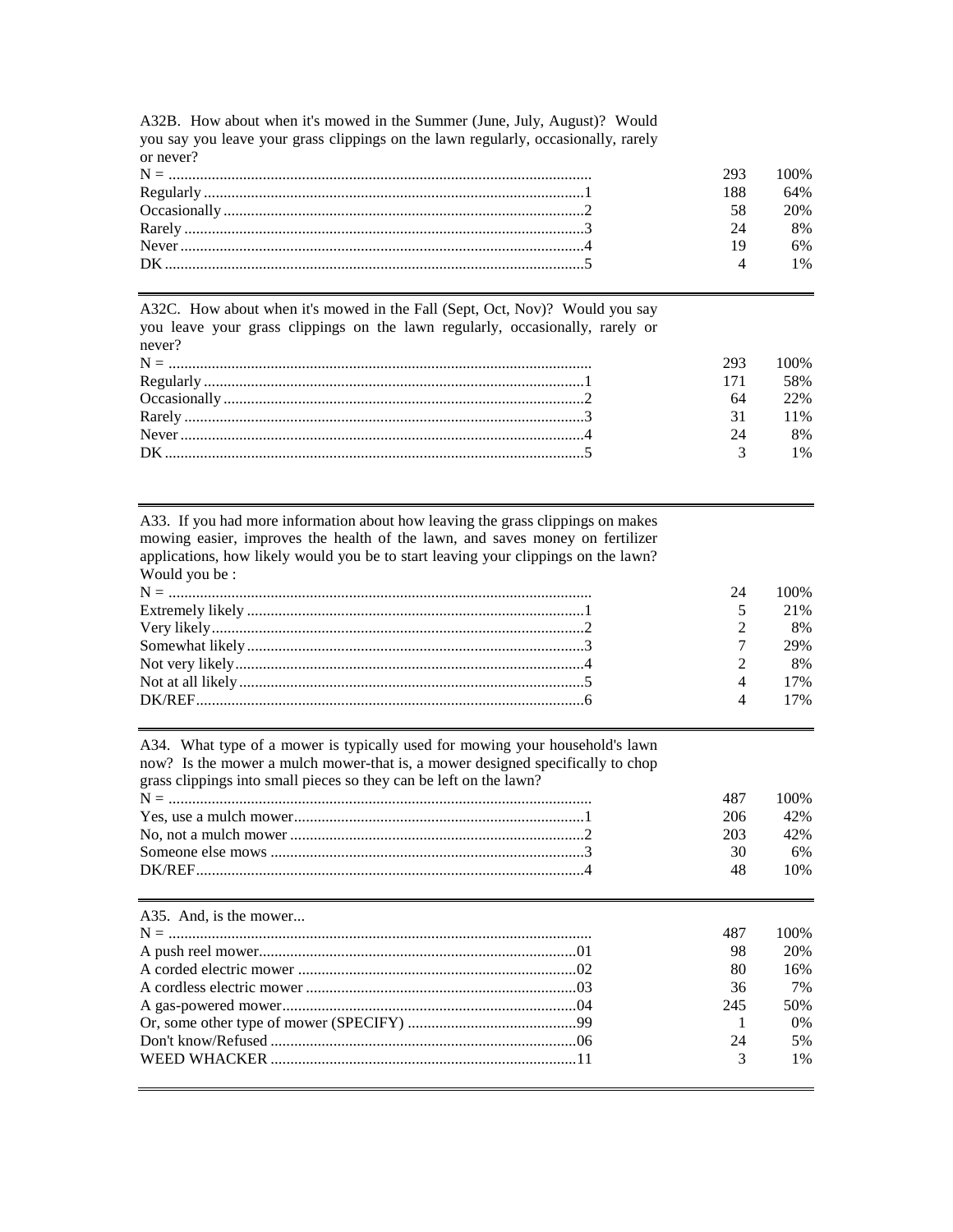A32B. How about when it's mowed in the Summer (June, July, August)? Would you say you leave your grass clippings on the lawn regularly, occasionally, rarely or never?

| | | | |
|---|---|---|---|
| N = | | 293 | 100% |
| Regularly | 1 | 188 | 64% |
| Occasionally | 2 | 58 | 20% |
| Rarely | 3 | 24 | 8% |
| Never | 4 | 19 | 6% |
| DK | 5 | 4 | 1% |

A32C. How about when it's mowed in the Fall (Sept, Oct, Nov)? Would you say you leave your grass clippings on the lawn regularly, occasionally, rarely or never?

| | | | |
|---|---|---|---|
| N = | | 293 | 100% |
| Regularly | 1 | 171 | 58% |
| Occasionally | 2 | 64 | 22% |
| Rarely | 3 | 31 | 11% |
| Never | 4 | 24 | 8% |
| DK | 5 | 3 | 1% |

A33. If you had more information about how leaving the grass clippings on makes mowing easier, improves the health of the lawn, and saves money on fertilizer applications, how likely would you be to start leaving your clippings on the lawn? Would you be :

| | | | |
|---|---|---|---|
| N = | | 24 | 100% |
| Extremely likely | 1 | 5 | 21% |
| Very likely | 2 | 2 | 8% |
| Somewhat likely | 3 | 7 | 29% |
| Not very likely | 4 | 2 | 8% |
| Not at all likely | 5 | 4 | 17% |
| DK/REF | 6 | 4 | 17% |

A34. What type of a mower is typically used for mowing your household's lawn now? Is the mower a mulch mower-that is, a mower designed specifically to chop grass clippings into small pieces so they can be left on the lawn?

| | | | |
|---|---|---|---|
| N = | | 487 | 100% |
| Yes, use a mulch mower | 1 | 206 | 42% |
| No, not a mulch mower | 2 | 203 | 42% |
| Someone else mows | 3 | 30 | 6% |
| DK/REF | 4 | 48 | 10% |

A35. And, is the mower...

| | | | |
|---|---|---|---|
| N = | | 487 | 100% |
| A push reel mower | 01 | 98 | 20% |
| A corded electric mower | 02 | 80 | 16% |
| A cordless electric mower | 03 | 36 | 7% |
| A gas-powered mower | 04 | 245 | 50% |
| Or, some other type of mower (SPECIFY) | 99 | 1 | 0% |
| Don't know/Refused | 06 | 24 | 5% |
| WEED WHACKER | 11 | 3 | 1% |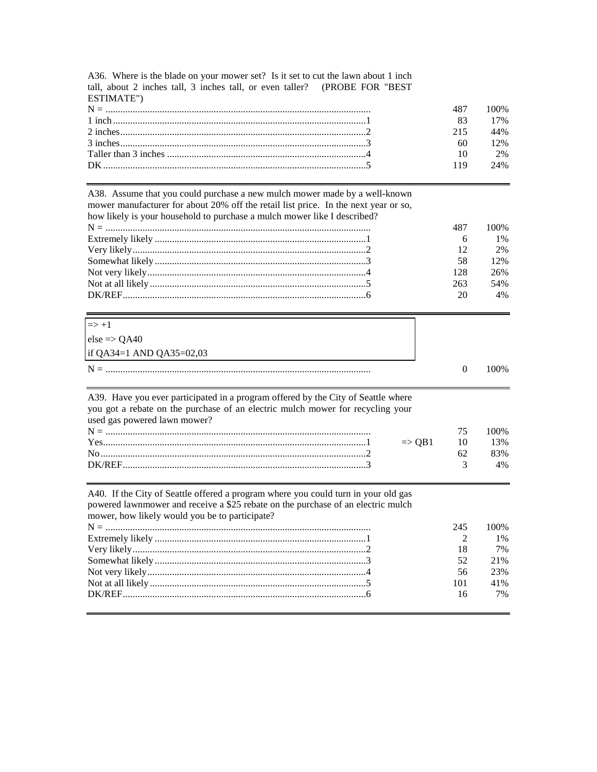A36. Where is the blade on your mower set? Is it set to cut the lawn about 1 inch tall, about 2 inches tall, 3 inches tall, or even taller? (PROBE FOR "BEST ESTIMATE")

| | | | |
|---|---|---|---|
| N = | | 487 | 100% |
| 1 inch | 1 | 83 | 17% |
| 2 inches | 2 | 215 | 44% |
| 3 inches | 3 | 60 | 12% |
| Taller than 3 inches | 4 | 10 | 2% |
| DK | 5 | 119 | 24% |

A38. Assume that you could purchase a new mulch mower made by a well-known mower manufacturer for about 20% off the retail list price. In the next year or so, how likely is your household to purchase a mulch mower like I described?

| | | | |
|---|---|---|---|
| N = | | 487 | 100% |
| Extremely likely | 1 | 6 | 1% |
| Very likely | 2 | 12 | 2% |
| Somewhat likely | 3 | 58 | 12% |
| Not very likely | 4 | 128 | 26% |
| Not at all likely | 5 | 263 | 54% |
| DK/REF | 6 | 20 | 4% |

=> +1
else => QA40
if QA34=1 AND QA35=02,03

| | | |
|---|---|---|
| N = | 0 | 100% |

A39. Have you ever participated in a program offered by the City of Seattle where you got a rebate on the purchase of an electric mulch mower for recycling your used gas powered lawn mower?

| | | | | |
|---|---|---|---|---|
| N = | | | 75 | 100% |
| Yes | 1 | => QB1 | 10 | 13% |
| No | 2 | | 62 | 83% |
| DK/REF | 3 | | 3 | 4% |

A40. If the City of Seattle offered a program where you could turn in your old gas powered lawnmower and receive a $25 rebate on the purchase of an electric mulch mower, how likely would you be to participate?

| | | | |
|---|---|---|---|
| N = | | 245 | 100% |
| Extremely likely | 1 | 2 | 1% |
| Very likely | 2 | 18 | 7% |
| Somewhat likely | 3 | 52 | 21% |
| Not very likely | 4 | 56 | 23% |
| Not at all likely | 5 | 101 | 41% |
| DK/REF | 6 | 16 | 7% |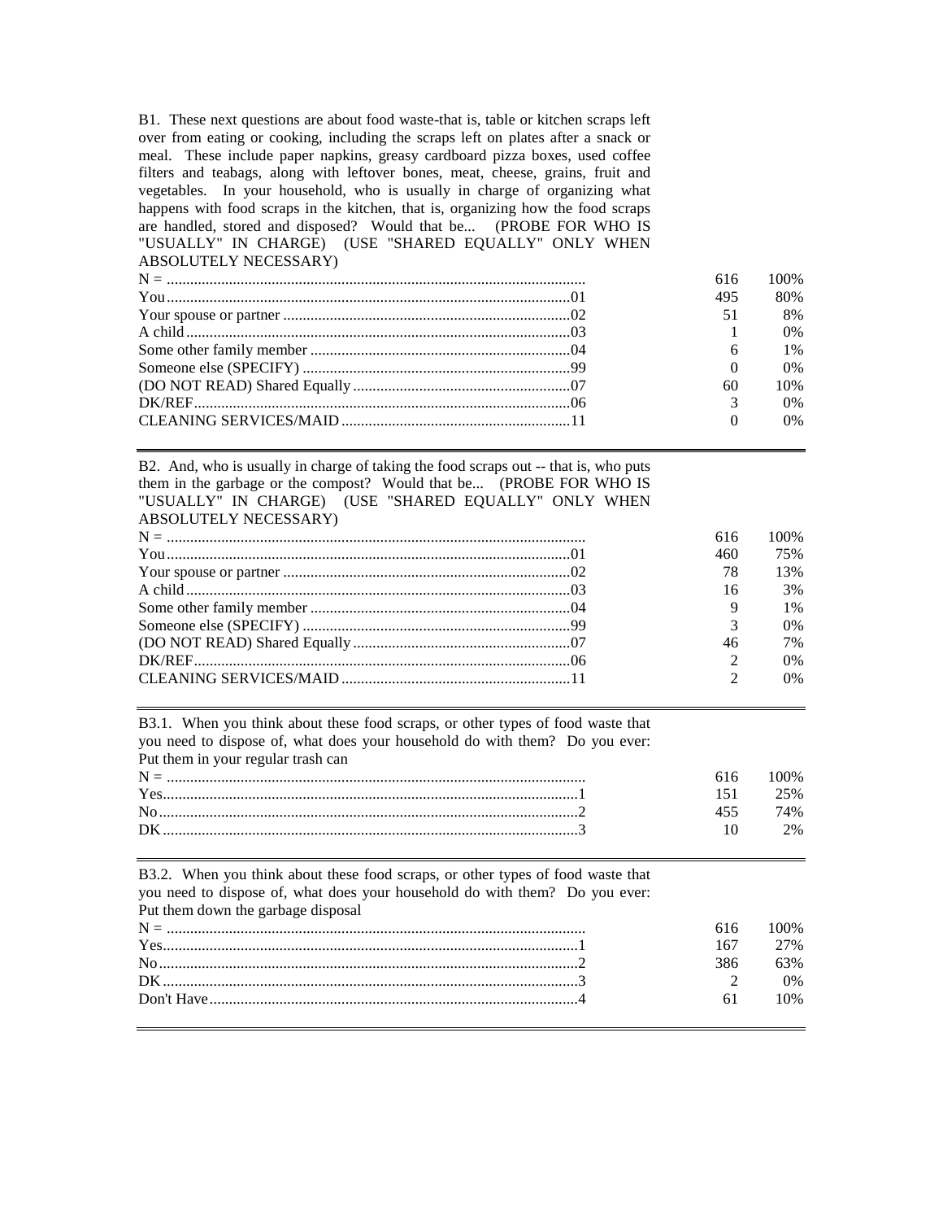B1. These next questions are about food waste-that is, table or kitchen scraps left over from eating or cooking, including the scraps left on plates after a snack or meal. These include paper napkins, greasy cardboard pizza boxes, used coffee filters and teabags, along with leftover bones, meat, cheese, grains, fruit and vegetables. In your household, who is usually in charge of organizing what happens with food scraps in the kitchen, that is, organizing how the food scraps are handled, stored and disposed? Would that be... (PROBE FOR WHO IS "USUALLY" IN CHARGE) (USE "SHARED EQUALLY" ONLY WHEN ABSOLUTELY NECESSARY)

| | | | |
|---|---|---|---|
| N = | | 616 | 100% |
| You | 01 | 495 | 80% |
| Your spouse or partner | 02 | 51 | 8% |
| A child | 03 | 1 | 0% |
| Some other family member | 04 | 6 | 1% |
| Someone else (SPECIFY) | 99 | 0 | 0% |
| (DO NOT READ) Shared Equally | 07 | 60 | 10% |
| DK/REF | 06 | 3 | 0% |
| CLEANING SERVICES/MAID | 11 | 0 | 0% |

B2. And, who is usually in charge of taking the food scraps out -- that is, who puts them in the garbage or the compost? Would that be... (PROBE FOR WHO IS "USUALLY" IN CHARGE) (USE "SHARED EQUALLY" ONLY WHEN ABSOLUTELY NECESSARY)

| | | | |
|---|---|---|---|
| N = | | 616 | 100% |
| You | 01 | 460 | 75% |
| Your spouse or partner | 02 | 78 | 13% |
| A child | 03 | 16 | 3% |
| Some other family member | 04 | 9 | 1% |
| Someone else (SPECIFY) | 99 | 3 | 0% |
| (DO NOT READ) Shared Equally | 07 | 46 | 7% |
| DK/REF | 06 | 2 | 0% |
| CLEANING SERVICES/MAID | 11 | 2 | 0% |

B3.1. When you think about these food scraps, or other types of food waste that you need to dispose of, what does your household do with them? Do you ever: Put them in your regular trash can

| | | | |
|---|---|---|---|
| N = | | 616 | 100% |
| Yes | 1 | 151 | 25% |
| No | 2 | 455 | 74% |
| DK | 3 | 10 | 2% |

B3.2. When you think about these food scraps, or other types of food waste that you need to dispose of, what does your household do with them? Do you ever: Put them down the garbage disposal

| | | | |
|---|---|---|---|
| N = | | 616 | 100% |
| Yes | 1 | 167 | 27% |
| No | 2 | 386 | 63% |
| DK | 3 | 2 | 0% |
| Don't Have | 4 | 61 | 10% |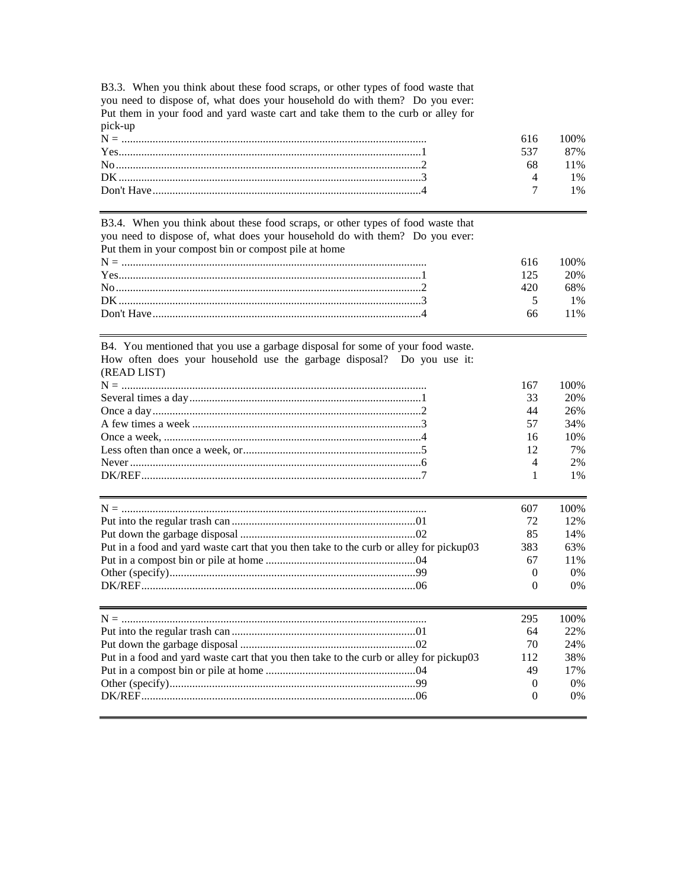B3.3. When you think about these food scraps, or other types of food waste that you need to dispose of, what does your household do with them? Do you ever: Put them in your food and yard waste cart and take them to the curb or alley for pick-up

| | | |
|---|---|---|
| N = | 616 | 100% |
| Yes....1 | 537 | 87% |
| No....2 | 68 | 11% |
| DK....3 | 4 | 1% |
| Don't Have....4 | 7 | 1% |

B3.4. When you think about these food scraps, or other types of food waste that you need to dispose of, what does your household do with them? Do you ever: Put them in your compost bin or compost pile at home

| | | |
|---|---|---|
| N = | 616 | 100% |
| Yes....1 | 125 | 20% |
| No....2 | 420 | 68% |
| DK....3 | 5 | 1% |
| Don't Have....4 | 66 | 11% |

B4. You mentioned that you use a garbage disposal for some of your food waste. How often does your household use the garbage disposal? Do you use it: (READ LIST)

| | | |
|---|---|---|
| N = | 167 | 100% |
| Several times a day....1 | 33 | 20% |
| Once a day....2 | 44 | 26% |
| A few times a week....3 | 57 | 34% |
| Once a week, ....4 | 16 | 10% |
| Less often than once a week, or....5 | 12 | 7% |
| Never....6 | 4 | 2% |
| DK/REF....7 | 1 | 1% |

| | | |
|---|---|---|
| N = | 607 | 100% |
| Put into the regular trash can....01 | 72 | 12% |
| Put down the garbage disposal....02 | 85 | 14% |
| Put in a food and yard waste cart that you then take to the curb or alley for pickup03 | 383 | 63% |
| Put in a compost bin or pile at home....04 | 67 | 11% |
| Other (specify)....99 | 0 | 0% |
| DK/REF....06 | 0 | 0% |

| | | |
|---|---|---|
| N = | 295 | 100% |
| Put into the regular trash can....01 | 64 | 22% |
| Put down the garbage disposal....02 | 70 | 24% |
| Put in a food and yard waste cart that you then take to the curb or alley for pickup03 | 112 | 38% |
| Put in a compost bin or pile at home....04 | 49 | 17% |
| Other (specify)....99 | 0 | 0% |
| DK/REF....06 | 0 | 0% |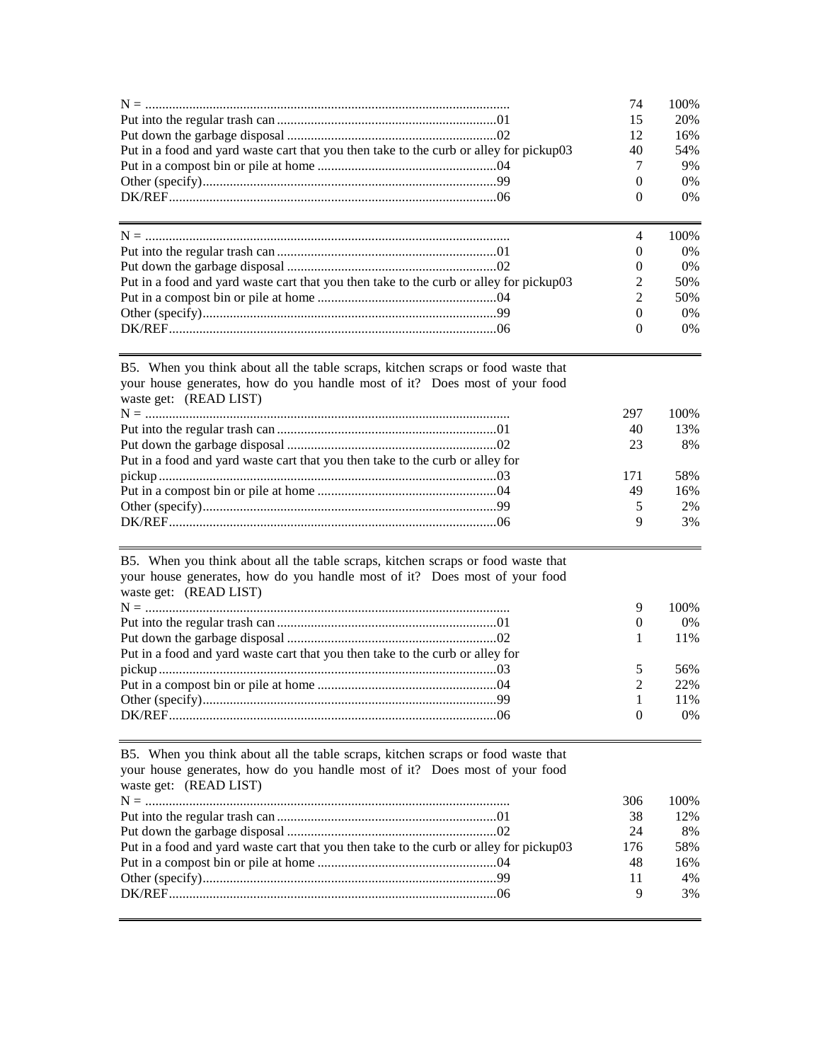| | | |
|---|---|---|
| N = | 74 | 100% |
| Put into the regular trash can 01 | 15 | 20% |
| Put down the garbage disposal 02 | 12 | 16% |
| Put in a food and yard waste cart that you then take to the curb or alley for pickup 03 | 40 | 54% |
| Put in a compost bin or pile at home 04 | 7 | 9% |
| Other (specify) 99 | 0 | 0% |
| DK/REF 06 | 0 | 0% |

| | | |
|---|---|---|
| N = | 4 | 100% |
| Put into the regular trash can 01 | 0 | 0% |
| Put down the garbage disposal 02 | 0 | 0% |
| Put in a food and yard waste cart that you then take to the curb or alley for pickup 03 | 2 | 50% |
| Put in a compost bin or pile at home 04 | 2 | 50% |
| Other (specify) 99 | 0 | 0% |
| DK/REF 06 | 0 | 0% |

B5. When you think about all the table scraps, kitchen scraps or food waste that your house generates, how do you handle most of it? Does most of your food waste get: (READ LIST)

| | | |
|---|---|---|
| N = | 297 | 100% |
| Put into the regular trash can 01 | 40 | 13% |
| Put down the garbage disposal 02 | 23 | 8% |
| Put in a food and yard waste cart that you then take to the curb or alley for pickup 03 | 171 | 58% |
| Put in a compost bin or pile at home 04 | 49 | 16% |
| Other (specify) 99 | 5 | 2% |
| DK/REF 06 | 9 | 3% |

B5. When you think about all the table scraps, kitchen scraps or food waste that your house generates, how do you handle most of it? Does most of your food waste get: (READ LIST)

| | | |
|---|---|---|
| N = | 9 | 100% |
| Put into the regular trash can 01 | 0 | 0% |
| Put down the garbage disposal 02 | 1 | 11% |
| Put in a food and yard waste cart that you then take to the curb or alley for pickup 03 | 5 | 56% |
| Put in a compost bin or pile at home 04 | 2 | 22% |
| Other (specify) 99 | 1 | 11% |
| DK/REF 06 | 0 | 0% |

B5. When you think about all the table scraps, kitchen scraps or food waste that your house generates, how do you handle most of it? Does most of your food waste get: (READ LIST)

| | | |
|---|---|---|
| N = | 306 | 100% |
| Put into the regular trash can 01 | 38 | 12% |
| Put down the garbage disposal 02 | 24 | 8% |
| Put in a food and yard waste cart that you then take to the curb or alley for pickup 03 | 176 | 58% |
| Put in a compost bin or pile at home 04 | 48 | 16% |
| Other (specify) 99 | 11 | 4% |
| DK/REF 06 | 9 | 3% |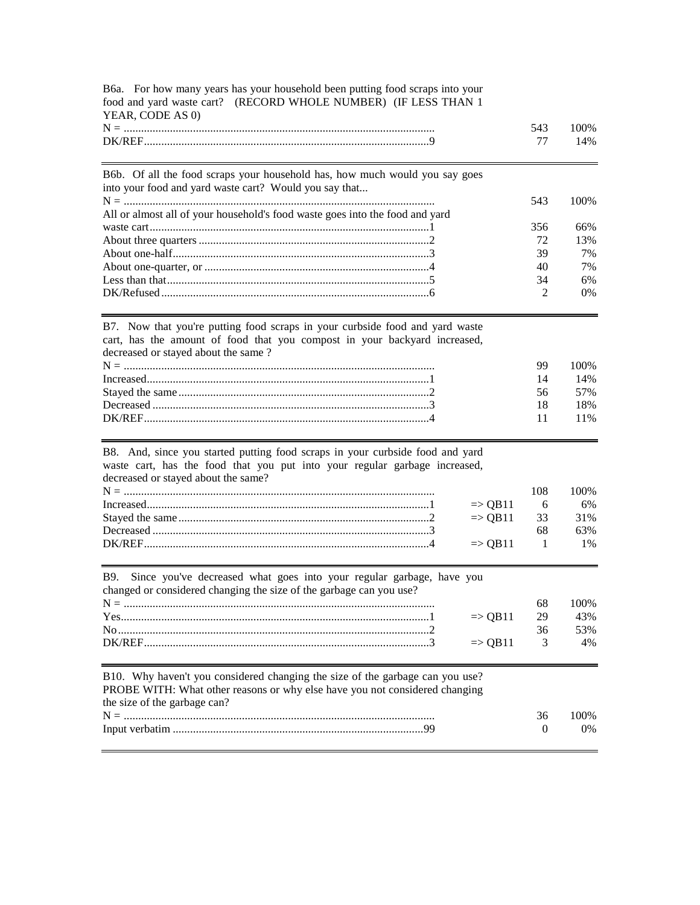B6a. For how many years has your household been putting food scraps into your food and yard waste cart? (RECORD WHOLE NUMBER) (IF LESS THAN 1 YEAR, CODE AS 0)

| | | | |
|---|---|---|---|
| N = | | 543 | 100% |
| DK/REF ... 9 | | 77 | 14% |

B6b. Of all the food scraps your household has, how much would you say goes into your food and yard waste cart? Would you say that...

| | | | |
|---|---|---|---|
| N = | | 543 | 100% |
| All or almost all of your household's food waste goes into the food and yard waste cart ... 1 | | 356 | 66% |
| About three quarters ... 2 | | 72 | 13% |
| About one-half ... 3 | | 39 | 7% |
| About one-quarter, or ... 4 | | 40 | 7% |
| Less than that ... 5 | | 34 | 6% |
| DK/Refused ... 6 | | 2 | 0% |

B7. Now that you're putting food scraps in your curbside food and yard waste cart, has the amount of food that you compost in your backyard increased, decreased or stayed about the same ?

| | | | |
|---|---|---|---|
| N = | | 99 | 100% |
| Increased ... 1 | | 14 | 14% |
| Stayed the same ... 2 | | 56 | 57% |
| Decreased ... 3 | | 18 | 18% |
| DK/REF ... 4 | | 11 | 11% |

B8. And, since you started putting food scraps in your curbside food and yard waste cart, has the food that you put into your regular garbage increased, decreased or stayed about the same?

| | | | |
|---|---|---|---|
| N = | | 108 | 100% |
| Increased ... 1 | => QB11 | 6 | 6% |
| Stayed the same ... 2 | => QB11 | 33 | 31% |
| Decreased ... 3 | | 68 | 63% |
| DK/REF ... 4 | => QB11 | 1 | 1% |

B9. Since you've decreased what goes into your regular garbage, have you changed or considered changing the size of the garbage can you use?

| | | | |
|---|---|---|---|
| N = | | 68 | 100% |
| Yes ... 1 | => QB11 | 29 | 43% |
| No ... 2 | | 36 | 53% |
| DK/REF ... 3 | => QB11 | 3 | 4% |

B10. Why haven't you considered changing the size of the garbage can you use? PROBE WITH: What other reasons or why else have you not considered changing the size of the garbage can?

| | | | |
|---|---|---|---|
| N = | | 36 | 100% |
| Input verbatim ... 99 | | 0 | 0% |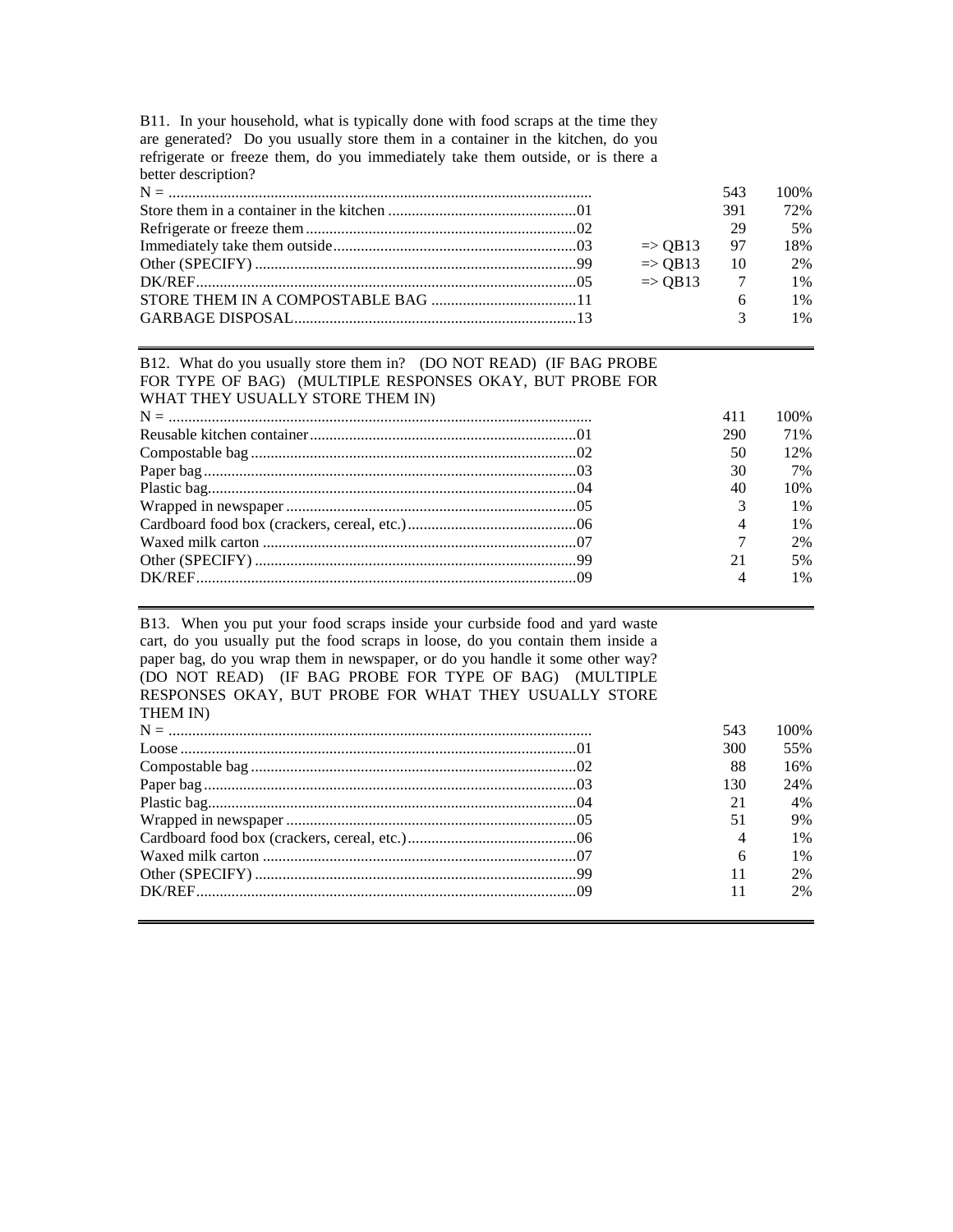B11. In your household, what is typically done with food scraps at the time they are generated? Do you usually store them in a container in the kitchen, do you refrigerate or freeze them, do you immediately take them outside, or is there a better description?

| Response | Code | Skip | N | % |
|---|---|---|---|---|
| N = |  |  | 543 | 100% |
| Store them in a container in the kitchen | 01 |  | 391 | 72% |
| Refrigerate or freeze them | 02 |  | 29 | 5% |
| Immediately take them outside | 03 | => QB13 | 97 | 18% |
| Other (SPECIFY) | 99 | => QB13 | 10 | 2% |
| DK/REF | 05 | => QB13 | 7 | 1% |
| STORE THEM IN A COMPOSTABLE BAG | 11 |  | 6 | 1% |
| GARBAGE DISPOSAL | 13 |  | 3 | 1% |

B12. What do you usually store them in? (DO NOT READ) (IF BAG PROBE FOR TYPE OF BAG) (MULTIPLE RESPONSES OKAY, BUT PROBE FOR WHAT THEY USUALLY STORE THEM IN)

| Response | Code | N | % |
|---|---|---|---|
| N = |  | 411 | 100% |
| Reusable kitchen container | 01 | 290 | 71% |
| Compostable bag | 02 | 50 | 12% |
| Paper bag | 03 | 30 | 7% |
| Plastic bag | 04 | 40 | 10% |
| Wrapped in newspaper | 05 | 3 | 1% |
| Cardboard food box (crackers, cereal, etc.) | 06 | 4 | 1% |
| Waxed milk carton | 07 | 7 | 2% |
| Other (SPECIFY) | 99 | 21 | 5% |
| DK/REF | 09 | 4 | 1% |

B13. When you put your food scraps inside your curbside food and yard waste cart, do you usually put the food scraps in loose, do you contain them inside a paper bag, do you wrap them in newspaper, or do you handle it some other way? (DO NOT READ) (IF BAG PROBE FOR TYPE OF BAG) (MULTIPLE RESPONSES OKAY, BUT PROBE FOR WHAT THEY USUALLY STORE THEM IN)

| Response | Code | N | % |
|---|---|---|---|
| N = |  | 543 | 100% |
| Loose | 01 | 300 | 55% |
| Compostable bag | 02 | 88 | 16% |
| Paper bag | 03 | 130 | 24% |
| Plastic bag | 04 | 21 | 4% |
| Wrapped in newspaper | 05 | 51 | 9% |
| Cardboard food box (crackers, cereal, etc.) | 06 | 4 | 1% |
| Waxed milk carton | 07 | 6 | 1% |
| Other (SPECIFY) | 99 | 11 | 2% |
| DK/REF | 09 | 11 | 2% |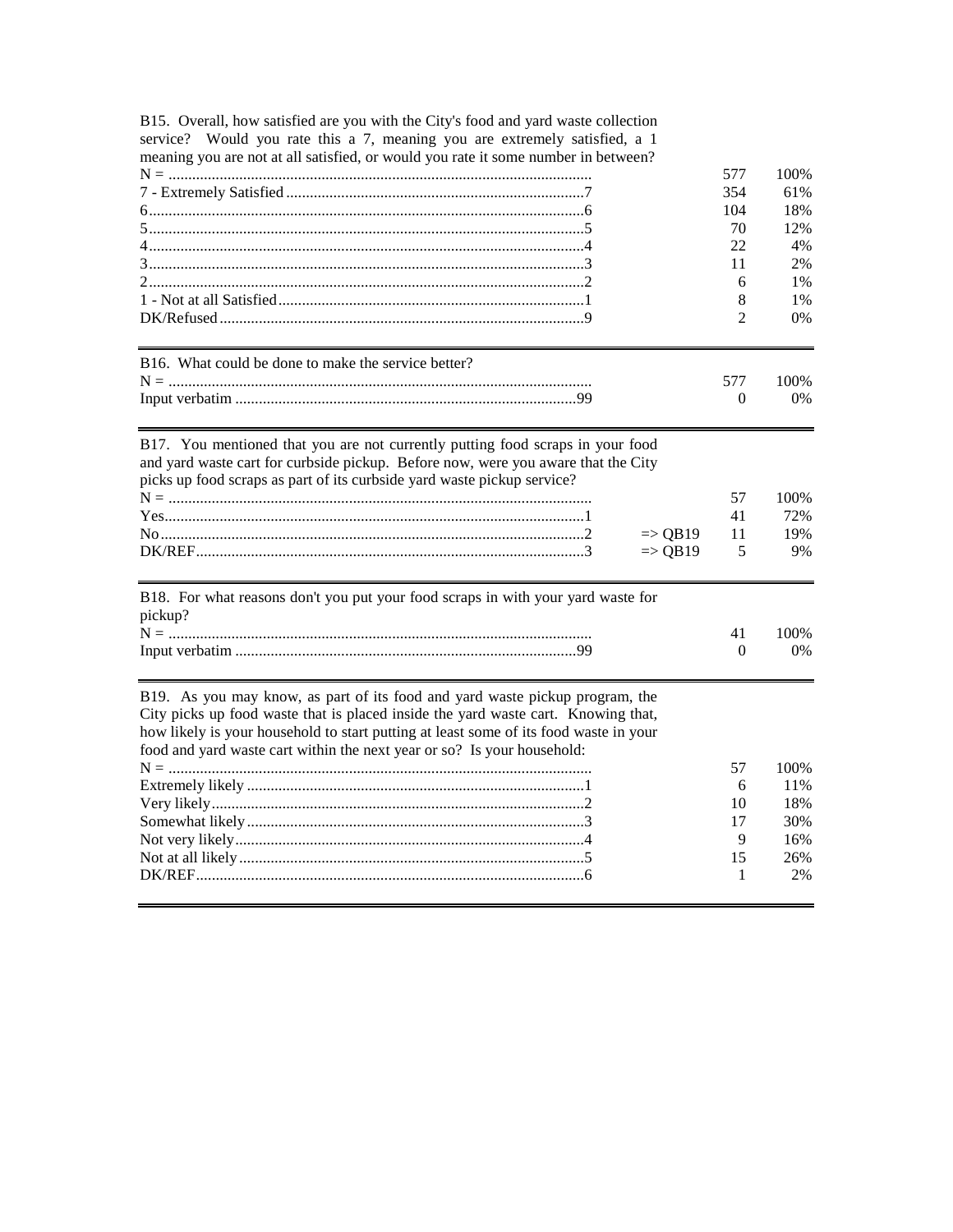B15. Overall, how satisfied are you with the City's food and yard waste collection service? Would you rate this a 7, meaning you are extremely satisfied, a 1 meaning you are not at all satisfied, or would you rate it some number in between?

| | | | |
|---|---|---|---|
| N = | | 577 | 100% |
| 7 - Extremely Satisfied | 7 | 354 | 61% |
| 6 | 6 | 104 | 18% |
| 5 | 5 | 70 | 12% |
| 4 | 4 | 22 | 4% |
| 3 | 3 | 11 | 2% |
| 2 | 2 | 6 | 1% |
| 1 - Not at all Satisfied | 1 | 8 | 1% |
| DK/Refused | 9 | 2 | 0% |

B16. What could be done to make the service better?

| | | | |
|---|---|---|---|
| N = | | 577 | 100% |
| Input verbatim | 99 | 0 | 0% |

B17. You mentioned that you are not currently putting food scraps in your food and yard waste cart for curbside pickup. Before now, were you aware that the City picks up food scraps as part of its curbside yard waste pickup service?

| | | | | |
|---|---|---|---|---|
| N = | | | 57 | 100% |
| Yes | 1 | | 41 | 72% |
| No | 2 | => QB19 | 11 | 19% |
| DK/REF | 3 | => QB19 | 5 | 9% |

B18. For what reasons don't you put your food scraps in with your yard waste for pickup?

| | | | |
|---|---|---|---|
| N = | | 41 | 100% |
| Input verbatim | 99 | 0 | 0% |

B19. As you may know, as part of its food and yard waste pickup program, the City picks up food waste that is placed inside the yard waste cart. Knowing that, how likely is your household to start putting at least some of its food waste in your food and yard waste cart within the next year or so? Is your household:

| | | | |
|---|---|---|---|
| N = | | 57 | 100% |
| Extremely likely | 1 | 6 | 11% |
| Very likely | 2 | 10 | 18% |
| Somewhat likely | 3 | 17 | 30% |
| Not very likely | 4 | 9 | 16% |
| Not at all likely | 5 | 15 | 26% |
| DK/REF | 6 | 1 | 2% |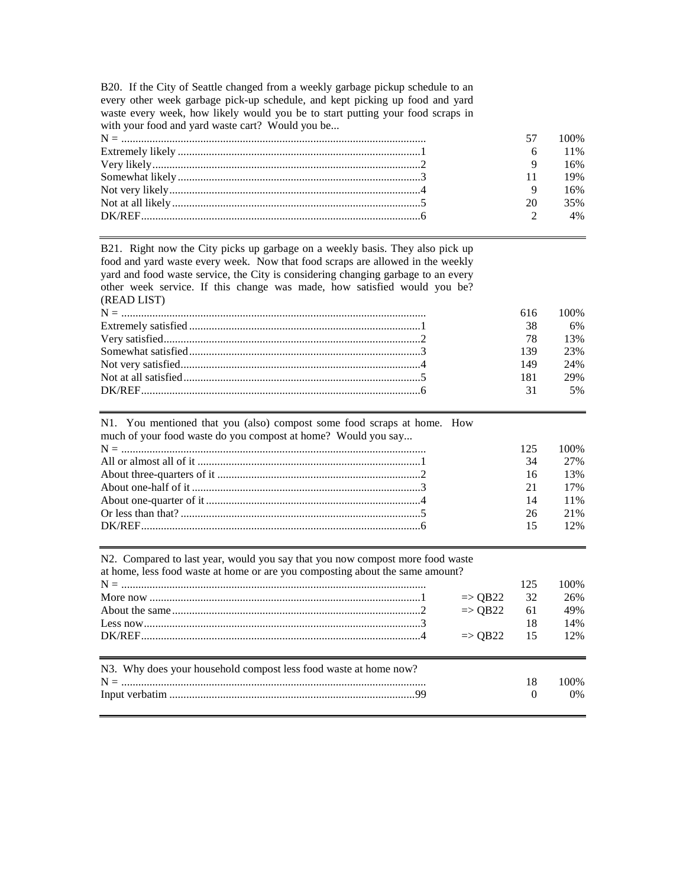B20. If the City of Seattle changed from a weekly garbage pickup schedule to an every other week garbage pick-up schedule, and kept picking up food and yard waste every week, how likely would you be to start putting your food scraps in with your food and yard waste cart? Would you be...

| | Code | N | % |
|---|---|---|---|
| N = | | 57 | 100% |
| Extremely likely | 1 | 6 | 11% |
| Very likely | 2 | 9 | 16% |
| Somewhat likely | 3 | 11 | 19% |
| Not very likely | 4 | 9 | 16% |
| Not at all likely | 5 | 20 | 35% |
| DK/REF | 6 | 2 | 4% |

B21. Right now the City picks up garbage on a weekly basis. They also pick up food and yard waste every week. Now that food scraps are allowed in the weekly yard and food waste service, the City is considering changing garbage to an every other week service. If this change was made, how satisfied would you be? (READ LIST)

| | Code | N | % |
|---|---|---|---|
| N = | | 616 | 100% |
| Extremely satisfied | 1 | 38 | 6% |
| Very satisfied | 2 | 78 | 13% |
| Somewhat satisfied | 3 | 139 | 23% |
| Not very satisfied | 4 | 149 | 24% |
| Not at all satisfied | 5 | 181 | 29% |
| DK/REF | 6 | 31 | 5% |

N1. You mentioned that you (also) compost some food scraps at home. How much of your food waste do you compost at home? Would you say...

| | Code | N | % |
|---|---|---|---|
| N = | | 125 | 100% |
| All or almost all of it | 1 | 34 | 27% |
| About three-quarters of it | 2 | 16 | 13% |
| About one-half of it | 3 | 21 | 17% |
| About one-quarter of it | 4 | 14 | 11% |
| Or less than that? | 5 | 26 | 21% |
| DK/REF | 6 | 15 | 12% |

N2. Compared to last year, would you say that you now compost more food waste at home, less food waste at home or are you composting about the same amount?

| | Code | Skip | N | % |
|---|---|---|---|---|
| N = | | | 125 | 100% |
| More now | 1 | => QB22 | 32 | 26% |
| About the same | 2 | => QB22 | 61 | 49% |
| Less now | 3 | | 18 | 14% |
| DK/REF | 4 | => QB22 | 15 | 12% |

N3. Why does your household compost less food waste at home now?

| | Code | N | % |
|---|---|---|---|
| N = | | 18 | 100% |
| Input verbatim | 99 | 0 | 0% |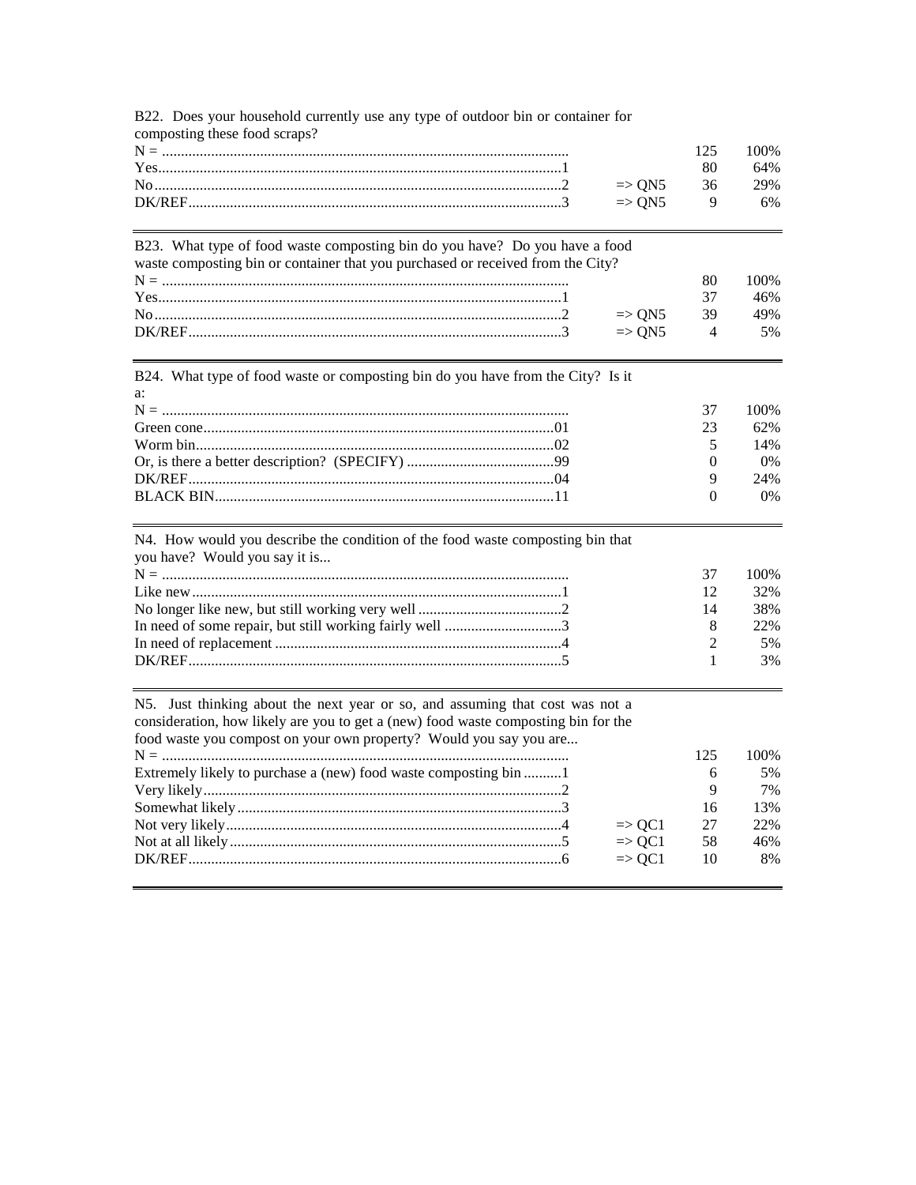B22. Does your household currently use any type of outdoor bin or container for composting these food scraps?

| | | | |
|---|---|---|---|
| N = | | 125 | 100% |
| Yes....1 | | 80 | 64% |
| No....2 | => QN5 | 36 | 29% |
| DK/REF....3 | => QN5 | 9 | 6% |

B23. What type of food waste composting bin do you have? Do you have a food waste composting bin or container that you purchased or received from the City?

| | | | |
|---|---|---|---|
| N = | | 80 | 100% |
| Yes....1 | | 37 | 46% |
| No....2 | => QN5 | 39 | 49% |
| DK/REF....3 | => QN5 | 4 | 5% |

B24. What type of food waste or composting bin do you have from the City? Is it a:

| | | |
|---|---|---|
| N = | 37 | 100% |
| Green cone....01 | 23 | 62% |
| Worm bin....02 | 5 | 14% |
| Or, is there a better description? (SPECIFY) ....99 | 0 | 0% |
| DK/REF....04 | 9 | 24% |
| BLACK BIN....11 | 0 | 0% |

N4. How would you describe the condition of the food waste composting bin that you have? Would you say it is...

| | | |
|---|---|---|
| N = | 37 | 100% |
| Like new....1 | 12 | 32% |
| No longer like new, but still working very well ....2 | 14 | 38% |
| In need of some repair, but still working fairly well ....3 | 8 | 22% |
| In need of replacement ....4 | 2 | 5% |
| DK/REF....5 | 1 | 3% |

N5. Just thinking about the next year or so, and assuming that cost was not a consideration, how likely are you to get a (new) food waste composting bin for the food waste you compost on your own property? Would you say you are...

| | | | |
|---|---|---|---|
| N = | | 125 | 100% |
| Extremely likely to purchase a (new) food waste composting bin ....1 | | 6 | 5% |
| Very likely....2 | | 9 | 7% |
| Somewhat likely....3 | | 16 | 13% |
| Not very likely....4 | => QC1 | 27 | 22% |
| Not at all likely....5 | => QC1 | 58 | 46% |
| DK/REF....6 | => QC1 | 10 | 8% |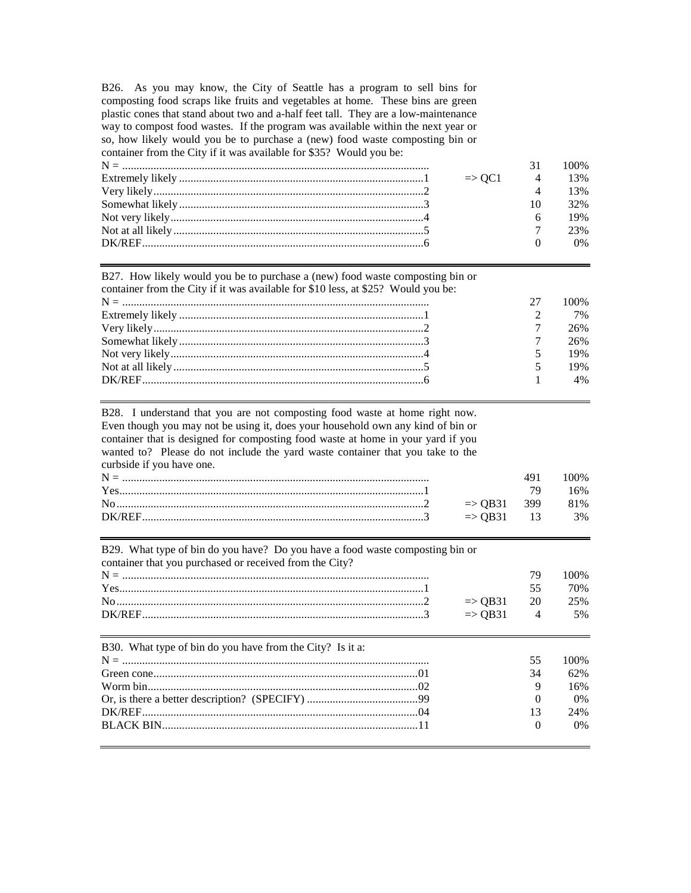B26. As you may know, the City of Seattle has a program to sell bins for composting food scraps like fruits and vegetables at home. These bins are green plastic cones that stand about two and a-half feet tall. They are a low-maintenance way to compost food wastes. If the program was available within the next year or so, how likely would you be to purchase a (new) food waste composting bin or container from the City if it was available for $35? Would you be:

| | | | | |
|---|---|---|---|---|
| N = | | | 31 | 100% |
| Extremely likely | 1 | => QC1 | 4 | 13% |
| Very likely | 2 | | 4 | 13% |
| Somewhat likely | 3 | | 10 | 32% |
| Not very likely | 4 | | 6 | 19% |
| Not at all likely | 5 | | 7 | 23% |
| DK/REF | 6 | | 0 | 0% |

B27. How likely would you be to purchase a (new) food waste composting bin or container from the City if it was available for $10 less, at $25? Would you be:

| | | | |
|---|---|---|---|
| N = | | 27 | 100% |
| Extremely likely | 1 | 2 | 7% |
| Very likely | 2 | 7 | 26% |
| Somewhat likely | 3 | 7 | 26% |
| Not very likely | 4 | 5 | 19% |
| Not at all likely | 5 | 5 | 19% |
| DK/REF | 6 | 1 | 4% |

B28. I understand that you are not composting food waste at home right now. Even though you may not be using it, does your household own any kind of bin or container that is designed for composting food waste at home in your yard if you wanted to? Please do not include the yard waste container that you take to the curbside if you have one.

| | | | | |
|---|---|---|---|---|
| N = | | | 491 | 100% |
| Yes | 1 | | 79 | 16% |
| No | 2 | => QB31 | 399 | 81% |
| DK/REF | 3 | => QB31 | 13 | 3% |

B29. What type of bin do you have? Do you have a food waste composting bin or container that you purchased or received from the City?

| | | | | |
|---|---|---|---|---|
| N = | | | 79 | 100% |
| Yes | 1 | | 55 | 70% |
| No | 2 | => QB31 | 20 | 25% |
| DK/REF | 3 | => QB31 | 4 | 5% |

B30. What type of bin do you have from the City? Is it a:

| | | | |
|---|---|---|---|
| N = | | 55 | 100% |
| Green cone | 01 | 34 | 62% |
| Worm bin | 02 | 9 | 16% |
| Or, is there a better description? (SPECIFY) | 99 | 0 | 0% |
| DK/REF | 04 | 13 | 24% |
| BLACK BIN | 11 | 0 | 0% |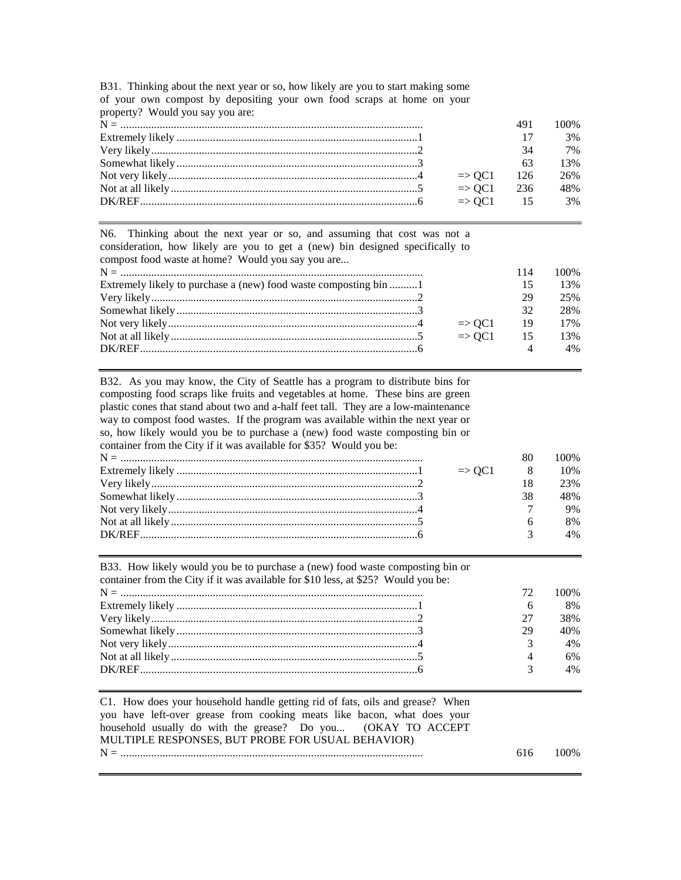B31. Thinking about the next year or so, how likely are you to start making some of your own compost by depositing your own food scraps at home on your property? Would you say you are:

| | | | |
|---|---|---|---|
| N = | | 491 | 100% |
| Extremely likely ....1 | | 17 | 3% |
| Very likely....2 | | 34 | 7% |
| Somewhat likely....3 | | 63 | 13% |
| Not very likely....4 | => QC1 | 126 | 26% |
| Not at all likely....5 | => QC1 | 236 | 48% |
| DK/REF....6 | => QC1 | 15 | 3% |

N6. Thinking about the next year or so, and assuming that cost was not a consideration, how likely are you to get a (new) bin designed specifically to compost food waste at home? Would you say you are...

| | | | |
|---|---|---|---|
| N = | | 114 | 100% |
| Extremely likely to purchase a (new) food waste composting bin ....1 | | 15 | 13% |
| Very likely....2 | | 29 | 25% |
| Somewhat likely....3 | | 32 | 28% |
| Not very likely....4 | => QC1 | 19 | 17% |
| Not at all likely....5 | => QC1 | 15 | 13% |
| DK/REF....6 | | 4 | 4% |

B32. As you may know, the City of Seattle has a program to distribute bins for composting food scraps like fruits and vegetables at home. These bins are green plastic cones that stand about two and a-half feet tall. They are a low-maintenance way to compost food wastes. If the program was available within the next year or so, how likely would you be to purchase a (new) food waste composting bin or container from the City if it was available for $35? Would you be:

| | | | |
|---|---|---|---|
| N = | | 80 | 100% |
| Extremely likely ....1 | => QC1 | 8 | 10% |
| Very likely....2 | | 18 | 23% |
| Somewhat likely....3 | | 38 | 48% |
| Not very likely....4 | | 7 | 9% |
| Not at all likely....5 | | 6 | 8% |
| DK/REF....6 | | 3 | 4% |

B33. How likely would you be to purchase a (new) food waste composting bin or container from the City if it was available for $10 less, at $25? Would you be:

| | | | |
|---|---|---|---|
| N = | | 72 | 100% |
| Extremely likely ....1 | | 6 | 8% |
| Very likely....2 | | 27 | 38% |
| Somewhat likely....3 | | 29 | 40% |
| Not very likely....4 | | 3 | 4% |
| Not at all likely....5 | | 4 | 6% |
| DK/REF....6 | | 3 | 4% |

C1. How does your household handle getting rid of fats, oils and grease? When you have left-over grease from cooking meats like bacon, what does your household usually do with the grease? Do you... (OKAY TO ACCEPT MULTIPLE RESPONSES, BUT PROBE FOR USUAL BEHAVIOR)

| | | | |
|---|---|---|---|
| N = | | 616 | 100% |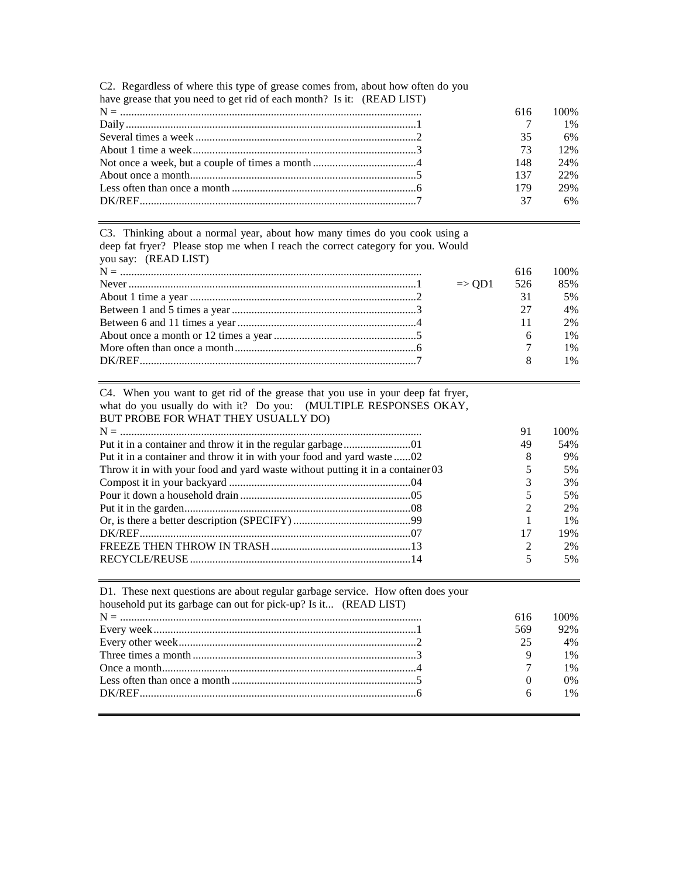C2. Regardless of where this type of grease comes from, about how often do you have grease that you need to get rid of each month? Is it: (READ LIST)

| Response | Code | | N | % |
|---|---|---|---|---|
| N = | | | 616 | 100% |
| Daily | 1 | | 7 | 1% |
| Several times a week | 2 | | 35 | 6% |
| About 1 time a week | 3 | | 73 | 12% |
| Not once a week, but a couple of times a month | 4 | | 148 | 24% |
| About once a month | 5 | | 137 | 22% |
| Less often than once a month | 6 | | 179 | 29% |
| DK/REF | 7 | | 37 | 6% |

C3. Thinking about a normal year, about how many times do you cook using a deep fat fryer? Please stop me when I reach the correct category for you. Would you say: (READ LIST)

| Response | Code | | N | % |
|---|---|---|---|---|
| N = | | | 616 | 100% |
| Never | 1 | => QD1 | 526 | 85% |
| About 1 time a year | 2 | | 31 | 5% |
| Between 1 and 5 times a year | 3 | | 27 | 4% |
| Between 6 and 11 times a year | 4 | | 11 | 2% |
| About once a month or 12 times a year | 5 | | 6 | 1% |
| More often than once a month | 6 | | 7 | 1% |
| DK/REF | 7 | | 8 | 1% |

C4. When you want to get rid of the grease that you use in your deep fat fryer, what do you usually do with it? Do you: (MULTIPLE RESPONSES OKAY, BUT PROBE FOR WHAT THEY USUALLY DO)

| Response | Code | | N | % |
|---|---|---|---|---|
| N = | | | 91 | 100% |
| Put it in a container and throw it in the regular garbage | 01 | | 49 | 54% |
| Put it in a container and throw it in with your food and yard waste | 02 | | 8 | 9% |
| Throw it in with your food and yard waste without putting it in a container | 03 | | 5 | 5% |
| Compost it in your backyard | 04 | | 3 | 3% |
| Pour it down a household drain | 05 | | 5 | 5% |
| Put it in the garden | 08 | | 2 | 2% |
| Or, is there a better description (SPECIFY) | 99 | | 1 | 1% |
| DK/REF | 07 | | 17 | 19% |
| FREEZE THEN THROW IN TRASH | 13 | | 2 | 2% |
| RECYCLE/REUSE | 14 | | 5 | 5% |

D1. These next questions are about regular garbage service. How often does your household put its garbage can out for pick-up? Is it... (READ LIST)

| Response | Code | | N | % |
|---|---|---|---|---|
| N = | | | 616 | 100% |
| Every week | 1 | | 569 | 92% |
| Every other week | 2 | | 25 | 4% |
| Three times a month | 3 | | 9 | 1% |
| Once a month | 4 | | 7 | 1% |
| Less often than once a month | 5 | | 0 | 0% |
| DK/REF | 6 | | 6 | 1% |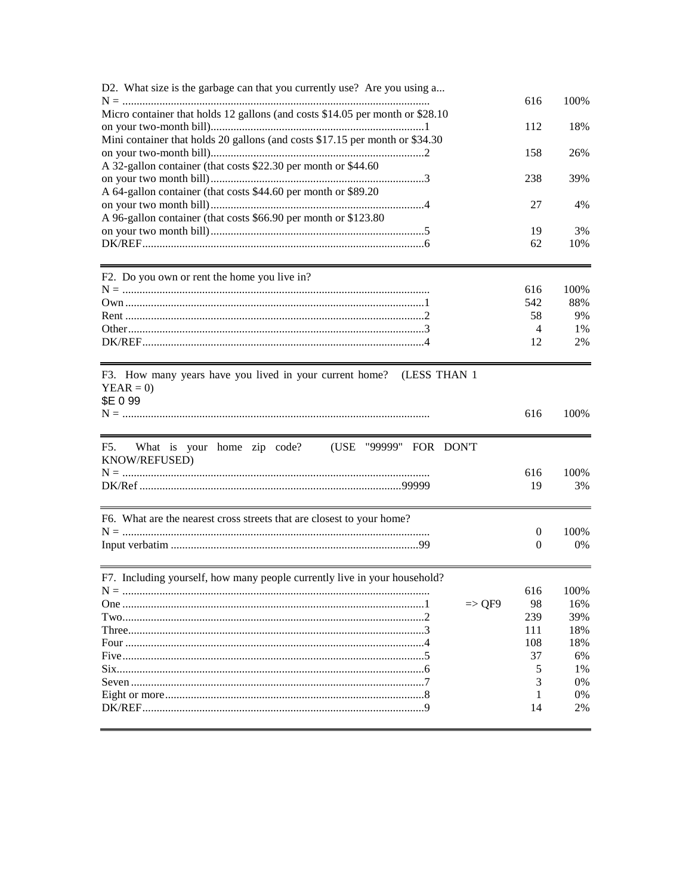D2. What size is the garbage can that you currently use? Are you using a...

| | | | |
|---|---|---|---|
| N = | | 616 | 100% |
| Micro container that holds 12 gallons (and costs $14.05 per month or $28.10 on your two-month bill)...1 | | 112 | 18% |
| Mini container that holds 20 gallons (and costs $17.15 per month or $34.30 on your two-month bill)...2 | | 158 | 26% |
| A 32-gallon container (that costs $22.30 per month or $44.60 on your two month bill)...3 | | 238 | 39% |
| A 64-gallon container (that costs $44.60 per month or $89.20 on your two month bill)...4 | | 27 | 4% |
| A 96-gallon container (that costs $66.90 per month or $123.80 on your two month bill)...5 | | 19 | 3% |
| DK/REF...6 | | 62 | 10% |

F2. Do you own or rent the home you live in?

| | | | |
|---|---|---|---|
| N = | | 616 | 100% |
| Own...1 | | 542 | 88% |
| Rent...2 | | 58 | 9% |
| Other...3 | | 4 | 1% |
| DK/REF...4 | | 12 | 2% |

F3. How many years have you lived in your current home? (LESS THAN 1 YEAR = 0)
$E 0 99

| | | | |
|---|---|---|---|
| N = | | 616 | 100% |

F5. What is your home zip code? (USE "99999" FOR DON'T KNOW/REFUSED)

| | | | |
|---|---|---|---|
| N = | | 616 | 100% |
| DK/Ref...99999 | | 19 | 3% |

F6. What are the nearest cross streets that are closest to your home?

| | | | |
|---|---|---|---|
| N = | | 0 | 100% |
| Input verbatim...99 | | 0 | 0% |

F7. Including yourself, how many people currently live in your household?

| | | | |
|---|---|---|---|
| N = | | 616 | 100% |
| One...1 | => QF9 | 98 | 16% |
| Two...2 | | 239 | 39% |
| Three...3 | | 111 | 18% |
| Four...4 | | 108 | 18% |
| Five...5 | | 37 | 6% |
| Six...6 | | 5 | 1% |
| Seven...7 | | 3 | 0% |
| Eight or more...8 | | 1 | 0% |
| DK/REF...9 | | 14 | 2% |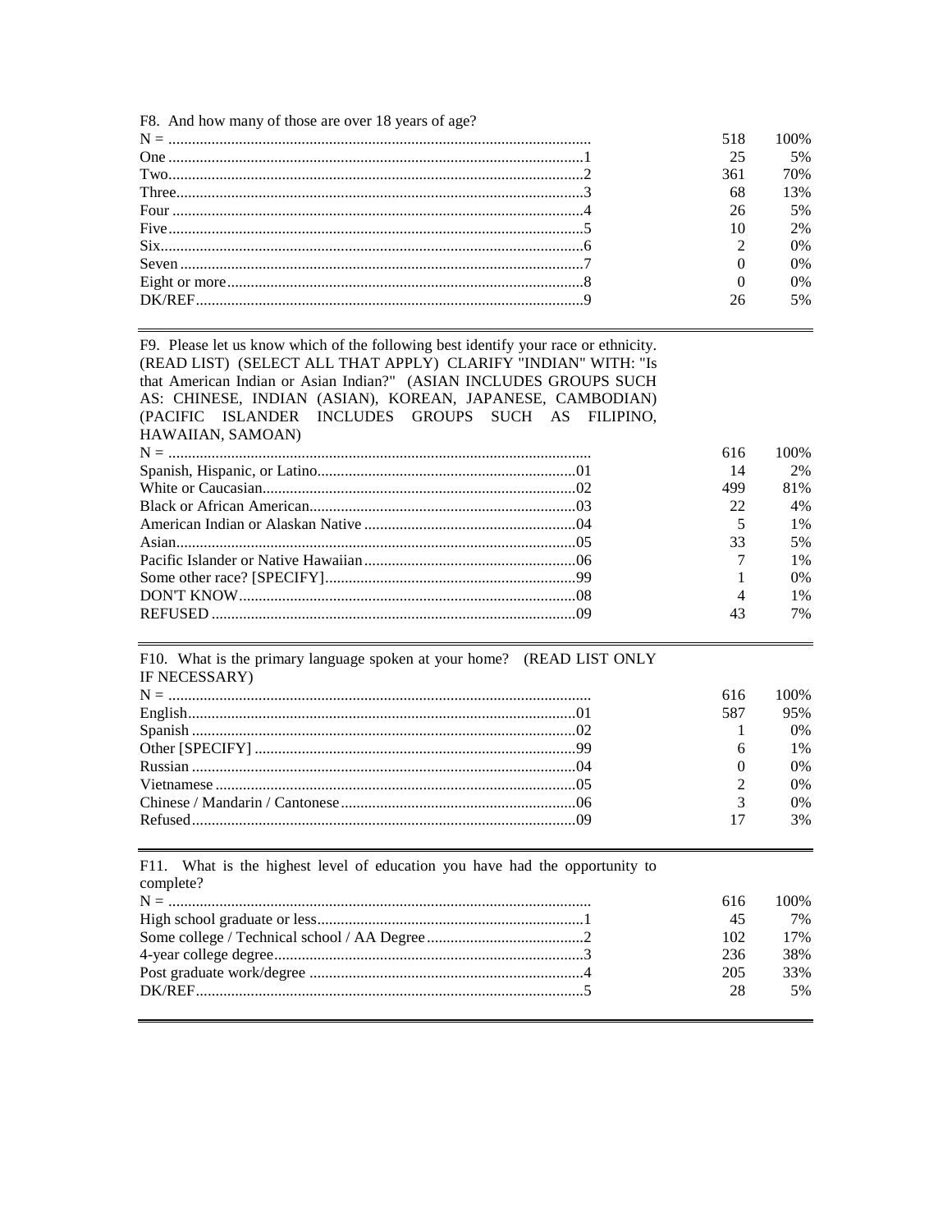F8. And how many of those are over 18 years of age?

| | | | |
|---|---|---|---|
| N = | | 518 | 100% |
| One | 1 | 25 | 5% |
| Two | 2 | 361 | 70% |
| Three | 3 | 68 | 13% |
| Four | 4 | 26 | 5% |
| Five | 5 | 10 | 2% |
| Six | 6 | 2 | 0% |
| Seven | 7 | 0 | 0% |
| Eight or more | 8 | 0 | 0% |
| DK/REF | 9 | 26 | 5% |

F9. Please let us know which of the following best identify your race or ethnicity. (READ LIST) (SELECT ALL THAT APPLY) CLARIFY "INDIAN" WITH: "Is that American Indian or Asian Indian?" (ASIAN INCLUDES GROUPS SUCH AS: CHINESE, INDIAN (ASIAN), KOREAN, JAPANESE, CAMBODIAN) (PACIFIC ISLANDER INCLUDES GROUPS SUCH AS FILIPINO, HAWAIIAN, SAMOAN)

| | | | |
|---|---|---|---|
| N = | | 616 | 100% |
| Spanish, Hispanic, or Latino | 01 | 14 | 2% |
| White or Caucasian | 02 | 499 | 81% |
| Black or African American | 03 | 22 | 4% |
| American Indian or Alaskan Native | 04 | 5 | 1% |
| Asian | 05 | 33 | 5% |
| Pacific Islander or Native Hawaiian | 06 | 7 | 1% |
| Some other race? [SPECIFY] | 99 | 1 | 0% |
| DON'T KNOW | 08 | 4 | 1% |
| REFUSED | 09 | 43 | 7% |

F10. What is the primary language spoken at your home? (READ LIST ONLY IF NECESSARY)

| | | | |
|---|---|---|---|
| N = | | 616 | 100% |
| English | 01 | 587 | 95% |
| Spanish | 02 | 1 | 0% |
| Other [SPECIFY] | 99 | 6 | 1% |
| Russian | 04 | 0 | 0% |
| Vietnamese | 05 | 2 | 0% |
| Chinese / Mandarin / Cantonese | 06 | 3 | 0% |
| Refused | 09 | 17 | 3% |

F11. What is the highest level of education you have had the opportunity to complete?

| | | | |
|---|---|---|---|
| N = | | 616 | 100% |
| High school graduate or less | 1 | 45 | 7% |
| Some college / Technical school / AA Degree | 2 | 102 | 17% |
| 4-year college degree | 3 | 236 | 38% |
| Post graduate work/degree | 4 | 205 | 33% |
| DK/REF | 5 | 28 | 5% |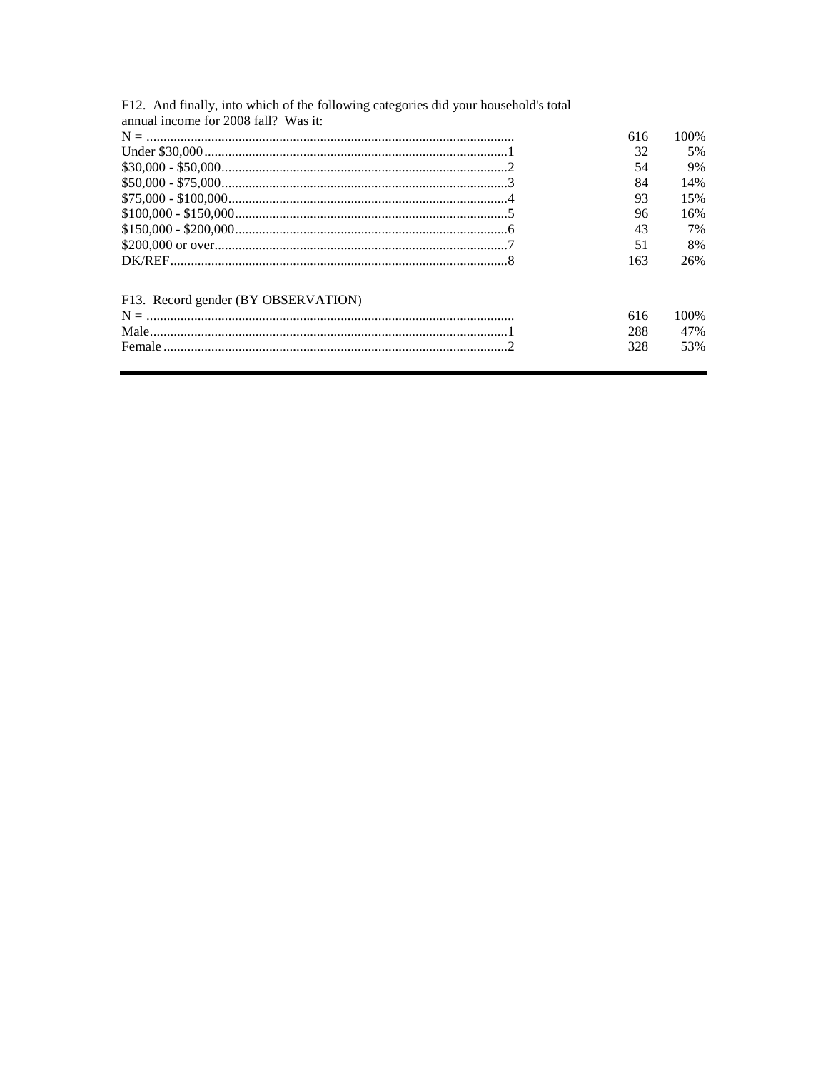F12. And finally, into which of the following categories did your household's total annual income for 2008 fall? Was it:

| | | | |
|---|---|---|---|
| N = | | 616 | 100% |
| Under $30,000 | 1 | 32 | 5% |
| $30,000 - $50,000 | 2 | 54 | 9% |
| $50,000 - $75,000 | 3 | 84 | 14% |
| $75,000 - $100,000 | 4 | 93 | 15% |
| $100,000 - $150,000 | 5 | 96 | 16% |
| $150,000 - $200,000 | 6 | 43 | 7% |
| $200,000 or over | 7 | 51 | 8% |
| DK/REF | 8 | 163 | 26% |

F13. Record gender (BY OBSERVATION)

| | | | |
|---|---|---|---|
| N = | | 616 | 100% |
| Male | 1 | 288 | 47% |
| Female | 2 | 328 | 53% |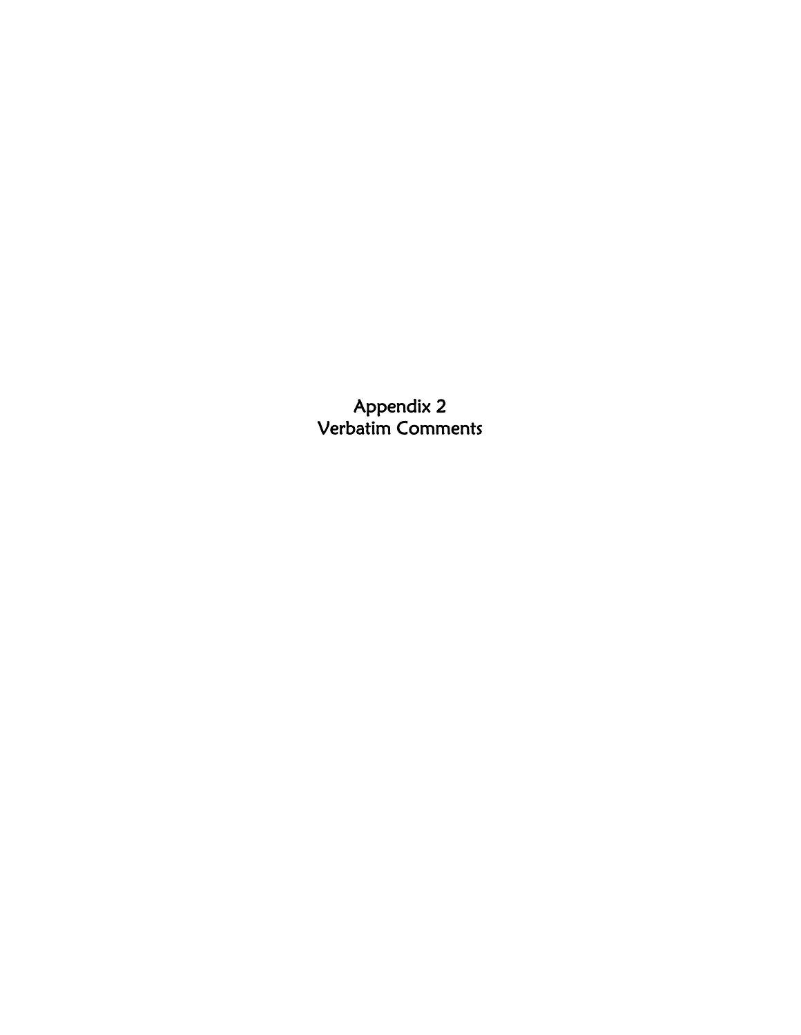# Appendix 2
# Verbatim Comments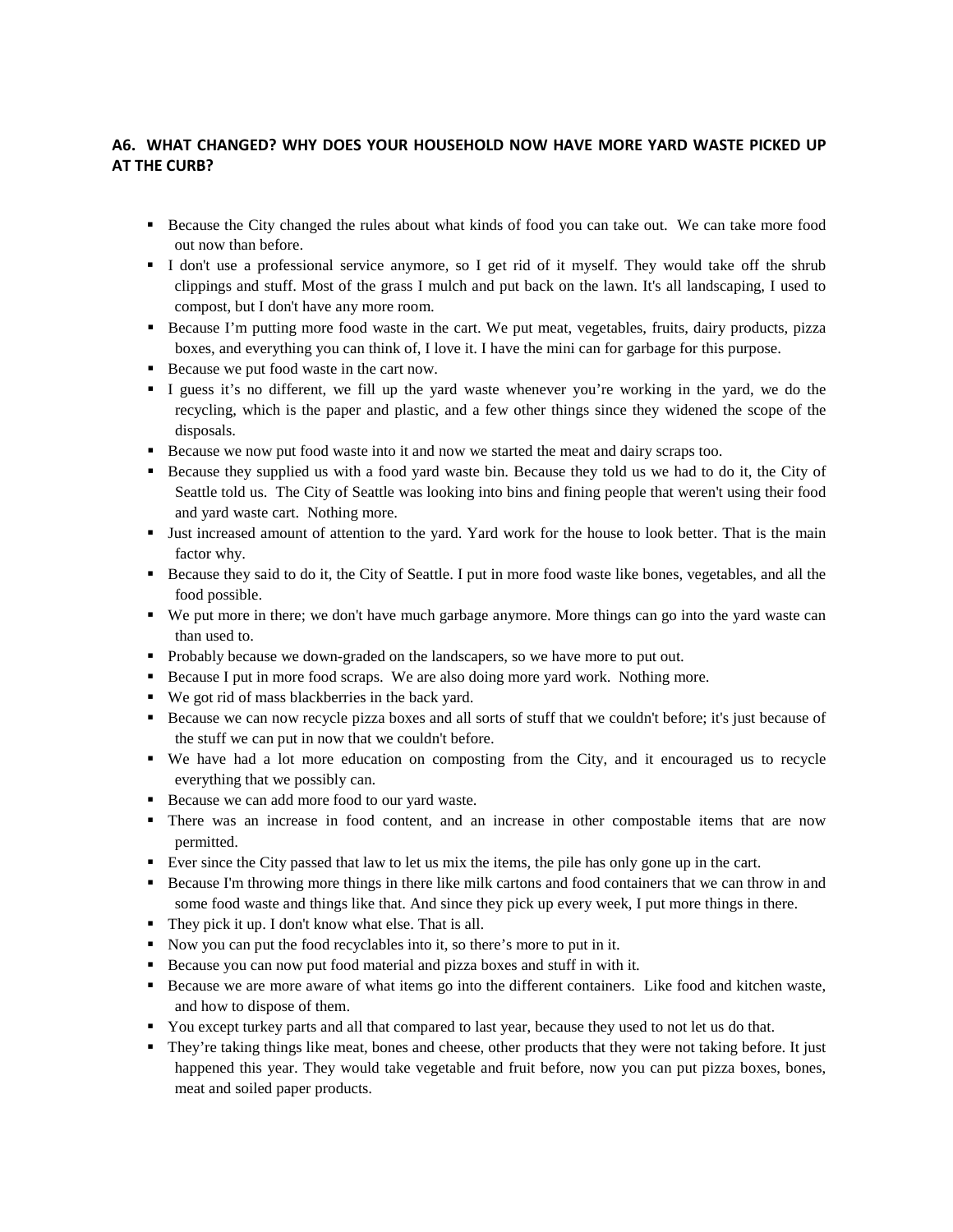### A6. WHAT CHANGED? WHY DOES YOUR HOUSEHOLD NOW HAVE MORE YARD WASTE PICKED UP AT THE CURB?

- Because the City changed the rules about what kinds of food you can take out. We can take more food out now than before.
- I don't use a professional service anymore, so I get rid of it myself. They would take off the shrub clippings and stuff. Most of the grass I mulch and put back on the lawn. It's all landscaping, I used to compost, but I don't have any more room.
- Because I'm putting more food waste in the cart. We put meat, vegetables, fruits, dairy products, pizza boxes, and everything you can think of, I love it. I have the mini can for garbage for this purpose.
- Because we put food waste in the cart now.
- I guess it's no different, we fill up the yard waste whenever you're working in the yard, we do the recycling, which is the paper and plastic, and a few other things since they widened the scope of the disposals.
- Because we now put food waste into it and now we started the meat and dairy scraps too.
- Because they supplied us with a food yard waste bin. Because they told us we had to do it, the City of Seattle told us. The City of Seattle was looking into bins and fining people that weren't using their food and yard waste cart. Nothing more.
- Just increased amount of attention to the yard. Yard work for the house to look better. That is the main factor why.
- Because they said to do it, the City of Seattle. I put in more food waste like bones, vegetables, and all the food possible.
- We put more in there; we don't have much garbage anymore. More things can go into the yard waste can than used to.
- Probably because we down-graded on the landscapers, so we have more to put out.
- Because I put in more food scraps. We are also doing more yard work. Nothing more.
- We got rid of mass blackberries in the back yard.
- Because we can now recycle pizza boxes and all sorts of stuff that we couldn't before; it's just because of the stuff we can put in now that we couldn't before.
- We have had a lot more education on composting from the City, and it encouraged us to recycle everything that we possibly can.
- Because we can add more food to our yard waste.
- There was an increase in food content, and an increase in other compostable items that are now permitted.
- Ever since the City passed that law to let us mix the items, the pile has only gone up in the cart.
- Because I'm throwing more things in there like milk cartons and food containers that we can throw in and some food waste and things like that. And since they pick up every week, I put more things in there.
- They pick it up. I don't know what else. That is all.
- Now you can put the food recyclables into it, so there's more to put in it.
- Because you can now put food material and pizza boxes and stuff in with it.
- Because we are more aware of what items go into the different containers. Like food and kitchen waste, and how to dispose of them.
- You except turkey parts and all that compared to last year, because they used to not let us do that.
- They're taking things like meat, bones and cheese, other products that they were not taking before. It just happened this year. They would take vegetable and fruit before, now you can put pizza boxes, bones, meat and soiled paper products.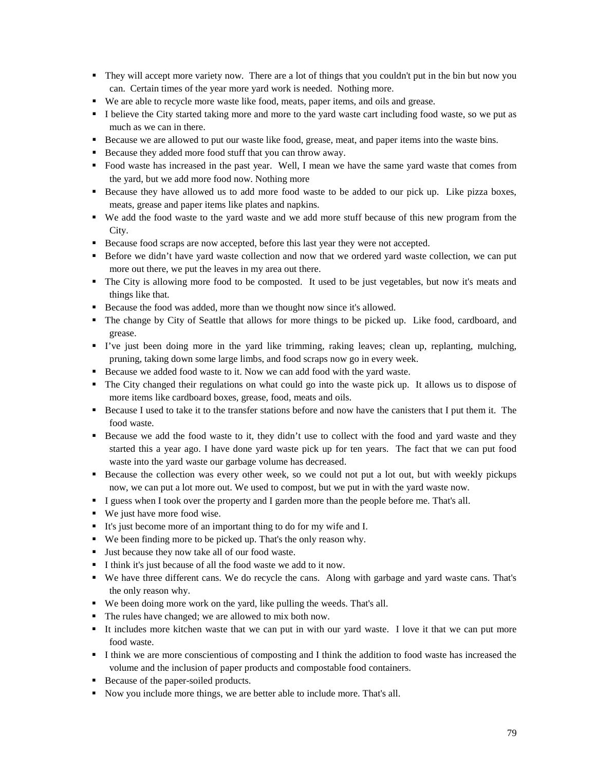- They will accept more variety now. There are a lot of things that you couldn't put in the bin but now you can. Certain times of the year more yard work is needed. Nothing more.
- We are able to recycle more waste like food, meats, paper items, and oils and grease.
- I believe the City started taking more and more to the yard waste cart including food waste, so we put as much as we can in there.
- Because we are allowed to put our waste like food, grease, meat, and paper items into the waste bins.
- Because they added more food stuff that you can throw away.
- Food waste has increased in the past year. Well, I mean we have the same yard waste that comes from the yard, but we add more food now. Nothing more
- Because they have allowed us to add more food waste to be added to our pick up. Like pizza boxes, meats, grease and paper items like plates and napkins.
- We add the food waste to the yard waste and we add more stuff because of this new program from the City.
- Because food scraps are now accepted, before this last year they were not accepted.
- Before we didn't have yard waste collection and now that we ordered yard waste collection, we can put more out there, we put the leaves in my area out there.
- The City is allowing more food to be composted. It used to be just vegetables, but now it's meats and things like that.
- Because the food was added, more than we thought now since it's allowed.
- The change by City of Seattle that allows for more things to be picked up. Like food, cardboard, and grease.
- I've just been doing more in the yard like trimming, raking leaves; clean up, replanting, mulching, pruning, taking down some large limbs, and food scraps now go in every week.
- Because we added food waste to it. Now we can add food with the yard waste.
- The City changed their regulations on what could go into the waste pick up. It allows us to dispose of more items like cardboard boxes, grease, food, meats and oils.
- Because I used to take it to the transfer stations before and now have the canisters that I put them it. The food waste.
- Because we add the food waste to it, they didn't use to collect with the food and yard waste and they started this a year ago. I have done yard waste pick up for ten years. The fact that we can put food waste into the yard waste our garbage volume has decreased.
- Because the collection was every other week, so we could not put a lot out, but with weekly pickups now, we can put a lot more out. We used to compost, but we put in with the yard waste now.
- I guess when I took over the property and I garden more than the people before me. That's all.
- We just have more food wise.
- It's just become more of an important thing to do for my wife and I.
- We been finding more to be picked up. That's the only reason why.
- Just because they now take all of our food waste.
- I think it's just because of all the food waste we add to it now.
- We have three different cans. We do recycle the cans. Along with garbage and yard waste cans. That's the only reason why.
- We been doing more work on the yard, like pulling the weeds. That's all.
- The rules have changed; we are allowed to mix both now.
- It includes more kitchen waste that we can put in with our yard waste. I love it that we can put more food waste.
- I think we are more conscientious of composting and I think the addition to food waste has increased the volume and the inclusion of paper products and compostable food containers.
- Because of the paper-soiled products.
- Now you include more things, we are better able to include more. That's all.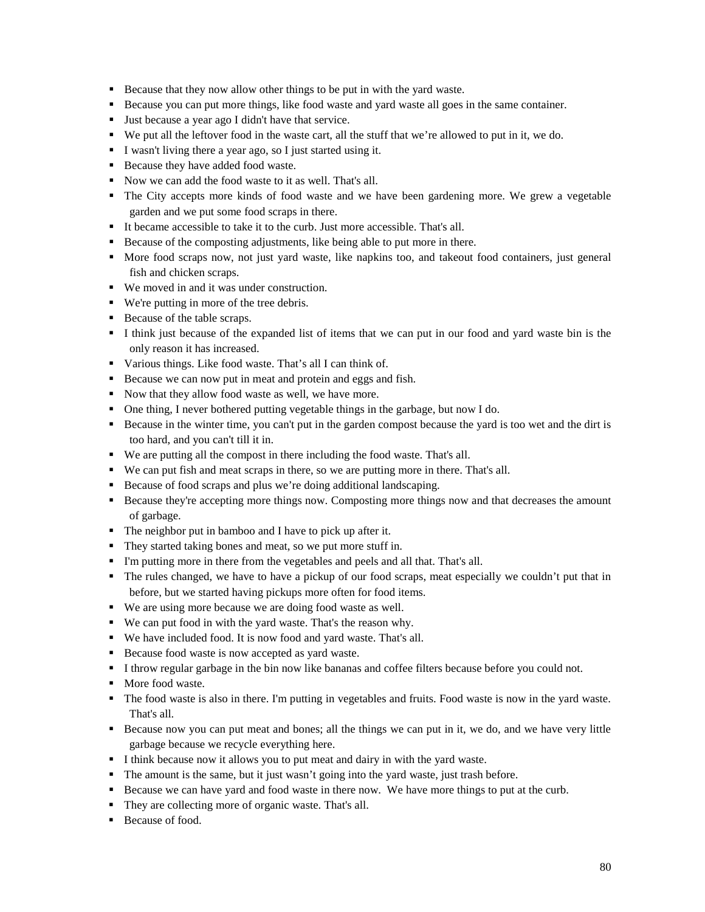- Because that they now allow other things to be put in with the yard waste.
- Because you can put more things, like food waste and yard waste all goes in the same container.
- Just because a year ago I didn't have that service.
- We put all the leftover food in the waste cart, all the stuff that we're allowed to put in it, we do.
- I wasn't living there a year ago, so I just started using it.
- Because they have added food waste.
- Now we can add the food waste to it as well. That's all.
- The City accepts more kinds of food waste and we have been gardening more. We grew a vegetable garden and we put some food scraps in there.
- It became accessible to take it to the curb. Just more accessible. That's all.
- Because of the composting adjustments, like being able to put more in there.
- More food scraps now, not just yard waste, like napkins too, and takeout food containers, just general fish and chicken scraps.
- We moved in and it was under construction.
- We're putting in more of the tree debris.
- Because of the table scraps.
- I think just because of the expanded list of items that we can put in our food and yard waste bin is the only reason it has increased.
- Various things. Like food waste. That's all I can think of.
- Because we can now put in meat and protein and eggs and fish.
- Now that they allow food waste as well, we have more.
- One thing, I never bothered putting vegetable things in the garbage, but now I do.
- Because in the winter time, you can't put in the garden compost because the yard is too wet and the dirt is too hard, and you can't till it in.
- We are putting all the compost in there including the food waste. That's all.
- We can put fish and meat scraps in there, so we are putting more in there. That's all.
- Because of food scraps and plus we're doing additional landscaping.
- Because they're accepting more things now. Composting more things now and that decreases the amount of garbage.
- The neighbor put in bamboo and I have to pick up after it.
- They started taking bones and meat, so we put more stuff in.
- I'm putting more in there from the vegetables and peels and all that. That's all.
- The rules changed, we have to have a pickup of our food scraps, meat especially we couldn't put that in before, but we started having pickups more often for food items.
- We are using more because we are doing food waste as well.
- We can put food in with the yard waste. That's the reason why.
- We have included food. It is now food and yard waste. That's all.
- Because food waste is now accepted as yard waste.
- I throw regular garbage in the bin now like bananas and coffee filters because before you could not.
- More food waste.
- The food waste is also in there. I'm putting in vegetables and fruits. Food waste is now in the yard waste. That's all.
- Because now you can put meat and bones; all the things we can put in it, we do, and we have very little garbage because we recycle everything here.
- I think because now it allows you to put meat and dairy in with the yard waste.
- The amount is the same, but it just wasn't going into the yard waste, just trash before.
- Because we can have yard and food waste in there now. We have more things to put at the curb.
- They are collecting more of organic waste. That's all.
- Because of food.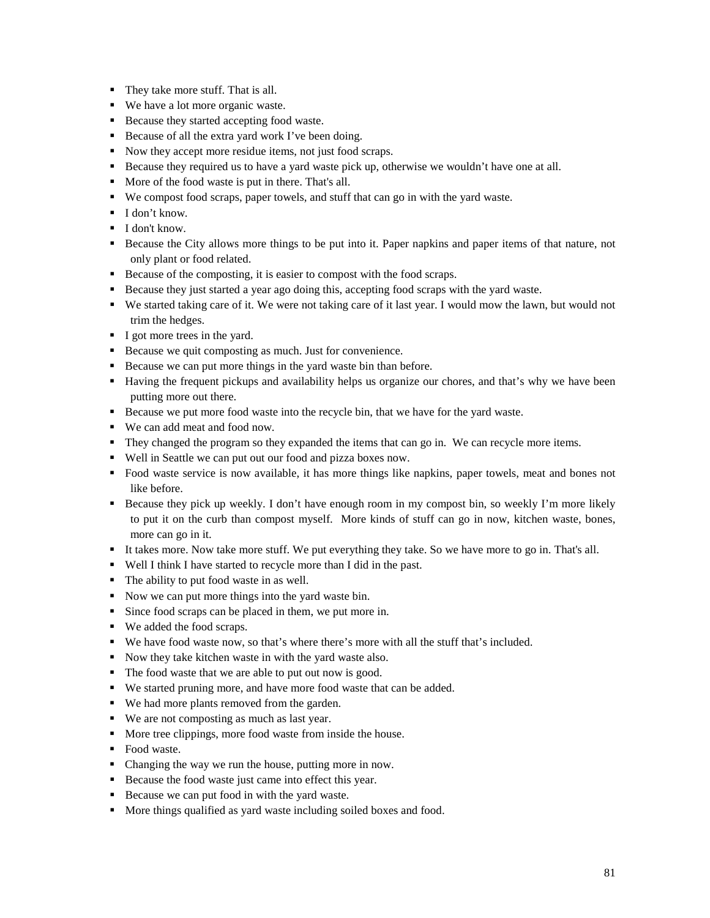- They take more stuff. That is all.
- We have a lot more organic waste.
- Because they started accepting food waste.
- Because of all the extra yard work I've been doing.
- Now they accept more residue items, not just food scraps.
- Because they required us to have a yard waste pick up, otherwise we wouldn't have one at all.
- More of the food waste is put in there. That's all.
- We compost food scraps, paper towels, and stuff that can go in with the yard waste.
- I don't know.
- I don't know.
- Because the City allows more things to be put into it. Paper napkins and paper items of that nature, not only plant or food related.
- Because of the composting, it is easier to compost with the food scraps.
- Because they just started a year ago doing this, accepting food scraps with the yard waste.
- We started taking care of it. We were not taking care of it last year. I would mow the lawn, but would not trim the hedges.
- I got more trees in the yard.
- Because we quit composting as much. Just for convenience.
- Because we can put more things in the yard waste bin than before.
- Having the frequent pickups and availability helps us organize our chores, and that's why we have been putting more out there.
- Because we put more food waste into the recycle bin, that we have for the yard waste.
- We can add meat and food now.
- They changed the program so they expanded the items that can go in. We can recycle more items.
- Well in Seattle we can put out our food and pizza boxes now.
- Food waste service is now available, it has more things like napkins, paper towels, meat and bones not like before.
- Because they pick up weekly. I don't have enough room in my compost bin, so weekly I'm more likely to put it on the curb than compost myself. More kinds of stuff can go in now, kitchen waste, bones, more can go in it.
- It takes more. Now take more stuff. We put everything they take. So we have more to go in. That's all.
- Well I think I have started to recycle more than I did in the past.
- The ability to put food waste in as well.
- Now we can put more things into the yard waste bin.
- Since food scraps can be placed in them, we put more in.
- We added the food scraps.
- We have food waste now, so that's where there's more with all the stuff that's included.
- Now they take kitchen waste in with the yard waste also.
- The food waste that we are able to put out now is good.
- We started pruning more, and have more food waste that can be added.
- We had more plants removed from the garden.
- We are not composting as much as last year.
- More tree clippings, more food waste from inside the house.
- Food waste.
- Changing the way we run the house, putting more in now.
- Because the food waste just came into effect this year.
- Because we can put food in with the yard waste.
- More things qualified as yard waste including soiled boxes and food.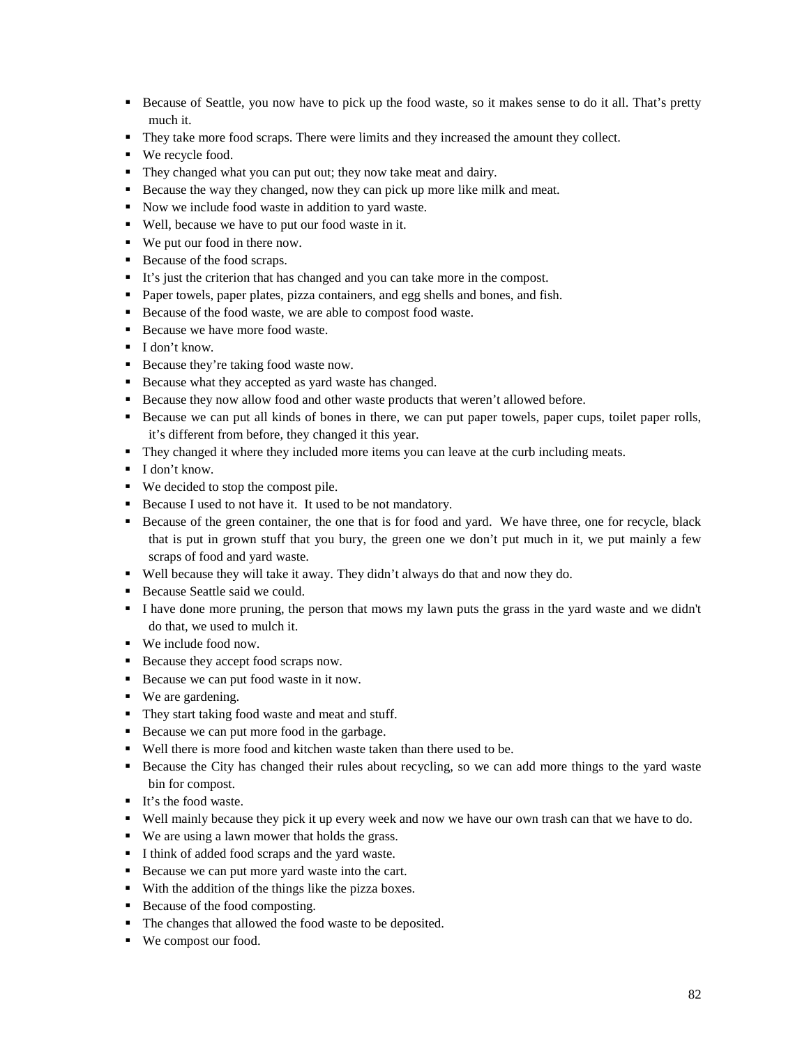- Because of Seattle, you now have to pick up the food waste, so it makes sense to do it all. That's pretty much it.
- They take more food scraps. There were limits and they increased the amount they collect.
- We recycle food.
- They changed what you can put out; they now take meat and dairy.
- Because the way they changed, now they can pick up more like milk and meat.
- Now we include food waste in addition to yard waste.
- Well, because we have to put our food waste in it.
- We put our food in there now.
- Because of the food scraps.
- It's just the criterion that has changed and you can take more in the compost.
- Paper towels, paper plates, pizza containers, and egg shells and bones, and fish.
- Because of the food waste, we are able to compost food waste.
- Because we have more food waste.
- I don't know.
- Because they're taking food waste now.
- Because what they accepted as yard waste has changed.
- Because they now allow food and other waste products that weren't allowed before.
- Because we can put all kinds of bones in there, we can put paper towels, paper cups, toilet paper rolls, it's different from before, they changed it this year.
- They changed it where they included more items you can leave at the curb including meats.
- I don't know.
- We decided to stop the compost pile.
- Because I used to not have it. It used to be not mandatory.
- Because of the green container, the one that is for food and yard. We have three, one for recycle, black that is put in grown stuff that you bury, the green one we don't put much in it, we put mainly a few scraps of food and yard waste.
- Well because they will take it away. They didn't always do that and now they do.
- Because Seattle said we could.
- I have done more pruning, the person that mows my lawn puts the grass in the yard waste and we didn't do that, we used to mulch it.
- We include food now.
- Because they accept food scraps now.
- Because we can put food waste in it now.
- We are gardening.
- They start taking food waste and meat and stuff.
- Because we can put more food in the garbage.
- Well there is more food and kitchen waste taken than there used to be.
- Because the City has changed their rules about recycling, so we can add more things to the yard waste bin for compost.
- It's the food waste.
- Well mainly because they pick it up every week and now we have our own trash can that we have to do.
- We are using a lawn mower that holds the grass.
- I think of added food scraps and the yard waste.
- Because we can put more yard waste into the cart.
- With the addition of the things like the pizza boxes.
- Because of the food composting.
- The changes that allowed the food waste to be deposited.
- We compost our food.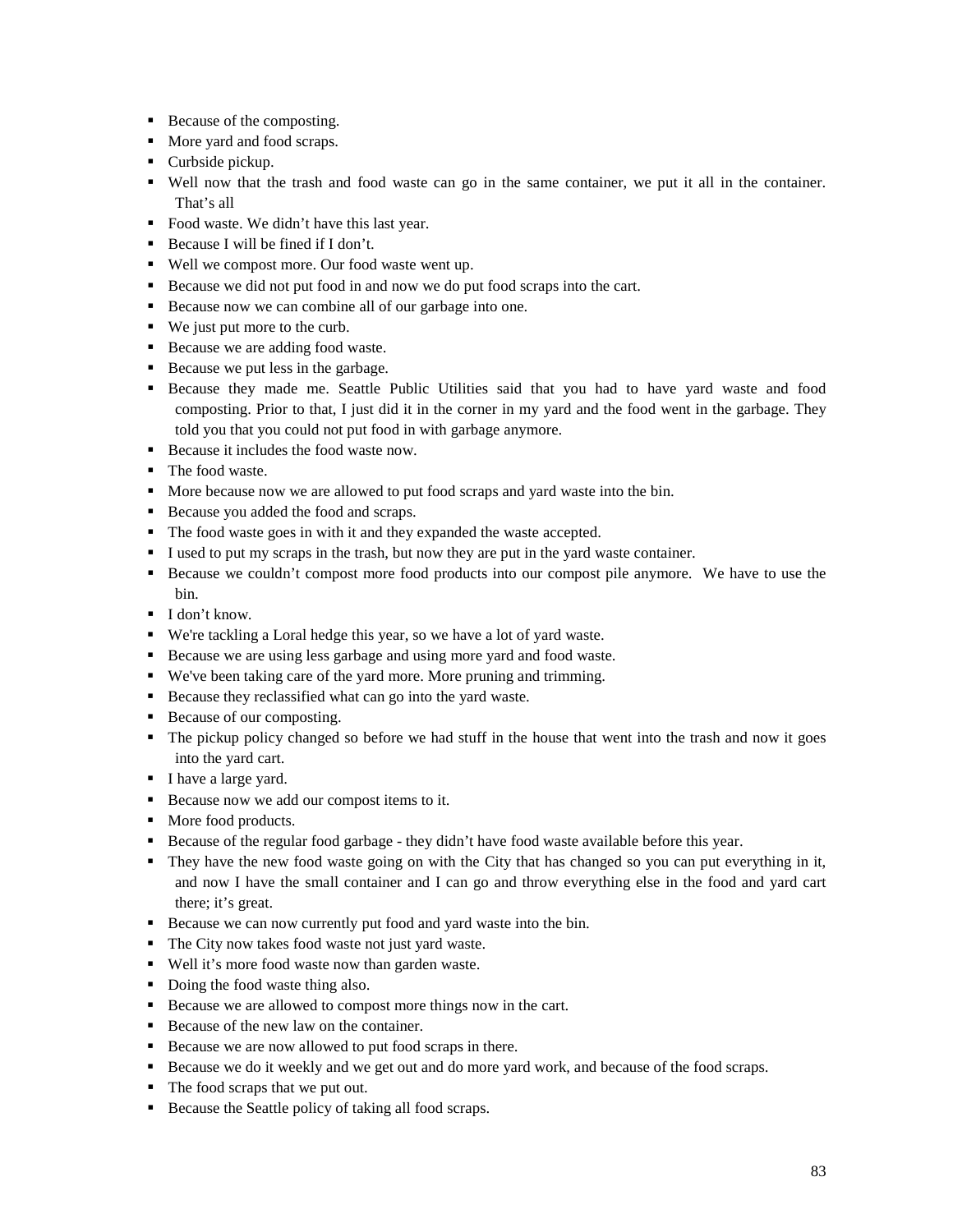- Because of the composting.
- More yard and food scraps.
- Curbside pickup.
- Well now that the trash and food waste can go in the same container, we put it all in the container. That's all
- Food waste. We didn't have this last year.
- Because I will be fined if I don't.
- Well we compost more. Our food waste went up.
- Because we did not put food in and now we do put food scraps into the cart.
- Because now we can combine all of our garbage into one.
- We just put more to the curb.
- Because we are adding food waste.
- Because we put less in the garbage.
- Because they made me. Seattle Public Utilities said that you had to have yard waste and food composting. Prior to that, I just did it in the corner in my yard and the food went in the garbage. They told you that you could not put food in with garbage anymore.
- Because it includes the food waste now.
- The food waste.
- More because now we are allowed to put food scraps and yard waste into the bin.
- Because you added the food and scraps.
- The food waste goes in with it and they expanded the waste accepted.
- I used to put my scraps in the trash, but now they are put in the yard waste container.
- Because we couldn't compost more food products into our compost pile anymore. We have to use the bin.
- I don't know.
- We're tackling a Loral hedge this year, so we have a lot of yard waste.
- Because we are using less garbage and using more yard and food waste.
- We've been taking care of the yard more. More pruning and trimming.
- Because they reclassified what can go into the yard waste.
- Because of our composting.
- The pickup policy changed so before we had stuff in the house that went into the trash and now it goes into the yard cart.
- I have a large yard.
- Because now we add our compost items to it.
- More food products.
- Because of the regular food garbage - they didn't have food waste available before this year.
- They have the new food waste going on with the City that has changed so you can put everything in it, and now I have the small container and I can go and throw everything else in the food and yard cart there; it's great.
- Because we can now currently put food and yard waste into the bin.
- The City now takes food waste not just yard waste.
- Well it's more food waste now than garden waste.
- Doing the food waste thing also.
- Because we are allowed to compost more things now in the cart.
- Because of the new law on the container.
- Because we are now allowed to put food scraps in there.
- Because we do it weekly and we get out and do more yard work, and because of the food scraps.
- The food scraps that we put out.
- Because the Seattle policy of taking all food scraps.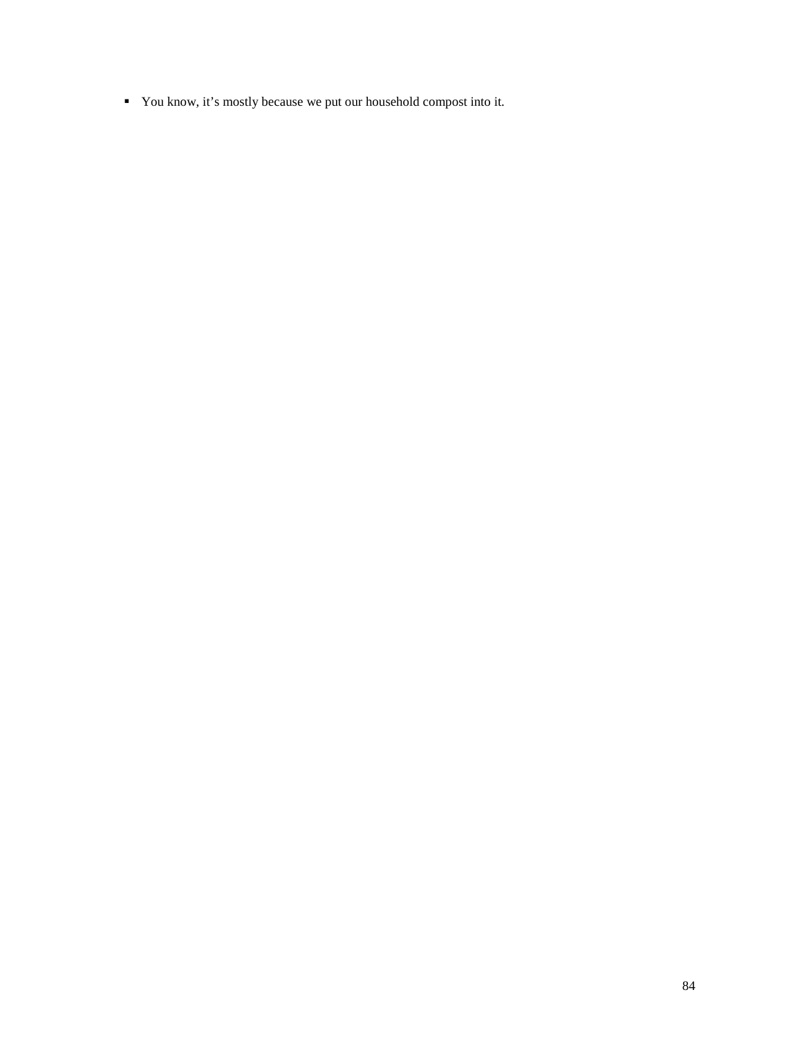- You know, it's mostly because we put our household compost into it.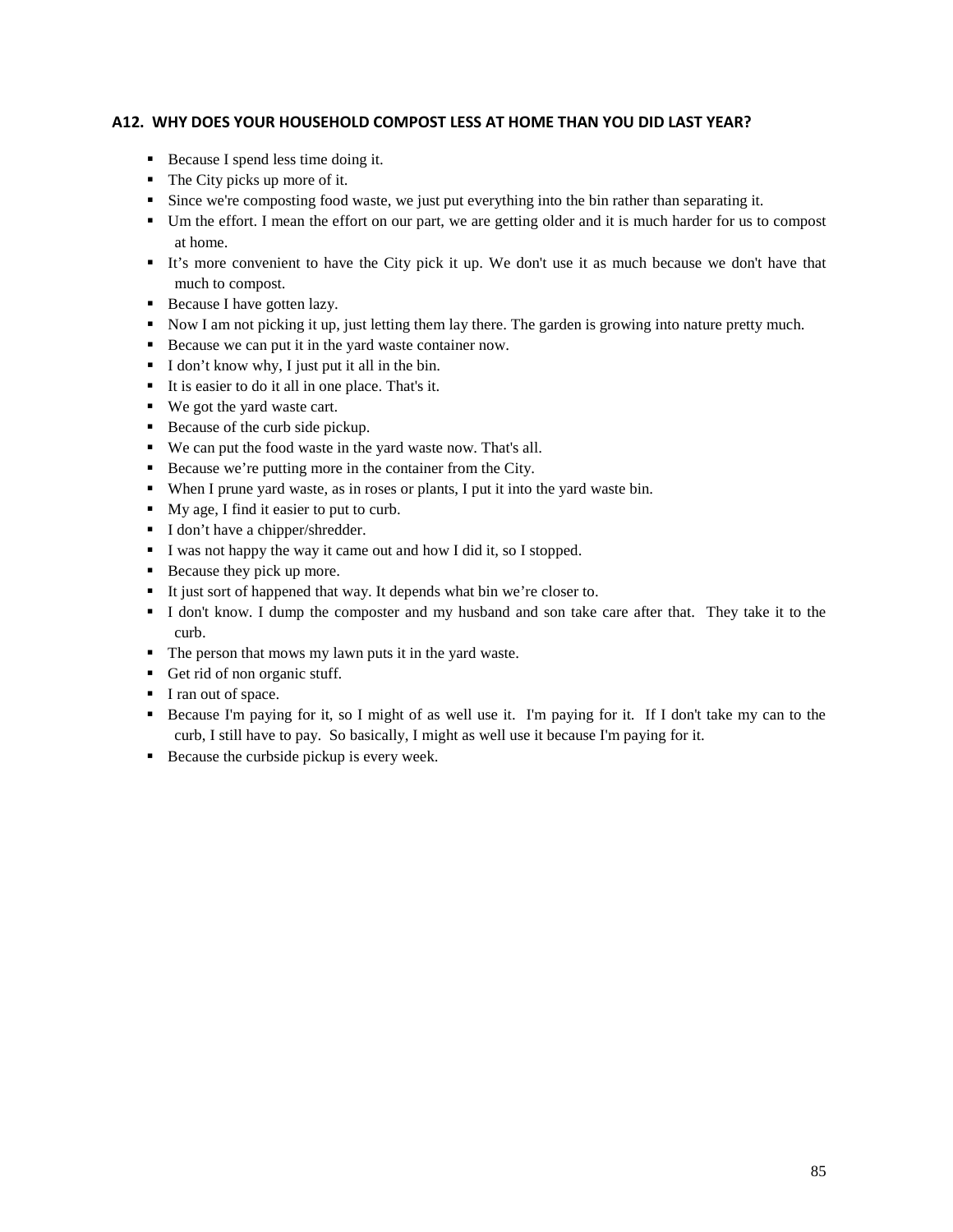### A12. WHY DOES YOUR HOUSEHOLD COMPOST LESS AT HOME THAN YOU DID LAST YEAR?

- Because I spend less time doing it.
- The City picks up more of it.
- Since we're composting food waste, we just put everything into the bin rather than separating it.
- Um the effort. I mean the effort on our part, we are getting older and it is much harder for us to compost at home.
- It's more convenient to have the City pick it up. We don't use it as much because we don't have that much to compost.
- Because I have gotten lazy.
- Now I am not picking it up, just letting them lay there. The garden is growing into nature pretty much.
- Because we can put it in the yard waste container now.
- I don't know why, I just put it all in the bin.
- It is easier to do it all in one place. That's it.
- We got the yard waste cart.
- Because of the curb side pickup.
- We can put the food waste in the yard waste now. That's all.
- Because we're putting more in the container from the City.
- When I prune yard waste, as in roses or plants, I put it into the yard waste bin.
- My age, I find it easier to put to curb.
- I don't have a chipper/shredder.
- I was not happy the way it came out and how I did it, so I stopped.
- Because they pick up more.
- It just sort of happened that way. It depends what bin we're closer to.
- I don't know. I dump the composter and my husband and son take care after that. They take it to the curb.
- The person that mows my lawn puts it in the yard waste.
- Get rid of non organic stuff.
- I ran out of space.
- Because I'm paying for it, so I might of as well use it. I'm paying for it. If I don't take my can to the curb, I still have to pay. So basically, I might as well use it because I'm paying for it.
- Because the curbside pickup is every week.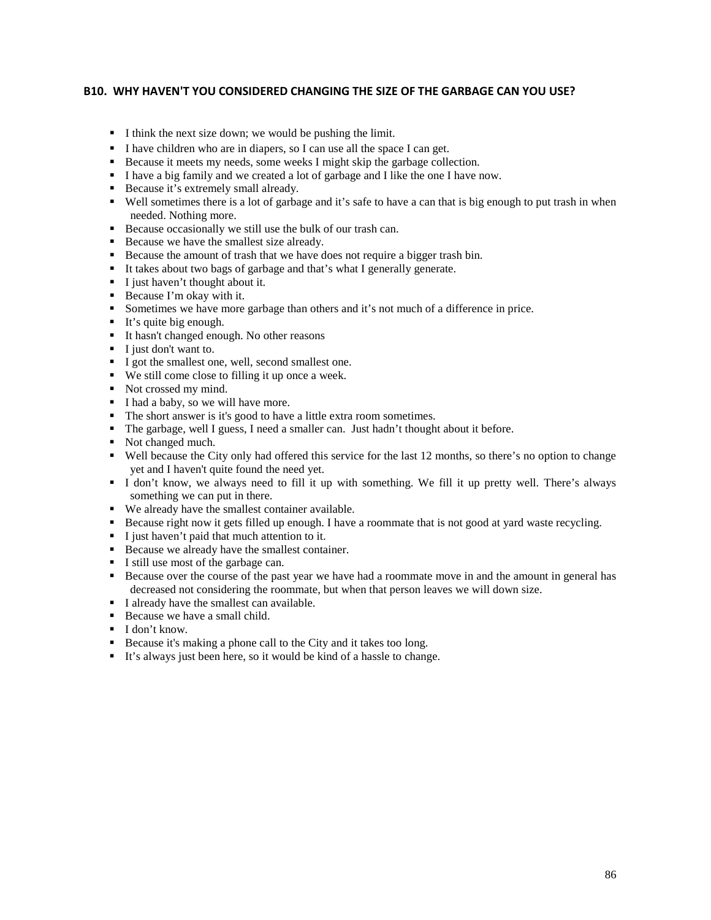### B10. WHY HAVEN'T YOU CONSIDERED CHANGING THE SIZE OF THE GARBAGE CAN YOU USE?

- I think the next size down; we would be pushing the limit.
- I have children who are in diapers, so I can use all the space I can get.
- Because it meets my needs, some weeks I might skip the garbage collection.
- I have a big family and we created a lot of garbage and I like the one I have now.
- Because it's extremely small already.
- Well sometimes there is a lot of garbage and it's safe to have a can that is big enough to put trash in when needed. Nothing more.
- Because occasionally we still use the bulk of our trash can.
- Because we have the smallest size already.
- Because the amount of trash that we have does not require a bigger trash bin.
- It takes about two bags of garbage and that's what I generally generate.
- I just haven't thought about it.
- Because I'm okay with it.
- Sometimes we have more garbage than others and it's not much of a difference in price.
- It's quite big enough.
- It hasn't changed enough. No other reasons
- I just don't want to.
- I got the smallest one, well, second smallest one.
- We still come close to filling it up once a week.
- Not crossed my mind.
- I had a baby, so we will have more.
- The short answer is it's good to have a little extra room sometimes.
- The garbage, well I guess, I need a smaller can. Just hadn't thought about it before.
- Not changed much.
- Well because the City only had offered this service for the last 12 months, so there's no option to change yet and I haven't quite found the need yet.
- I don't know, we always need to fill it up with something. We fill it up pretty well. There's always something we can put in there.
- We already have the smallest container available.
- Because right now it gets filled up enough. I have a roommate that is not good at yard waste recycling.
- I just haven't paid that much attention to it.
- Because we already have the smallest container.
- I still use most of the garbage can.
- Because over the course of the past year we have had a roommate move in and the amount in general has decreased not considering the roommate, but when that person leaves we will down size.
- I already have the smallest can available.
- Because we have a small child.
- I don't know.
- Because it's making a phone call to the City and it takes too long.
- It's always just been here, so it would be kind of a hassle to change.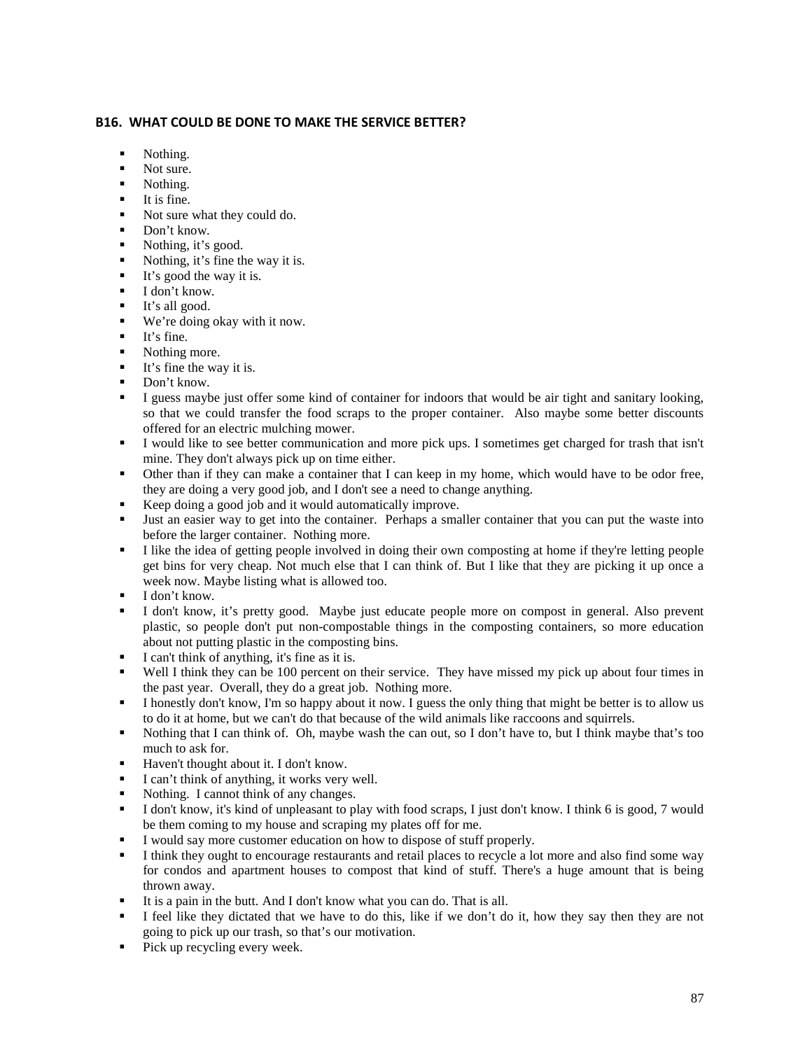### B16. WHAT COULD BE DONE TO MAKE THE SERVICE BETTER?

- Nothing.
- Not sure.
- Nothing.
- It is fine.
- Not sure what they could do.
- Don't know.
- Nothing, it's good.
- Nothing, it's fine the way it is.
- It's good the way it is.
- I don't know.
- It's all good.
- We're doing okay with it now.
- It's fine.
- Nothing more.
- It's fine the way it is.
- Don't know.
- I guess maybe just offer some kind of container for indoors that would be air tight and sanitary looking, so that we could transfer the food scraps to the proper container. Also maybe some better discounts offered for an electric mulching mower.
- I would like to see better communication and more pick ups. I sometimes get charged for trash that isn't mine. They don't always pick up on time either.
- Other than if they can make a container that I can keep in my home, which would have to be odor free, they are doing a very good job, and I don't see a need to change anything.
- Keep doing a good job and it would automatically improve.
- Just an easier way to get into the container. Perhaps a smaller container that you can put the waste into before the larger container. Nothing more.
- I like the idea of getting people involved in doing their own composting at home if they're letting people get bins for very cheap. Not much else that I can think of. But I like that they are picking it up once a week now. Maybe listing what is allowed too.
- I don't know.
- I don't know, it's pretty good. Maybe just educate people more on compost in general. Also prevent plastic, so people don't put non-compostable things in the composting containers, so more education about not putting plastic in the composting bins.
- I can't think of anything, it's fine as it is.
- Well I think they can be 100 percent on their service. They have missed my pick up about four times in the past year. Overall, they do a great job. Nothing more.
- I honestly don't know, I'm so happy about it now. I guess the only thing that might be better is to allow us to do it at home, but we can't do that because of the wild animals like raccoons and squirrels.
- Nothing that I can think of. Oh, maybe wash the can out, so I don't have to, but I think maybe that's too much to ask for.
- Haven't thought about it. I don't know.
- I can't think of anything, it works very well.
- Nothing. I cannot think of any changes.
- I don't know, it's kind of unpleasant to play with food scraps, I just don't know. I think 6 is good, 7 would be them coming to my house and scraping my plates off for me.
- I would say more customer education on how to dispose of stuff properly.
- I think they ought to encourage restaurants and retail places to recycle a lot more and also find some way for condos and apartment houses to compost that kind of stuff. There's a huge amount that is being thrown away.
- It is a pain in the butt. And I don't know what you can do. That is all.
- I feel like they dictated that we have to do this, like if we don't do it, how they say then they are not going to pick up our trash, so that's our motivation.
- Pick up recycling every week.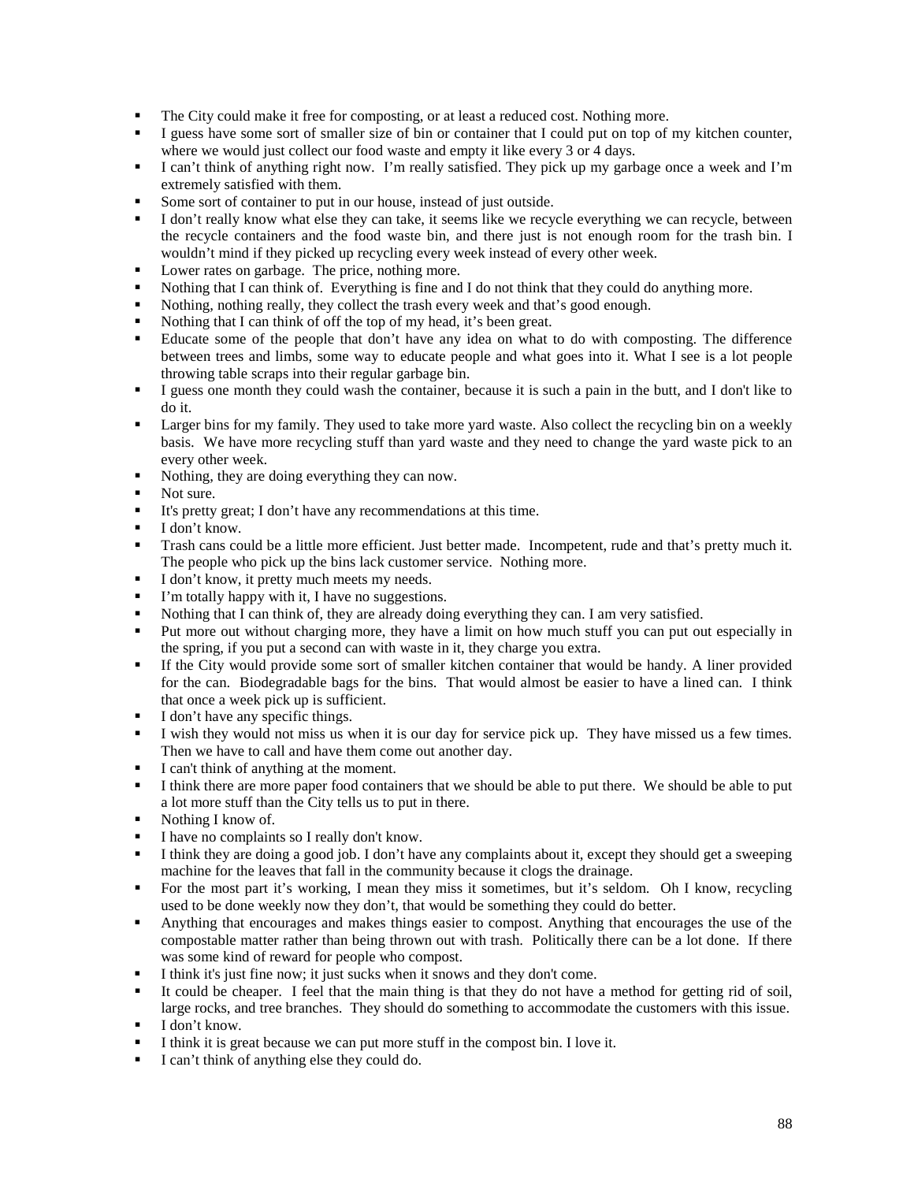- The City could make it free for composting, or at least a reduced cost. Nothing more.
- I guess have some sort of smaller size of bin or container that I could put on top of my kitchen counter, where we would just collect our food waste and empty it like every 3 or 4 days.
- I can't think of anything right now. I'm really satisfied. They pick up my garbage once a week and I'm extremely satisfied with them.
- Some sort of container to put in our house, instead of just outside.
- I don't really know what else they can take, it seems like we recycle everything we can recycle, between the recycle containers and the food waste bin, and there just is not enough room for the trash bin. I wouldn't mind if they picked up recycling every week instead of every other week.
- Lower rates on garbage. The price, nothing more.
- Nothing that I can think of. Everything is fine and I do not think that they could do anything more.
- Nothing, nothing really, they collect the trash every week and that's good enough.
- Nothing that I can think of off the top of my head, it's been great.
- Educate some of the people that don't have any idea on what to do with composting. The difference between trees and limbs, some way to educate people and what goes into it. What I see is a lot people throwing table scraps into their regular garbage bin.
- I guess one month they could wash the container, because it is such a pain in the butt, and I don't like to do it.
- Larger bins for my family. They used to take more yard waste. Also collect the recycling bin on a weekly basis. We have more recycling stuff than yard waste and they need to change the yard waste pick to an every other week.
- Nothing, they are doing everything they can now.
- Not sure.
- It's pretty great; I don't have any recommendations at this time.
- I don't know.
- Trash cans could be a little more efficient. Just better made. Incompetent, rude and that's pretty much it. The people who pick up the bins lack customer service. Nothing more.
- I don't know, it pretty much meets my needs.
- I'm totally happy with it, I have no suggestions.
- Nothing that I can think of, they are already doing everything they can. I am very satisfied.
- Put more out without charging more, they have a limit on how much stuff you can put out especially in the spring, if you put a second can with waste in it, they charge you extra.
- If the City would provide some sort of smaller kitchen container that would be handy. A liner provided for the can. Biodegradable bags for the bins. That would almost be easier to have a lined can. I think that once a week pick up is sufficient.
- I don't have any specific things.
- I wish they would not miss us when it is our day for service pick up. They have missed us a few times. Then we have to call and have them come out another day.
- I can't think of anything at the moment.
- I think there are more paper food containers that we should be able to put there. We should be able to put a lot more stuff than the City tells us to put in there.
- Nothing I know of.
- I have no complaints so I really don't know.
- I think they are doing a good job. I don't have any complaints about it, except they should get a sweeping machine for the leaves that fall in the community because it clogs the drainage.
- For the most part it's working, I mean they miss it sometimes, but it's seldom. Oh I know, recycling used to be done weekly now they don't, that would be something they could do better.
- Anything that encourages and makes things easier to compost. Anything that encourages the use of the compostable matter rather than being thrown out with trash. Politically there can be a lot done. If there was some kind of reward for people who compost.
- I think it's just fine now; it just sucks when it snows and they don't come.
- It could be cheaper. I feel that the main thing is that they do not have a method for getting rid of soil, large rocks, and tree branches. They should do something to accommodate the customers with this issue.
- I don't know.
- I think it is great because we can put more stuff in the compost bin. I love it.
- I can't think of anything else they could do.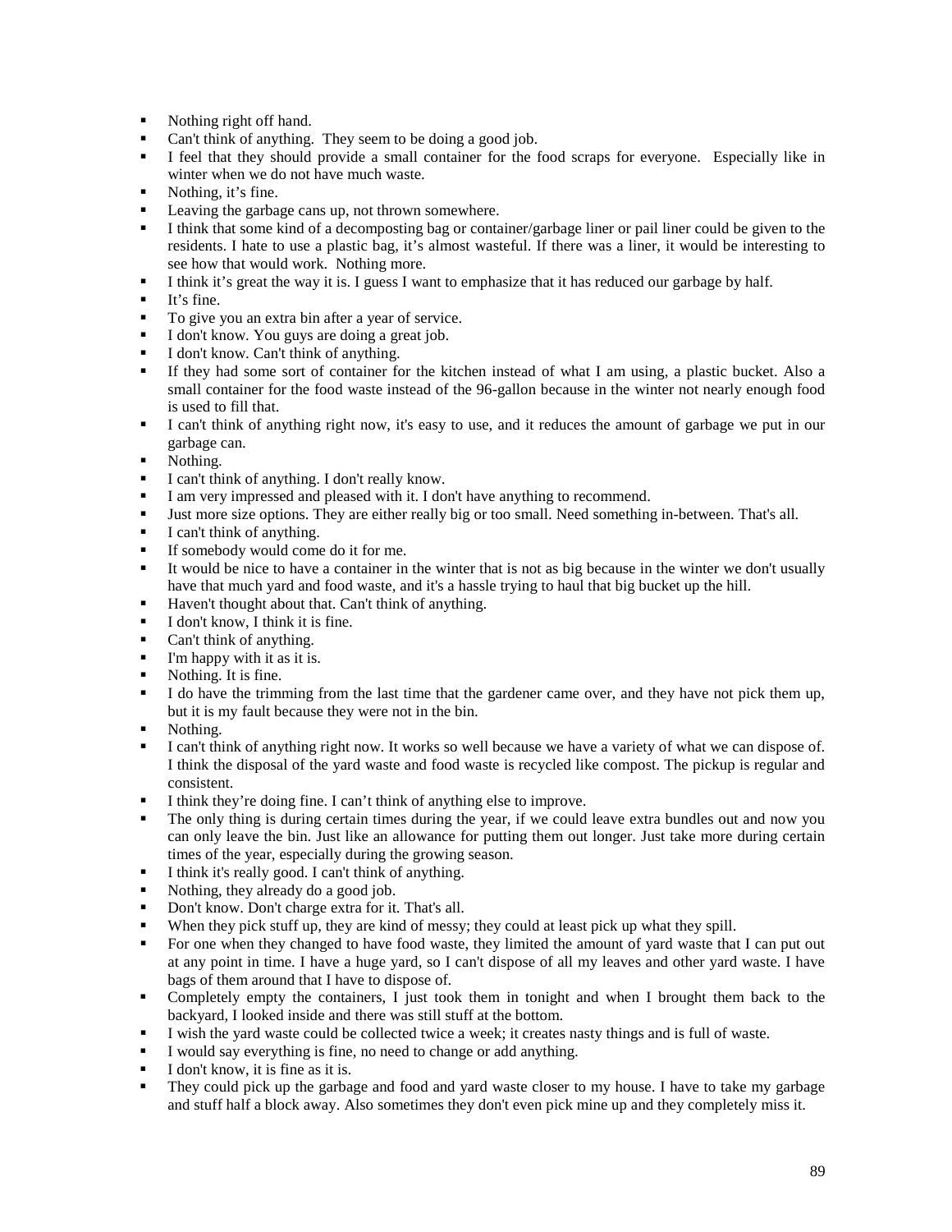- Nothing right off hand.
- Can't think of anything.  They seem to be doing a good job.
- I feel that they should provide a small container for the food scraps for everyone.  Especially like in winter when we do not have much waste.
- Nothing, it's fine.
- Leaving the garbage cans up, not thrown somewhere.
- I think that some kind of a decomposting bag or container/garbage liner or pail liner could be given to the residents. I hate to use a plastic bag, it's almost wasteful. If there was a liner, it would be interesting to see how that would work.  Nothing more.
- I think it's great the way it is. I guess I want to emphasize that it has reduced our garbage by half.
- It's fine.
- To give you an extra bin after a year of service.
- I don't know. You guys are doing a great job.
- I don't know. Can't think of anything.
- If they had some sort of container for the kitchen instead of what I am using, a plastic bucket. Also a small container for the food waste instead of the 96-gallon because in the winter not nearly enough food is used to fill that.
- I can't think of anything right now, it's easy to use, and it reduces the amount of garbage we put in our garbage can.
- Nothing.
- I can't think of anything. I don't really know.
- I am very impressed and pleased with it. I don't have anything to recommend.
- Just more size options. They are either really big or too small. Need something in-between. That's all.
- I can't think of anything.
- If somebody would come do it for me.
- It would be nice to have a container in the winter that is not as big because in the winter we don't usually have that much yard and food waste, and it's a hassle trying to haul that big bucket up the hill.
- Haven't thought about that. Can't think of anything.
- I don't know, I think it is fine.
- Can't think of anything.
- I'm happy with it as it is.
- Nothing. It is fine.
- I do have the trimming from the last time that the gardener came over, and they have not pick them up, but it is my fault because they were not in the bin.
- Nothing.
- I can't think of anything right now. It works so well because we have a variety of what we can dispose of. I think the disposal of the yard waste and food waste is recycled like compost. The pickup is regular and consistent.
- I think they're doing fine. I can't think of anything else to improve.
- The only thing is during certain times during the year, if we could leave extra bundles out and now you can only leave the bin. Just like an allowance for putting them out longer. Just take more during certain times of the year, especially during the growing season.
- I think it's really good. I can't think of anything.
- Nothing, they already do a good job.
- Don't know. Don't charge extra for it. That's all.
- When they pick stuff up, they are kind of messy; they could at least pick up what they spill.
- For one when they changed to have food waste, they limited the amount of yard waste that I can put out at any point in time. I have a huge yard, so I can't dispose of all my leaves and other yard waste. I have bags of them around that I have to dispose of.
- Completely empty the containers, I just took them in tonight and when I brought them back to the backyard, I looked inside and there was still stuff at the bottom.
- I wish the yard waste could be collected twice a week; it creates nasty things and is full of waste.
- I would say everything is fine, no need to change or add anything.
- I don't know, it is fine as it is.
- They could pick up the garbage and food and yard waste closer to my house. I have to take my garbage and stuff half a block away. Also sometimes they don't even pick mine up and they completely miss it.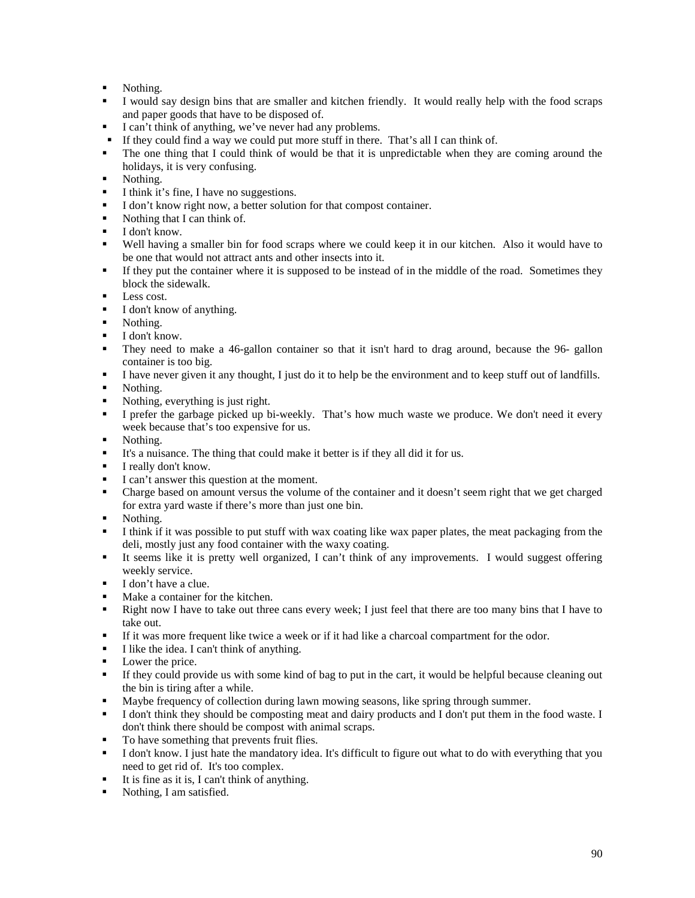- Nothing.
- I would say design bins that are smaller and kitchen friendly. It would really help with the food scraps and paper goods that have to be disposed of.
- I can't think of anything, we've never had any problems.
- If they could find a way we could put more stuff in there. That's all I can think of.
- The one thing that I could think of would be that it is unpredictable when they are coming around the holidays, it is very confusing.
- Nothing.
- I think it's fine, I have no suggestions.
- I don't know right now, a better solution for that compost container.
- Nothing that I can think of.
- I don't know.
- Well having a smaller bin for food scraps where we could keep it in our kitchen. Also it would have to be one that would not attract ants and other insects into it.
- If they put the container where it is supposed to be instead of in the middle of the road. Sometimes they block the sidewalk.
- Less cost.
- I don't know of anything.
- Nothing.
- I don't know.
- They need to make a 46-gallon container so that it isn't hard to drag around, because the 96- gallon container is too big.
- I have never given it any thought, I just do it to help be the environment and to keep stuff out of landfills.
- Nothing.
- Nothing, everything is just right.
- I prefer the garbage picked up bi-weekly. That's how much waste we produce. We don't need it every week because that's too expensive for us.
- Nothing.
- It's a nuisance. The thing that could make it better is if they all did it for us.
- I really don't know.
- I can't answer this question at the moment.
- Charge based on amount versus the volume of the container and it doesn't seem right that we get charged for extra yard waste if there's more than just one bin.
- Nothing.
- I think if it was possible to put stuff with wax coating like wax paper plates, the meat packaging from the deli, mostly just any food container with the waxy coating.
- It seems like it is pretty well organized, I can't think of any improvements. I would suggest offering weekly service.
- I don't have a clue.
- Make a container for the kitchen.
- Right now I have to take out three cans every week; I just feel that there are too many bins that I have to take out.
- If it was more frequent like twice a week or if it had like a charcoal compartment for the odor.
- I like the idea. I can't think of anything.
- Lower the price.
- If they could provide us with some kind of bag to put in the cart, it would be helpful because cleaning out the bin is tiring after a while.
- Maybe frequency of collection during lawn mowing seasons, like spring through summer.
- I don't think they should be composting meat and dairy products and I don't put them in the food waste. I don't think there should be compost with animal scraps.
- To have something that prevents fruit flies.
- I don't know. I just hate the mandatory idea. It's difficult to figure out what to do with everything that you need to get rid of. It's too complex.
- It is fine as it is, I can't think of anything.
- Nothing, I am satisfied.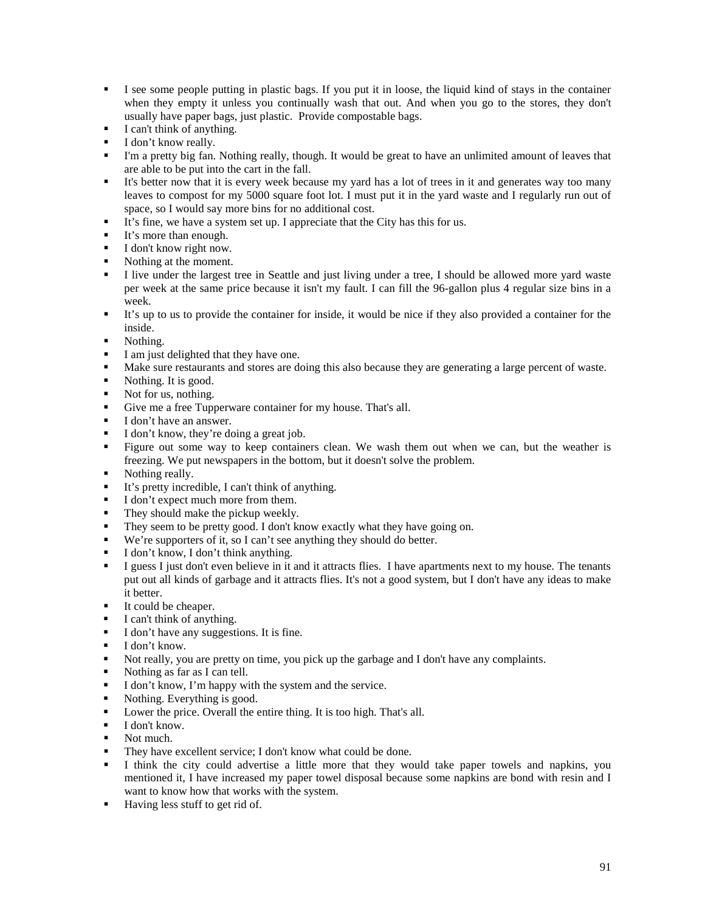- I see some people putting in plastic bags. If you put it in loose, the liquid kind of stays in the container when they empty it unless you continually wash that out. And when you go to the stores, they don't usually have paper bags, just plastic. Provide compostable bags.
- I can't think of anything.
- I don't know really.
- I'm a pretty big fan. Nothing really, though. It would be great to have an unlimited amount of leaves that are able to be put into the cart in the fall.
- It's better now that it is every week because my yard has a lot of trees in it and generates way too many leaves to compost for my 5000 square foot lot. I must put it in the yard waste and I regularly run out of space, so I would say more bins for no additional cost.
- It's fine, we have a system set up. I appreciate that the City has this for us.
- It's more than enough.
- I don't know right now.
- Nothing at the moment.
- I live under the largest tree in Seattle and just living under a tree, I should be allowed more yard waste per week at the same price because it isn't my fault. I can fill the 96-gallon plus 4 regular size bins in a week.
- It's up to us to provide the container for inside, it would be nice if they also provided a container for the inside.
- Nothing.
- I am just delighted that they have one.
- Make sure restaurants and stores are doing this also because they are generating a large percent of waste.
- Nothing. It is good.
- Not for us, nothing.
- Give me a free Tupperware container for my house. That's all.
- I don't have an answer.
- I don't know, they're doing a great job.
- Figure out some way to keep containers clean. We wash them out when we can, but the weather is freezing. We put newspapers in the bottom, but it doesn't solve the problem.
- Nothing really.
- It's pretty incredible, I can't think of anything.
- I don't expect much more from them.
- They should make the pickup weekly.
- They seem to be pretty good. I don't know exactly what they have going on.
- We're supporters of it, so I can't see anything they should do better.
- I don't know, I don't think anything.
- I guess I just don't even believe in it and it attracts flies. I have apartments next to my house. The tenants put out all kinds of garbage and it attracts flies. It's not a good system, but I don't have any ideas to make it better.
- It could be cheaper.
- I can't think of anything.
- I don't have any suggestions. It is fine.
- I don't know.
- Not really, you are pretty on time, you pick up the garbage and I don't have any complaints.
- Nothing as far as I can tell.
- I don't know, I'm happy with the system and the service.
- Nothing. Everything is good.
- Lower the price. Overall the entire thing. It is too high. That's all.
- I don't know.
- Not much.
- They have excellent service; I don't know what could be done.
- I think the city could advertise a little more that they would take paper towels and napkins, you mentioned it, I have increased my paper towel disposal because some napkins are bond with resin and I want to know how that works with the system.
- Having less stuff to get rid of.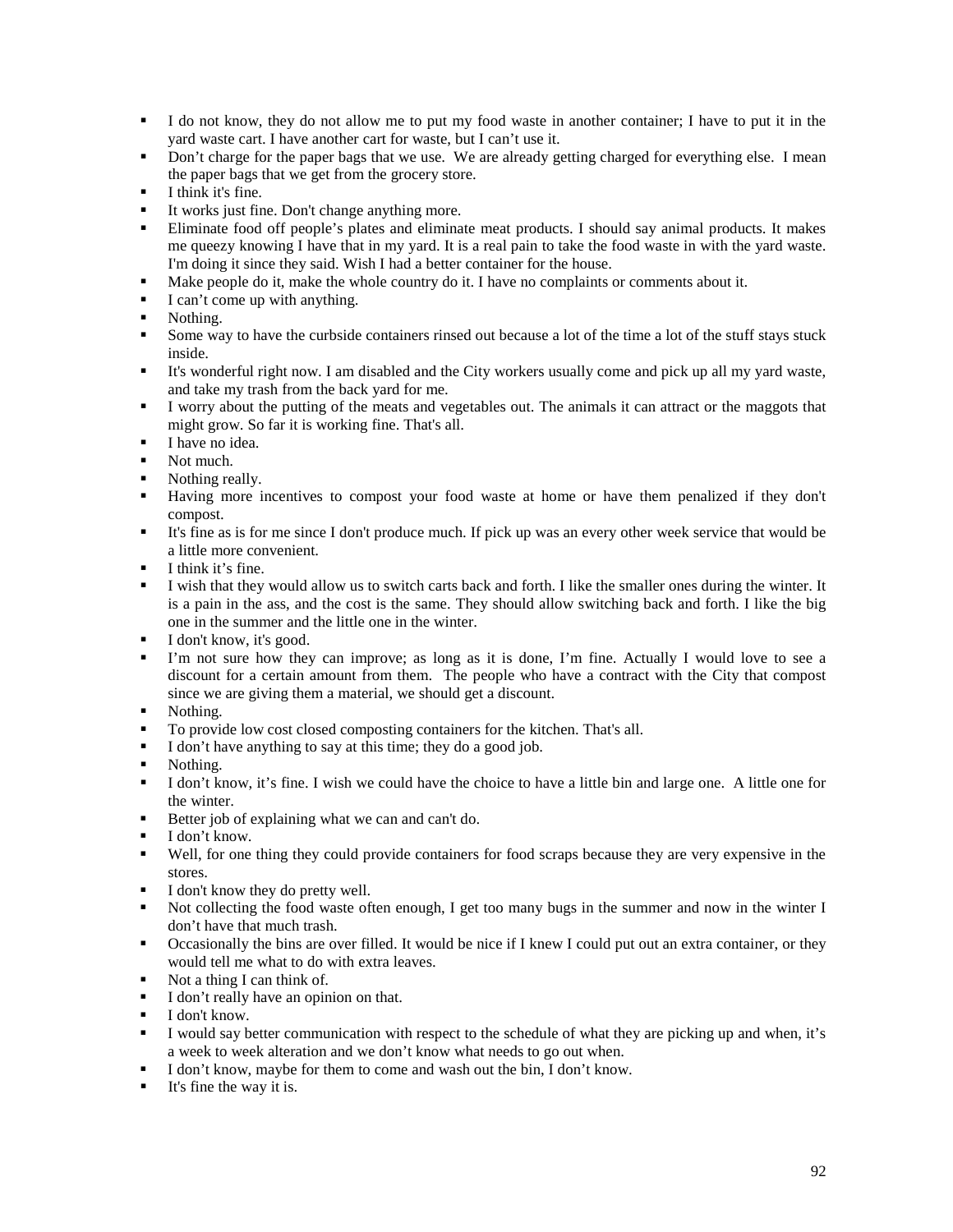- I do not know, they do not allow me to put my food waste in another container; I have to put it in the yard waste cart. I have another cart for waste, but I can't use it.
- Don't charge for the paper bags that we use. We are already getting charged for everything else. I mean the paper bags that we get from the grocery store.
- I think it's fine.
- It works just fine. Don't change anything more.
- Eliminate food off people's plates and eliminate meat products. I should say animal products. It makes me queezy knowing I have that in my yard. It is a real pain to take the food waste in with the yard waste. I'm doing it since they said. Wish I had a better container for the house.
- Make people do it, make the whole country do it. I have no complaints or comments about it.
- I can't come up with anything.
- Nothing.
- Some way to have the curbside containers rinsed out because a lot of the time a lot of the stuff stays stuck inside.
- It's wonderful right now. I am disabled and the City workers usually come and pick up all my yard waste, and take my trash from the back yard for me.
- I worry about the putting of the meats and vegetables out. The animals it can attract or the maggots that might grow. So far it is working fine. That's all.
- I have no idea.
- Not much.
- Nothing really.
- Having more incentives to compost your food waste at home or have them penalized if they don't compost.
- It's fine as is for me since I don't produce much. If pick up was an every other week service that would be a little more convenient.
- I think it's fine.
- I wish that they would allow us to switch carts back and forth. I like the smaller ones during the winter. It is a pain in the ass, and the cost is the same. They should allow switching back and forth. I like the big one in the summer and the little one in the winter.
- I don't know, it's good.
- I'm not sure how they can improve; as long as it is done, I'm fine. Actually I would love to see a discount for a certain amount from them. The people who have a contract with the City that compost since we are giving them a material, we should get a discount.
- Nothing.
- To provide low cost closed composting containers for the kitchen. That's all.
- I don't have anything to say at this time; they do a good job.
- Nothing.
- I don't know, it's fine. I wish we could have the choice to have a little bin and large one. A little one for the winter.
- Better job of explaining what we can and can't do.
- I don't know.
- Well, for one thing they could provide containers for food scraps because they are very expensive in the stores.
- I don't know they do pretty well.
- Not collecting the food waste often enough, I get too many bugs in the summer and now in the winter I don't have that much trash.
- Occasionally the bins are over filled. It would be nice if I knew I could put out an extra container, or they would tell me what to do with extra leaves.
- Not a thing I can think of.
- I don't really have an opinion on that.
- I don't know.
- I would say better communication with respect to the schedule of what they are picking up and when, it's a week to week alteration and we don't know what needs to go out when.
- I don't know, maybe for them to come and wash out the bin, I don't know.
- It's fine the way it is.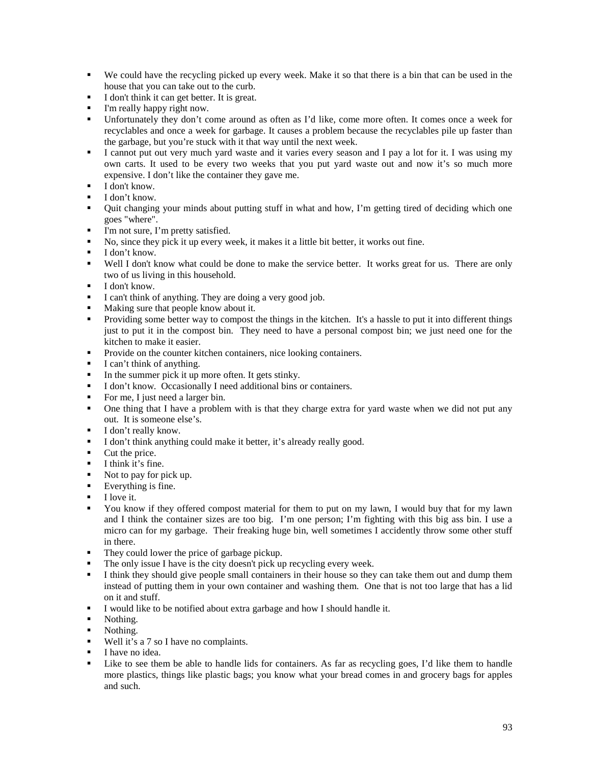- We could have the recycling picked up every week. Make it so that there is a bin that can be used in the house that you can take out to the curb.
- I don't think it can get better. It is great.
- I'm really happy right now.
- Unfortunately they don't come around as often as I'd like, come more often. It comes once a week for recyclables and once a week for garbage. It causes a problem because the recyclables pile up faster than the garbage, but you're stuck with it that way until the next week.
- I cannot put out very much yard waste and it varies every season and I pay a lot for it. I was using my own carts. It used to be every two weeks that you put yard waste out and now it's so much more expensive. I don't like the container they gave me.
- I don't know.
- I don't know.
- Quit changing your minds about putting stuff in what and how, I'm getting tired of deciding which one goes "where".
- I'm not sure, I'm pretty satisfied.
- No, since they pick it up every week, it makes it a little bit better, it works out fine.
- I don't know.
- Well I don't know what could be done to make the service better. It works great for us. There are only two of us living in this household.
- I don't know.
- I can't think of anything. They are doing a very good job.
- Making sure that people know about it.
- Providing some better way to compost the things in the kitchen. It's a hassle to put it into different things just to put it in the compost bin. They need to have a personal compost bin; we just need one for the kitchen to make it easier.
- Provide on the counter kitchen containers, nice looking containers.
- I can't think of anything.
- In the summer pick it up more often. It gets stinky.
- I don't know. Occasionally I need additional bins or containers.
- For me, I just need a larger bin.
- One thing that I have a problem with is that they charge extra for yard waste when we did not put any out. It is someone else's.
- I don't really know.
- I don't think anything could make it better, it's already really good.
- Cut the price.
- I think it's fine.
- Not to pay for pick up.
- Everything is fine.
- I love it.
- You know if they offered compost material for them to put on my lawn, I would buy that for my lawn and I think the container sizes are too big. I'm one person; I'm fighting with this big ass bin. I use a micro can for my garbage. Their freaking huge bin, well sometimes I accidently throw some other stuff in there.
- They could lower the price of garbage pickup.
- The only issue I have is the city doesn't pick up recycling every week.
- I think they should give people small containers in their house so they can take them out and dump them instead of putting them in your own container and washing them. One that is not too large that has a lid on it and stuff.
- I would like to be notified about extra garbage and how I should handle it.
- Nothing.
- Nothing.
- Well it's a 7 so I have no complaints.
- I have no idea.
- Like to see them be able to handle lids for containers. As far as recycling goes, I'd like them to handle more plastics, things like plastic bags; you know what your bread comes in and grocery bags for apples and such.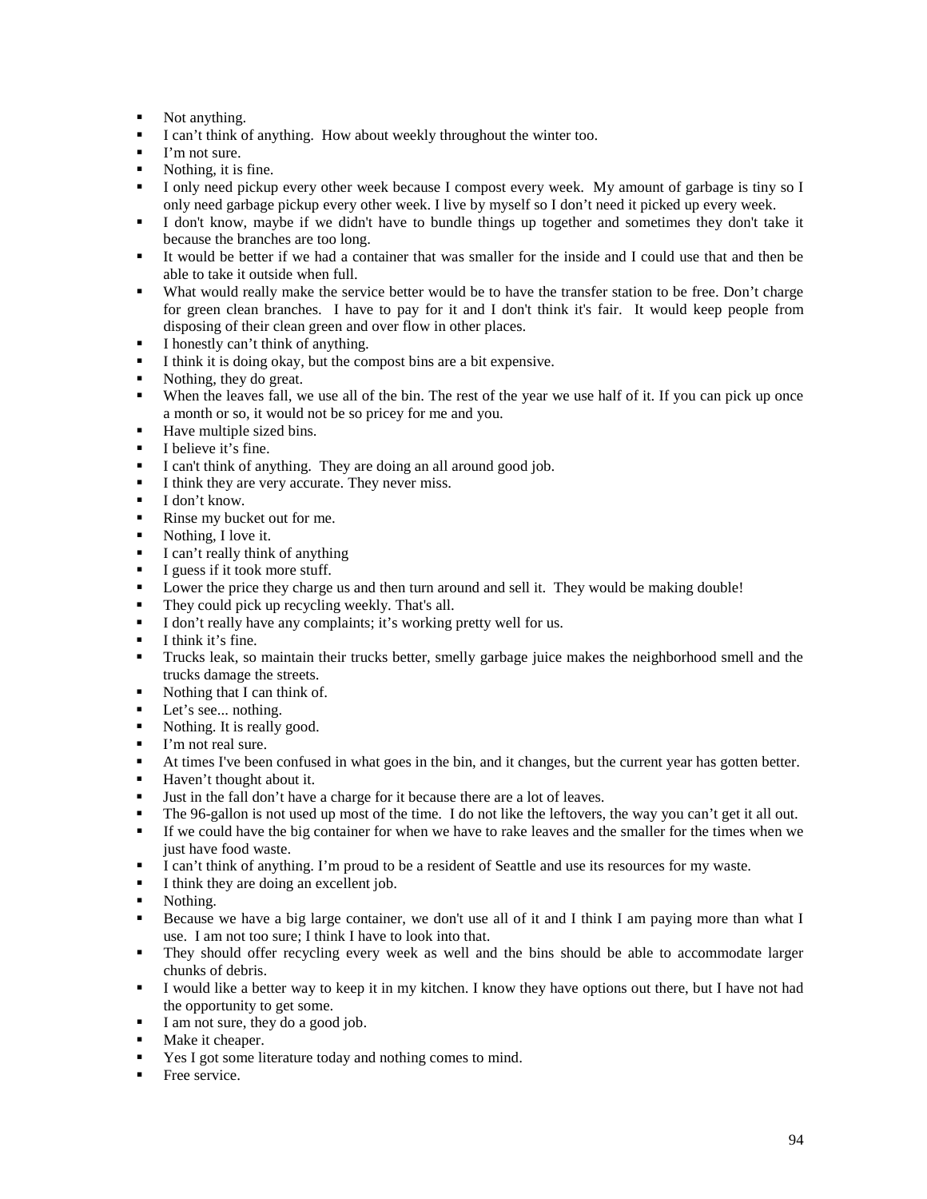- Not anything.
- I can't think of anything. How about weekly throughout the winter too.
- I'm not sure.
- Nothing, it is fine.
- I only need pickup every other week because I compost every week. My amount of garbage is tiny so I only need garbage pickup every other week. I live by myself so I don't need it picked up every week.
- I don't know, maybe if we didn't have to bundle things up together and sometimes they don't take it because the branches are too long.
- It would be better if we had a container that was smaller for the inside and I could use that and then be able to take it outside when full.
- What would really make the service better would be to have the transfer station to be free. Don't charge for green clean branches. I have to pay for it and I don't think it's fair. It would keep people from disposing of their clean green and over flow in other places.
- I honestly can't think of anything.
- I think it is doing okay, but the compost bins are a bit expensive.
- Nothing, they do great.
- When the leaves fall, we use all of the bin. The rest of the year we use half of it. If you can pick up once a month or so, it would not be so pricey for me and you.
- Have multiple sized bins.
- I believe it's fine.
- I can't think of anything. They are doing an all around good job.
- I think they are very accurate. They never miss.
- I don't know.
- Rinse my bucket out for me.
- Nothing, I love it.
- I can't really think of anything
- I guess if it took more stuff.
- Lower the price they charge us and then turn around and sell it. They would be making double!
- They could pick up recycling weekly. That's all.
- I don't really have any complaints; it's working pretty well for us.
- I think it's fine.
- Trucks leak, so maintain their trucks better, smelly garbage juice makes the neighborhood smell and the trucks damage the streets.
- Nothing that I can think of.
- Let's see... nothing.
- Nothing. It is really good.
- I'm not real sure.
- At times I've been confused in what goes in the bin, and it changes, but the current year has gotten better.
- Haven't thought about it.
- Just in the fall don't have a charge for it because there are a lot of leaves.
- The 96-gallon is not used up most of the time. I do not like the leftovers, the way you can't get it all out.
- If we could have the big container for when we have to rake leaves and the smaller for the times when we just have food waste.
- I can't think of anything. I'm proud to be a resident of Seattle and use its resources for my waste.
- I think they are doing an excellent job.
- Nothing.
- Because we have a big large container, we don't use all of it and I think I am paying more than what I use. I am not too sure; I think I have to look into that.
- They should offer recycling every week as well and the bins should be able to accommodate larger chunks of debris.
- I would like a better way to keep it in my kitchen. I know they have options out there, but I have not had the opportunity to get some.
- I am not sure, they do a good job.
- Make it cheaper.
- Yes I got some literature today and nothing comes to mind.
- Free service.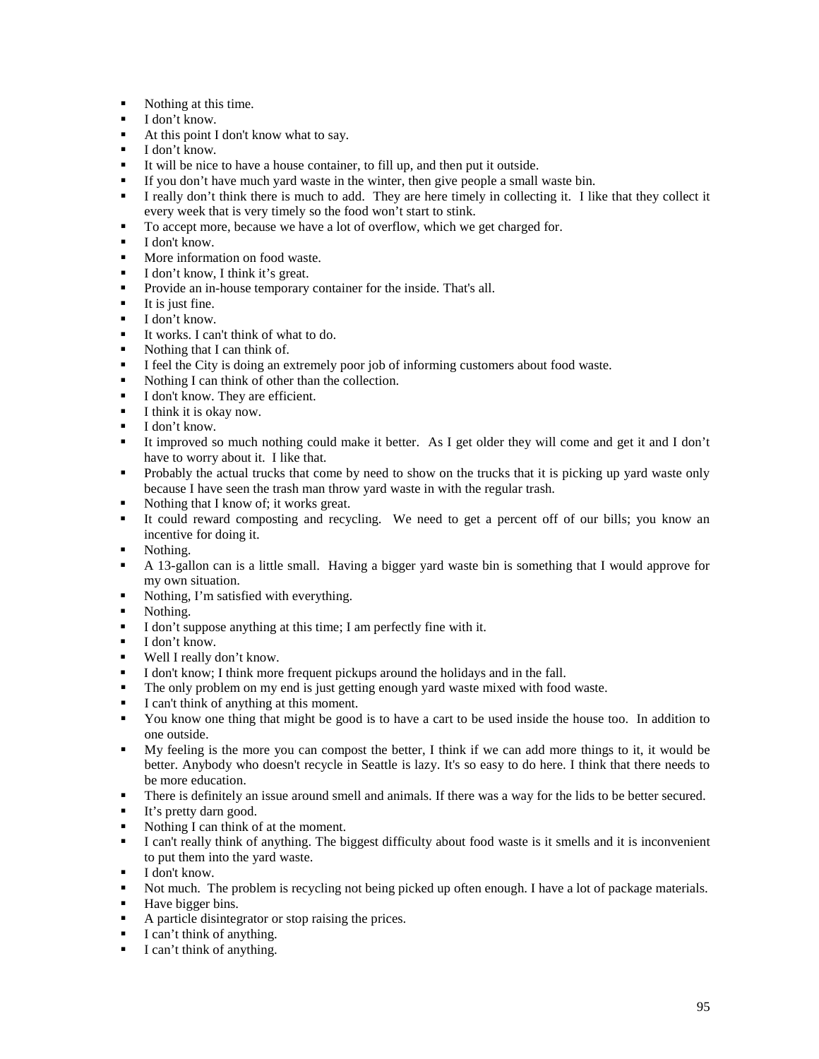- Nothing at this time.
- I don't know.
- At this point I don't know what to say.
- I don't know.
- It will be nice to have a house container, to fill up, and then put it outside.
- If you don't have much yard waste in the winter, then give people a small waste bin.
- I really don't think there is much to add. They are here timely in collecting it. I like that they collect it every week that is very timely so the food won't start to stink.
- To accept more, because we have a lot of overflow, which we get charged for.
- I don't know.
- More information on food waste.
- I don't know, I think it's great.
- Provide an in-house temporary container for the inside. That's all.
- It is just fine.
- I don't know.
- It works. I can't think of what to do.
- Nothing that I can think of.
- I feel the City is doing an extremely poor job of informing customers about food waste.
- Nothing I can think of other than the collection.
- I don't know. They are efficient.
- I think it is okay now.
- I don't know.
- It improved so much nothing could make it better. As I get older they will come and get it and I don't have to worry about it. I like that.
- Probably the actual trucks that come by need to show on the trucks that it is picking up yard waste only because I have seen the trash man throw yard waste in with the regular trash.
- Nothing that I know of; it works great.
- It could reward composting and recycling. We need to get a percent off of our bills; you know an incentive for doing it.
- Nothing.
- A 13-gallon can is a little small. Having a bigger yard waste bin is something that I would approve for my own situation.
- Nothing, I'm satisfied with everything.
- Nothing.
- I don't suppose anything at this time; I am perfectly fine with it.
- I don't know.
- Well I really don't know.
- I don't know; I think more frequent pickups around the holidays and in the fall.
- The only problem on my end is just getting enough yard waste mixed with food waste.
- I can't think of anything at this moment.
- You know one thing that might be good is to have a cart to be used inside the house too. In addition to one outside.
- My feeling is the more you can compost the better, I think if we can add more things to it, it would be better. Anybody who doesn't recycle in Seattle is lazy. It's so easy to do here. I think that there needs to be more education.
- There is definitely an issue around smell and animals. If there was a way for the lids to be better secured.
- It's pretty darn good.
- Nothing I can think of at the moment.
- I can't really think of anything. The biggest difficulty about food waste is it smells and it is inconvenient to put them into the yard waste.
- I don't know.
- Not much. The problem is recycling not being picked up often enough. I have a lot of package materials.
- Have bigger bins.
- A particle disintegrator or stop raising the prices.
- I can't think of anything.
- I can't think of anything.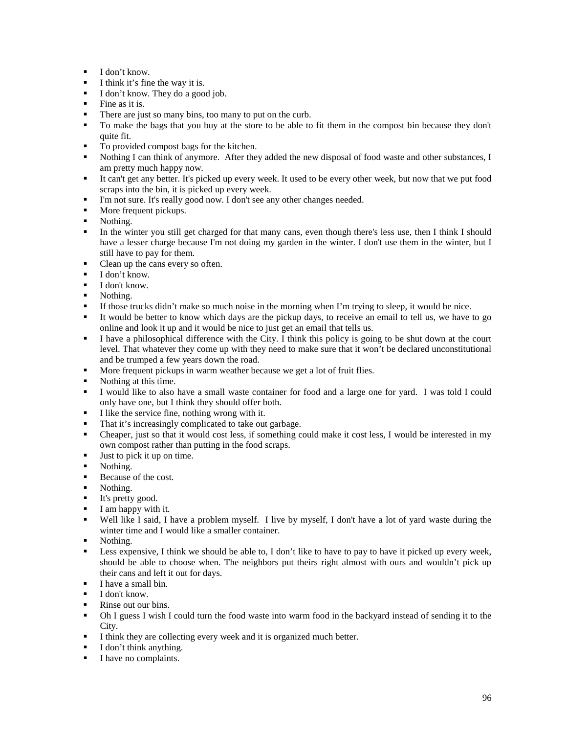- I don't know.
- I think it's fine the way it is.
- I don't know. They do a good job.
- Fine as it is.
- There are just so many bins, too many to put on the curb.
- To make the bags that you buy at the store to be able to fit them in the compost bin because they don't quite fit.
- To provided compost bags for the kitchen.
- Nothing I can think of anymore. After they added the new disposal of food waste and other substances, I am pretty much happy now.
- It can't get any better. It's picked up every week. It used to be every other week, but now that we put food scraps into the bin, it is picked up every week.
- I'm not sure. It's really good now. I don't see any other changes needed.
- More frequent pickups.
- Nothing.
- In the winter you still get charged for that many cans, even though there's less use, then I think I should have a lesser charge because I'm not doing my garden in the winter. I don't use them in the winter, but I still have to pay for them.
- Clean up the cans every so often.
- I don't know.
- I don't know.
- Nothing.
- If those trucks didn't make so much noise in the morning when I'm trying to sleep, it would be nice.
- It would be better to know which days are the pickup days, to receive an email to tell us, we have to go online and look it up and it would be nice to just get an email that tells us.
- I have a philosophical difference with the City. I think this policy is going to be shut down at the court level. That whatever they come up with they need to make sure that it won't be declared unconstitutional and be trumped a few years down the road.
- More frequent pickups in warm weather because we get a lot of fruit flies.
- Nothing at this time.
- I would like to also have a small waste container for food and a large one for yard. I was told I could only have one, but I think they should offer both.
- I like the service fine, nothing wrong with it.
- That it's increasingly complicated to take out garbage.
- Cheaper, just so that it would cost less, if something could make it cost less, I would be interested in my own compost rather than putting in the food scraps.
- Just to pick it up on time.
- Nothing.
- Because of the cost.
- Nothing.
- It's pretty good.
- I am happy with it.
- Well like I said, I have a problem myself. I live by myself, I don't have a lot of yard waste during the winter time and I would like a smaller container.
- Nothing.
- Less expensive, I think we should be able to, I don't like to have to pay to have it picked up every week, should be able to choose when. The neighbors put theirs right almost with ours and wouldn't pick up their cans and left it out for days.
- I have a small bin.
- I don't know.
- Rinse out our bins.
- Oh I guess I wish I could turn the food waste into warm food in the backyard instead of sending it to the City.
- I think they are collecting every week and it is organized much better.
- I don't think anything.
- I have no complaints.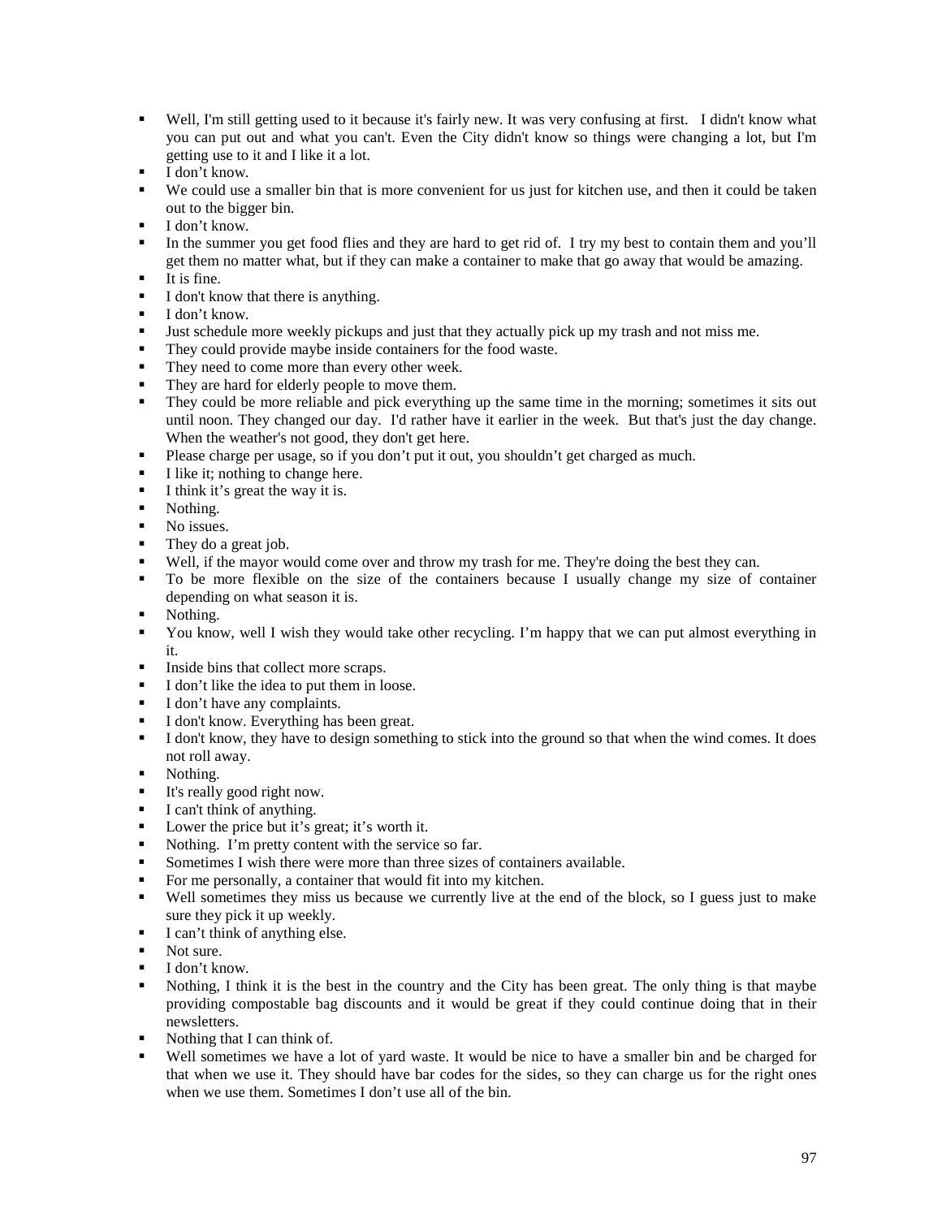- Well, I'm still getting used to it because it's fairly new. It was very confusing at first. I didn't know what you can put out and what you can't. Even the City didn't know so things were changing a lot, but I'm getting use to it and I like it a lot.
- I don't know.
- We could use a smaller bin that is more convenient for us just for kitchen use, and then it could be taken out to the bigger bin.
- I don't know.
- In the summer you get food flies and they are hard to get rid of. I try my best to contain them and you'll get them no matter what, but if they can make a container to make that go away that would be amazing.
- It is fine.
- I don't know that there is anything.
- I don't know.
- Just schedule more weekly pickups and just that they actually pick up my trash and not miss me.
- They could provide maybe inside containers for the food waste.
- They need to come more than every other week.
- They are hard for elderly people to move them.
- They could be more reliable and pick everything up the same time in the morning; sometimes it sits out until noon. They changed our day. I'd rather have it earlier in the week. But that's just the day change. When the weather's not good, they don't get here.
- Please charge per usage, so if you don't put it out, you shouldn't get charged as much.
- I like it; nothing to change here.
- I think it's great the way it is.
- Nothing.
- No issues.
- They do a great job.
- Well, if the mayor would come over and throw my trash for me. They're doing the best they can.
- To be more flexible on the size of the containers because I usually change my size of container depending on what season it is.
- Nothing.
- You know, well I wish they would take other recycling. I'm happy that we can put almost everything in it.
- Inside bins that collect more scraps.
- I don't like the idea to put them in loose.
- I don't have any complaints.
- I don't know. Everything has been great.
- I don't know, they have to design something to stick into the ground so that when the wind comes. It does not roll away.
- Nothing.
- It's really good right now.
- I can't think of anything.
- Lower the price but it's great; it's worth it.
- Nothing. I'm pretty content with the service so far.
- Sometimes I wish there were more than three sizes of containers available.
- For me personally, a container that would fit into my kitchen.
- Well sometimes they miss us because we currently live at the end of the block, so I guess just to make sure they pick it up weekly.
- I can't think of anything else.
- Not sure.
- I don't know.
- Nothing, I think it is the best in the country and the City has been great. The only thing is that maybe providing compostable bag discounts and it would be great if they could continue doing that in their newsletters.
- Nothing that I can think of.
- Well sometimes we have a lot of yard waste. It would be nice to have a smaller bin and be charged for that when we use it. They should have bar codes for the sides, so they can charge us for the right ones when we use them. Sometimes I don't use all of the bin.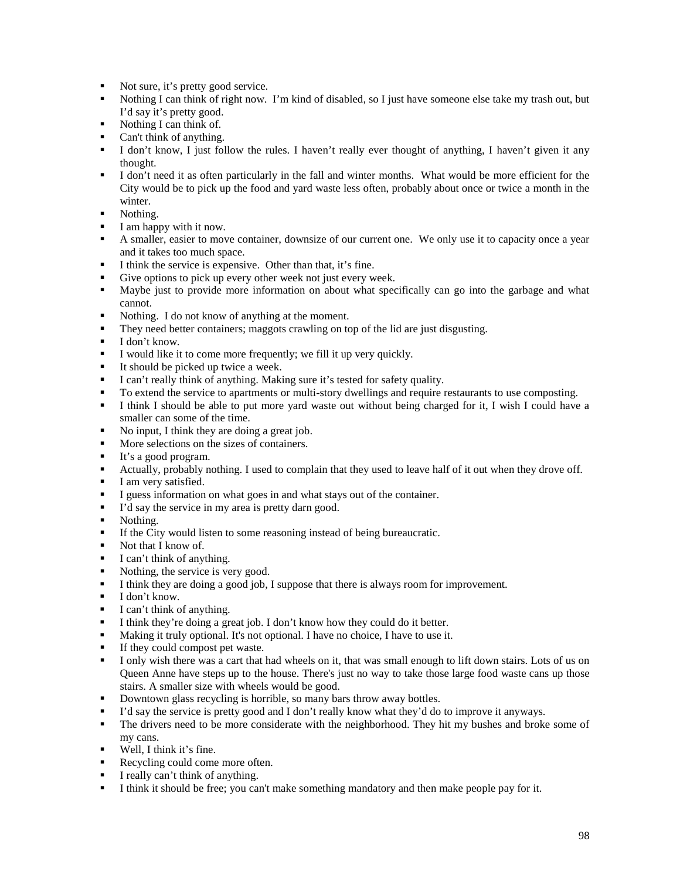- Not sure, it's pretty good service.
- Nothing I can think of right now. I'm kind of disabled, so I just have someone else take my trash out, but I'd say it's pretty good.
- Nothing I can think of.
- Can't think of anything.
- I don't know, I just follow the rules. I haven't really ever thought of anything, I haven't given it any thought.
- I don't need it as often particularly in the fall and winter months. What would be more efficient for the City would be to pick up the food and yard waste less often, probably about once or twice a month in the winter.
- Nothing.
- I am happy with it now.
- A smaller, easier to move container, downsize of our current one. We only use it to capacity once a year and it takes too much space.
- I think the service is expensive. Other than that, it's fine.
- Give options to pick up every other week not just every week.
- Maybe just to provide more information on about what specifically can go into the garbage and what cannot.
- Nothing. I do not know of anything at the moment.
- They need better containers; maggots crawling on top of the lid are just disgusting.
- I don't know.
- I would like it to come more frequently; we fill it up very quickly.
- It should be picked up twice a week.
- I can't really think of anything. Making sure it's tested for safety quality.
- To extend the service to apartments or multi-story dwellings and require restaurants to use composting.
- I think I should be able to put more yard waste out without being charged for it, I wish I could have a smaller can some of the time.
- No input, I think they are doing a great job.
- More selections on the sizes of containers.
- It's a good program.
- Actually, probably nothing. I used to complain that they used to leave half of it out when they drove off.
- I am very satisfied.
- I guess information on what goes in and what stays out of the container.
- I'd say the service in my area is pretty darn good.
- Nothing.
- If the City would listen to some reasoning instead of being bureaucratic.
- Not that I know of.
- I can't think of anything.
- Nothing, the service is very good.
- I think they are doing a good job, I suppose that there is always room for improvement.
- I don't know.
- I can't think of anything.
- I think they're doing a great job. I don't know how they could do it better.
- Making it truly optional. It's not optional. I have no choice, I have to use it.
- If they could compost pet waste.
- I only wish there was a cart that had wheels on it, that was small enough to lift down stairs. Lots of us on Queen Anne have steps up to the house. There's just no way to take those large food waste cans up those stairs. A smaller size with wheels would be good.
- Downtown glass recycling is horrible, so many bars throw away bottles.
- I'd say the service is pretty good and I don't really know what they'd do to improve it anyways.
- The drivers need to be more considerate with the neighborhood. They hit my bushes and broke some of my cans.
- Well, I think it's fine.
- Recycling could come more often.
- I really can't think of anything.
- I think it should be free; you can't make something mandatory and then make people pay for it.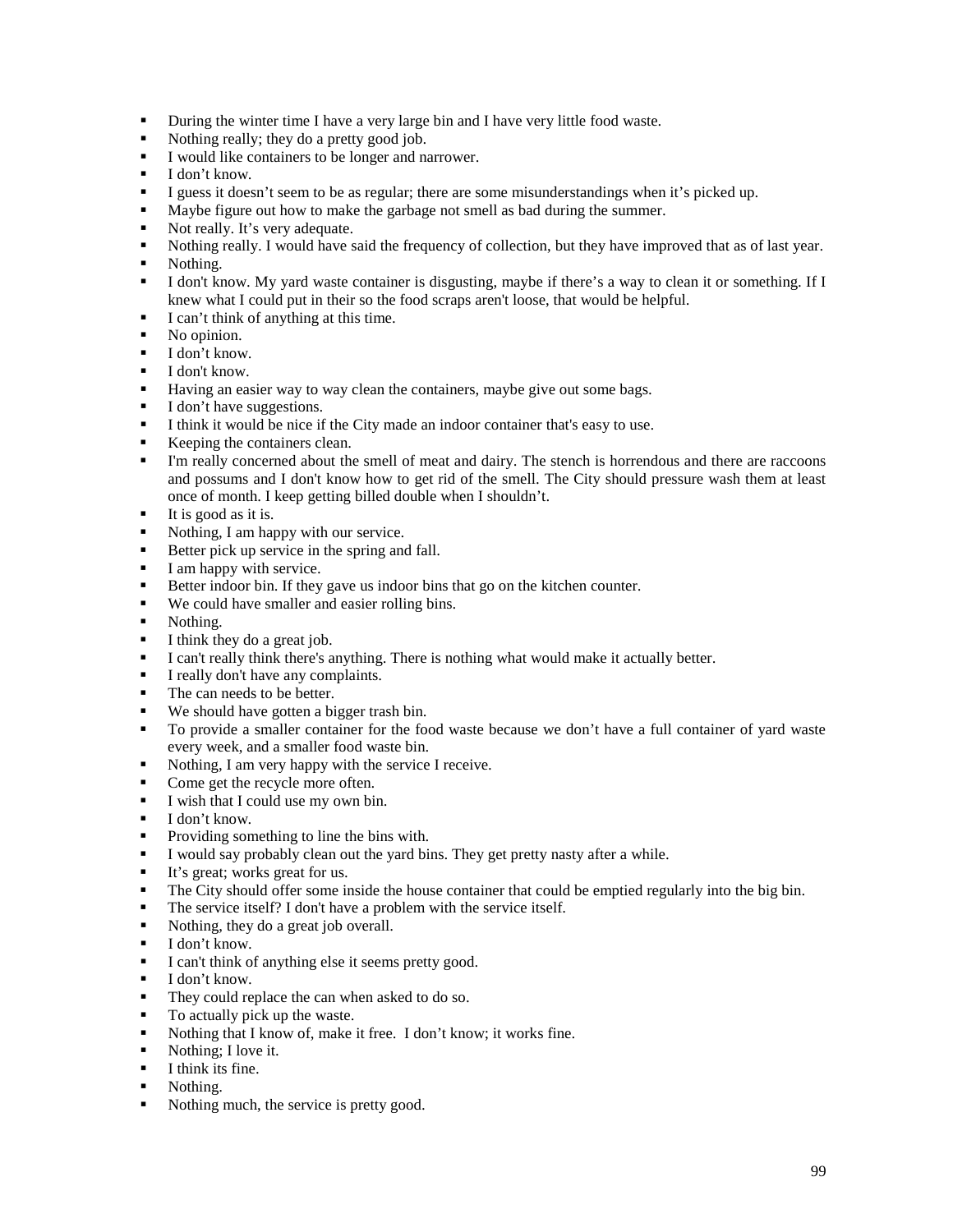- During the winter time I have a very large bin and I have very little food waste.
- Nothing really; they do a pretty good job.
- I would like containers to be longer and narrower.
- I don't know.
- I guess it doesn't seem to be as regular; there are some misunderstandings when it's picked up.
- Maybe figure out how to make the garbage not smell as bad during the summer.
- Not really. It's very adequate.
- Nothing really. I would have said the frequency of collection, but they have improved that as of last year.
- Nothing.
- I don't know. My yard waste container is disgusting, maybe if there's a way to clean it or something. If I knew what I could put in their so the food scraps aren't loose, that would be helpful.
- I can't think of anything at this time.
- No opinion.
- I don't know.
- I don't know.
- Having an easier way to way clean the containers, maybe give out some bags.
- I don't have suggestions.
- I think it would be nice if the City made an indoor container that's easy to use.
- Keeping the containers clean.
- I'm really concerned about the smell of meat and dairy. The stench is horrendous and there are raccoons and possums and I don't know how to get rid of the smell. The City should pressure wash them at least once of month. I keep getting billed double when I shouldn't.
- It is good as it is.
- Nothing, I am happy with our service.
- Better pick up service in the spring and fall.
- I am happy with service.
- Better indoor bin. If they gave us indoor bins that go on the kitchen counter.
- We could have smaller and easier rolling bins.
- Nothing.
- I think they do a great job.
- I can't really think there's anything. There is nothing what would make it actually better.
- I really don't have any complaints.
- The can needs to be better.
- We should have gotten a bigger trash bin.
- To provide a smaller container for the food waste because we don't have a full container of yard waste every week, and a smaller food waste bin.
- Nothing, I am very happy with the service I receive.
- Come get the recycle more often.
- I wish that I could use my own bin.
- I don't know.
- Providing something to line the bins with.
- I would say probably clean out the yard bins. They get pretty nasty after a while.
- It's great; works great for us.
- The City should offer some inside the house container that could be emptied regularly into the big bin.
- The service itself? I don't have a problem with the service itself.
- Nothing, they do a great job overall.
- I don't know.
- I can't think of anything else it seems pretty good.
- I don't know.
- They could replace the can when asked to do so.
- To actually pick up the waste.
- Nothing that I know of, make it free. I don't know; it works fine.
- Nothing; I love it.
- I think its fine.
- Nothing.
- Nothing much, the service is pretty good.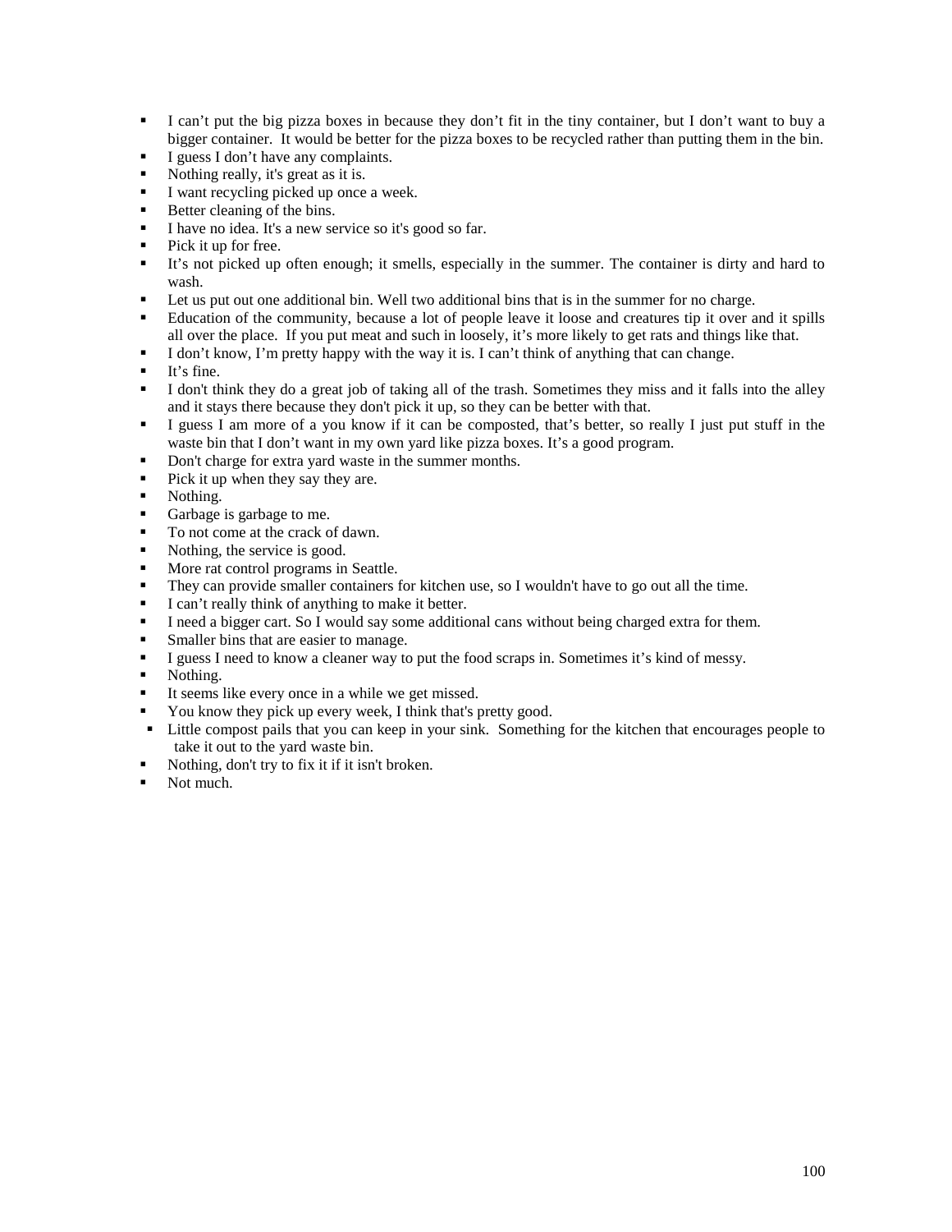- I can't put the big pizza boxes in because they don't fit in the tiny container, but I don't want to buy a bigger container. It would be better for the pizza boxes to be recycled rather than putting them in the bin.
- I guess I don't have any complaints.
- Nothing really, it's great as it is.
- I want recycling picked up once a week.
- Better cleaning of the bins.
- I have no idea. It's a new service so it's good so far.
- Pick it up for free.
- It's not picked up often enough; it smells, especially in the summer. The container is dirty and hard to wash.
- Let us put out one additional bin. Well two additional bins that is in the summer for no charge.
- Education of the community, because a lot of people leave it loose and creatures tip it over and it spills all over the place. If you put meat and such in loosely, it's more likely to get rats and things like that.
- I don't know, I'm pretty happy with the way it is. I can't think of anything that can change.
- It's fine.
- I don't think they do a great job of taking all of the trash. Sometimes they miss and it falls into the alley and it stays there because they don't pick it up, so they can be better with that.
- I guess I am more of a you know if it can be composted, that's better, so really I just put stuff in the waste bin that I don't want in my own yard like pizza boxes. It's a good program.
- Don't charge for extra yard waste in the summer months.
- Pick it up when they say they are.
- Nothing.
- Garbage is garbage to me.
- To not come at the crack of dawn.
- Nothing, the service is good.
- More rat control programs in Seattle.
- They can provide smaller containers for kitchen use, so I wouldn't have to go out all the time.
- I can't really think of anything to make it better.
- I need a bigger cart. So I would say some additional cans without being charged extra for them.
- Smaller bins that are easier to manage.
- I guess I need to know a cleaner way to put the food scraps in. Sometimes it's kind of messy.
- Nothing.
- It seems like every once in a while we get missed.
- You know they pick up every week, I think that's pretty good.
- Little compost pails that you can keep in your sink. Something for the kitchen that encourages people to take it out to the yard waste bin.
- Nothing, don't try to fix it if it isn't broken.
- Not much.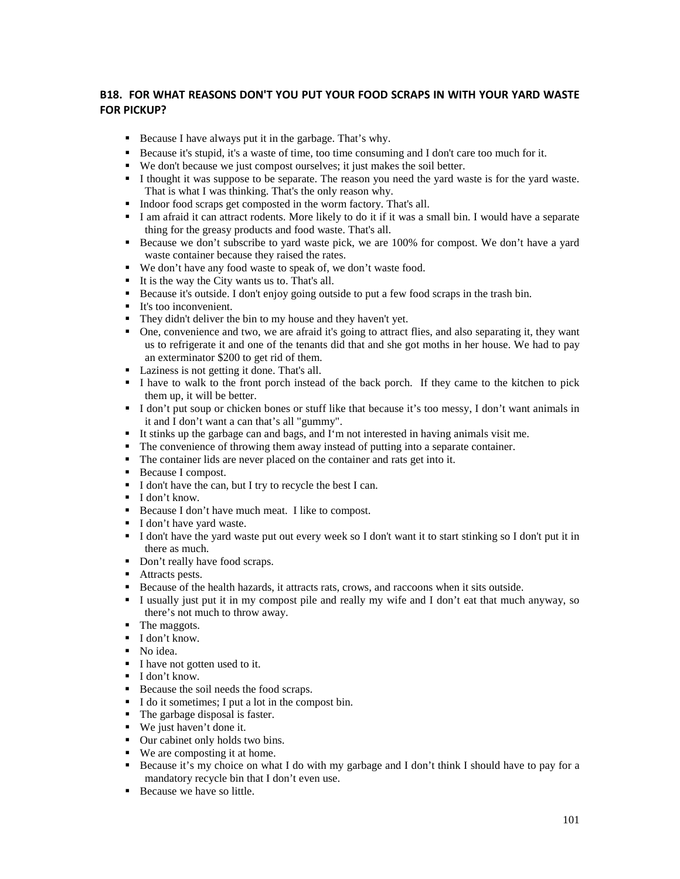### B18. FOR WHAT REASONS DON'T YOU PUT YOUR FOOD SCRAPS IN WITH YOUR YARD WASTE FOR PICKUP?

- Because I have always put it in the garbage. That's why.
- Because it's stupid, it's a waste of time, too time consuming and I don't care too much for it.
- We don't because we just compost ourselves; it just makes the soil better.
- I thought it was suppose to be separate. The reason you need the yard waste is for the yard waste. That is what I was thinking. That's the only reason why.
- Indoor food scraps get composted in the worm factory. That's all.
- I am afraid it can attract rodents. More likely to do it if it was a small bin. I would have a separate thing for the greasy products and food waste. That's all.
- Because we don't subscribe to yard waste pick, we are 100% for compost. We don't have a yard waste container because they raised the rates.
- We don't have any food waste to speak of, we don't waste food.
- It is the way the City wants us to. That's all.
- Because it's outside. I don't enjoy going outside to put a few food scraps in the trash bin.
- It's too inconvenient.
- They didn't deliver the bin to my house and they haven't yet.
- One, convenience and two, we are afraid it's going to attract flies, and also separating it, they want us to refrigerate it and one of the tenants did that and she got moths in her house. We had to pay an exterminator $200 to get rid of them.
- Laziness is not getting it done. That's all.
- I have to walk to the front porch instead of the back porch. If they came to the kitchen to pick them up, it will be better.
- I don't put soup or chicken bones or stuff like that because it's too messy, I don't want animals in it and I don't want a can that's all "gummy".
- It stinks up the garbage can and bags, and I'm not interested in having animals visit me.
- The convenience of throwing them away instead of putting into a separate container.
- The container lids are never placed on the container and rats get into it.
- Because I compost.
- I don't have the can, but I try to recycle the best I can.
- I don't know.
- Because I don't have much meat. I like to compost.
- I don't have yard waste.
- I don't have the yard waste put out every week so I don't want it to start stinking so I don't put it in there as much.
- Don't really have food scraps.
- Attracts pests.
- Because of the health hazards, it attracts rats, crows, and raccoons when it sits outside.
- I usually just put it in my compost pile and really my wife and I don't eat that much anyway, so there's not much to throw away.
- The maggots.
- I don't know.
- No idea.
- I have not gotten used to it.
- I don't know.
- Because the soil needs the food scraps.
- I do it sometimes; I put a lot in the compost bin.
- The garbage disposal is faster.
- We just haven't done it.
- Our cabinet only holds two bins.
- We are composting it at home.
- Because it's my choice on what I do with my garbage and I don't think I should have to pay for a mandatory recycle bin that I don't even use.
- Because we have so little.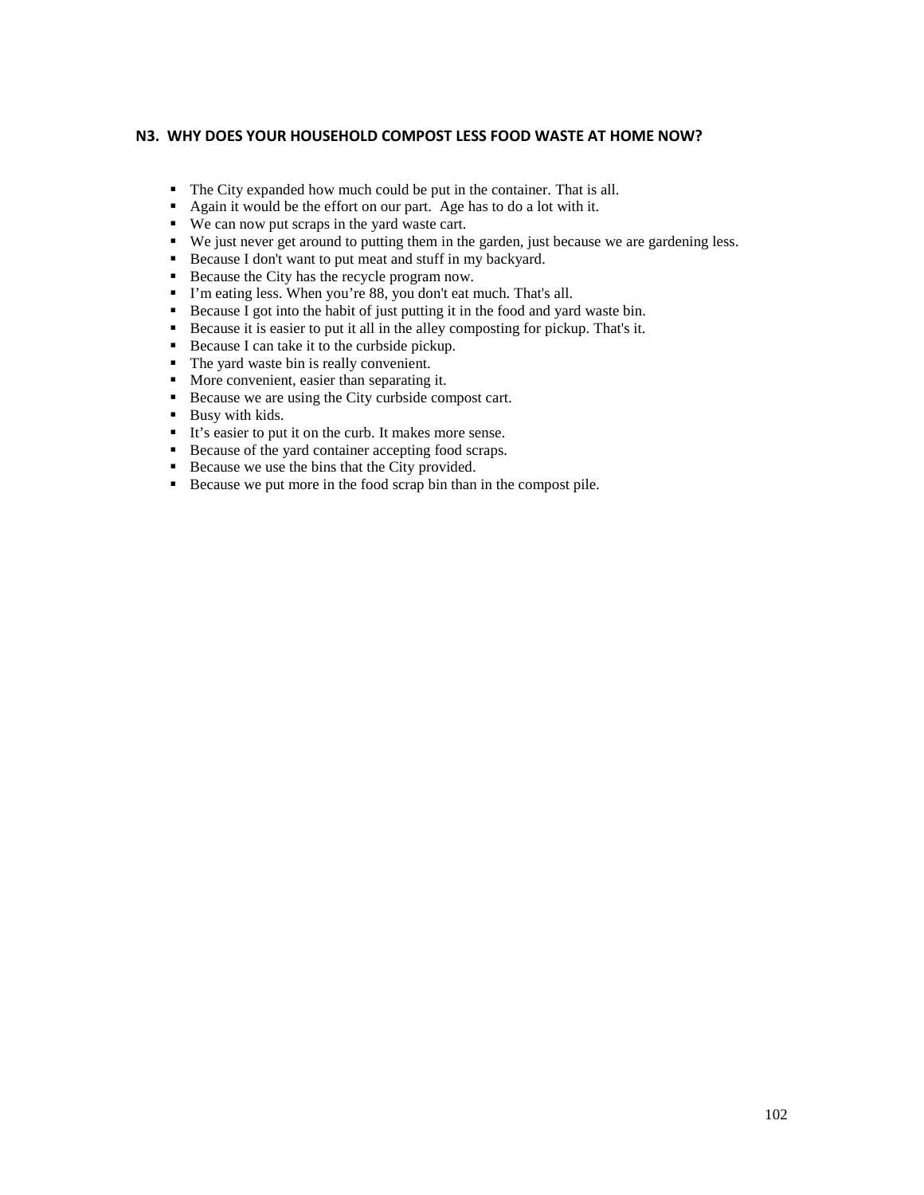### N3. WHY DOES YOUR HOUSEHOLD COMPOST LESS FOOD WASTE AT HOME NOW?

- The City expanded how much could be put in the container. That is all.
- Again it would be the effort on our part. Age has to do a lot with it.
- We can now put scraps in the yard waste cart.
- We just never get around to putting them in the garden, just because we are gardening less.
- Because I don't want to put meat and stuff in my backyard.
- Because the City has the recycle program now.
- I'm eating less. When you're 88, you don't eat much. That's all.
- Because I got into the habit of just putting it in the food and yard waste bin.
- Because it is easier to put it all in the alley composting for pickup. That's it.
- Because I can take it to the curbside pickup.
- The yard waste bin is really convenient.
- More convenient, easier than separating it.
- Because we are using the City curbside compost cart.
- Busy with kids.
- It's easier to put it on the curb. It makes more sense.
- Because of the yard container accepting food scraps.
- Because we use the bins that the City provided.
- Because we put more in the food scrap bin than in the compost pile.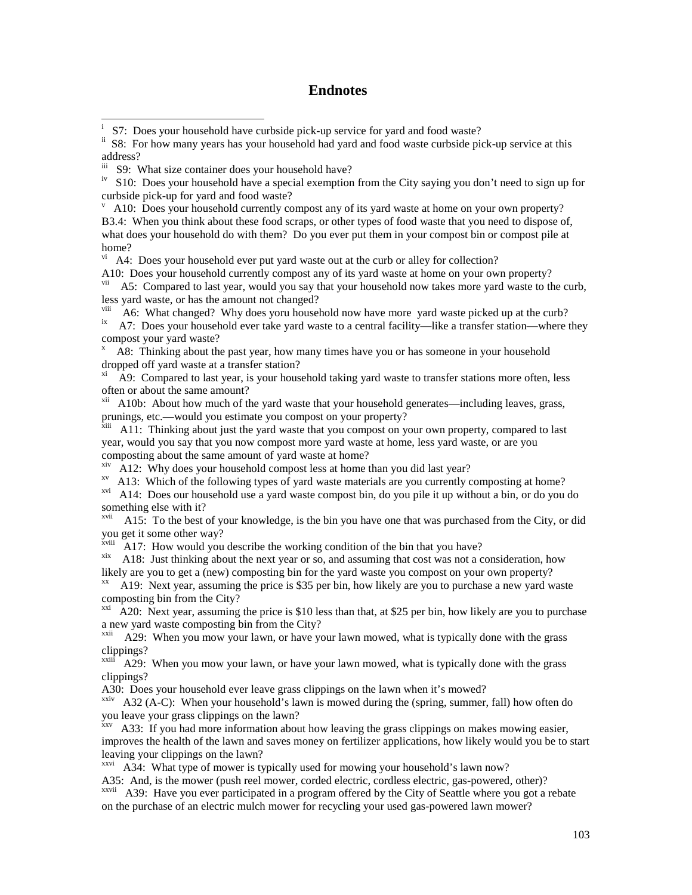# Endnotes

[i] S7: Does your household have curbside pick-up service for yard and food waste?

[ii] S8: For how many years has your household had yard and food waste curbside pick-up service at this address?

[iii] S9: What size container does your household have?

[iv] S10: Does your household have a special exemption from the City saying you don't need to sign up for curbside pick-up for yard and food waste?

[v] A10: Does your household currently compost any of its yard waste at home on your own property?
B3.4: When you think about these food scraps, or other types of food waste that you need to dispose of, what does your household do with them? Do you ever put them in your compost bin or compost pile at home?

[vi] A4: Does your household ever put yard waste out at the curb or alley for collection?
A10: Does your household currently compost any of its yard waste at home on your own property?

[vii] A5: Compared to last year, would you say that your household now takes more yard waste to the curb, less yard waste, or has the amount not changed?

[viii] A6: What changed? Why does yoru household now have more yard waste picked up at the curb?

[ix] A7: Does your household ever take yard waste to a central facility—like a transfer station—where they compost your yard waste?

[x] A8: Thinking about the past year, how many times have you or has someone in your household dropped off yard waste at a transfer station?

[xi] A9: Compared to last year, is your household taking yard waste to transfer stations more often, less often or about the same amount?

[xii] A10b: About how much of the yard waste that your household generates—including leaves, grass, prunings, etc.—would you estimate you compost on your property?

[xiii] A11: Thinking about just the yard waste that you compost on your own property, compared to last year, would you say that you now compost more yard waste at home, less yard waste, or are you composting about the same amount of yard waste at home?

[xiv] A12: Why does your household compost less at home than you did last year?

[xv] A13: Which of the following types of yard waste materials are you currently composting at home?

[xvi] A14: Does our household use a yard waste compost bin, do you pile it up without a bin, or do you do something else with it?

[xvii] A15: To the best of your knowledge, is the bin you have one that was purchased from the City, or did you get it some other way?

[xviii] A17: How would you describe the working condition of the bin that you have?

[xix] A18: Just thinking about the next year or so, and assuming that cost was not a consideration, how likely are you to get a (new) composting bin for the yard waste you compost on your own property?

[xx] A19: Next year, assuming the price is $35 per bin, how likely are you to purchase a new yard waste composting bin from the City?

[xxi] A20: Next year, assuming the price is $10 less than that, at $25 per bin, how likely are you to purchase a new yard waste composting bin from the City?

[xxii] A29: When you mow your lawn, or have your lawn mowed, what is typically done with the grass clippings?

[xxiii] A29: When you mow your lawn, or have your lawn mowed, what is typically done with the grass clippings?
A30: Does your household ever leave grass clippings on the lawn when it's mowed?

[xxiv] A32 (A-C): When your household's lawn is mowed during the (spring, summer, fall) how often do you leave your grass clippings on the lawn?

[xxv] A33: If you had more information about how leaving the grass clippings on makes mowing easier, improves the health of the lawn and saves money on fertilizer applications, how likely would you be to start leaving your clippings on the lawn?

[xxvi] A34: What type of mower is typically used for mowing your household's lawn now?
A35: And, is the mower (push reel mower, corded electric, cordless electric, gas-powered, other)?

[xxvii] A39: Have you ever participated in a program offered by the City of Seattle where you got a rebate on the purchase of an electric mulch mower for recycling your used gas-powered lawn mower?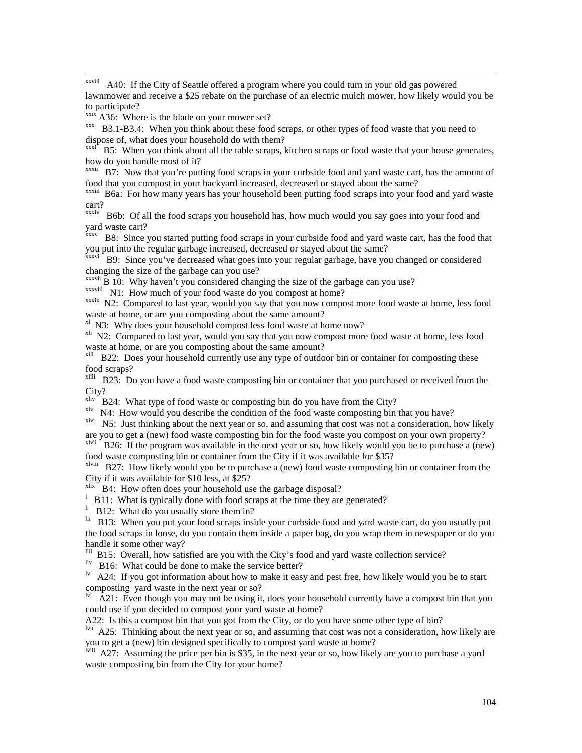[xxviii] A40: If the City of Seattle offered a program where you could turn in your old gas powered lawnmower and receive a $25 rebate on the purchase of an electric mulch mower, how likely would you be to participate?

[xxix] A36: Where is the blade on your mower set?

[xxx] B3.1-B3.4: When you think about these food scraps, or other types of food waste that you need to dispose of, what does your household do with them?

[xxxi] B5: When you think about all the table scraps, kitchen scraps or food waste that your house generates, how do you handle most of it?

[xxxii] B7: Now that you're putting food scraps in your curbside food and yard waste cart, has the amount of food that you compost in your backyard increased, decreased or stayed about the same?

[xxxiii] B6a: For how many years has your household been putting food scraps into your food and yard waste cart?

[xxxiv] B6b: Of all the food scraps you household has, how much would you say goes into your food and yard waste cart?

[xxxv] B8: Since you started putting food scraps in your curbside food and yard waste cart, has the food that you put into the regular garbage increased, decreased or stayed about the same?

[xxxvi] B9: Since you've decreased what goes into your regular garbage, have you changed or considered changing the size of the garbage can you use?

[xxxvii] B 10: Why haven't you considered changing the size of the garbage can you use?

[xxxviii] N1: How much of your food waste do you compost at home?

[xxxix] N2: Compared to last year, would you say that you now compost more food waste at home, less food waste at home, or are you composting about the same amount?

[xl] N3: Why does your household compost less food waste at home now?

[xli] N2: Compared to last year, would you say that you now compost more food waste at home, less food waste at home, or are you composting about the same amount?

[xlii] B22: Does your household currently use any type of outdoor bin or container for composting these food scraps?

[xliii] B23: Do you have a food waste composting bin or container that you purchased or received from the City?

[xliv] B24: What type of food waste or composting bin do you have from the City?

[xlv] N4: How would you describe the condition of the food waste composting bin that you have?

[xlvi] N5: Just thinking about the next year or so, and assuming that cost was not a consideration, how likely are you to get a (new) food waste composting bin for the food waste you compost on your own property?

[xlvii] B26: If the program was available in the next year or so, how likely would you be to purchase a (new) food waste composting bin or container from the City if it was available for $35?

[xlviii] B27: How likely would you be to purchase a (new) food waste composting bin or container from the City if it was available for $10 less, at $25?

[xlix] B4: How often does your household use the garbage disposal?

[l] B11: What is typically done with food scraps at the time they are generated?

[li] B12: What do you usually store them in?

[lii] B13: When you put your food scraps inside your curbside food and yard waste cart, do you usually put the food scraps in loose, do you contain them inside a paper bag, do you wrap them in newspaper or do you handle it some other way?

[liii] B15: Overall, how satisfied are you with the City's food and yard waste collection service?

[liv] B16: What could be done to make the service better?

[lv] A24: If you got information about how to make it easy and pest free, how likely would you be to start composting yard waste in the next year or so?

[lvi] A21: Even though you may not be using it, does your household currently have a compost bin that you could use if you decided to compost your yard waste at home?

A22: Is this a compost bin that you got from the City, or do you have some other type of bin?

[lvii] A25: Thinking about the next year or so, and assuming that cost was not a consideration, how likely are you to get a (new) bin designed specifically to compost yard waste at home?

[lviii] A27: Assuming the price per bin is $35, in the next year or so, how likely are you to purchase a yard waste composting bin from the City for your home?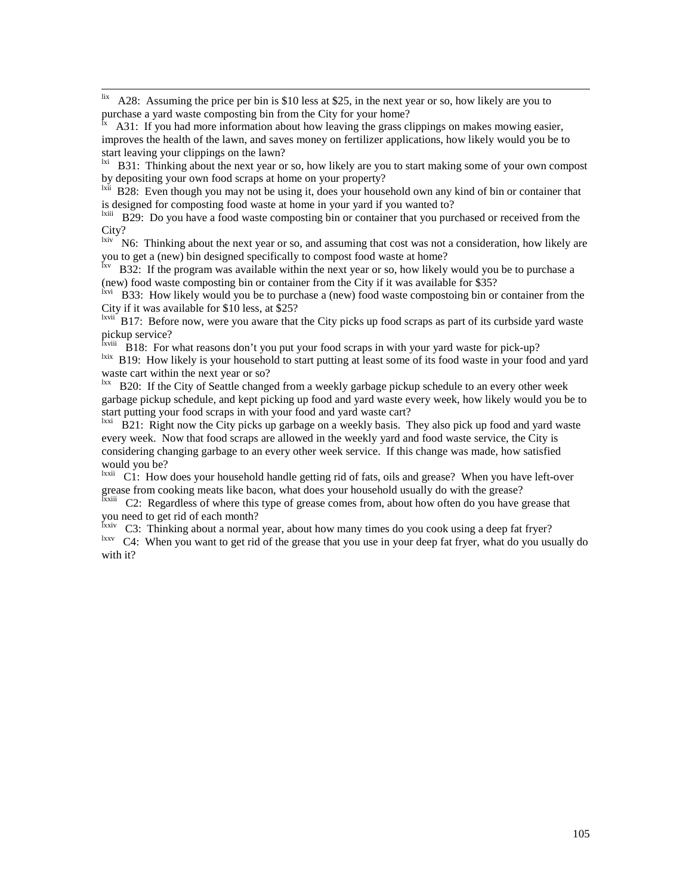[lix] A28: Assuming the price per bin is $10 less at $25, in the next year or so, how likely are you to purchase a yard waste composting bin from the City for your home?

[lx] A31: If you had more information about how leaving the grass clippings on makes mowing easier, improves the health of the lawn, and saves money on fertilizer applications, how likely would you be to start leaving your clippings on the lawn?

[lxi] B31: Thinking about the next year or so, how likely are you to start making some of your own compost by depositing your own food scraps at home on your property?

[lxii] B28: Even though you may not be using it, does your household own any kind of bin or container that is designed for composting food waste at home in your yard if you wanted to?

[lxiii] B29: Do you have a food waste composting bin or container that you purchased or received from the City?

[lxiv] N6: Thinking about the next year or so, and assuming that cost was not a consideration, how likely are you to get a (new) bin designed specifically to compost food waste at home?

[lxv] B32: If the program was available within the next year or so, how likely would you be to purchase a (new) food waste composting bin or container from the City if it was available for $35?

[lxvi] B33: How likely would you be to purchase a (new) food waste compostoing bin or container from the City if it was available for $10 less, at $25?

[lxvii] B17: Before now, were you aware that the City picks up food scraps as part of its curbside yard waste pickup service?

[lxviii] B18: For what reasons don't you put your food scraps in with your yard waste for pick-up?

[lxix] B19: How likely is your household to start putting at least some of its food waste in your food and yard waste cart within the next year or so?

[lxx] B20: If the City of Seattle changed from a weekly garbage pickup schedule to an every other week garbage pickup schedule, and kept picking up food and yard waste every week, how likely would you be to start putting your food scraps in with your food and yard waste cart?

[lxxi] B21: Right now the City picks up garbage on a weekly basis. They also pick up food and yard waste every week. Now that food scraps are allowed in the weekly yard and food waste service, the City is considering changing garbage to an every other week service. If this change was made, how satisfied would you be?

[lxxii] C1: How does your household handle getting rid of fats, oils and grease? When you have left-over grease from cooking meats like bacon, what does your household usually do with the grease?

[lxxiii] C2: Regardless of where this type of grease comes from, about how often do you have grease that you need to get rid of each month?

[lxxiv] C3: Thinking about a normal year, about how many times do you cook using a deep fat fryer?

[lxxv] C4: When you want to get rid of the grease that you use in your deep fat fryer, what do you usually do with it?